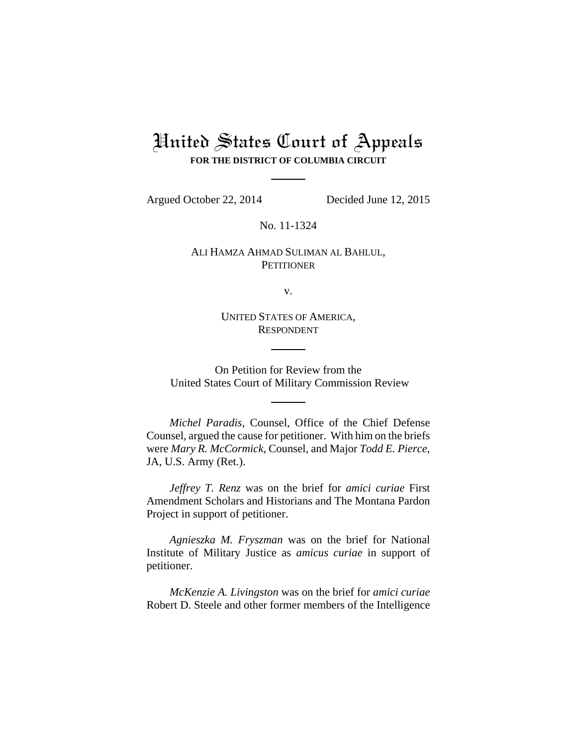# United States Court of Appeals

**FOR THE DISTRICT OF COLUMBIA CIRCUIT**

Argued October 22, 2014 Decided June 12, 2015

No. 11-1324

ALI HAMZA AHMAD SULIMAN AL BAHLUL,
PETITIONER

v.

UNITED STATES OF AMERICA,
RESPONDENT

On Petition for Review from the
United States Court of Military Commission Review

*Michel Paradis*, Counsel, Office of the Chief Defense Counsel, argued the cause for petitioner. With him on the briefs were *Mary R. McCormick*, Counsel, and Major *Todd E. Pierce*, JA, U.S. Army (Ret.).

*Jeffrey T. Renz* was on the brief for *amici curiae* First Amendment Scholars and Historians and The Montana Pardon Project in support of petitioner.

*Agnieszka M. Fryszman* was on the brief for National Institute of Military Justice as *amicus curiae* in support of petitioner.

*McKenzie A. Livingston* was on the brief for *amici curiae* Robert D. Steele and other former members of the Intelligence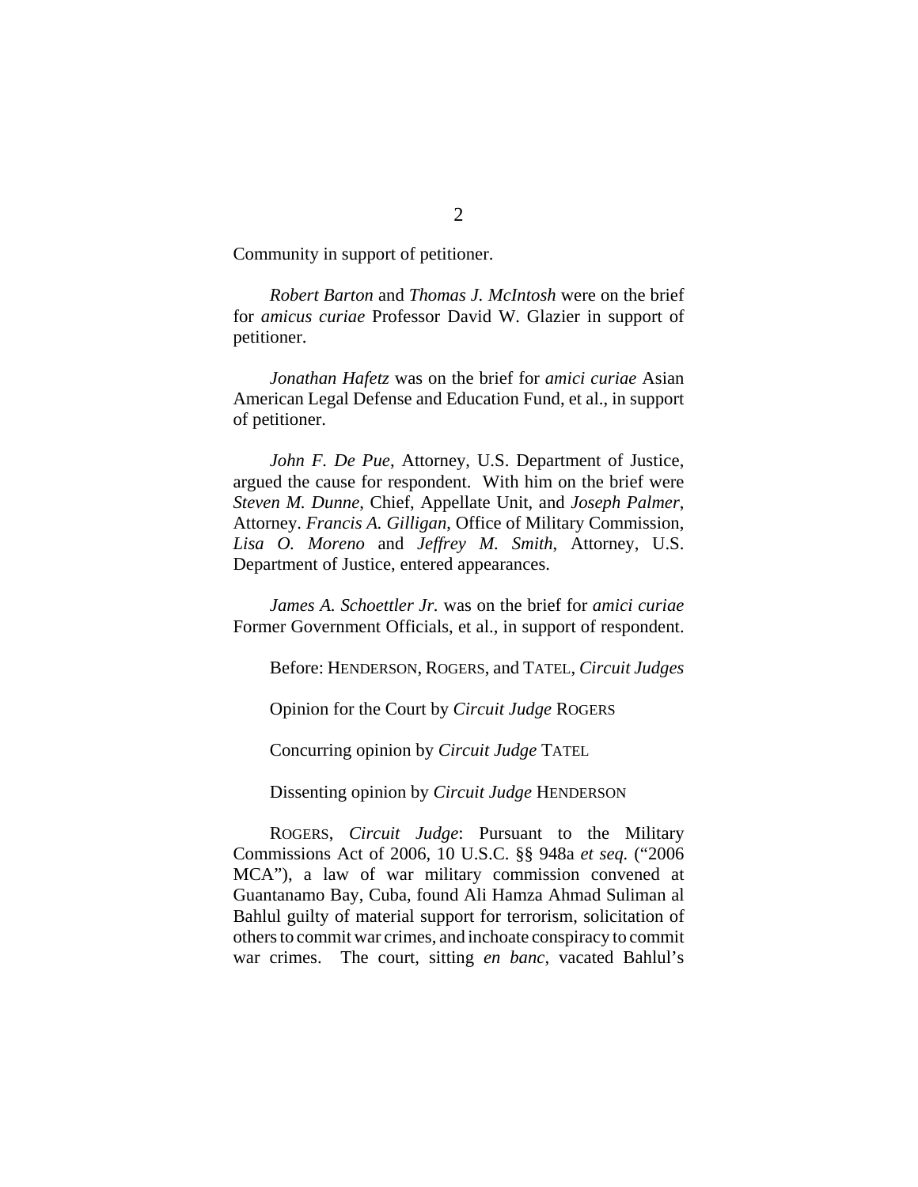Community in support of petitioner.

*Robert Barton* and *Thomas J. McIntosh* were on the brief for *amicus curiae* Professor David W. Glazier in support of petitioner.

*Jonathan Hafetz* was on the brief for *amici curiae* Asian American Legal Defense and Education Fund, et al., in support of petitioner.

*John F. De Pue*, Attorney, U.S. Department of Justice, argued the cause for respondent. With him on the brief were *Steven M. Dunne*, Chief, Appellate Unit, and *Joseph Palmer*, Attorney. *Francis A. Gilligan*, Office of Military Commission, *Lisa O. Moreno* and *Jeffrey M. Smith*, Attorney, U.S. Department of Justice, entered appearances.

*James A. Schoettler Jr.* was on the brief for *amici curiae* Former Government Officials, et al., in support of respondent.

Before: HENDERSON, ROGERS, and TATEL, *Circuit Judges*

Opinion for the Court by *Circuit Judge* ROGERS

Concurring opinion by *Circuit Judge* TATEL

Dissenting opinion by *Circuit Judge* HENDERSON

ROGERS, *Circuit Judge*: Pursuant to the Military Commissions Act of 2006, 10 U.S.C. §§ 948a *et seq.* ("2006 MCA"), a law of war military commission convened at Guantanamo Bay, Cuba, found Ali Hamza Ahmad Suliman al Bahlul guilty of material support for terrorism, solicitation of others to commit war crimes, and inchoate conspiracy to commit war crimes. The court, sitting *en banc*, vacated Bahlul's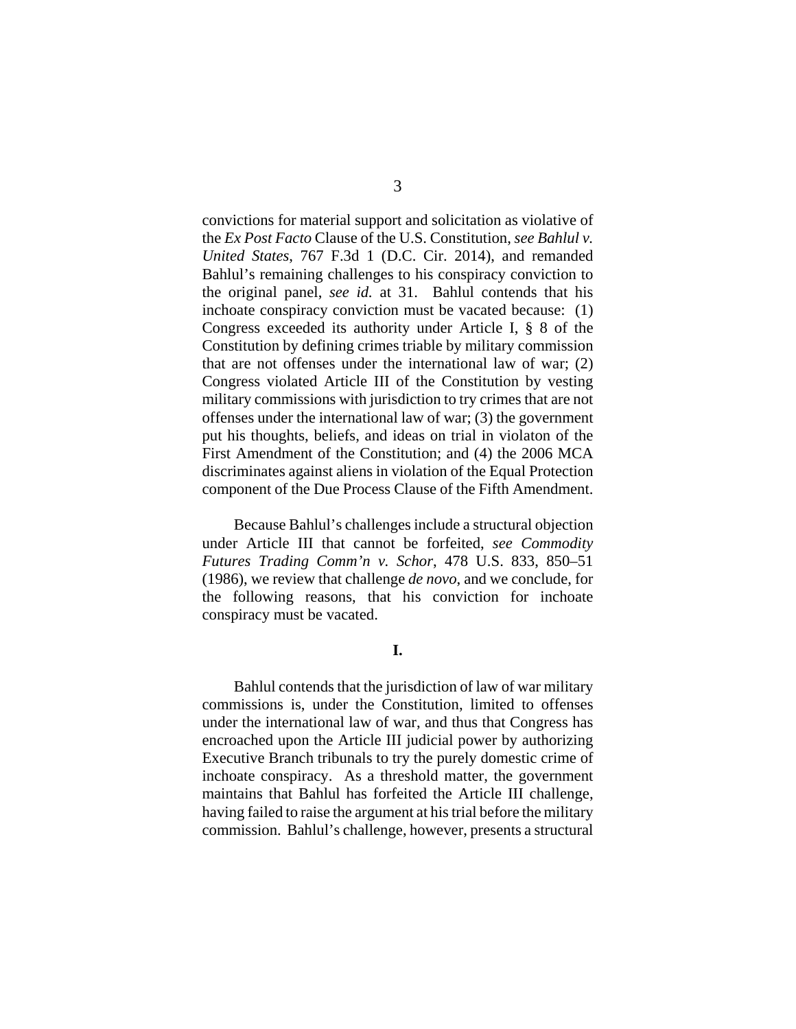convictions for material support and solicitation as violative of the *Ex Post Facto* Clause of the U.S. Constitution, *see Bahlul v. United States*, 767 F.3d 1 (D.C. Cir. 2014), and remanded Bahlul's remaining challenges to his conspiracy conviction to the original panel, *see id.* at 31. Bahlul contends that his inchoate conspiracy conviction must be vacated because: (1) Congress exceeded its authority under Article I, § 8 of the Constitution by defining crimes triable by military commission that are not offenses under the international law of war; (2) Congress violated Article III of the Constitution by vesting military commissions with jurisdiction to try crimes that are not offenses under the international law of war; (3) the government put his thoughts, beliefs, and ideas on trial in violaton of the First Amendment of the Constitution; and (4) the 2006 MCA discriminates against aliens in violation of the Equal Protection component of the Due Process Clause of the Fifth Amendment.

Because Bahlul's challenges include a structural objection under Article III that cannot be forfeited, *see Commodity Futures Trading Comm'n v. Schor*, 478 U.S. 833, 850–51 (1986), we review that challenge *de novo*, and we conclude, for the following reasons, that his conviction for inchoate conspiracy must be vacated.

## I.

Bahlul contends that the jurisdiction of law of war military commissions is, under the Constitution, limited to offenses under the international law of war, and thus that Congress has encroached upon the Article III judicial power by authorizing Executive Branch tribunals to try the purely domestic crime of inchoate conspiracy. As a threshold matter, the government maintains that Bahlul has forfeited the Article III challenge, having failed to raise the argument at his trial before the military commission. Bahlul's challenge, however, presents a structural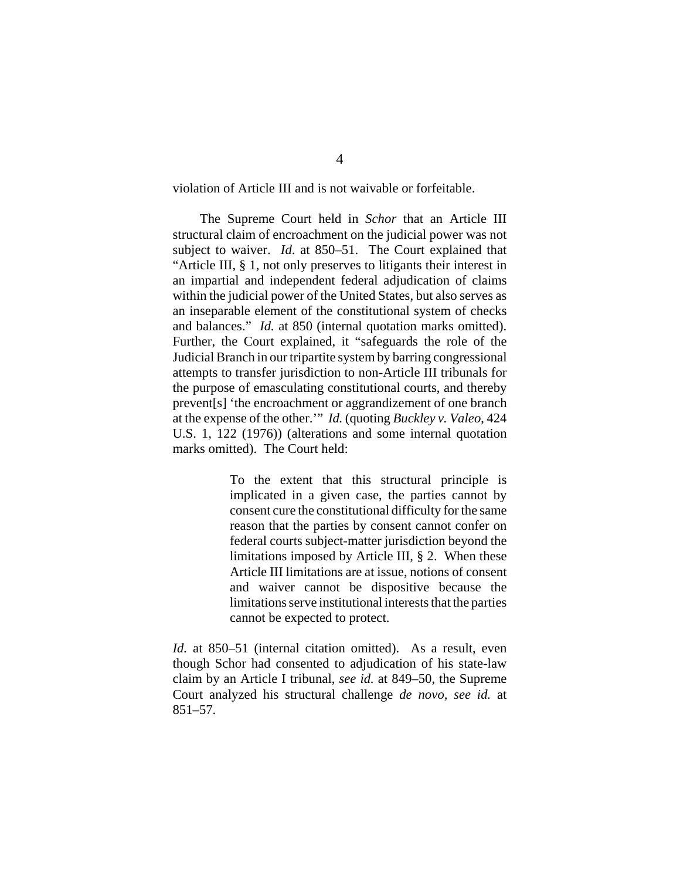violation of Article III and is not waivable or forfeitable.

The Supreme Court held in *Schor* that an Article III structural claim of encroachment on the judicial power was not subject to waiver. *Id*. at 850–51. The Court explained that "Article III, § 1, not only preserves to litigants their interest in an impartial and independent federal adjudication of claims within the judicial power of the United States, but also serves as an inseparable element of the constitutional system of checks and balances." *Id.* at 850 (internal quotation marks omitted). Further, the Court explained, it "safeguards the role of the Judicial Branch in our tripartite system by barring congressional attempts to transfer jurisdiction to non-Article III tribunals for the purpose of emasculating constitutional courts, and thereby prevent[s] 'the encroachment or aggrandizement of one branch at the expense of the other.'" *Id.* (quoting *Buckley v. Valeo*, 424 U.S. 1, 122 (1976)) (alterations and some internal quotation marks omitted). The Court held:

> To the extent that this structural principle is implicated in a given case, the parties cannot by consent cure the constitutional difficulty for the same reason that the parties by consent cannot confer on federal courts subject-matter jurisdiction beyond the limitations imposed by Article III, § 2. When these Article III limitations are at issue, notions of consent and waiver cannot be dispositive because the limitations serve institutional interests that the parties cannot be expected to protect.

*Id.* at 850–51 (internal citation omitted). As a result, even though Schor had consented to adjudication of his state-law claim by an Article I tribunal, *see id.* at 849–50, the Supreme Court analyzed his structural challenge *de novo*, *see id.* at 851–57.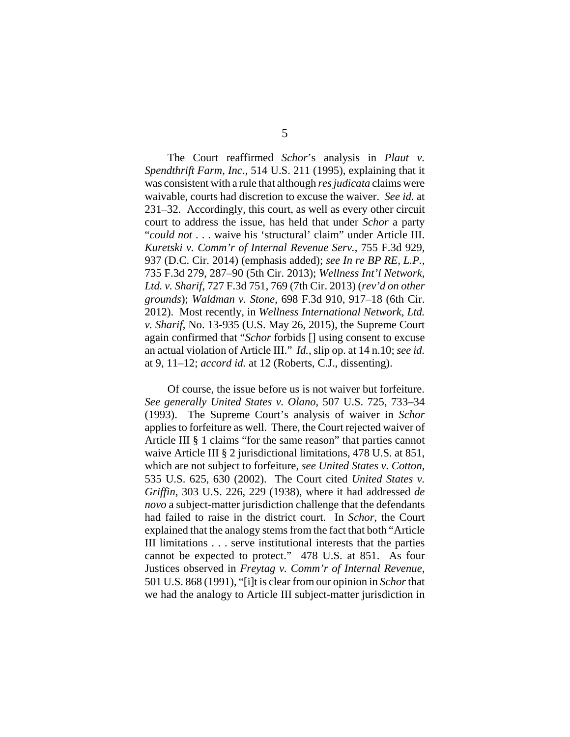The Court reaffirmed *Schor*'s analysis in *Plaut v. Spendthrift Farm, Inc*., 514 U.S. 211 (1995), explaining that it was consistent with a rule that although *res judicata* claims were waivable, courts had discretion to excuse the waiver. *See id.* at 231–32. Accordingly, this court, as well as every other circuit court to address the issue, has held that under *Schor* a party "*could not* . . . waive his 'structural' claim" under Article III. *Kuretski v. Comm'r of Internal Revenue Serv.*, 755 F.3d 929, 937 (D.C. Cir. 2014) (emphasis added); *see In re BP RE, L.P.*, 735 F.3d 279, 287–90 (5th Cir. 2013); *Wellness Int'l Network, Ltd. v. Sharif*, 727 F.3d 751, 769 (7th Cir. 2013) (*rev'd on other grounds*); *Waldman v. Stone*, 698 F.3d 910, 917–18 (6th Cir. 2012). Most recently, in *Wellness International Network, Ltd. v. Sharif*, No. 13-935 (U.S. May 26, 2015), the Supreme Court again confirmed that "*Schor* forbids [] using consent to excuse an actual violation of Article III." *Id.*, slip op. at 14 n.10; *see id.* at 9, 11–12; *accord id.* at 12 (Roberts, C.J., dissenting).

Of course, the issue before us is not waiver but forfeiture. *See generally United States v. Olano*, 507 U.S. 725, 733–34 (1993). The Supreme Court's analysis of waiver in *Schor* applies to forfeiture as well. There, the Court rejected waiver of Article III § 1 claims "for the same reason" that parties cannot waive Article III § 2 jurisdictional limitations, 478 U.S. at 851, which are not subject to forfeiture, *see United States v. Cotton*, 535 U.S. 625, 630 (2002). The Court cited *United States v. Griffin*, 303 U.S. 226, 229 (1938), where it had addressed *de novo* a subject-matter jurisdiction challenge that the defendants had failed to raise in the district court. In *Schor*, the Court explained that the analogy stems from the fact that both "Article III limitations . . . serve institutional interests that the parties cannot be expected to protect." 478 U.S. at 851. As four Justices observed in *Freytag v. Comm'r of Internal Revenue*, 501 U.S. 868 (1991), "[i]t is clear from our opinion in *Schor* that we had the analogy to Article III subject-matter jurisdiction in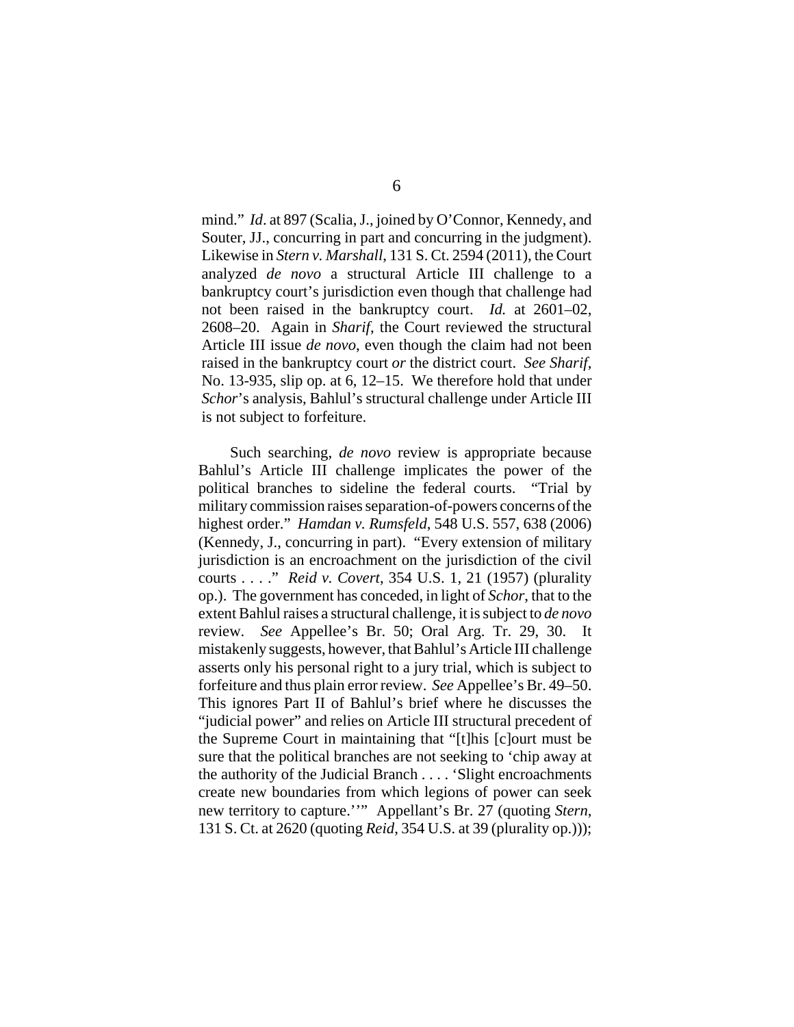mind." *Id*. at 897 (Scalia, J., joined by O'Connor, Kennedy, and Souter, JJ., concurring in part and concurring in the judgment). Likewise in *Stern v. Marshall*, 131 S. Ct. 2594 (2011), the Court analyzed *de novo* a structural Article III challenge to a bankruptcy court's jurisdiction even though that challenge had not been raised in the bankruptcy court. *Id.* at 2601–02, 2608–20. Again in *Sharif*, the Court reviewed the structural Article III issue *de novo*, even though the claim had not been raised in the bankruptcy court *or* the district court. *See Sharif*, No. 13-935, slip op. at 6, 12–15. We therefore hold that under *Schor*'s analysis, Bahlul's structural challenge under Article III is not subject to forfeiture.

Such searching, *de novo* review is appropriate because Bahlul's Article III challenge implicates the power of the political branches to sideline the federal courts. "Trial by military commission raises separation-of-powers concerns of the highest order." *Hamdan v. Rumsfeld*, 548 U.S. 557, 638 (2006) (Kennedy, J., concurring in part). "Every extension of military jurisdiction is an encroachment on the jurisdiction of the civil courts . . . ." *Reid v. Covert*, 354 U.S. 1, 21 (1957) (plurality op.). The government has conceded, in light of *Schor*, that to the extent Bahlul raises a structural challenge, it is subject to *de novo* review. *See* Appellee's Br. 50; Oral Arg. Tr. 29, 30. It mistakenly suggests, however, that Bahlul's Article III challenge asserts only his personal right to a jury trial, which is subject to forfeiture and thus plain error review. *See* Appellee's Br. 49–50. This ignores Part II of Bahlul's brief where he discusses the "judicial power" and relies on Article III structural precedent of the Supreme Court in maintaining that "[t]his [c]ourt must be sure that the political branches are not seeking to 'chip away at the authority of the Judicial Branch . . . . 'Slight encroachments create new boundaries from which legions of power can seek new territory to capture.''" Appellant's Br. 27 (quoting *Stern*, 131 S. Ct. at 2620 (quoting *Reid*, 354 U.S. at 39 (plurality op.)));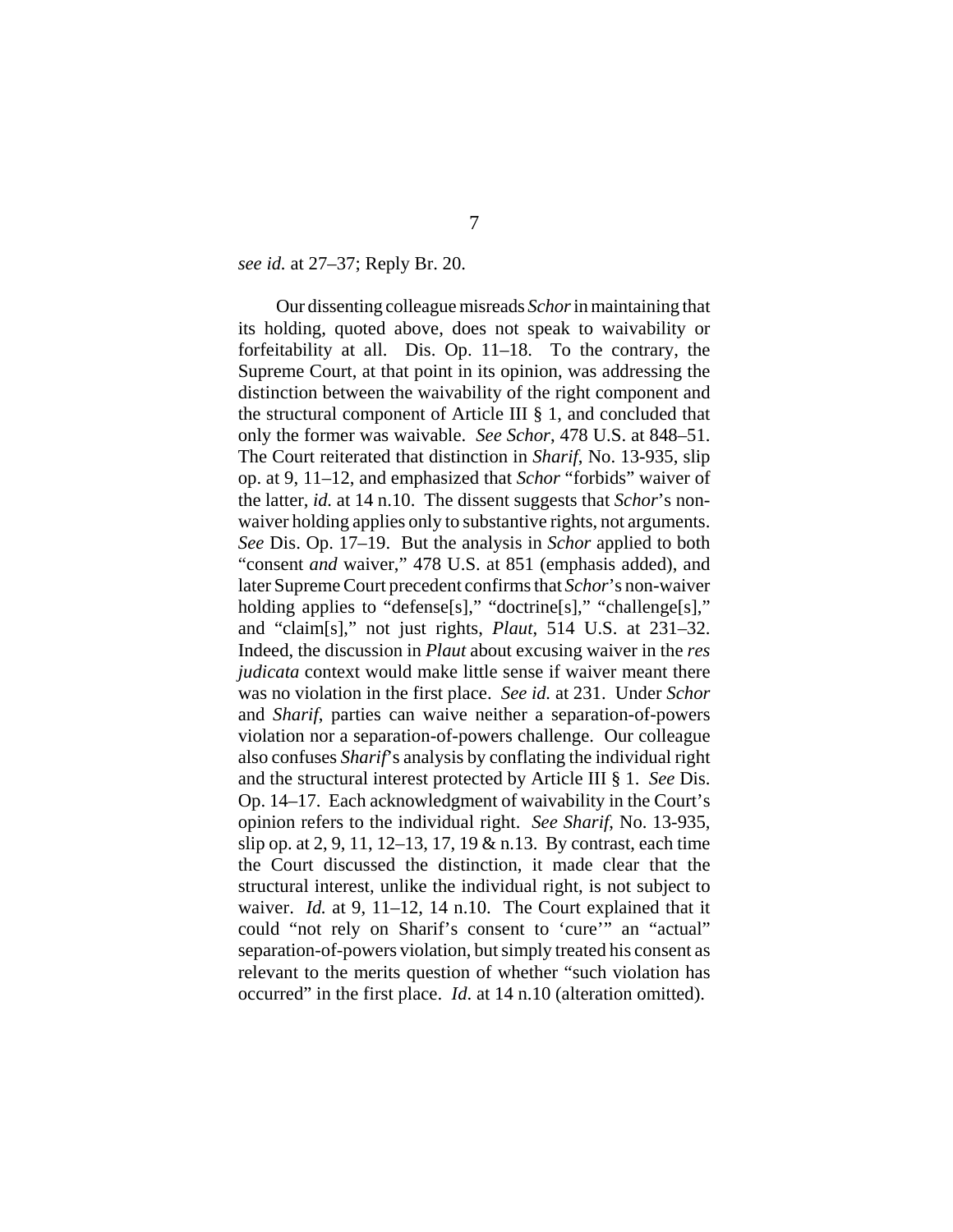*see id.* at 27–37; Reply Br. 20.

Our dissenting colleague misreads *Schor* in maintaining that its holding, quoted above, does not speak to waivability or forfeitability at all. Dis. Op. 11–18. To the contrary, the Supreme Court, at that point in its opinion, was addressing the distinction between the waivability of the right component and the structural component of Article III § 1, and concluded that only the former was waivable. *See Schor*, 478 U.S. at 848–51. The Court reiterated that distinction in *Sharif*, No. 13-935, slip op. at 9, 11–12, and emphasized that *Schor* "forbids" waiver of the latter, *id.* at 14 n.10. The dissent suggests that *Schor*'s non-waiver holding applies only to substantive rights, not arguments. *See* Dis. Op. 17–19. But the analysis in *Schor* applied to both "consent *and* waiver," 478 U.S. at 851 (emphasis added), and later Supreme Court precedent confirms that *Schor*'s non-waiver holding applies to "defense[s]," "doctrine[s]," "challenge[s]," and "claim[s]," not just rights, *Plaut*, 514 U.S. at 231–32. Indeed, the discussion in *Plaut* about excusing waiver in the *res judicata* context would make little sense if waiver meant there was no violation in the first place. *See id.* at 231. Under *Schor* and *Sharif*, parties can waive neither a separation-of-powers violation nor a separation-of-powers challenge. Our colleague also confuses *Sharif*'s analysis by conflating the individual right and the structural interest protected by Article III § 1. *See* Dis. Op. 14–17. Each acknowledgment of waivability in the Court's opinion refers to the individual right. *See Sharif*, No. 13-935, slip op. at 2, 9, 11, 12–13, 17, 19 & n.13. By contrast, each time the Court discussed the distinction, it made clear that the structural interest, unlike the individual right, is not subject to waiver. *Id.* at 9, 11–12, 14 n.10. The Court explained that it could "not rely on Sharif's consent to 'cure'" an "actual" separation-of-powers violation, but simply treated his consent as relevant to the merits question of whether "such violation has occurred" in the first place. *Id.* at 14 n.10 (alteration omitted).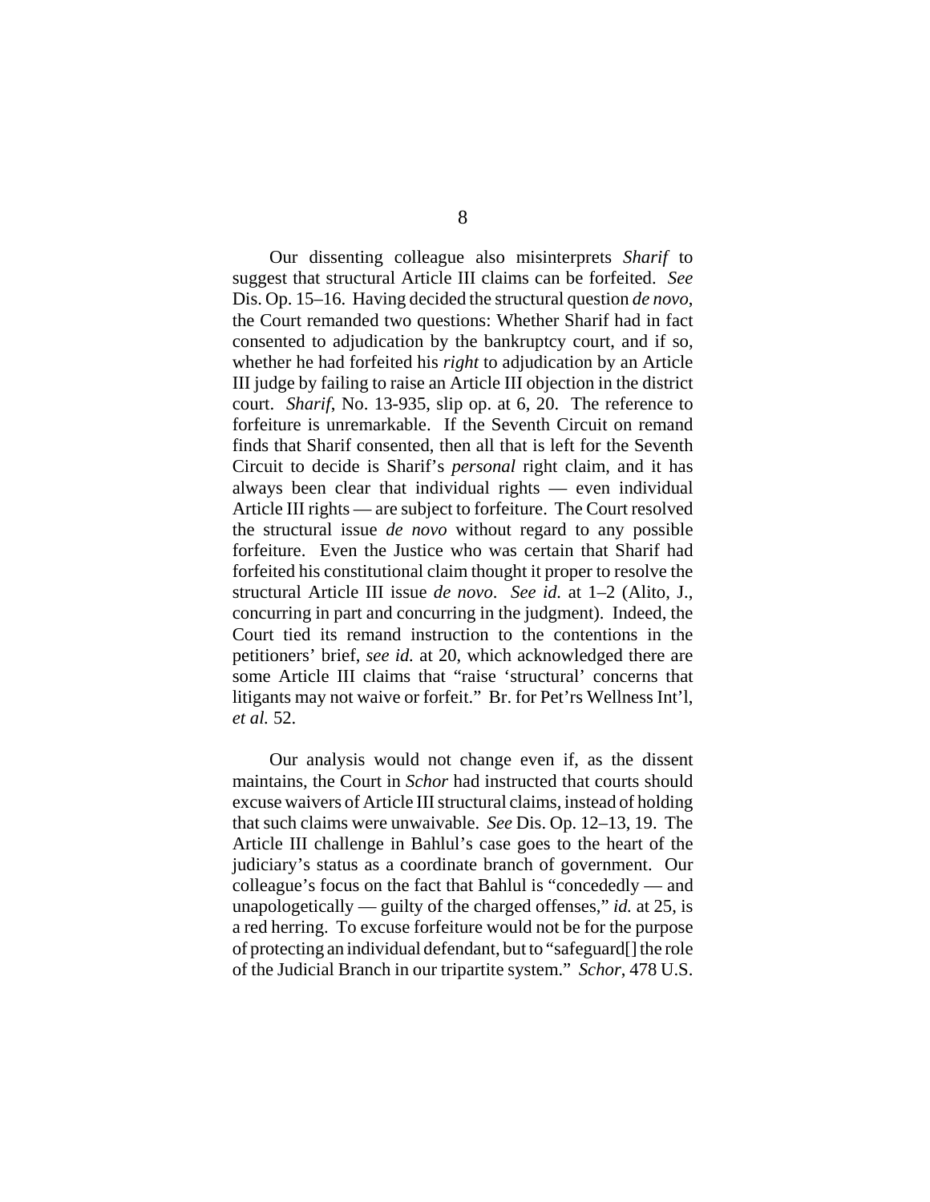Our dissenting colleague also misinterprets *Sharif* to suggest that structural Article III claims can be forfeited. *See* Dis. Op. 15–16. Having decided the structural question *de novo*, the Court remanded two questions: Whether Sharif had in fact consented to adjudication by the bankruptcy court, and if so, whether he had forfeited his *right* to adjudication by an Article III judge by failing to raise an Article III objection in the district court. *Sharif*, No. 13-935, slip op. at 6, 20. The reference to forfeiture is unremarkable. If the Seventh Circuit on remand finds that Sharif consented, then all that is left for the Seventh Circuit to decide is Sharif's *personal* right claim, and it has always been clear that individual rights — even individual Article III rights — are subject to forfeiture. The Court resolved the structural issue *de novo* without regard to any possible forfeiture. Even the Justice who was certain that Sharif had forfeited his constitutional claim thought it proper to resolve the structural Article III issue *de novo*. *See id.* at 1–2 (Alito, J., concurring in part and concurring in the judgment). Indeed, the Court tied its remand instruction to the contentions in the petitioners' brief, *see id.* at 20, which acknowledged there are some Article III claims that "raise 'structural' concerns that litigants may not waive or forfeit." Br. for Pet'rs Wellness Int'l, *et al.* 52.

Our analysis would not change even if, as the dissent maintains, the Court in *Schor* had instructed that courts should excuse waivers of Article III structural claims, instead of holding that such claims were unwaivable. *See* Dis. Op. 12–13, 19. The Article III challenge in Bahlul's case goes to the heart of the judiciary's status as a coordinate branch of government. Our colleague's focus on the fact that Bahlul is "concededly — and unapologetically — guilty of the charged offenses," *id.* at 25, is a red herring. To excuse forfeiture would not be for the purpose of protecting an individual defendant, but to "safeguard[] the role of the Judicial Branch in our tripartite system." *Schor*, 478 U.S.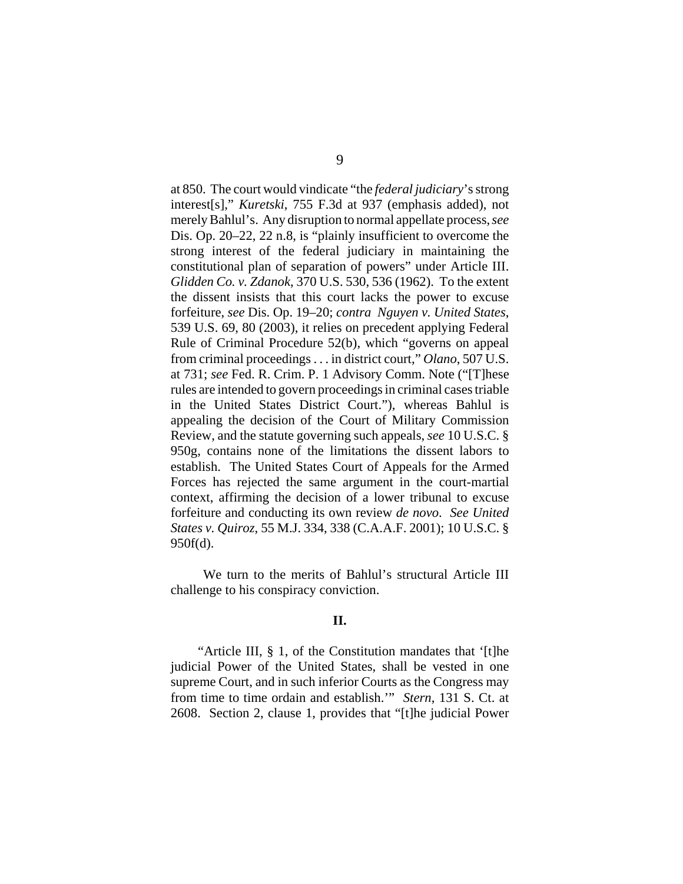at 850. The court would vindicate "the *federal judiciary*'s strong interest[s]," *Kuretski*, 755 F.3d at 937 (emphasis added), not merely Bahlul's. Any disruption to normal appellate process, *see* Dis. Op. 20–22, 22 n.8, is "plainly insufficient to overcome the strong interest of the federal judiciary in maintaining the constitutional plan of separation of powers" under Article III. *Glidden Co. v. Zdanok*, 370 U.S. 530, 536 (1962). To the extent the dissent insists that this court lacks the power to excuse forfeiture, *see* Dis. Op. 19–20; *contra Nguyen v. United States*, 539 U.S. 69, 80 (2003), it relies on precedent applying Federal Rule of Criminal Procedure 52(b), which "governs on appeal from criminal proceedings . . . in district court," *Olano*, 507 U.S. at 731; *see* Fed. R. Crim. P. 1 Advisory Comm. Note ("[T]hese rules are intended to govern proceedings in criminal cases triable in the United States District Court."), whereas Bahlul is appealing the decision of the Court of Military Commission Review, and the statute governing such appeals, *see* 10 U.S.C. § 950g, contains none of the limitations the dissent labors to establish. The United States Court of Appeals for the Armed Forces has rejected the same argument in the court-martial context, affirming the decision of a lower tribunal to excuse forfeiture and conducting its own review *de novo*. *See United States v. Quiroz*, 55 M.J. 334, 338 (C.A.A.F. 2001); 10 U.S.C. § 950f(d).

We turn to the merits of Bahlul's structural Article III challenge to his conspiracy conviction.

## II.

"Article III, § 1, of the Constitution mandates that '[t]he judicial Power of the United States, shall be vested in one supreme Court, and in such inferior Courts as the Congress may from time to time ordain and establish.'" *Stern*, 131 S. Ct. at 2608. Section 2, clause 1, provides that "[t]he judicial Power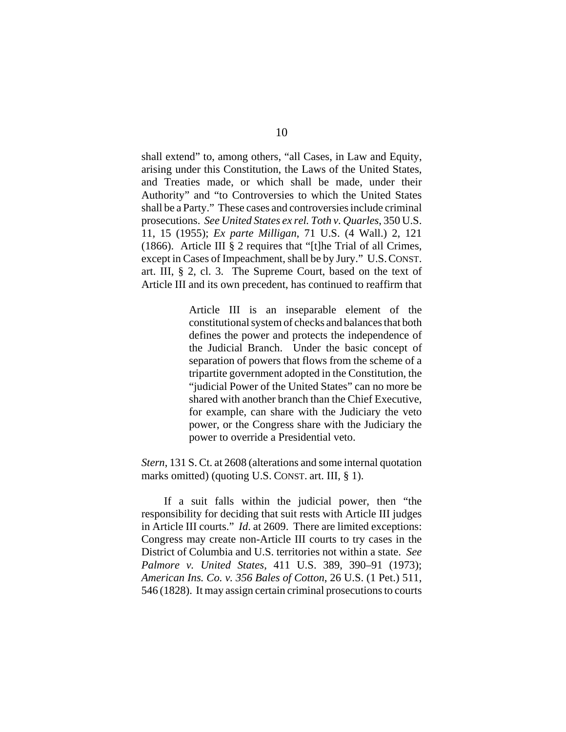shall extend" to, among others, "all Cases, in Law and Equity, arising under this Constitution, the Laws of the United States, and Treaties made, or which shall be made, under their Authority" and "to Controversies to which the United States shall be a Party." These cases and controversies include criminal prosecutions. *See United States ex rel. Toth v. Quarles*, 350 U.S. 11, 15 (1955); *Ex parte Milligan*, 71 U.S. (4 Wall.) 2, 121 (1866). Article III § 2 requires that "[t]he Trial of all Crimes, except in Cases of Impeachment, shall be by Jury." U.S. CONST. art. III, § 2, cl. 3. The Supreme Court, based on the text of Article III and its own precedent, has continued to reaffirm that

> Article III is an inseparable element of the constitutional system of checks and balances that both defines the power and protects the independence of the Judicial Branch. Under the basic concept of separation of powers that flows from the scheme of a tripartite government adopted in the Constitution, the "judicial Power of the United States" can no more be shared with another branch than the Chief Executive, for example, can share with the Judiciary the veto power, or the Congress share with the Judiciary the power to override a Presidential veto.

*Stern*, 131 S. Ct. at 2608 (alterations and some internal quotation marks omitted) (quoting U.S. CONST. art. III, § 1).

If a suit falls within the judicial power, then "the responsibility for deciding that suit rests with Article III judges in Article III courts." *Id.* at 2609. There are limited exceptions: Congress may create non-Article III courts to try cases in the District of Columbia and U.S. territories not within a state. *See Palmore v. United States*, 411 U.S. 389, 390–91 (1973); *American Ins. Co. v. 356 Bales of Cotton*, 26 U.S. (1 Pet.) 511, 546 (1828). It may assign certain criminal prosecutions to courts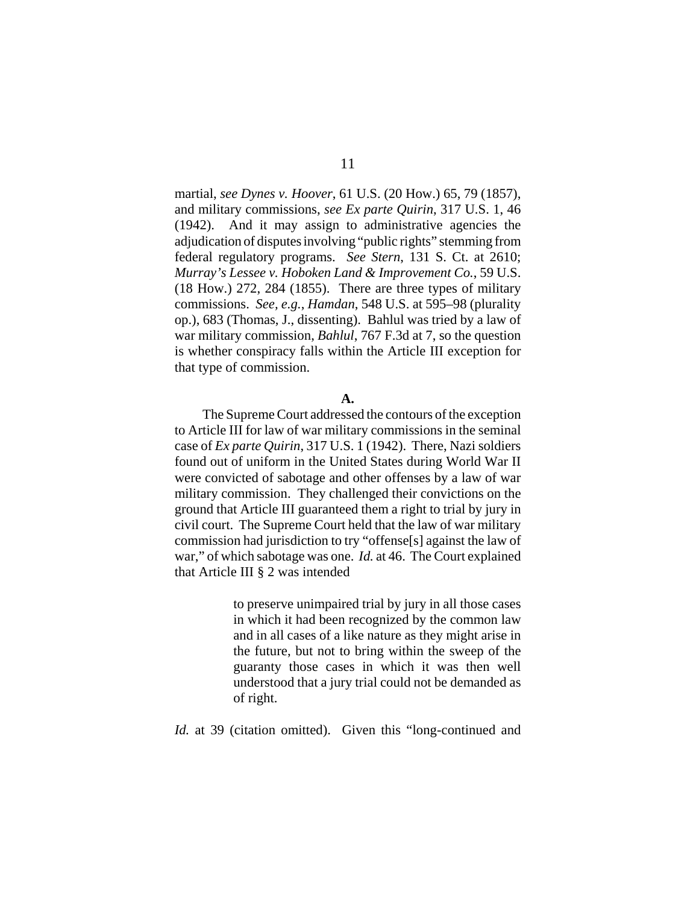martial, *see Dynes v. Hoover*, 61 U.S. (20 How.) 65, 79 (1857), and military commissions, *see Ex parte Quirin*, 317 U.S. 1, 46 (1942). And it may assign to administrative agencies the adjudication of disputes involving "public rights" stemming from federal regulatory programs. *See Stern*, 131 S. Ct. at 2610; *Murray's Lessee v. Hoboken Land & Improvement Co.*, 59 U.S. (18 How.) 272, 284 (1855). There are three types of military commissions. *See, e.g.*, *Hamdan*, 548 U.S. at 595–98 (plurality op.), 683 (Thomas, J., dissenting). Bahlul was tried by a law of war military commission, *Bahlul*, 767 F.3d at 7, so the question is whether conspiracy falls within the Article III exception for that type of commission.

**A.**

The Supreme Court addressed the contours of the exception to Article III for law of war military commissions in the seminal case of *Ex parte Quirin*, 317 U.S. 1 (1942). There, Nazi soldiers found out of uniform in the United States during World War II were convicted of sabotage and other offenses by a law of war military commission. They challenged their convictions on the ground that Article III guaranteed them a right to trial by jury in civil court. The Supreme Court held that the law of war military commission had jurisdiction to try "offense[s] against the law of war," of which sabotage was one. *Id.* at 46. The Court explained that Article III § 2 was intended

> to preserve unimpaired trial by jury in all those cases in which it had been recognized by the common law and in all cases of a like nature as they might arise in the future, but not to bring within the sweep of the guaranty those cases in which it was then well understood that a jury trial could not be demanded as of right.

*Id.* at 39 (citation omitted). Given this "long-continued and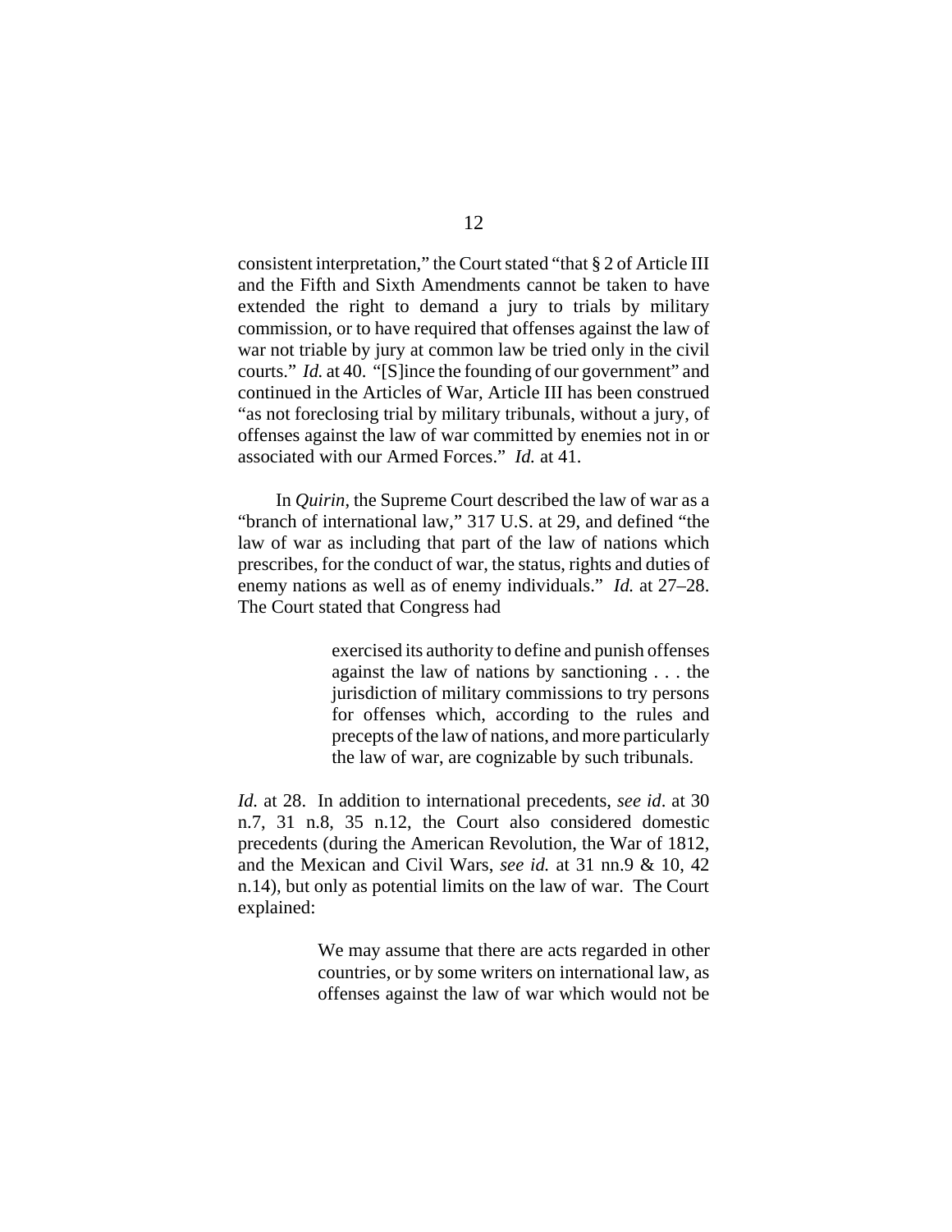consistent interpretation," the Court stated "that § 2 of Article III and the Fifth and Sixth Amendments cannot be taken to have extended the right to demand a jury to trials by military commission, or to have required that offenses against the law of war not triable by jury at common law be tried only in the civil courts." *Id.* at 40. "[S]ince the founding of our government" and continued in the Articles of War, Article III has been construed "as not foreclosing trial by military tribunals, without a jury, of offenses against the law of war committed by enemies not in or associated with our Armed Forces." *Id.* at 41.

In *Quirin*, the Supreme Court described the law of war as a "branch of international law," 317 U.S. at 29, and defined "the law of war as including that part of the law of nations which prescribes, for the conduct of war, the status, rights and duties of enemy nations as well as of enemy individuals." *Id.* at 27–28. The Court stated that Congress had

> exercised its authority to define and punish offenses against the law of nations by sanctioning . . . the jurisdiction of military commissions to try persons for offenses which, according to the rules and precepts of the law of nations, and more particularly the law of war, are cognizable by such tribunals.

*Id.* at 28. In addition to international precedents, *see id*. at 30 n.7, 31 n.8, 35 n.12, the Court also considered domestic precedents (during the American Revolution, the War of 1812, and the Mexican and Civil Wars, *see id.* at 31 nn.9 & 10, 42 n.14), but only as potential limits on the law of war. The Court explained:

> We may assume that there are acts regarded in other countries, or by some writers on international law, as offenses against the law of war which would not be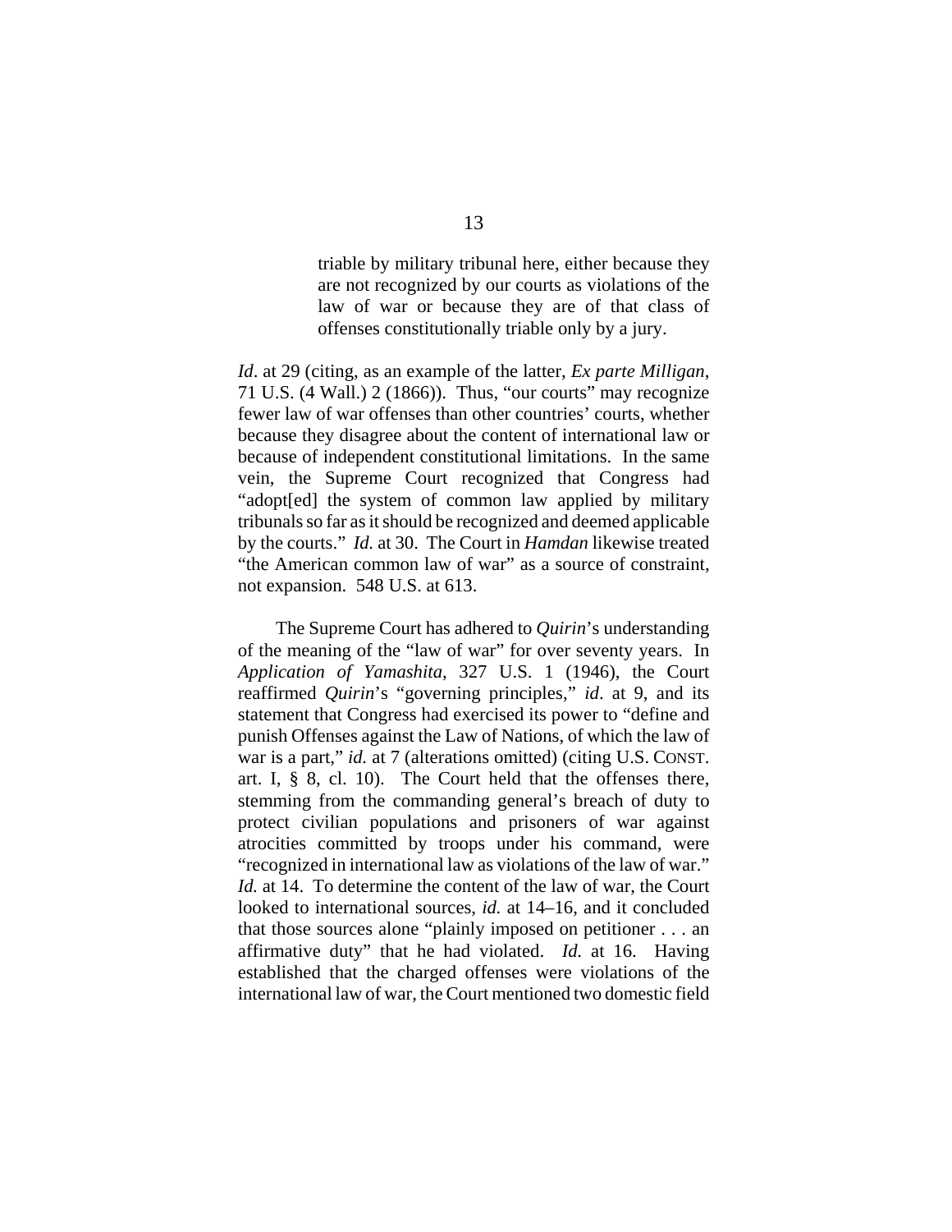> triable by military tribunal here, either because they are not recognized by our courts as violations of the law of war or because they are of that class of offenses constitutionally triable only by a jury.

*Id*. at 29 (citing, as an example of the latter, *Ex parte Milligan*, 71 U.S. (4 Wall.) 2 (1866)). Thus, "our courts" may recognize fewer law of war offenses than other countries' courts, whether because they disagree about the content of international law or because of independent constitutional limitations. In the same vein, the Supreme Court recognized that Congress had "adopt[ed] the system of common law applied by military tribunals so far as it should be recognized and deemed applicable by the courts." *Id.* at 30. The Court in *Hamdan* likewise treated "the American common law of war" as a source of constraint, not expansion. 548 U.S. at 613.

The Supreme Court has adhered to *Quirin*'s understanding of the meaning of the "law of war" for over seventy years. In *Application of Yamashita*, 327 U.S. 1 (1946), the Court reaffirmed *Quirin*'s "governing principles," *id*. at 9, and its statement that Congress had exercised its power to "define and punish Offenses against the Law of Nations, of which the law of war is a part," *id.* at 7 (alterations omitted) (citing U.S. CONST. art. I, § 8, cl. 10). The Court held that the offenses there, stemming from the commanding general's breach of duty to protect civilian populations and prisoners of war against atrocities committed by troops under his command, were "recognized in international law as violations of the law of war." *Id.* at 14. To determine the content of the law of war, the Court looked to international sources, *id.* at 14–16, and it concluded that those sources alone "plainly imposed on petitioner . . . an affirmative duty" that he had violated. *Id.* at 16. Having established that the charged offenses were violations of the international law of war, the Court mentioned two domestic field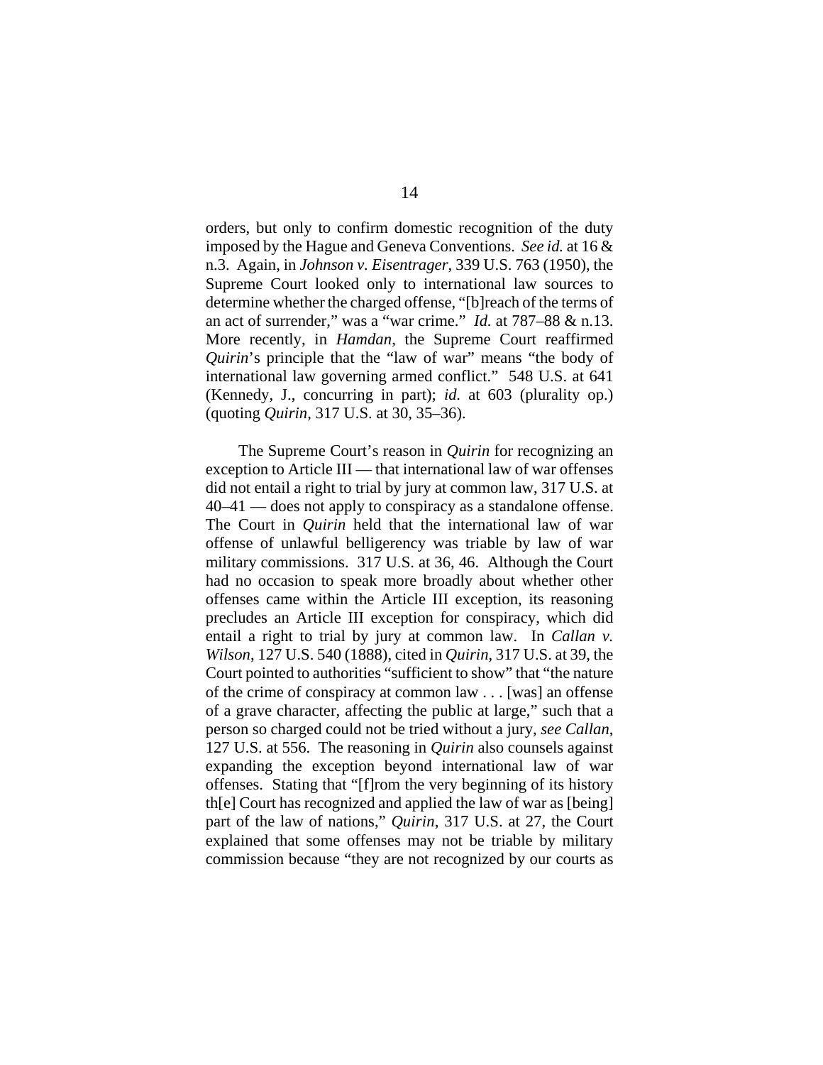orders, but only to confirm domestic recognition of the duty imposed by the Hague and Geneva Conventions. *See id.* at 16 & n.3. Again, in *Johnson v. Eisentrager*, 339 U.S. 763 (1950), the Supreme Court looked only to international law sources to determine whether the charged offense, "[b]reach of the terms of an act of surrender," was a "war crime." *Id.* at 787–88 & n.13. More recently, in *Hamdan*, the Supreme Court reaffirmed *Quirin*'s principle that the "law of war" means "the body of international law governing armed conflict." 548 U.S. at 641 (Kennedy, J., concurring in part); *id.* at 603 (plurality op.) (quoting *Quirin*, 317 U.S. at 30, 35–36).

The Supreme Court's reason in *Quirin* for recognizing an exception to Article III — that international law of war offenses did not entail a right to trial by jury at common law, 317 U.S. at 40–41 — does not apply to conspiracy as a standalone offense. The Court in *Quirin* held that the international law of war offense of unlawful belligerency was triable by law of war military commissions. 317 U.S. at 36, 46. Although the Court had no occasion to speak more broadly about whether other offenses came within the Article III exception, its reasoning precludes an Article III exception for conspiracy, which did entail a right to trial by jury at common law. In *Callan v. Wilson*, 127 U.S. 540 (1888), cited in *Quirin*, 317 U.S. at 39, the Court pointed to authorities "sufficient to show" that "the nature of the crime of conspiracy at common law . . . [was] an offense of a grave character, affecting the public at large," such that a person so charged could not be tried without a jury, *see Callan*, 127 U.S. at 556. The reasoning in *Quirin* also counsels against expanding the exception beyond international law of war offenses. Stating that "[f]rom the very beginning of its history th[e] Court has recognized and applied the law of war as [being] part of the law of nations," *Quirin*, 317 U.S. at 27, the Court explained that some offenses may not be triable by military commission because "they are not recognized by our courts as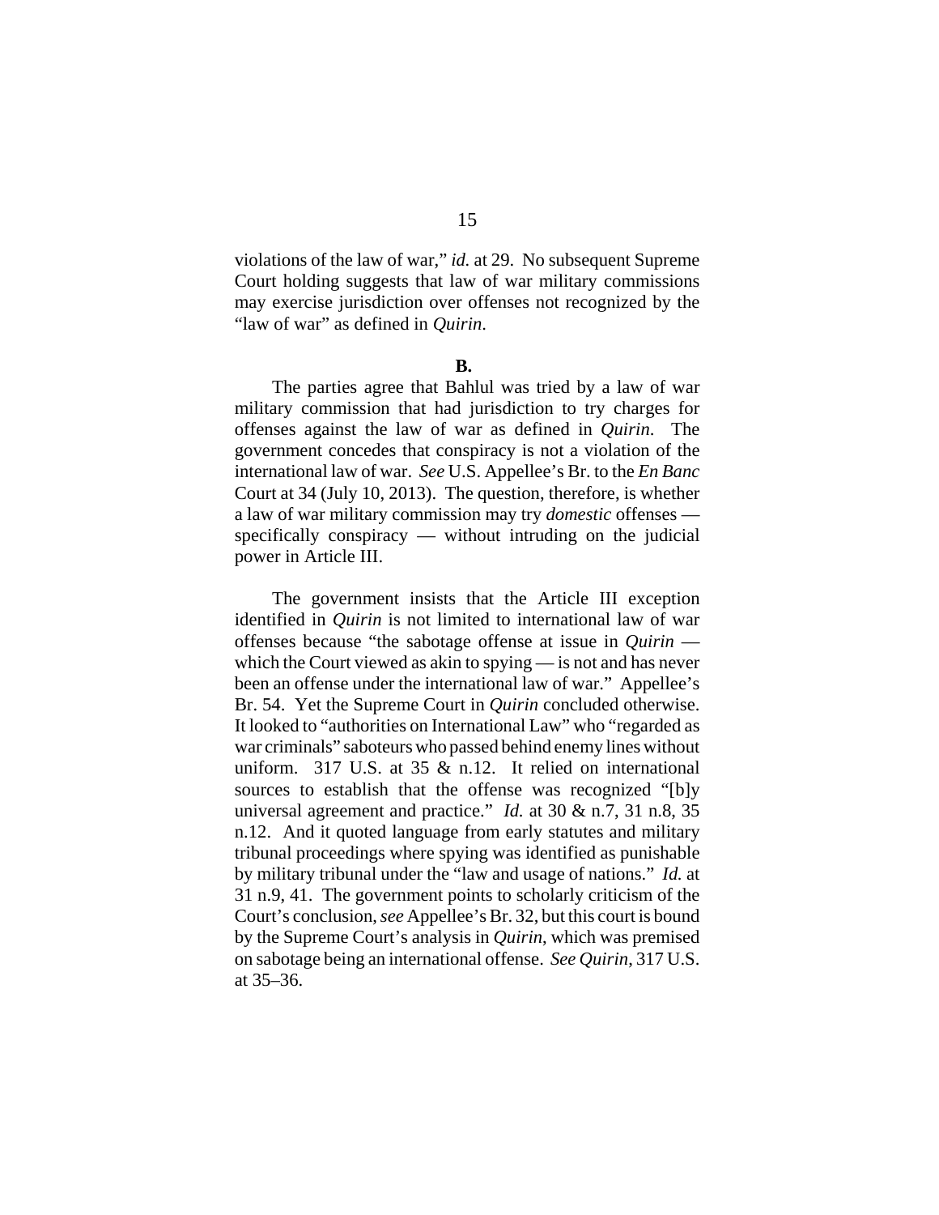violations of the law of war," *id.* at 29. No subsequent Supreme Court holding suggests that law of war military commissions may exercise jurisdiction over offenses not recognized by the "law of war" as defined in *Quirin*.

**B.**

The parties agree that Bahlul was tried by a law of war military commission that had jurisdiction to try charges for offenses against the law of war as defined in *Quirin*. The government concedes that conspiracy is not a violation of the international law of war. *See* U.S. Appellee's Br. to the *En Banc* Court at 34 (July 10, 2013). The question, therefore, is whether a law of war military commission may try *domestic* offenses — specifically conspiracy — without intruding on the judicial power in Article III.

The government insists that the Article III exception identified in *Quirin* is not limited to international law of war offenses because "the sabotage offense at issue in *Quirin* — which the Court viewed as akin to spying — is not and has never been an offense under the international law of war." Appellee's Br. 54. Yet the Supreme Court in *Quirin* concluded otherwise. It looked to "authorities on International Law" who "regarded as war criminals" saboteurs who passed behind enemy lines without uniform. 317 U.S. at 35 & n.12. It relied on international sources to establish that the offense was recognized "[b]y universal agreement and practice." *Id.* at 30 & n.7, 31 n.8, 35 n.12. And it quoted language from early statutes and military tribunal proceedings where spying was identified as punishable by military tribunal under the "law and usage of nations." *Id.* at 31 n.9, 41. The government points to scholarly criticism of the Court's conclusion, *see* Appellee's Br. 32, but this court is bound by the Supreme Court's analysis in *Quirin*, which was premised on sabotage being an international offense. *See Quirin*, 317 U.S. at 35–36.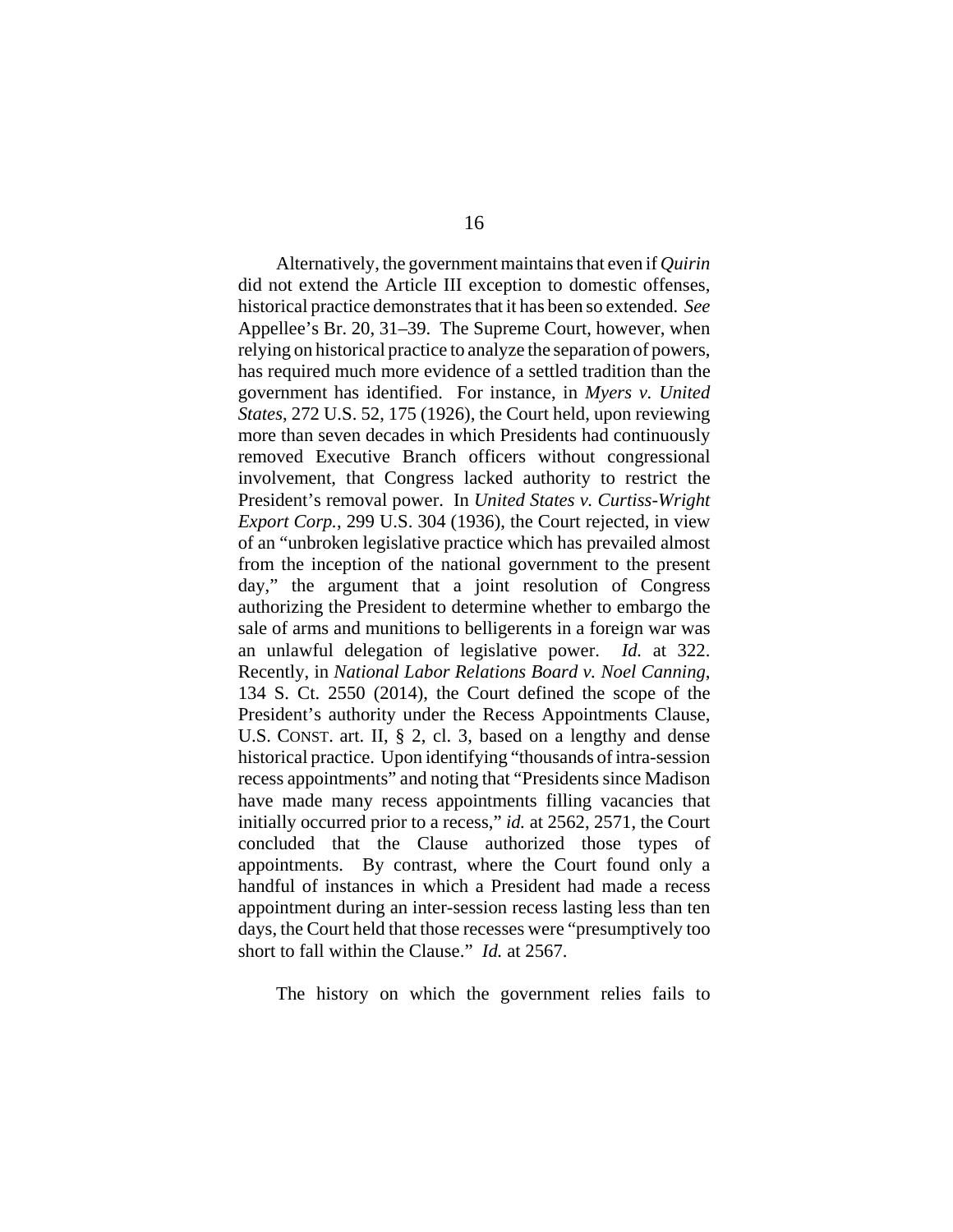Alternatively, the government maintains that even if *Quirin* did not extend the Article III exception to domestic offenses, historical practice demonstrates that it has been so extended. *See* Appellee's Br. 20, 31–39. The Supreme Court, however, when relying on historical practice to analyze the separation of powers, has required much more evidence of a settled tradition than the government has identified. For instance, in *Myers v. United States*, 272 U.S. 52, 175 (1926), the Court held, upon reviewing more than seven decades in which Presidents had continuously removed Executive Branch officers without congressional involvement, that Congress lacked authority to restrict the President's removal power. In *United States v. Curtiss-Wright Export Corp.*, 299 U.S. 304 (1936), the Court rejected, in view of an "unbroken legislative practice which has prevailed almost from the inception of the national government to the present day," the argument that a joint resolution of Congress authorizing the President to determine whether to embargo the sale of arms and munitions to belligerents in a foreign war was an unlawful delegation of legislative power. *Id.* at 322. Recently, in *National Labor Relations Board v. Noel Canning*, 134 S. Ct. 2550 (2014), the Court defined the scope of the President's authority under the Recess Appointments Clause, U.S. CONST. art. II, § 2, cl. 3, based on a lengthy and dense historical practice. Upon identifying "thousands of intra-session recess appointments" and noting that "Presidents since Madison have made many recess appointments filling vacancies that initially occurred prior to a recess," *id.* at 2562, 2571, the Court concluded that the Clause authorized those types of appointments. By contrast, where the Court found only a handful of instances in which a President had made a recess appointment during an inter-session recess lasting less than ten days, the Court held that those recesses were "presumptively too short to fall within the Clause." *Id.* at 2567.

The history on which the government relies fails to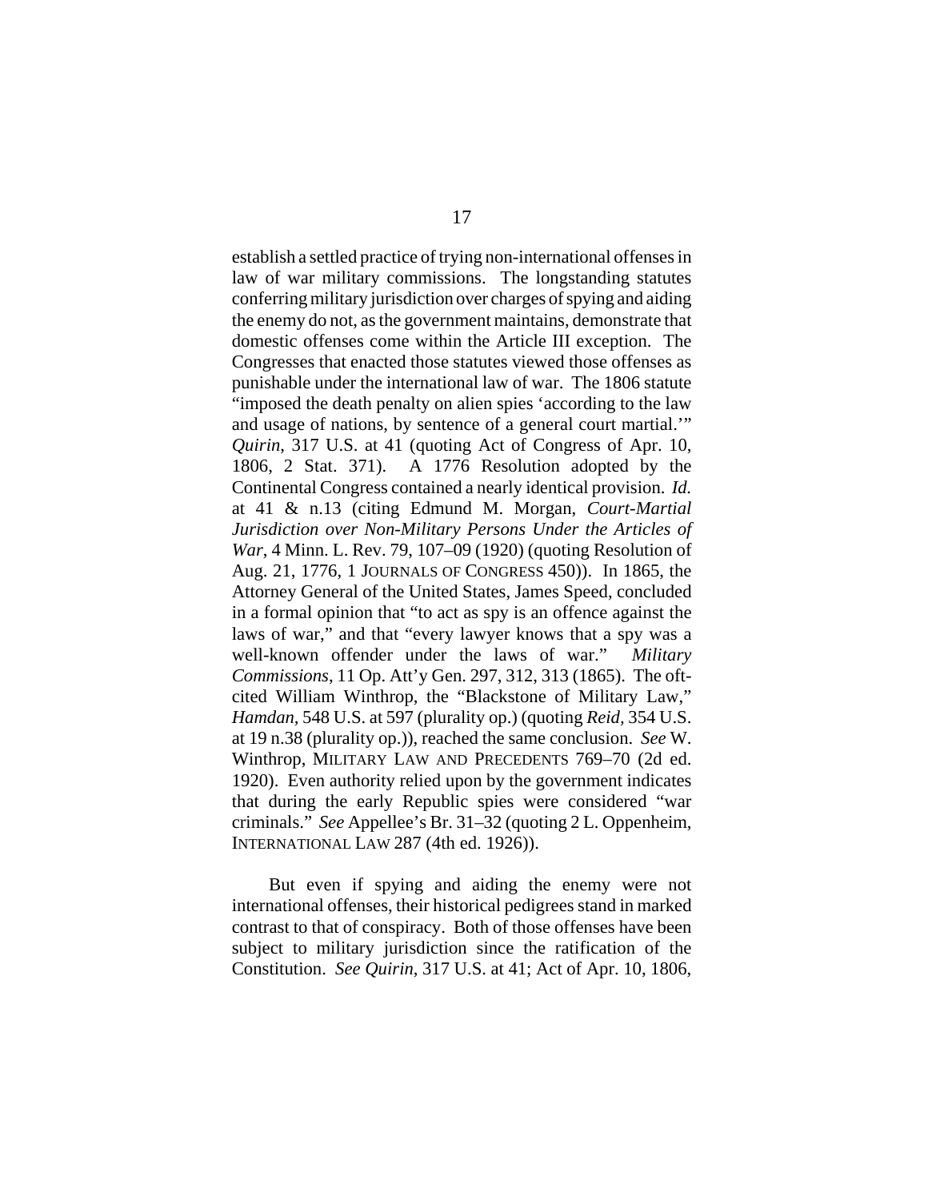establish a settled practice of trying non-international offenses in law of war military commissions. The longstanding statutes conferring military jurisdiction over charges of spying and aiding the enemy do not, as the government maintains, demonstrate that domestic offenses come within the Article III exception. The Congresses that enacted those statutes viewed those offenses as punishable under the international law of war. The 1806 statute "imposed the death penalty on alien spies 'according to the law and usage of nations, by sentence of a general court martial.'" *Quirin*, 317 U.S. at 41 (quoting Act of Congress of Apr. 10, 1806, 2 Stat. 371). A 1776 Resolution adopted by the Continental Congress contained a nearly identical provision. *Id.* at 41 & n.13 (citing Edmund M. Morgan, *Court-Martial Jurisdiction over Non-Military Persons Under the Articles of War*, 4 Minn. L. Rev. 79, 107–09 (1920) (quoting Resolution of Aug. 21, 1776, 1 JOURNALS OF CONGRESS 450)). In 1865, the Attorney General of the United States, James Speed, concluded in a formal opinion that "to act as spy is an offence against the laws of war," and that "every lawyer knows that a spy was a well-known offender under the laws of war." *Military Commissions*, 11 Op. Att'y Gen. 297, 312, 313 (1865). The oft-cited William Winthrop, the "Blackstone of Military Law," *Hamdan*, 548 U.S. at 597 (plurality op.) (quoting *Reid*, 354 U.S. at 19 n.38 (plurality op.)), reached the same conclusion. *See* W. Winthrop, MILITARY LAW AND PRECEDENTS 769–70 (2d ed. 1920). Even authority relied upon by the government indicates that during the early Republic spies were considered "war criminals." *See* Appellee's Br. 31–32 (quoting 2 L. Oppenheim, INTERNATIONAL LAW 287 (4th ed. 1926)).

But even if spying and aiding the enemy were not international offenses, their historical pedigrees stand in marked contrast to that of conspiracy. Both of those offenses have been subject to military jurisdiction since the ratification of the Constitution. *See Quirin*, 317 U.S. at 41; Act of Apr. 10, 1806,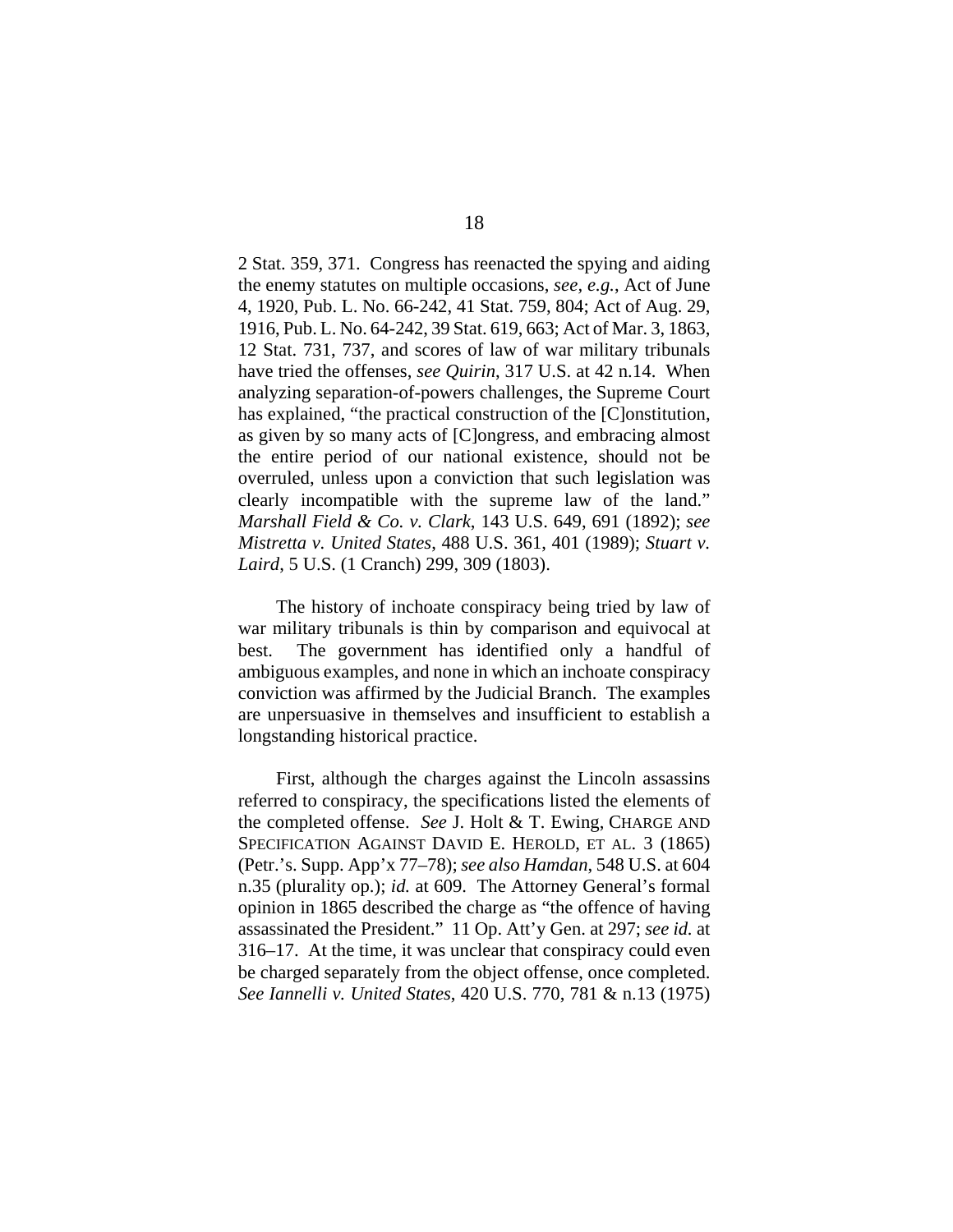2 Stat. 359, 371. Congress has reenacted the spying and aiding the enemy statutes on multiple occasions, *see, e.g.*, Act of June 4, 1920, Pub. L. No. 66-242, 41 Stat. 759, 804; Act of Aug. 29, 1916, Pub. L. No. 64-242, 39 Stat. 619, 663; Act of Mar. 3, 1863, 12 Stat. 731, 737, and scores of law of war military tribunals have tried the offenses, *see Quirin*, 317 U.S. at 42 n.14. When analyzing separation-of-powers challenges, the Supreme Court has explained, "the practical construction of the [C]onstitution, as given by so many acts of [C]ongress, and embracing almost the entire period of our national existence, should not be overruled, unless upon a conviction that such legislation was clearly incompatible with the supreme law of the land." *Marshall Field & Co. v. Clark*, 143 U.S. 649, 691 (1892); *see Mistretta v. United States*, 488 U.S. 361, 401 (1989); *Stuart v. Laird*, 5 U.S. (1 Cranch) 299, 309 (1803).

The history of inchoate conspiracy being tried by law of war military tribunals is thin by comparison and equivocal at best. The government has identified only a handful of ambiguous examples, and none in which an inchoate conspiracy conviction was affirmed by the Judicial Branch. The examples are unpersuasive in themselves and insufficient to establish a longstanding historical practice.

First, although the charges against the Lincoln assassins referred to conspiracy, the specifications listed the elements of the completed offense. *See* J. Holt & T. Ewing, CHARGE AND SPECIFICATION AGAINST DAVID E. HEROLD, ET AL. 3 (1865) (Petr.'s. Supp. App'x 77–78); *see also Hamdan*, 548 U.S. at 604 n.35 (plurality op.); *id.* at 609. The Attorney General's formal opinion in 1865 described the charge as "the offence of having assassinated the President." 11 Op. Att'y Gen. at 297; *see id.* at 316–17. At the time, it was unclear that conspiracy could even be charged separately from the object offense, once completed. *See Iannelli v. United States*, 420 U.S. 770, 781 & n.13 (1975)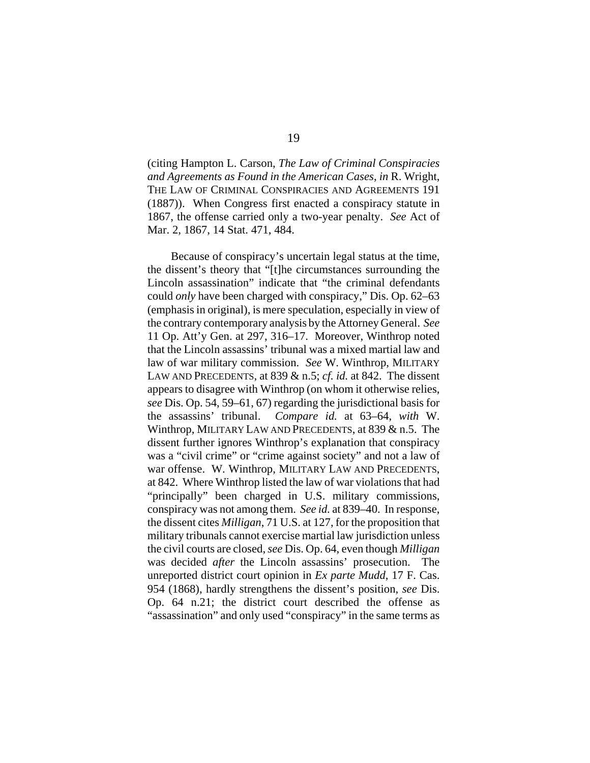(citing Hampton L. Carson, *The Law of Criminal Conspiracies and Agreements as Found in the American Cases*, *in* R. Wright, THE LAW OF CRIMINAL CONSPIRACIES AND AGREEMENTS 191 (1887)). When Congress first enacted a conspiracy statute in 1867, the offense carried only a two-year penalty. *See* Act of Mar. 2, 1867, 14 Stat. 471, 484.

Because of conspiracy's uncertain legal status at the time, the dissent's theory that "[t]he circumstances surrounding the Lincoln assassination" indicate that "the criminal defendants could *only* have been charged with conspiracy," Dis. Op. 62–63 (emphasis in original), is mere speculation, especially in view of the contrary contemporary analysis by the Attorney General. *See* 11 Op. Att'y Gen. at 297, 316–17. Moreover, Winthrop noted that the Lincoln assassins' tribunal was a mixed martial law and law of war military commission. *See* W. Winthrop, MILITARY LAW AND PRECEDENTS, at 839 & n.5; *cf. id.* at 842. The dissent appears to disagree with Winthrop (on whom it otherwise relies, *see* Dis. Op. 54, 59–61, 67) regarding the jurisdictional basis for the assassins' tribunal. *Compare id.* at 63–64, *with* W. Winthrop, MILITARY LAW AND PRECEDENTS, at 839 & n.5. The dissent further ignores Winthrop's explanation that conspiracy was a "civil crime" or "crime against society" and not a law of war offense. W. Winthrop, MILITARY LAW AND PRECEDENTS, at 842. Where Winthrop listed the law of war violations that had "principally" been charged in U.S. military commissions, conspiracy was not among them. *See id.* at 839–40. In response, the dissent cites *Milligan*, 71 U.S. at 127, for the proposition that military tribunals cannot exercise martial law jurisdiction unless the civil courts are closed, *see* Dis. Op. 64, even though *Milligan* was decided *after* the Lincoln assassins' prosecution. The unreported district court opinion in *Ex parte Mudd*, 17 F. Cas. 954 (1868), hardly strengthens the dissent's position, *see* Dis. Op. 64 n.21; the district court described the offense as "assassination" and only used "conspiracy" in the same terms as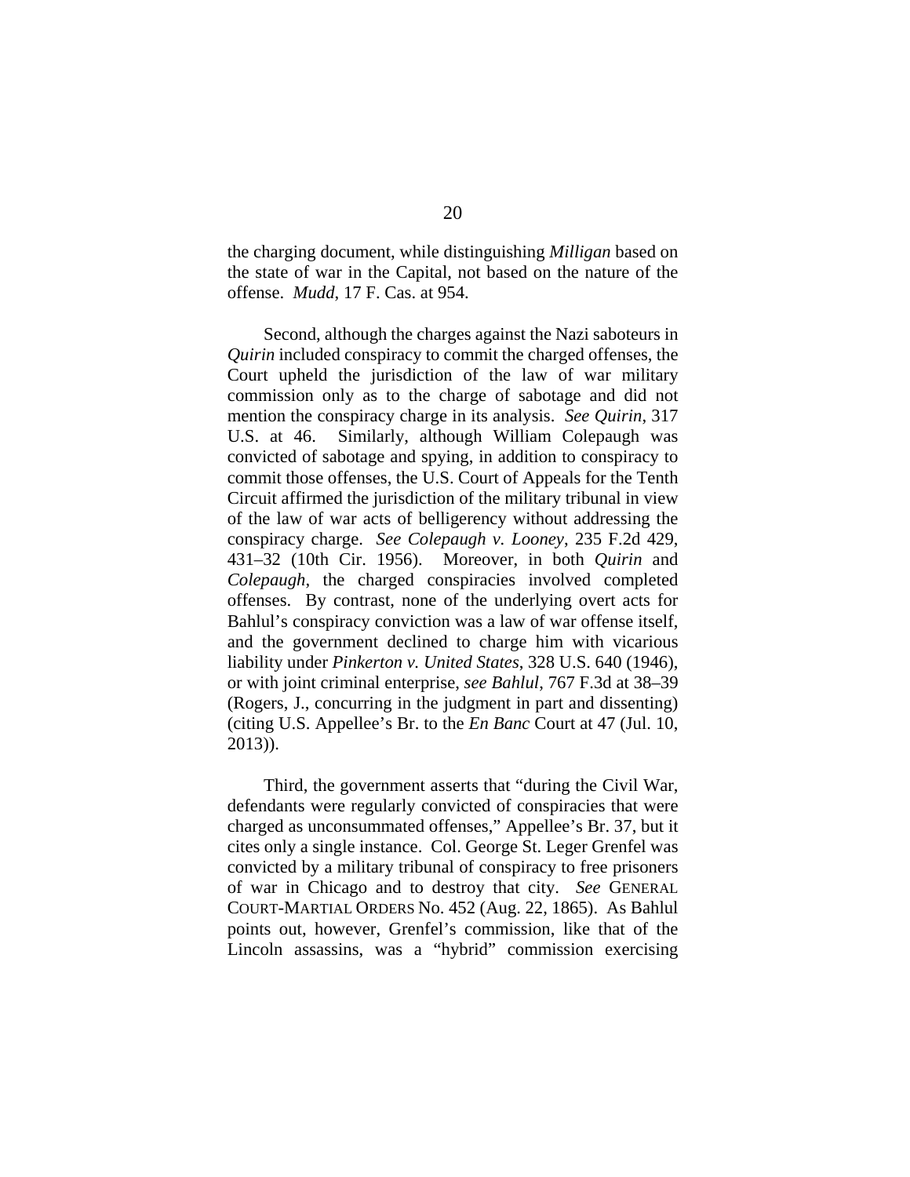the charging document, while distinguishing *Milligan* based on the state of war in the Capital, not based on the nature of the offense. *Mudd*, 17 F. Cas. at 954.

Second, although the charges against the Nazi saboteurs in *Quirin* included conspiracy to commit the charged offenses, the Court upheld the jurisdiction of the law of war military commission only as to the charge of sabotage and did not mention the conspiracy charge in its analysis. *See Quirin*, 317 U.S. at 46. Similarly, although William Colepaugh was convicted of sabotage and spying, in addition to conspiracy to commit those offenses, the U.S. Court of Appeals for the Tenth Circuit affirmed the jurisdiction of the military tribunal in view of the law of war acts of belligerency without addressing the conspiracy charge. *See Colepaugh v. Looney*, 235 F.2d 429, 431–32 (10th Cir. 1956). Moreover, in both *Quirin* and *Colepaugh*, the charged conspiracies involved completed offenses. By contrast, none of the underlying overt acts for Bahlul's conspiracy conviction was a law of war offense itself, and the government declined to charge him with vicarious liability under *Pinkerton v. United States*, 328 U.S. 640 (1946), or with joint criminal enterprise, *see Bahlul*, 767 F.3d at 38–39 (Rogers, J., concurring in the judgment in part and dissenting) (citing U.S. Appellee's Br. to the *En Banc* Court at 47 (Jul. 10, 2013)).

Third, the government asserts that "during the Civil War, defendants were regularly convicted of conspiracies that were charged as unconsummated offenses," Appellee's Br. 37, but it cites only a single instance. Col. George St. Leger Grenfel was convicted by a military tribunal of conspiracy to free prisoners of war in Chicago and to destroy that city. *See* GENERAL COURT-MARTIAL ORDERS No. 452 (Aug. 22, 1865). As Bahlul points out, however, Grenfel's commission, like that of the Lincoln assassins, was a "hybrid" commission exercising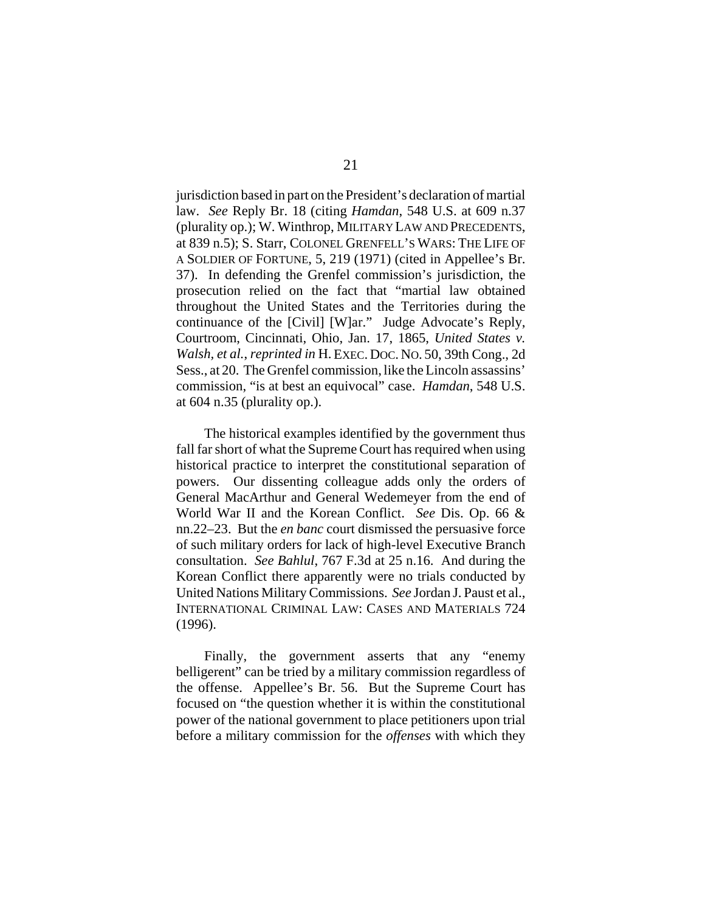jurisdiction based in part on the President's declaration of martial law. *See* Reply Br. 18 (citing *Hamdan*, 548 U.S. at 609 n.37 (plurality op.); W. Winthrop, MILITARY LAW AND PRECEDENTS, at 839 n.5); S. Starr, COLONEL GRENFELL'S WARS: THE LIFE OF A SOLDIER OF FORTUNE, 5, 219 (1971) (cited in Appellee's Br. 37). In defending the Grenfel commission's jurisdiction, the prosecution relied on the fact that "martial law obtained throughout the United States and the Territories during the continuance of the [Civil] [W]ar." Judge Advocate's Reply, Courtroom, Cincinnati, Ohio, Jan. 17, 1865, *United States v. Walsh, et al.*, *reprinted in* H. EXEC. DOC. NO. 50, 39th Cong., 2d Sess., at 20. The Grenfel commission, like the Lincoln assassins' commission, "is at best an equivocal" case. *Hamdan*, 548 U.S. at 604 n.35 (plurality op.).

The historical examples identified by the government thus fall far short of what the Supreme Court has required when using historical practice to interpret the constitutional separation of powers. Our dissenting colleague adds only the orders of General MacArthur and General Wedemeyer from the end of World War II and the Korean Conflict. *See* Dis. Op. 66 & nn.22–23. But the *en banc* court dismissed the persuasive force of such military orders for lack of high-level Executive Branch consultation. *See Bahlul*, 767 F.3d at 25 n.16. And during the Korean Conflict there apparently were no trials conducted by United Nations Military Commissions. *See* Jordan J. Paust et al., INTERNATIONAL CRIMINAL LAW: CASES AND MATERIALS 724 (1996).

Finally, the government asserts that any "enemy belligerent" can be tried by a military commission regardless of the offense. Appellee's Br. 56. But the Supreme Court has focused on "the question whether it is within the constitutional power of the national government to place petitioners upon trial before a military commission for the *offenses* with which they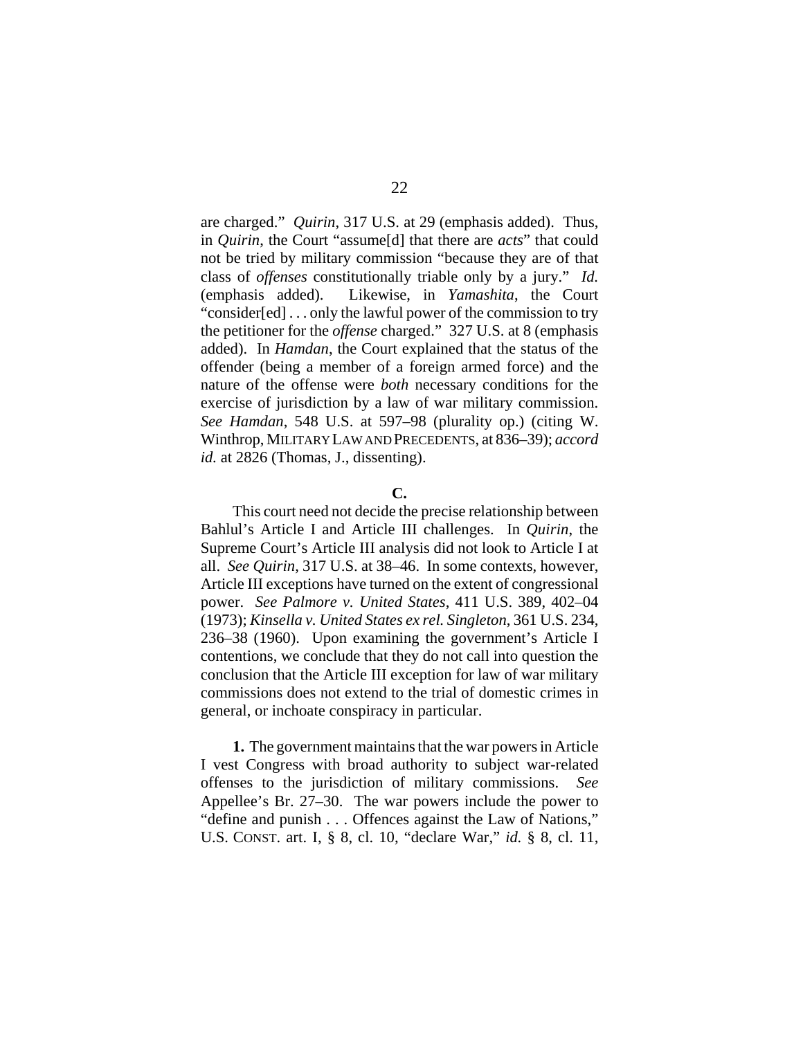are charged." *Quirin*, 317 U.S. at 29 (emphasis added). Thus, in *Quirin*, the Court "assume[d] that there are *acts*" that could not be tried by military commission "because they are of that class of *offenses* constitutionally triable only by a jury." *Id.* (emphasis added). Likewise, in *Yamashita*, the Court "consider[ed] . . . only the lawful power of the commission to try the petitioner for the *offense* charged." 327 U.S. at 8 (emphasis added). In *Hamdan*, the Court explained that the status of the offender (being a member of a foreign armed force) and the nature of the offense were *both* necessary conditions for the exercise of jurisdiction by a law of war military commission. *See Hamdan*, 548 U.S. at 597–98 (plurality op.) (citing W. Winthrop, MILITARY LAW AND PRECEDENTS, at 836–39); *accord id.* at 2826 (Thomas, J., dissenting).

**C.**

This court need not decide the precise relationship between Bahlul's Article I and Article III challenges. In *Quirin*, the Supreme Court's Article III analysis did not look to Article I at all. *See Quirin*, 317 U.S. at 38–46. In some contexts, however, Article III exceptions have turned on the extent of congressional power. *See Palmore v. United States*, 411 U.S. 389, 402–04 (1973); *Kinsella v. United States ex rel. Singleton*, 361 U.S. 234, 236–38 (1960). Upon examining the government's Article I contentions, we conclude that they do not call into question the conclusion that the Article III exception for law of war military commissions does not extend to the trial of domestic crimes in general, or inchoate conspiracy in particular.

**1.** The government maintains that the war powers in Article I vest Congress with broad authority to subject war-related offenses to the jurisdiction of military commissions. *See* Appellee's Br. 27–30. The war powers include the power to "define and punish . . . Offences against the Law of Nations," U.S. CONST. art. I, § 8, cl. 10, "declare War," *id.* § 8, cl. 11,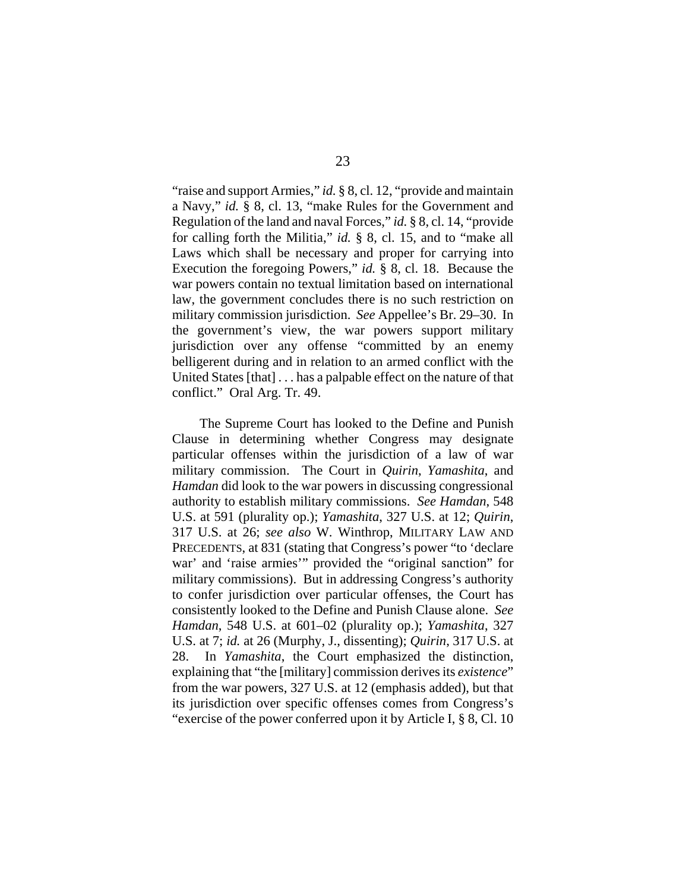"raise and support Armies," *id.* § 8, cl. 12, "provide and maintain a Navy," *id.* § 8, cl. 13, "make Rules for the Government and Regulation of the land and naval Forces," *id.* § 8, cl. 14, "provide for calling forth the Militia," *id.* § 8, cl. 15, and to "make all Laws which shall be necessary and proper for carrying into Execution the foregoing Powers," *id.* § 8, cl. 18. Because the war powers contain no textual limitation based on international law, the government concludes there is no such restriction on military commission jurisdiction. *See* Appellee's Br. 29–30. In the government's view, the war powers support military jurisdiction over any offense "committed by an enemy belligerent during and in relation to an armed conflict with the United States [that] . . . has a palpable effect on the nature of that conflict." Oral Arg. Tr. 49.

The Supreme Court has looked to the Define and Punish Clause in determining whether Congress may designate particular offenses within the jurisdiction of a law of war military commission. The Court in *Quirin*, *Yamashita*, and *Hamdan* did look to the war powers in discussing congressional authority to establish military commissions. *See Hamdan*, 548 U.S. at 591 (plurality op.); *Yamashita*, 327 U.S. at 12; *Quirin*, 317 U.S. at 26; *see also* W. Winthrop, MILITARY LAW AND PRECEDENTS, at 831 (stating that Congress's power "to 'declare war' and 'raise armies'" provided the "original sanction" for military commissions). But in addressing Congress's authority to confer jurisdiction over particular offenses, the Court has consistently looked to the Define and Punish Clause alone. *See Hamdan*, 548 U.S. at 601–02 (plurality op.); *Yamashita*, 327 U.S. at 7; *id.* at 26 (Murphy, J., dissenting); *Quirin*, 317 U.S. at 28. In *Yamashita*, the Court emphasized the distinction, explaining that "the [military] commission derives its *existence*" from the war powers, 327 U.S. at 12 (emphasis added), but that its jurisdiction over specific offenses comes from Congress's "exercise of the power conferred upon it by Article I, § 8, Cl. 10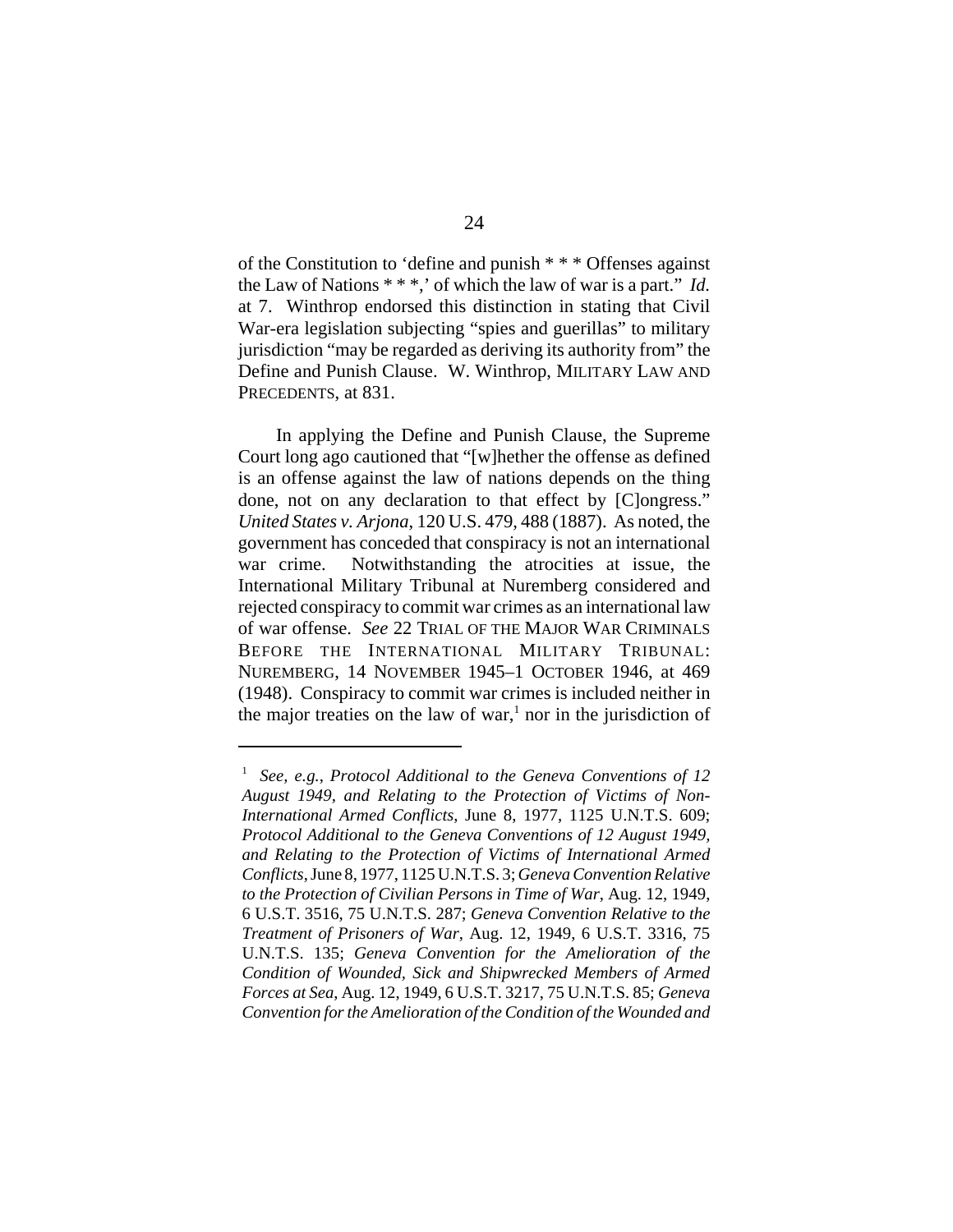of the Constitution to 'define and punish * * * Offenses against the Law of Nations * * *,' of which the law of war is a part." *Id.* at 7. Winthrop endorsed this distinction in stating that Civil War-era legislation subjecting "spies and guerillas" to military jurisdiction "may be regarded as deriving its authority from" the Define and Punish Clause. W. Winthrop, MILITARY LAW AND PRECEDENTS, at 831.

In applying the Define and Punish Clause, the Supreme Court long ago cautioned that "[w]hether the offense as defined is an offense against the law of nations depends on the thing done, not on any declaration to that effect by [C]ongress." *United States v. Arjona*, 120 U.S. 479, 488 (1887). As noted, the government has conceded that conspiracy is not an international war crime. Notwithstanding the atrocities at issue, the International Military Tribunal at Nuremberg considered and rejected conspiracy to commit war crimes as an international law of war offense. *See* 22 TRIAL OF THE MAJOR WAR CRIMINALS BEFORE THE INTERNATIONAL MILITARY TRIBUNAL: NUREMBERG, 14 NOVEMBER 1945–1 OCTOBER 1946, at 469 (1948). Conspiracy to commit war crimes is included neither in the major treaties on the law of war,[1] nor in the jurisdiction of

[1] *See, e.g., Protocol Additional to the Geneva Conventions of 12 August 1949, and Relating to the Protection of Victims of Non-International Armed Conflicts*, June 8, 1977, 1125 U.N.T.S. 609; *Protocol Additional to the Geneva Conventions of 12 August 1949, and Relating to the Protection of Victims of International Armed Conflicts*, June 8, 1977, 1125 U.N.T.S. 3; *Geneva Convention Relative to the Protection of Civilian Persons in Time of War*, Aug. 12, 1949, 6 U.S.T. 3516, 75 U.N.T.S. 287; *Geneva Convention Relative to the Treatment of Prisoners of War*, Aug. 12, 1949, 6 U.S.T. 3316, 75 U.N.T.S. 135; *Geneva Convention for the Amelioration of the Condition of Wounded, Sick and Shipwrecked Members of Armed Forces at Sea*, Aug. 12, 1949, 6 U.S.T. 3217, 75 U.N.T.S. 85; *Geneva Convention for the Amelioration of the Condition of the Wounded and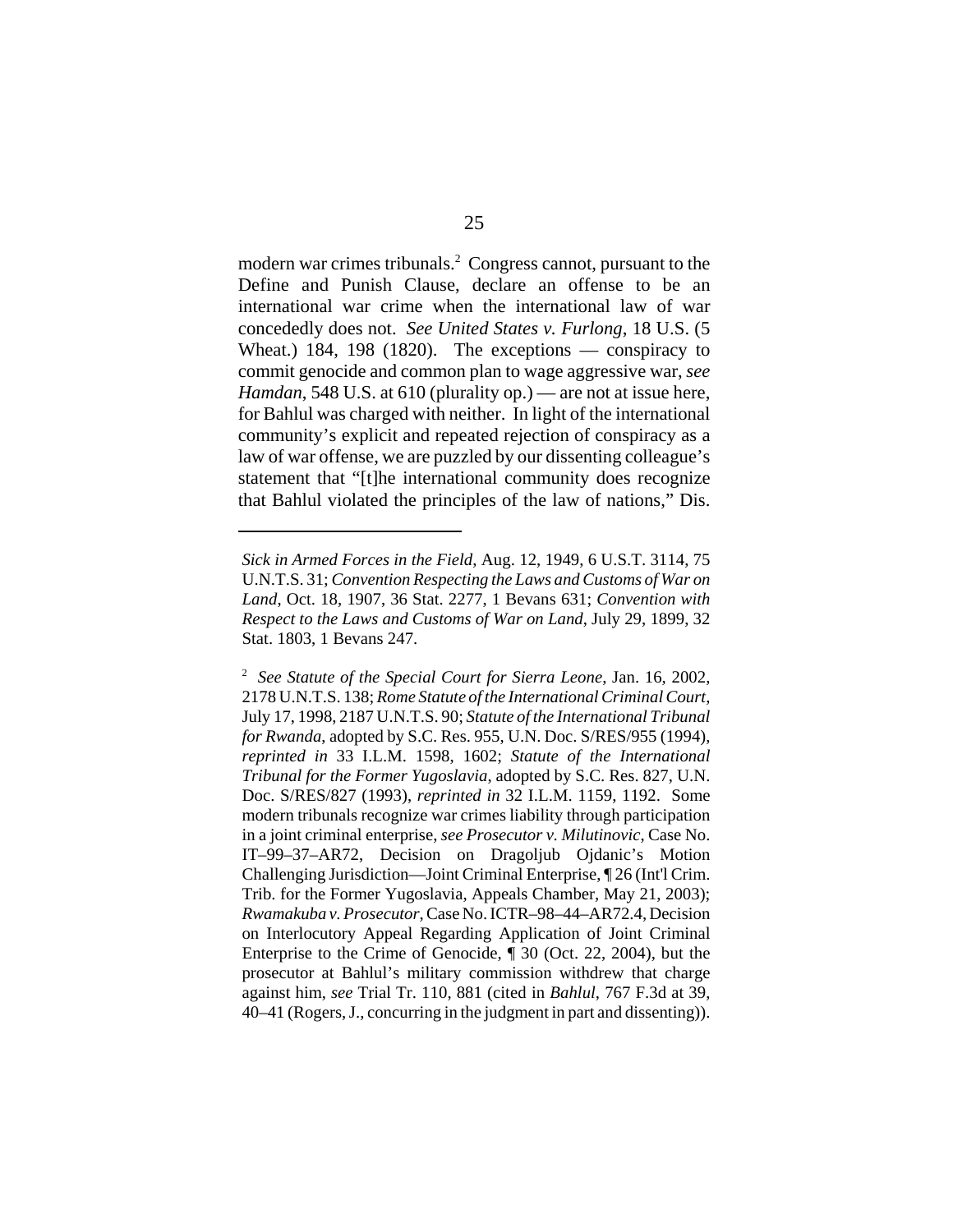modern war crimes tribunals.[2] Congress cannot, pursuant to the Define and Punish Clause, declare an offense to be an international war crime when the international law of war concededly does not. *See United States v. Furlong*, 18 U.S. (5 Wheat.) 184, 198 (1820). The exceptions — conspiracy to commit genocide and common plan to wage aggressive war, *see Hamdan*, 548 U.S. at 610 (plurality op.) — are not at issue here, for Bahlul was charged with neither. In light of the international community's explicit and repeated rejection of conspiracy as a law of war offense, we are puzzled by our dissenting colleague's statement that "[t]he international community does recognize that Bahlul violated the principles of the law of nations," Dis.

---

*Sick in Armed Forces in the Field*, Aug. 12, 1949, 6 U.S.T. 3114, 75 U.N.T.S. 31; *Convention Respecting the Laws and Customs of War on Land*, Oct. 18, 1907, 36 Stat. 2277, 1 Bevans 631; *Convention with Respect to the Laws and Customs of War on Land*, July 29, 1899, 32 Stat. 1803, 1 Bevans 247.

[2] *See Statute of the Special Court for Sierra Leone*, Jan. 16, 2002, 2178 U.N.T.S. 138; *Rome Statute of the International Criminal Court*, July 17, 1998, 2187 U.N.T.S. 90; *Statute of the International Tribunal for Rwanda*, adopted by S.C. Res. 955, U.N. Doc. S/RES/955 (1994), *reprinted in* 33 I.L.M. 1598, 1602; *Statute of the International Tribunal for the Former Yugoslavia*, adopted by S.C. Res. 827, U.N. Doc. S/RES/827 (1993), *reprinted in* 32 I.L.M. 1159, 1192. Some modern tribunals recognize war crimes liability through participation in a joint criminal enterprise, *see Prosecutor v. Milutinovic*, Case No. IT–99–37–AR72, Decision on Dragoljub Ojdanic's Motion Challenging Jurisdiction—Joint Criminal Enterprise, ¶ 26 (Int'l Crim. Trib. for the Former Yugoslavia, Appeals Chamber, May 21, 2003); *Rwamakuba v. Prosecutor*, Case No. ICTR–98–44–AR72.4, Decision on Interlocutory Appeal Regarding Application of Joint Criminal Enterprise to the Crime of Genocide, ¶ 30 (Oct. 22, 2004), but the prosecutor at Bahlul's military commission withdrew that charge against him, *see* Trial Tr. 110, 881 (cited in *Bahlul*, 767 F.3d at 39, 40–41 (Rogers, J., concurring in the judgment in part and dissenting)).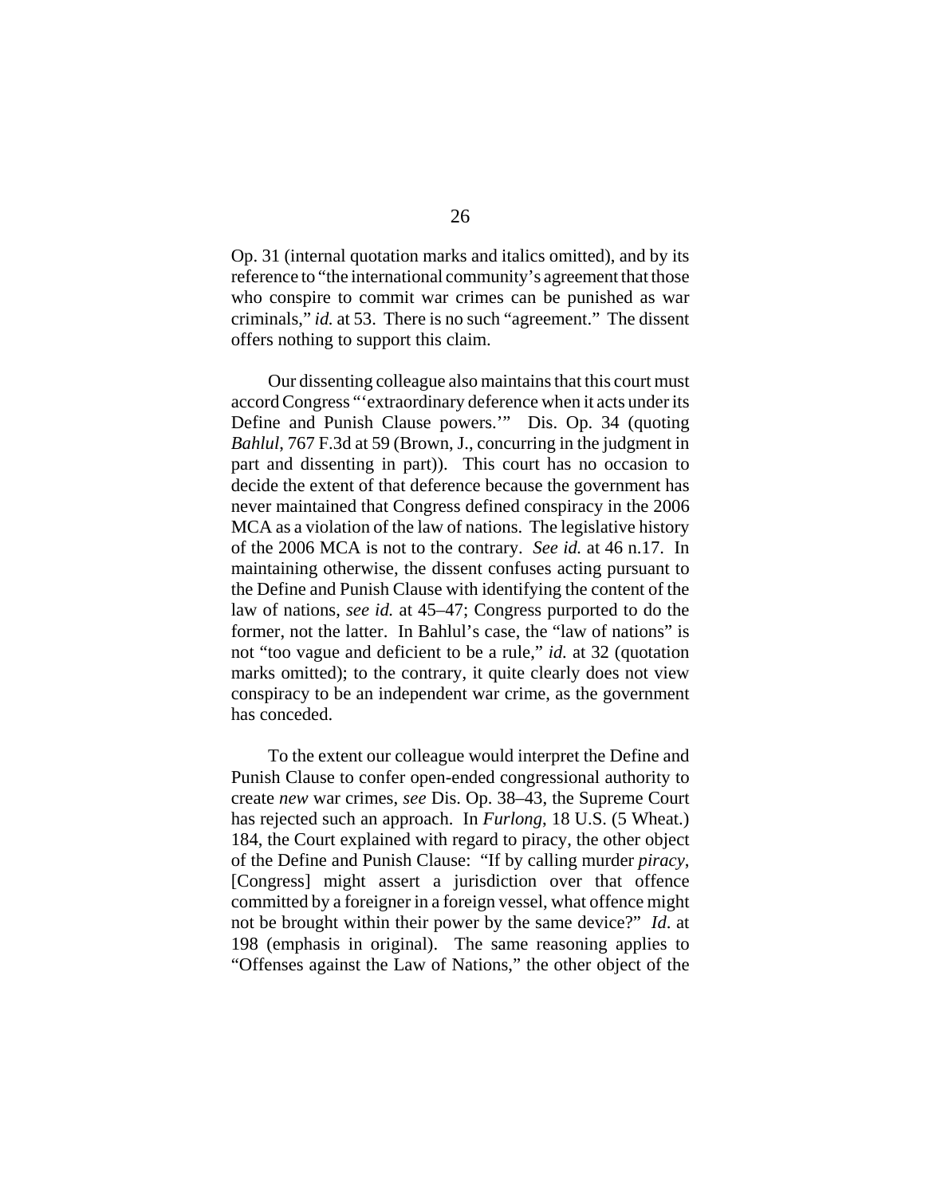Op. 31 (internal quotation marks and italics omitted), and by its reference to "the international community's agreement that those who conspire to commit war crimes can be punished as war criminals," *id.* at 53. There is no such "agreement." The dissent offers nothing to support this claim.

Our dissenting colleague also maintains that this court must accord Congress "'extraordinary deference when it acts under its Define and Punish Clause powers.'" Dis. Op. 34 (quoting *Bahlul*, 767 F.3d at 59 (Brown, J., concurring in the judgment in part and dissenting in part)). This court has no occasion to decide the extent of that deference because the government has never maintained that Congress defined conspiracy in the 2006 MCA as a violation of the law of nations. The legislative history of the 2006 MCA is not to the contrary. *See id.* at 46 n.17. In maintaining otherwise, the dissent confuses acting pursuant to the Define and Punish Clause with identifying the content of the law of nations, *see id.* at 45–47; Congress purported to do the former, not the latter. In Bahlul's case, the "law of nations" is not "too vague and deficient to be a rule," *id.* at 32 (quotation marks omitted); to the contrary, it quite clearly does not view conspiracy to be an independent war crime, as the government has conceded.

To the extent our colleague would interpret the Define and Punish Clause to confer open-ended congressional authority to create *new* war crimes, *see* Dis. Op. 38–43, the Supreme Court has rejected such an approach. In *Furlong*, 18 U.S. (5 Wheat.) 184, the Court explained with regard to piracy, the other object of the Define and Punish Clause: "If by calling murder *piracy*, [Congress] might assert a jurisdiction over that offence committed by a foreigner in a foreign vessel, what offence might not be brought within their power by the same device?" *Id*. at 198 (emphasis in original). The same reasoning applies to "Offenses against the Law of Nations," the other object of the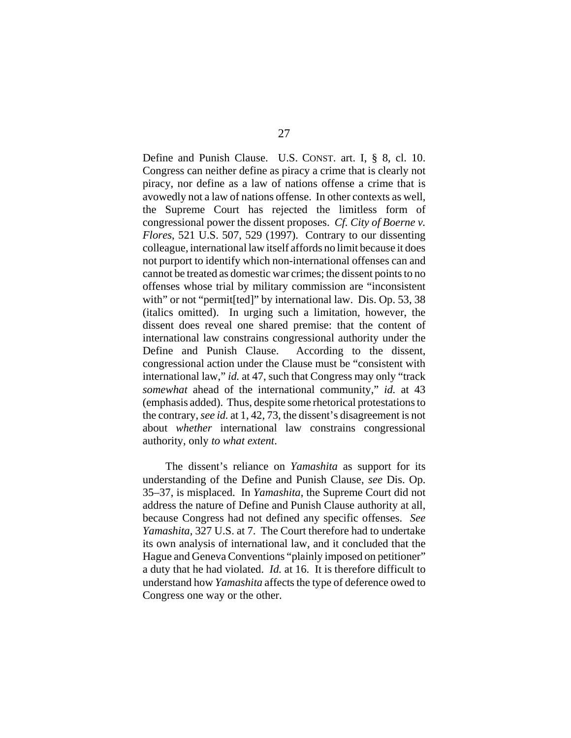Define and Punish Clause. U.S. CONST. art. I, § 8, cl. 10. Congress can neither define as piracy a crime that is clearly not piracy, nor define as a law of nations offense a crime that is avowedly not a law of nations offense. In other contexts as well, the Supreme Court has rejected the limitless form of congressional power the dissent proposes. *Cf. City of Boerne v. Flores*, 521 U.S. 507, 529 (1997). Contrary to our dissenting colleague, international law itself affords no limit because it does not purport to identify which non-international offenses can and cannot be treated as domestic war crimes; the dissent points to no offenses whose trial by military commission are "inconsistent with" or not "permit[ted]" by international law. Dis. Op. 53, 38 (italics omitted). In urging such a limitation, however, the dissent does reveal one shared premise: that the content of international law constrains congressional authority under the Define and Punish Clause. According to the dissent, congressional action under the Clause must be "consistent with international law," *id.* at 47, such that Congress may only "track *somewhat* ahead of the international community," *id.* at 43 (emphasis added). Thus, despite some rhetorical protestations to the contrary, *see id.* at 1, 42, 73, the dissent's disagreement is not about *whether* international law constrains congressional authority, only *to what extent*.

The dissent's reliance on *Yamashita* as support for its understanding of the Define and Punish Clause, *see* Dis. Op. 35–37, is misplaced. In *Yamashita*, the Supreme Court did not address the nature of Define and Punish Clause authority at all, because Congress had not defined any specific offenses. *See Yamashita*, 327 U.S. at 7. The Court therefore had to undertake its own analysis of international law, and it concluded that the Hague and Geneva Conventions "plainly imposed on petitioner" a duty that he had violated. *Id.* at 16. It is therefore difficult to understand how *Yamashita* affects the type of deference owed to Congress one way or the other.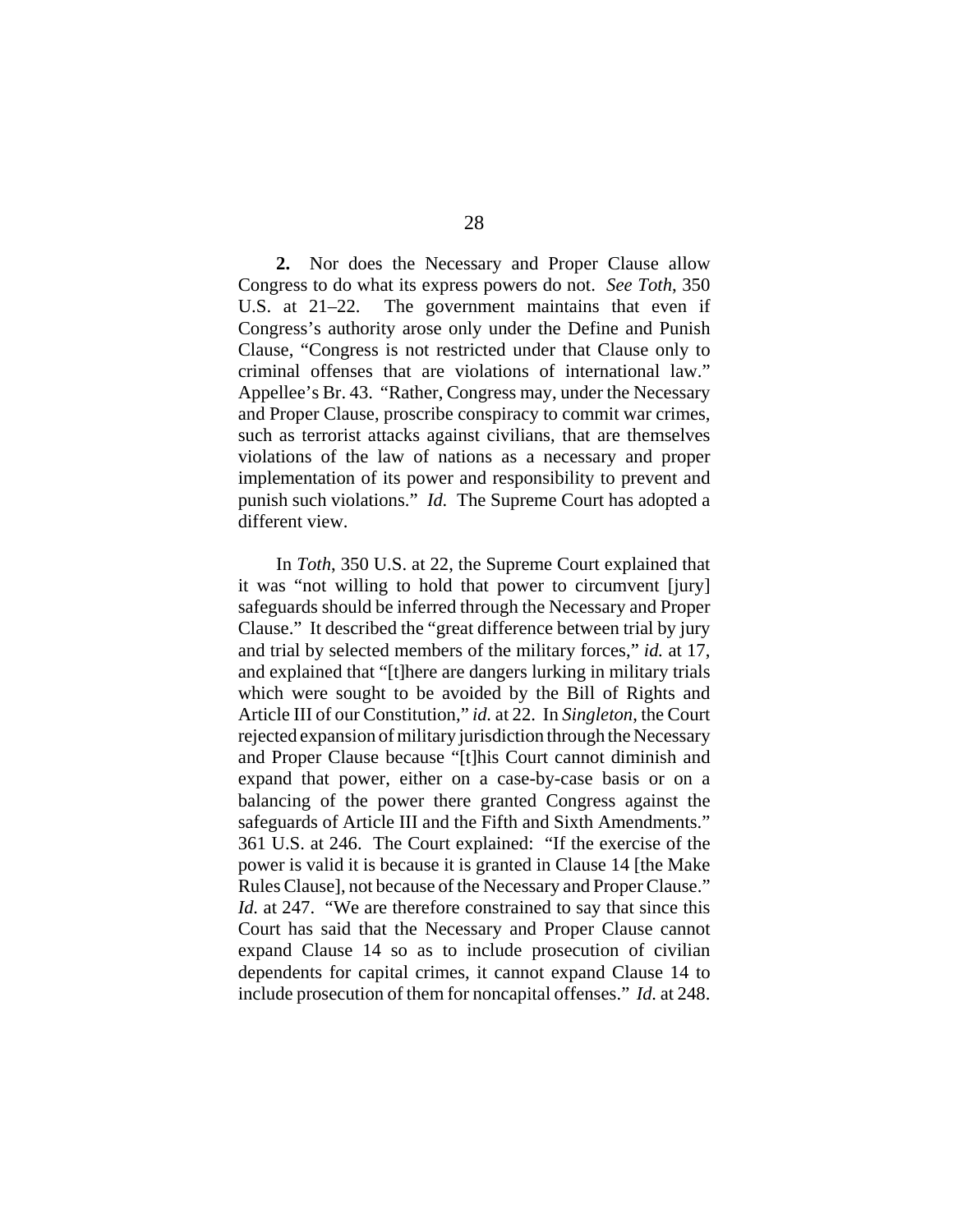**2.** Nor does the Necessary and Proper Clause allow Congress to do what its express powers do not. *See Toth*, 350 U.S. at 21–22. The government maintains that even if Congress's authority arose only under the Define and Punish Clause, "Congress is not restricted under that Clause only to criminal offenses that are violations of international law." Appellee's Br. 43. "Rather, Congress may, under the Necessary and Proper Clause, proscribe conspiracy to commit war crimes, such as terrorist attacks against civilians, that are themselves violations of the law of nations as a necessary and proper implementation of its power and responsibility to prevent and punish such violations." *Id.* The Supreme Court has adopted a different view.

In *Toth*, 350 U.S. at 22, the Supreme Court explained that it was "not willing to hold that power to circumvent [jury] safeguards should be inferred through the Necessary and Proper Clause." It described the "great difference between trial by jury and trial by selected members of the military forces," *id.* at 17, and explained that "[t]here are dangers lurking in military trials which were sought to be avoided by the Bill of Rights and Article III of our Constitution," *id.* at 22. In *Singleton*, the Court rejected expansion of military jurisdiction through the Necessary and Proper Clause because "[t]his Court cannot diminish and expand that power, either on a case-by-case basis or on a balancing of the power there granted Congress against the safeguards of Article III and the Fifth and Sixth Amendments." 361 U.S. at 246. The Court explained: "If the exercise of the power is valid it is because it is granted in Clause 14 [the Make Rules Clause], not because of the Necessary and Proper Clause." *Id.* at 247. "We are therefore constrained to say that since this Court has said that the Necessary and Proper Clause cannot expand Clause 14 so as to include prosecution of civilian dependents for capital crimes, it cannot expand Clause 14 to include prosecution of them for noncapital offenses." *Id.* at 248.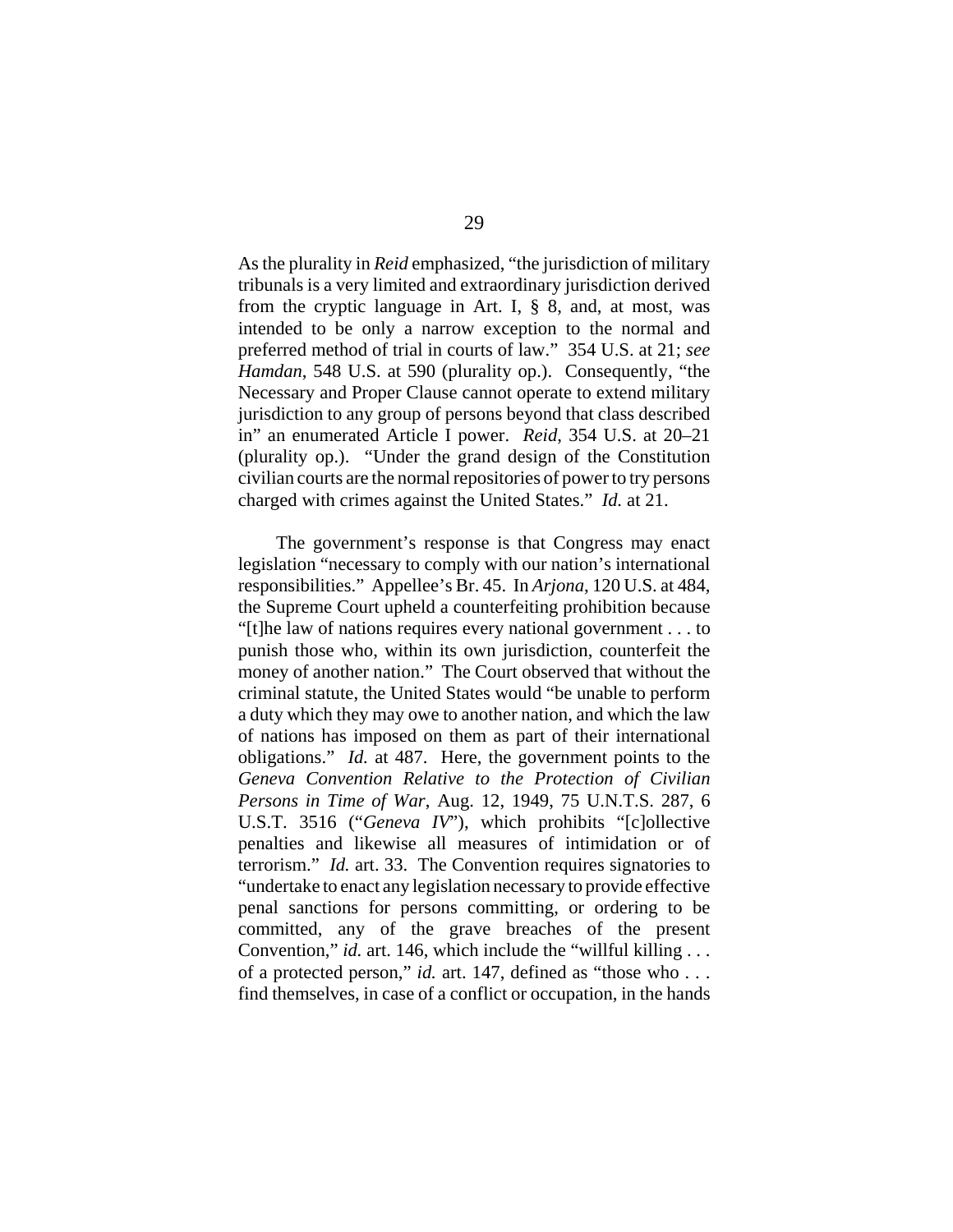As the plurality in *Reid* emphasized, "the jurisdiction of military tribunals is a very limited and extraordinary jurisdiction derived from the cryptic language in Art. I, § 8, and, at most, was intended to be only a narrow exception to the normal and preferred method of trial in courts of law." 354 U.S. at 21; *see Hamdan*, 548 U.S. at 590 (plurality op.). Consequently, "the Necessary and Proper Clause cannot operate to extend military jurisdiction to any group of persons beyond that class described in" an enumerated Article I power. *Reid*, 354 U.S. at 20–21 (plurality op.). "Under the grand design of the Constitution civilian courts are the normal repositories of power to try persons charged with crimes against the United States." *Id.* at 21.

The government's response is that Congress may enact legislation "necessary to comply with our nation's international responsibilities." Appellee's Br. 45. In *Arjona*, 120 U.S. at 484, the Supreme Court upheld a counterfeiting prohibition because "[t]he law of nations requires every national government . . . to punish those who, within its own jurisdiction, counterfeit the money of another nation." The Court observed that without the criminal statute, the United States would "be unable to perform a duty which they may owe to another nation, and which the law of nations has imposed on them as part of their international obligations." *Id.* at 487. Here, the government points to the *Geneva Convention Relative to the Protection of Civilian Persons in Time of War*, Aug. 12, 1949, 75 U.N.T.S. 287, 6 U.S.T. 3516 ("*Geneva IV*"), which prohibits "[c]ollective penalties and likewise all measures of intimidation or of terrorism." *Id.* art. 33. The Convention requires signatories to "undertake to enact any legislation necessary to provide effective penal sanctions for persons committing, or ordering to be committed, any of the grave breaches of the present Convention," *id.* art. 146, which include the "willful killing . . . of a protected person," *id.* art. 147, defined as "those who . . . find themselves, in case of a conflict or occupation, in the hands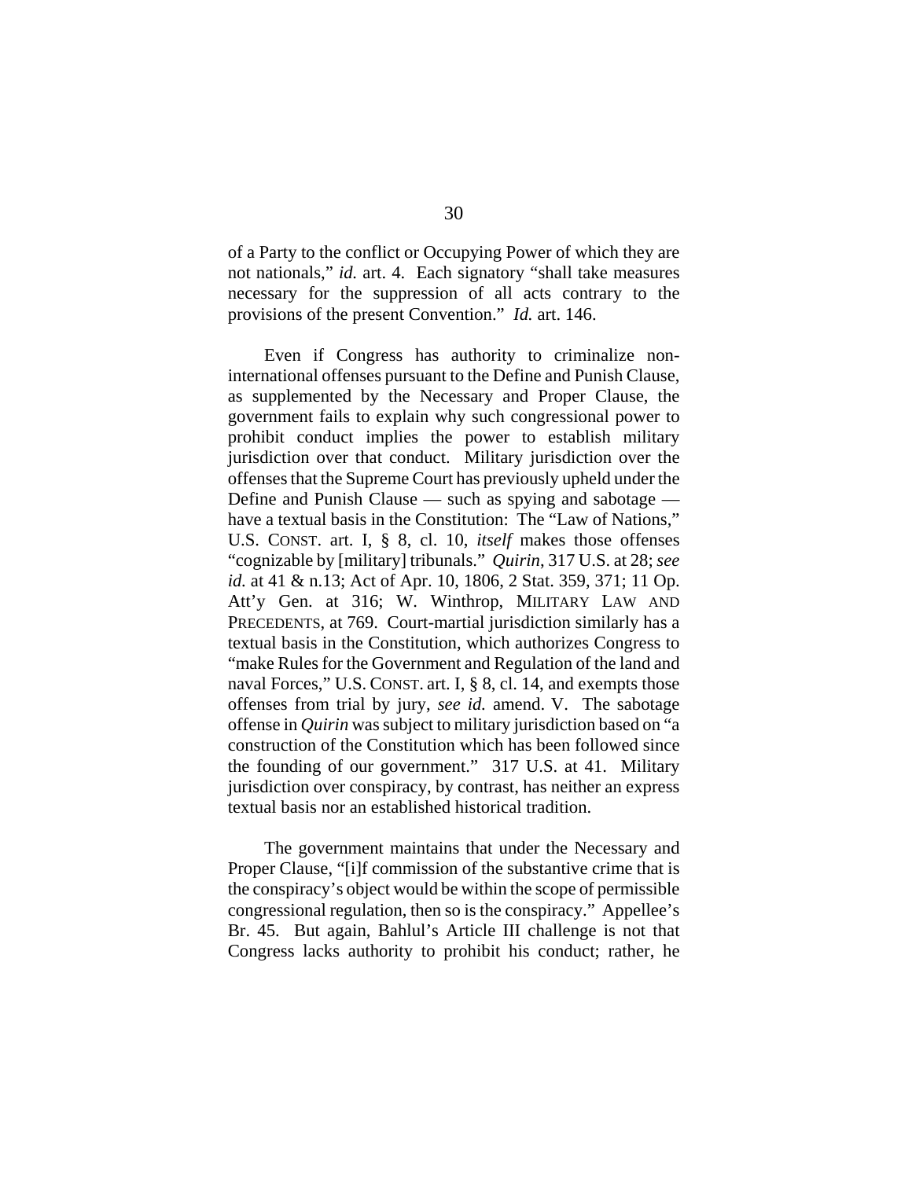of a Party to the conflict or Occupying Power of which they are not nationals," *id.* art. 4. Each signatory "shall take measures necessary for the suppression of all acts contrary to the provisions of the present Convention." *Id.* art. 146.

Even if Congress has authority to criminalize non-international offenses pursuant to the Define and Punish Clause, as supplemented by the Necessary and Proper Clause, the government fails to explain why such congressional power to prohibit conduct implies the power to establish military jurisdiction over that conduct. Military jurisdiction over the offenses that the Supreme Court has previously upheld under the Define and Punish Clause — such as spying and sabotage — have a textual basis in the Constitution: The "Law of Nations," U.S. CONST. art. I, § 8, cl. 10, *itself* makes those offenses "cognizable by [military] tribunals." *Quirin*, 317 U.S. at 28; *see id.* at 41 & n.13; Act of Apr. 10, 1806, 2 Stat. 359, 371; 11 Op. Att'y Gen. at 316; W. Winthrop, MILITARY LAW AND PRECEDENTS, at 769. Court-martial jurisdiction similarly has a textual basis in the Constitution, which authorizes Congress to "make Rules for the Government and Regulation of the land and naval Forces," U.S. CONST. art. I, § 8, cl. 14, and exempts those offenses from trial by jury, *see id.* amend. V. The sabotage offense in *Quirin* was subject to military jurisdiction based on "a construction of the Constitution which has been followed since the founding of our government." 317 U.S. at 41. Military jurisdiction over conspiracy, by contrast, has neither an express textual basis nor an established historical tradition.

The government maintains that under the Necessary and Proper Clause, "[i]f commission of the substantive crime that is the conspiracy's object would be within the scope of permissible congressional regulation, then so is the conspiracy." Appellee's Br. 45. But again, Bahlul's Article III challenge is not that Congress lacks authority to prohibit his conduct; rather, he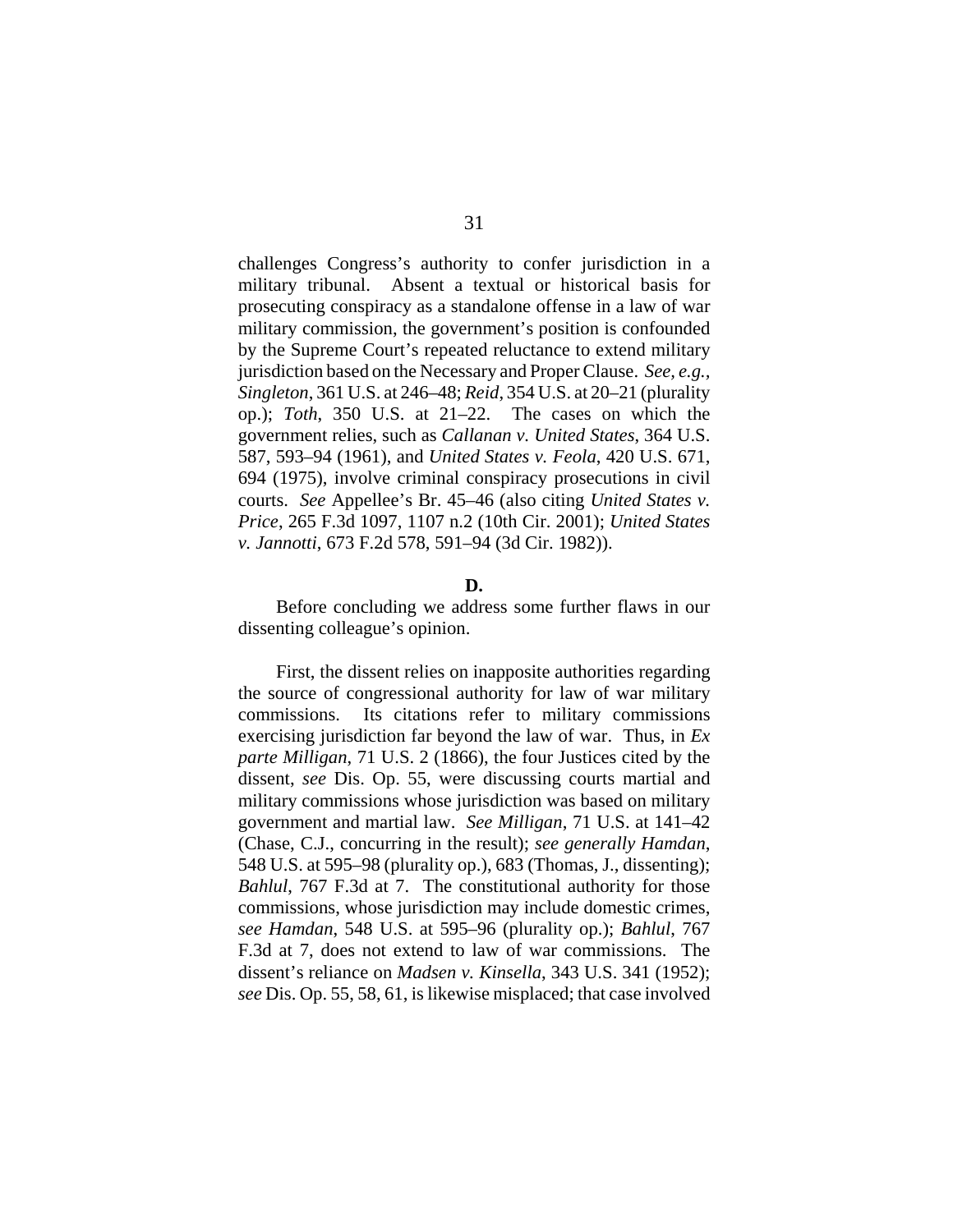challenges Congress's authority to confer jurisdiction in a military tribunal. Absent a textual or historical basis for prosecuting conspiracy as a standalone offense in a law of war military commission, the government's position is confounded by the Supreme Court's repeated reluctance to extend military jurisdiction based on the Necessary and Proper Clause. *See, e.g.*, *Singleton*, 361 U.S. at 246–48; *Reid*, 354 U.S. at 20–21 (plurality op.); *Toth*, 350 U.S. at 21–22. The cases on which the government relies, such as *Callanan v. United States*, 364 U.S. 587, 593–94 (1961), and *United States v. Feola*, 420 U.S. 671, 694 (1975), involve criminal conspiracy prosecutions in civil courts. *See* Appellee's Br. 45–46 (also citing *United States v. Price*, 265 F.3d 1097, 1107 n.2 (10th Cir. 2001); *United States v. Jannotti*, 673 F.2d 578, 591–94 (3d Cir. 1982)).

**D.**

Before concluding we address some further flaws in our dissenting colleague's opinion.

First, the dissent relies on inapposite authorities regarding the source of congressional authority for law of war military commissions. Its citations refer to military commissions exercising jurisdiction far beyond the law of war. Thus, in *Ex parte Milligan*, 71 U.S. 2 (1866), the four Justices cited by the dissent, *see* Dis. Op. 55, were discussing courts martial and military commissions whose jurisdiction was based on military government and martial law. *See Milligan*, 71 U.S. at 141–42 (Chase, C.J., concurring in the result); *see generally Hamdan*, 548 U.S. at 595–98 (plurality op.), 683 (Thomas, J., dissenting); *Bahlul*, 767 F.3d at 7. The constitutional authority for those commissions, whose jurisdiction may include domestic crimes, *see Hamdan*, 548 U.S. at 595–96 (plurality op.); *Bahlul*, 767 F.3d at 7, does not extend to law of war commissions. The dissent's reliance on *Madsen v. Kinsella*, 343 U.S. 341 (1952); *see* Dis. Op. 55, 58, 61, is likewise misplaced; that case involved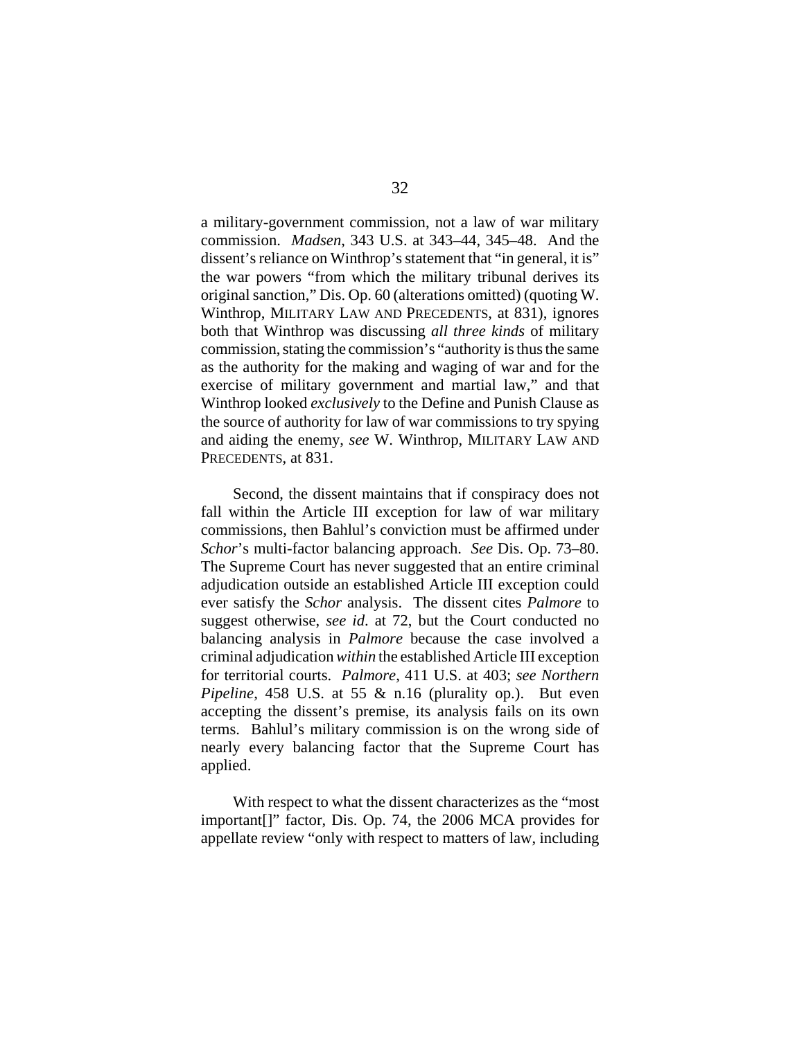a military-government commission, not a law of war military commission. *Madsen*, 343 U.S. at 343–44, 345–48. And the dissent's reliance on Winthrop's statement that "in general, it is" the war powers "from which the military tribunal derives its original sanction," Dis. Op. 60 (alterations omitted) (quoting W. Winthrop, MILITARY LAW AND PRECEDENTS, at 831), ignores both that Winthrop was discussing *all three kinds* of military commission, stating the commission's "authority is thus the same as the authority for the making and waging of war and for the exercise of military government and martial law," and that Winthrop looked *exclusively* to the Define and Punish Clause as the source of authority for law of war commissions to try spying and aiding the enemy, *see* W. Winthrop, MILITARY LAW AND PRECEDENTS, at 831.

Second, the dissent maintains that if conspiracy does not fall within the Article III exception for law of war military commissions, then Bahlul's conviction must be affirmed under *Schor*'s multi-factor balancing approach. *See* Dis. Op. 73–80. The Supreme Court has never suggested that an entire criminal adjudication outside an established Article III exception could ever satisfy the *Schor* analysis. The dissent cites *Palmore* to suggest otherwise, *see id.* at 72, but the Court conducted no balancing analysis in *Palmore* because the case involved a criminal adjudication *within* the established Article III exception for territorial courts. *Palmore*, 411 U.S. at 403; *see Northern Pipeline*, 458 U.S. at 55 & n.16 (plurality op.). But even accepting the dissent's premise, its analysis fails on its own terms. Bahlul's military commission is on the wrong side of nearly every balancing factor that the Supreme Court has applied.

With respect to what the dissent characterizes as the "most important[]" factor, Dis. Op. 74, the 2006 MCA provides for appellate review "only with respect to matters of law, including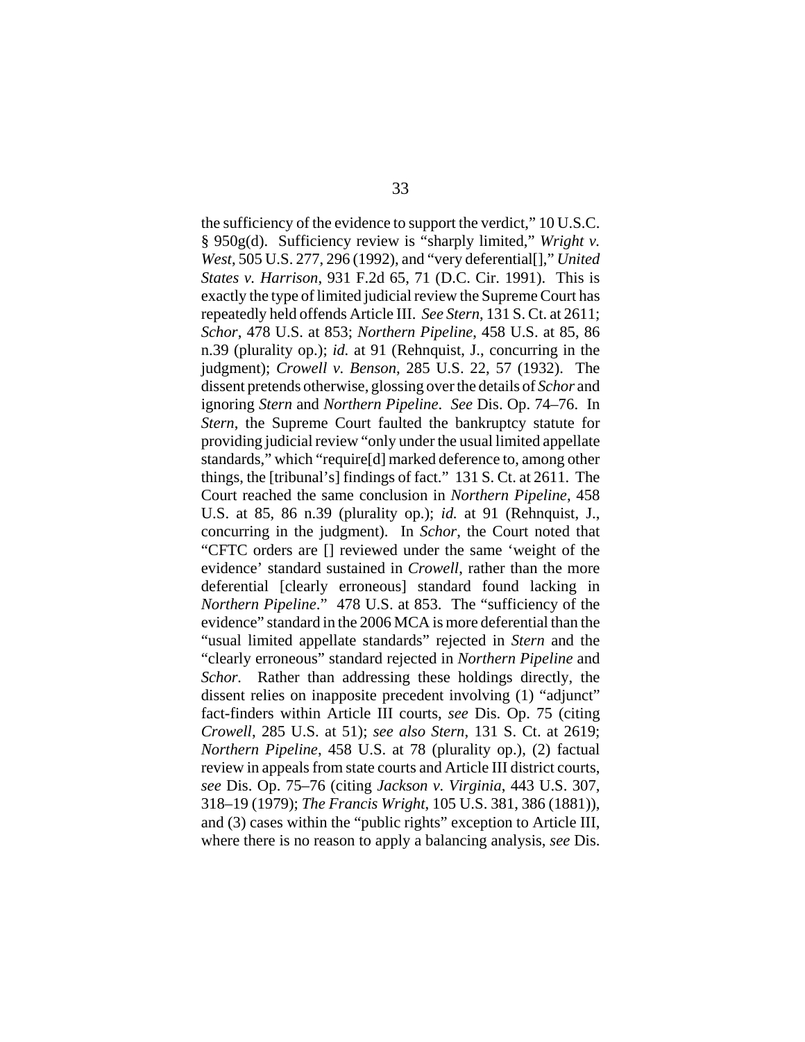the sufficiency of the evidence to support the verdict," 10 U.S.C. § 950g(d). Sufficiency review is "sharply limited," *Wright v. West*, 505 U.S. 277, 296 (1992), and "very deferential[]," *United States v. Harrison*, 931 F.2d 65, 71 (D.C. Cir. 1991). This is exactly the type of limited judicial review the Supreme Court has repeatedly held offends Article III. *See Stern*, 131 S. Ct. at 2611; *Schor*, 478 U.S. at 853; *Northern Pipeline*, 458 U.S. at 85, 86 n.39 (plurality op.); *id.* at 91 (Rehnquist, J., concurring in the judgment); *Crowell v. Benson*, 285 U.S. 22, 57 (1932). The dissent pretends otherwise, glossing over the details of *Schor* and ignoring *Stern* and *Northern Pipeline*. *See* Dis. Op. 74–76. In *Stern*, the Supreme Court faulted the bankruptcy statute for providing judicial review "only under the usual limited appellate standards," which "require[d] marked deference to, among other things, the [tribunal's] findings of fact." 131 S. Ct. at 2611. The Court reached the same conclusion in *Northern Pipeline*, 458 U.S. at 85, 86 n.39 (plurality op.); *id.* at 91 (Rehnquist, J., concurring in the judgment). In *Schor*, the Court noted that "CFTC orders are [] reviewed under the same 'weight of the evidence' standard sustained in *Crowell*, rather than the more deferential [clearly erroneous] standard found lacking in *Northern Pipeline*." 478 U.S. at 853. The "sufficiency of the evidence" standard in the 2006 MCA is more deferential than the "usual limited appellate standards" rejected in *Stern* and the "clearly erroneous" standard rejected in *Northern Pipeline* and *Schor.* Rather than addressing these holdings directly, the dissent relies on inapposite precedent involving (1) "adjunct" fact-finders within Article III courts, *see* Dis. Op. 75 (citing *Crowell*, 285 U.S. at 51); *see also Stern*, 131 S. Ct. at 2619; *Northern Pipeline*, 458 U.S. at 78 (plurality op.), (2) factual review in appeals from state courts and Article III district courts, *see* Dis. Op. 75–76 (citing *Jackson v. Virginia*, 443 U.S. 307, 318–19 (1979); *The Francis Wright*, 105 U.S. 381, 386 (1881)), and (3) cases within the "public rights" exception to Article III, where there is no reason to apply a balancing analysis, *see* Dis.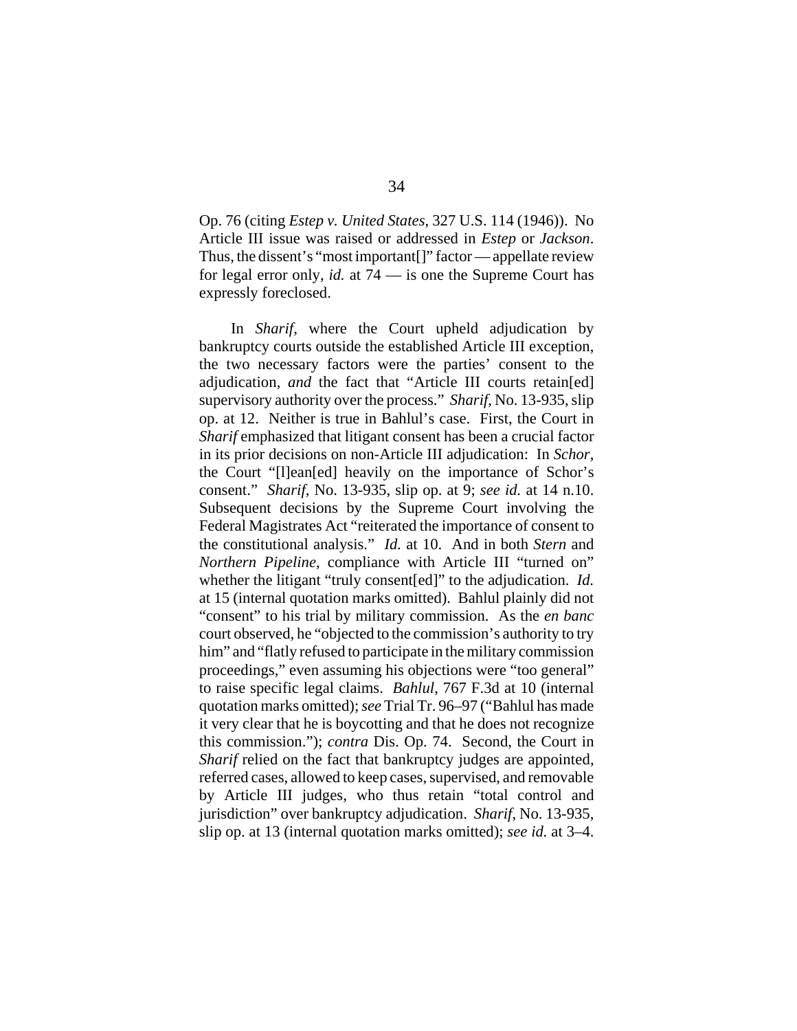Op. 76 (citing *Estep v. United States*, 327 U.S. 114 (1946)). No Article III issue was raised or addressed in *Estep* or *Jackson*. Thus, the dissent's "most important[]" factor — appellate review for legal error only, *id.* at 74 — is one the Supreme Court has expressly foreclosed.

In *Sharif*, where the Court upheld adjudication by bankruptcy courts outside the established Article III exception, the two necessary factors were the parties' consent to the adjudication, *and* the fact that "Article III courts retain[ed] supervisory authority over the process." *Sharif*, No. 13-935, slip op. at 12. Neither is true in Bahlul's case. First, the Court in *Sharif* emphasized that litigant consent has been a crucial factor in its prior decisions on non-Article III adjudication: In *Schor*, the Court "[l]ean[ed] heavily on the importance of Schor's consent." *Sharif*, No. 13-935, slip op. at 9; *see id.* at 14 n.10. Subsequent decisions by the Supreme Court involving the Federal Magistrates Act "reiterated the importance of consent to the constitutional analysis." *Id.* at 10. And in both *Stern* and *Northern Pipeline*, compliance with Article III "turned on" whether the litigant "truly consent[ed]" to the adjudication. *Id.* at 15 (internal quotation marks omitted). Bahlul plainly did not "consent" to his trial by military commission. As the *en banc* court observed, he "objected to the commission's authority to try him" and "flatly refused to participate in the military commission proceedings," even assuming his objections were "too general" to raise specific legal claims. *Bahlul*, 767 F.3d at 10 (internal quotation marks omitted); *see* Trial Tr. 96–97 ("Bahlul has made it very clear that he is boycotting and that he does not recognize this commission."); *contra* Dis. Op. 74. Second, the Court in *Sharif* relied on the fact that bankruptcy judges are appointed, referred cases, allowed to keep cases, supervised, and removable by Article III judges, who thus retain "total control and jurisdiction" over bankruptcy adjudication. *Sharif*, No. 13-935, slip op. at 13 (internal quotation marks omitted); *see id.* at 3–4.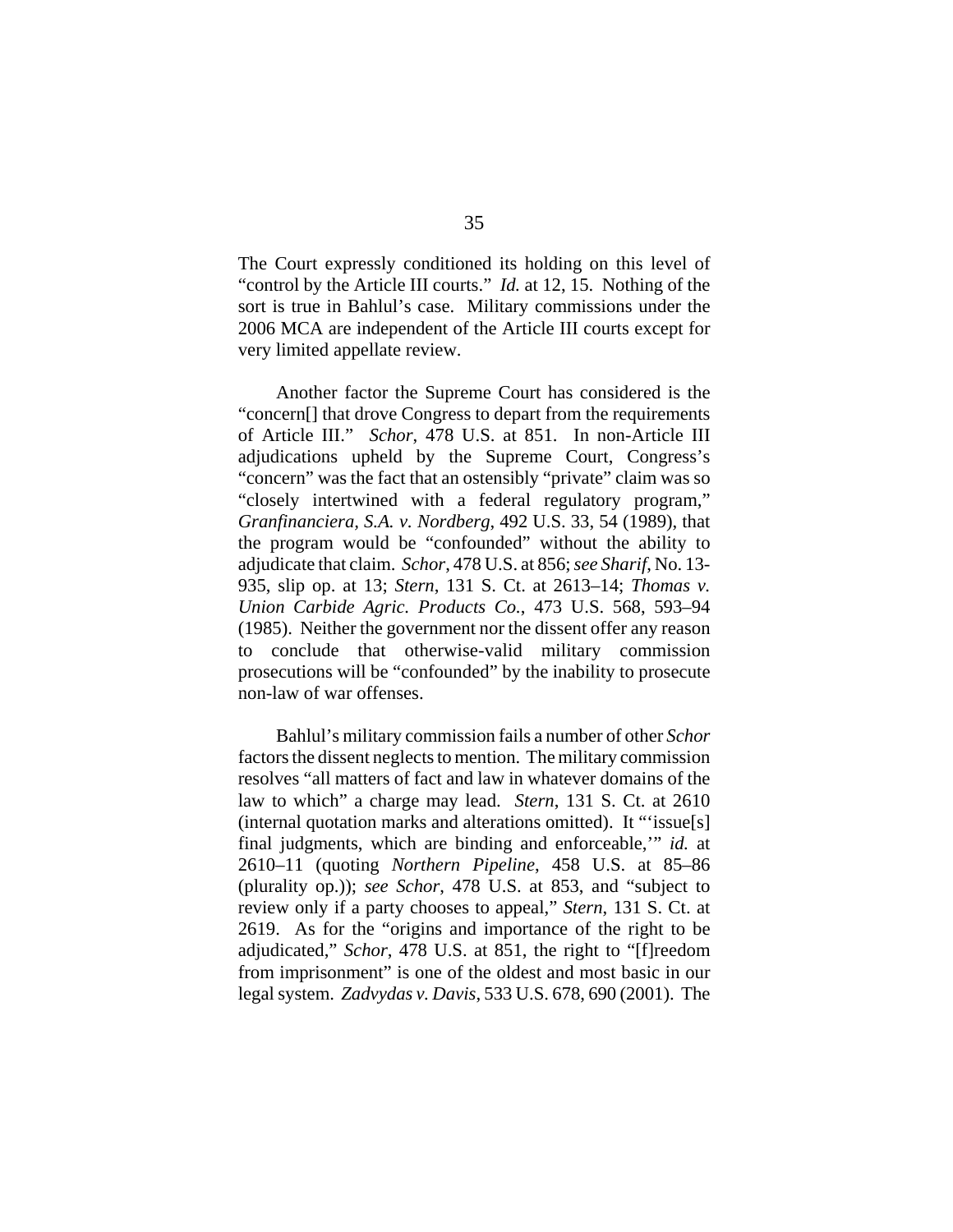The Court expressly conditioned its holding on this level of "control by the Article III courts." *Id.* at 12, 15. Nothing of the sort is true in Bahlul's case. Military commissions under the 2006 MCA are independent of the Article III courts except for very limited appellate review.

Another factor the Supreme Court has considered is the "concern[] that drove Congress to depart from the requirements of Article III." *Schor*, 478 U.S. at 851. In non-Article III adjudications upheld by the Supreme Court, Congress's "concern" was the fact that an ostensibly "private" claim was so "closely intertwined with a federal regulatory program," *Granfinanciera, S.A. v. Nordberg*, 492 U.S. 33, 54 (1989), that the program would be "confounded" without the ability to adjudicate that claim. *Schor*, 478 U.S. at 856; *see Sharif*, No. 13-935, slip op. at 13; *Stern*, 131 S. Ct. at 2613–14; *Thomas v. Union Carbide Agric. Products Co.*, 473 U.S. 568, 593–94 (1985). Neither the government nor the dissent offer any reason to conclude that otherwise-valid military commission prosecutions will be "confounded" by the inability to prosecute non-law of war offenses.

Bahlul's military commission fails a number of other *Schor* factors the dissent neglects to mention. The military commission resolves "all matters of fact and law in whatever domains of the law to which" a charge may lead. *Stern*, 131 S. Ct. at 2610 (internal quotation marks and alterations omitted). It "'issue[s] final judgments, which are binding and enforceable,'" *id.* at 2610–11 (quoting *Northern Pipeline*, 458 U.S. at 85–86 (plurality op.)); *see Schor*, 478 U.S. at 853, and "subject to review only if a party chooses to appeal," *Stern*, 131 S. Ct. at 2619. As for the "origins and importance of the right to be adjudicated," *Schor*, 478 U.S. at 851, the right to "[f]reedom from imprisonment" is one of the oldest and most basic in our legal system. *Zadvydas v. Davis*, 533 U.S. 678, 690 (2001). The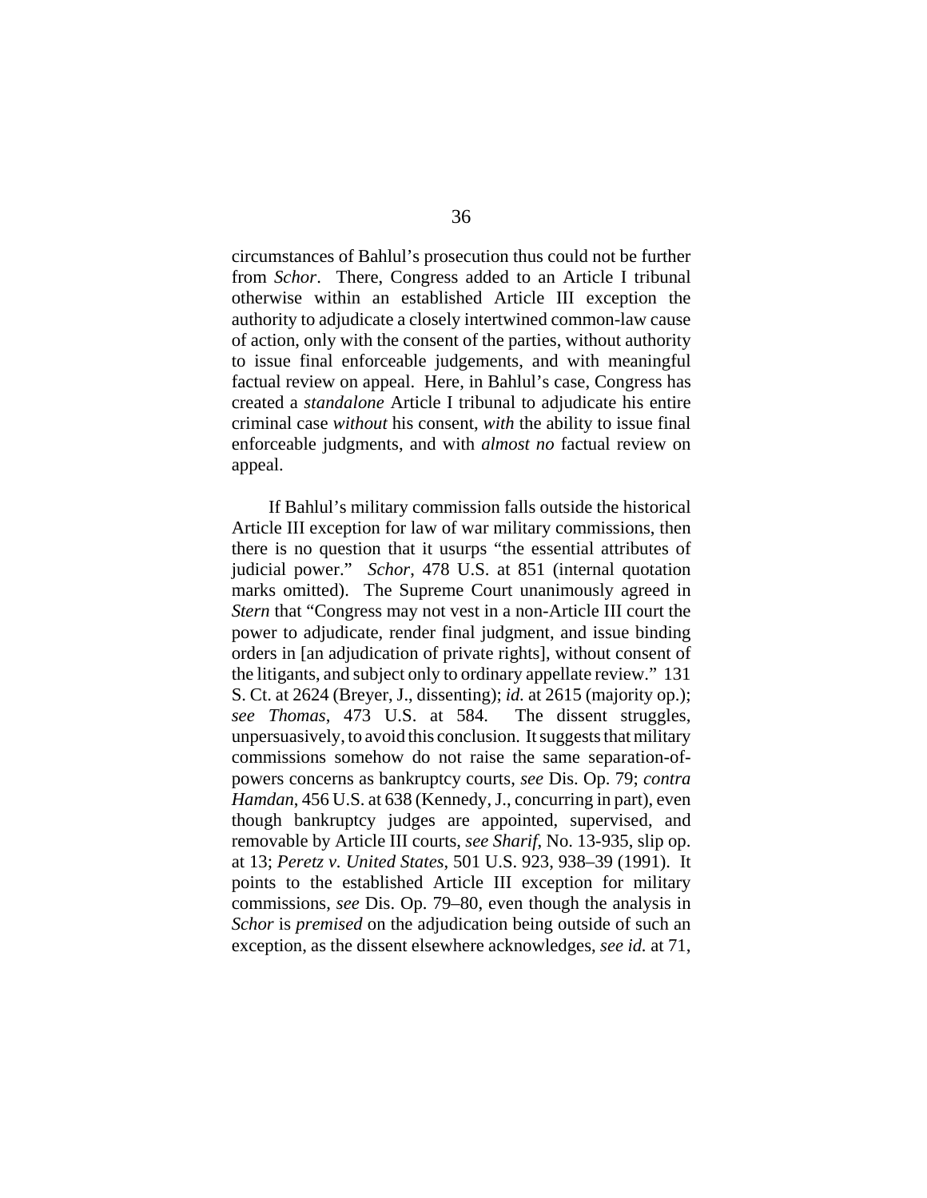circumstances of Bahlul's prosecution thus could not be further from *Schor*. There, Congress added to an Article I tribunal otherwise within an established Article III exception the authority to adjudicate a closely intertwined common-law cause of action, only with the consent of the parties, without authority to issue final enforceable judgements, and with meaningful factual review on appeal. Here, in Bahlul's case, Congress has created a *standalone* Article I tribunal to adjudicate his entire criminal case *without* his consent, *with* the ability to issue final enforceable judgments, and with *almost no* factual review on appeal.

If Bahlul's military commission falls outside the historical Article III exception for law of war military commissions, then there is no question that it usurps "the essential attributes of judicial power." *Schor*, 478 U.S. at 851 (internal quotation marks omitted). The Supreme Court unanimously agreed in *Stern* that "Congress may not vest in a non-Article III court the power to adjudicate, render final judgment, and issue binding orders in [an adjudication of private rights], without consent of the litigants, and subject only to ordinary appellate review." 131 S. Ct. at 2624 (Breyer, J., dissenting); *id.* at 2615 (majority op.); *see Thomas*, 473 U.S. at 584. The dissent struggles, unpersuasively, to avoid this conclusion. It suggests that military commissions somehow do not raise the same separation-of-powers concerns as bankruptcy courts, *see* Dis. Op. 79; *contra Hamdan*, 456 U.S. at 638 (Kennedy, J., concurring in part), even though bankruptcy judges are appointed, supervised, and removable by Article III courts, *see Sharif*, No. 13-935, slip op. at 13; *Peretz v. United States*, 501 U.S. 923, 938–39 (1991). It points to the established Article III exception for military commissions, *see* Dis. Op. 79–80, even though the analysis in *Schor* is *premised* on the adjudication being outside of such an exception, as the dissent elsewhere acknowledges, *see id.* at 71,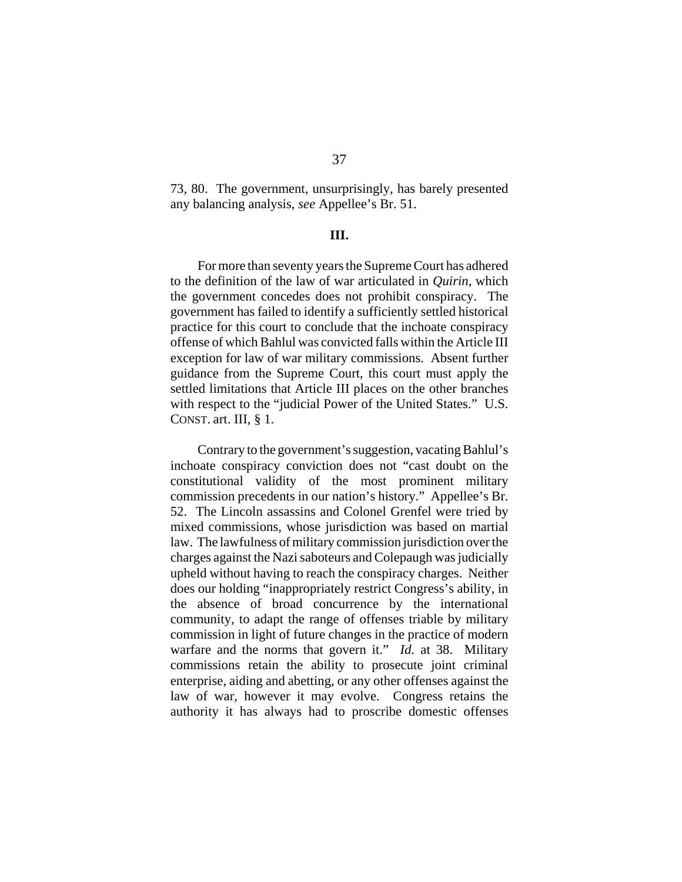73, 80. The government, unsurprisingly, has barely presented any balancing analysis, *see* Appellee's Br. 51.

**III.**

For more than seventy years the Supreme Court has adhered to the definition of the law of war articulated in *Quirin*, which the government concedes does not prohibit conspiracy. The government has failed to identify a sufficiently settled historical practice for this court to conclude that the inchoate conspiracy offense of which Bahlul was convicted falls within the Article III exception for law of war military commissions. Absent further guidance from the Supreme Court, this court must apply the settled limitations that Article III places on the other branches with respect to the "judicial Power of the United States." U.S. CONST. art. III, § 1.

Contrary to the government's suggestion, vacating Bahlul's inchoate conspiracy conviction does not "cast doubt on the constitutional validity of the most prominent military commission precedents in our nation's history." Appellee's Br. 52. The Lincoln assassins and Colonel Grenfel were tried by mixed commissions, whose jurisdiction was based on martial law. The lawfulness of military commission jurisdiction over the charges against the Nazi saboteurs and Colepaugh was judicially upheld without having to reach the conspiracy charges. Neither does our holding "inappropriately restrict Congress's ability, in the absence of broad concurrence by the international community, to adapt the range of offenses triable by military commission in light of future changes in the practice of modern warfare and the norms that govern it." *Id.* at 38. Military commissions retain the ability to prosecute joint criminal enterprise, aiding and abetting, or any other offenses against the law of war, however it may evolve. Congress retains the authority it has always had to proscribe domestic offenses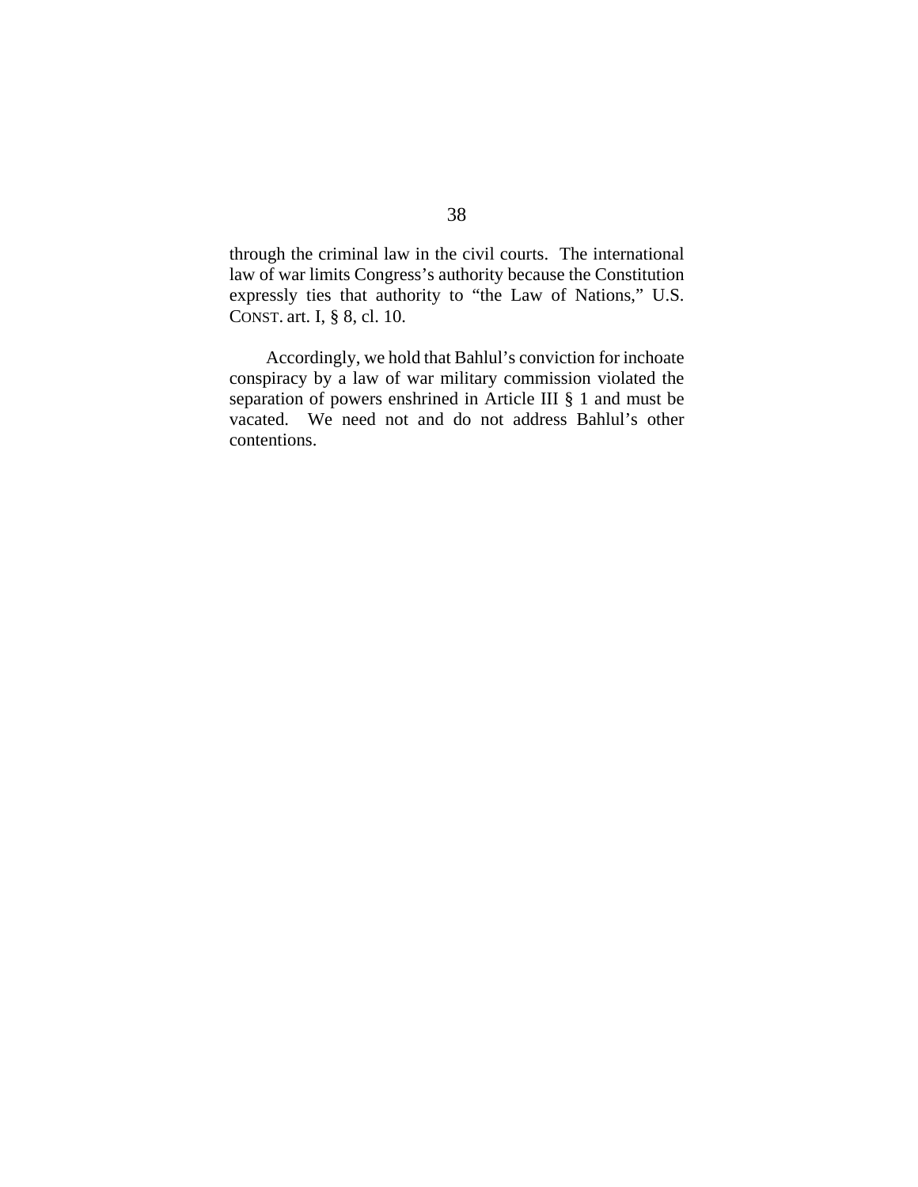through the criminal law in the civil courts. The international law of war limits Congress's authority because the Constitution expressly ties that authority to "the Law of Nations," U.S. CONST. art. I, § 8, cl. 10.

Accordingly, we hold that Bahlul's conviction for inchoate conspiracy by a law of war military commission violated the separation of powers enshrined in Article III § 1 and must be vacated. We need not and do not address Bahlul's other contentions.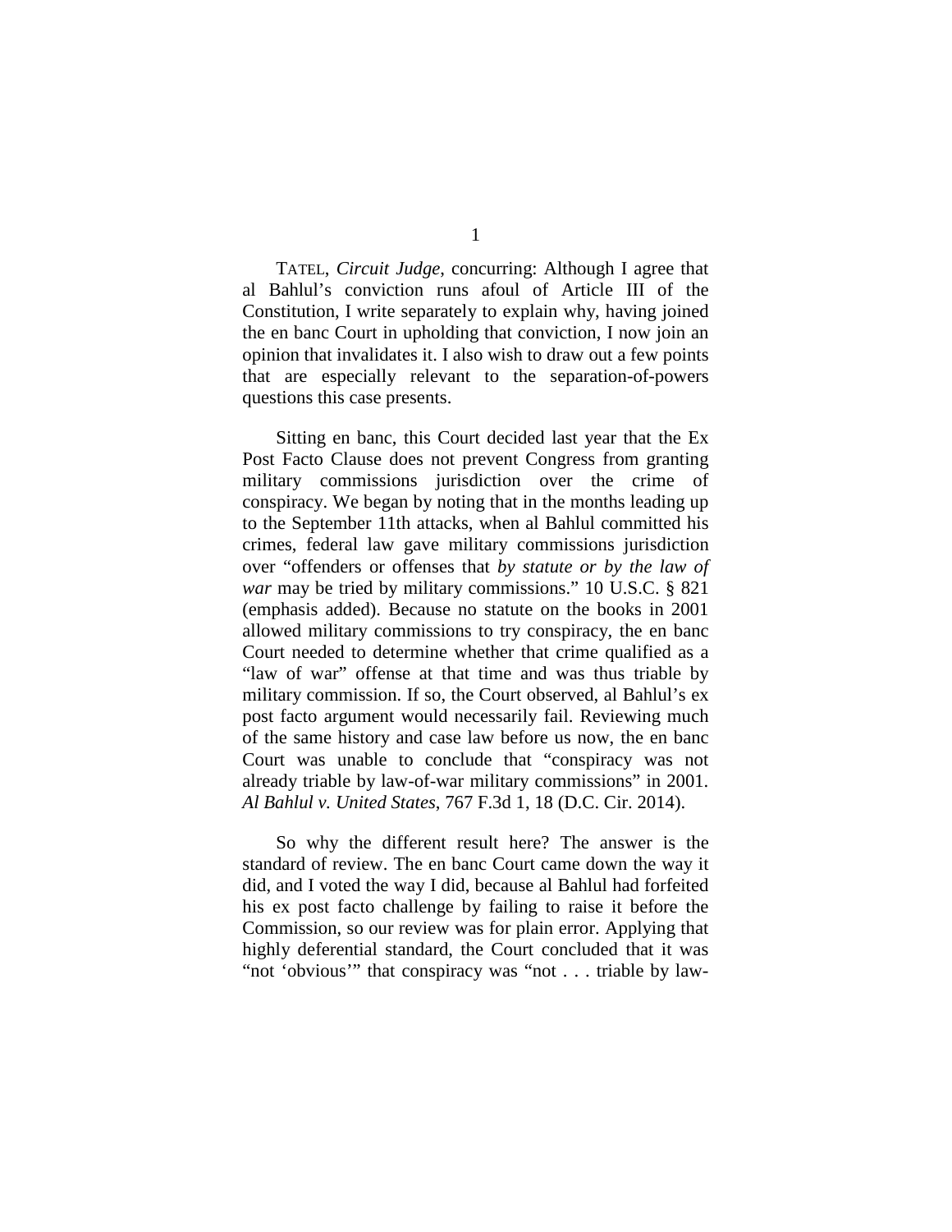TATEL, *Circuit Judge*, concurring: Although I agree that al Bahlul's conviction runs afoul of Article III of the Constitution, I write separately to explain why, having joined the en banc Court in upholding that conviction, I now join an opinion that invalidates it. I also wish to draw out a few points that are especially relevant to the separation-of-powers questions this case presents.

Sitting en banc, this Court decided last year that the Ex Post Facto Clause does not prevent Congress from granting military commissions jurisdiction over the crime of conspiracy. We began by noting that in the months leading up to the September 11th attacks, when al Bahlul committed his crimes, federal law gave military commissions jurisdiction over "offenders or offenses that *by statute or by the law of war* may be tried by military commissions." 10 U.S.C. § 821 (emphasis added). Because no statute on the books in 2001 allowed military commissions to try conspiracy, the en banc Court needed to determine whether that crime qualified as a "law of war" offense at that time and was thus triable by military commission. If so, the Court observed, al Bahlul's ex post facto argument would necessarily fail. Reviewing much of the same history and case law before us now, the en banc Court was unable to conclude that "conspiracy was not already triable by law-of-war military commissions" in 2001. *Al Bahlul v. United States*, 767 F.3d 1, 18 (D.C. Cir. 2014).

So why the different result here? The answer is the standard of review. The en banc Court came down the way it did, and I voted the way I did, because al Bahlul had forfeited his ex post facto challenge by failing to raise it before the Commission, so our review was for plain error. Applying that highly deferential standard, the Court concluded that it was "not 'obvious'" that conspiracy was "not . . . triable by law-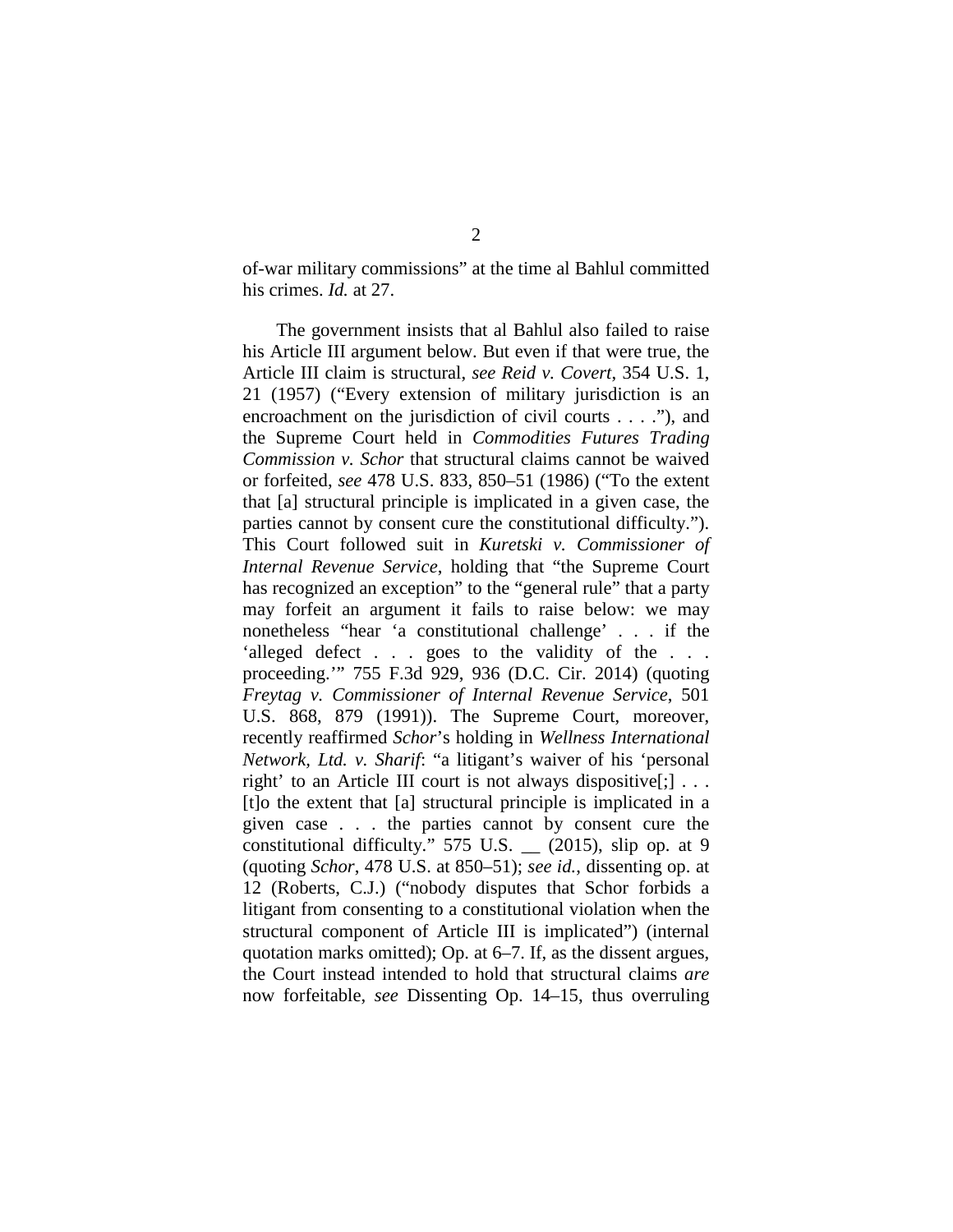of-war military commissions" at the time al Bahlul committed his crimes. *Id.* at 27.

The government insists that al Bahlul also failed to raise his Article III argument below. But even if that were true, the Article III claim is structural, *see Reid v. Covert*, 354 U.S. 1, 21 (1957) ("Every extension of military jurisdiction is an encroachment on the jurisdiction of civil courts . . . ."), and the Supreme Court held in *Commodities Futures Trading Commission v. Schor* that structural claims cannot be waived or forfeited, *see* 478 U.S. 833, 850–51 (1986) ("To the extent that [a] structural principle is implicated in a given case, the parties cannot by consent cure the constitutional difficulty."). This Court followed suit in *Kuretski v. Commissioner of Internal Revenue Service*, holding that "the Supreme Court has recognized an exception" to the "general rule" that a party may forfeit an argument it fails to raise below: we may nonetheless "hear 'a constitutional challenge' . . . if the 'alleged defect . . . goes to the validity of the . . . proceeding.'" 755 F.3d 929, 936 (D.C. Cir. 2014) (quoting *Freytag v. Commissioner of Internal Revenue Service*, 501 U.S. 868, 879 (1991)). The Supreme Court, moreover, recently reaffirmed *Schor*'s holding in *Wellness International Network, Ltd. v. Sharif*: "a litigant's waiver of his 'personal right' to an Article III court is not always dispositive[;] . . . [t]o the extent that [a] structural principle is implicated in a given case . . . the parties cannot by consent cure the constitutional difficulty." 575 U.S. __ (2015), slip op. at 9 (quoting *Schor*, 478 U.S. at 850–51); *see id.*, dissenting op. at 12 (Roberts, C.J.) ("nobody disputes that Schor forbids a litigant from consenting to a constitutional violation when the structural component of Article III is implicated") (internal quotation marks omitted); Op. at 6–7. If, as the dissent argues, the Court instead intended to hold that structural claims *are* now forfeitable, *see* Dissenting Op. 14–15, thus overruling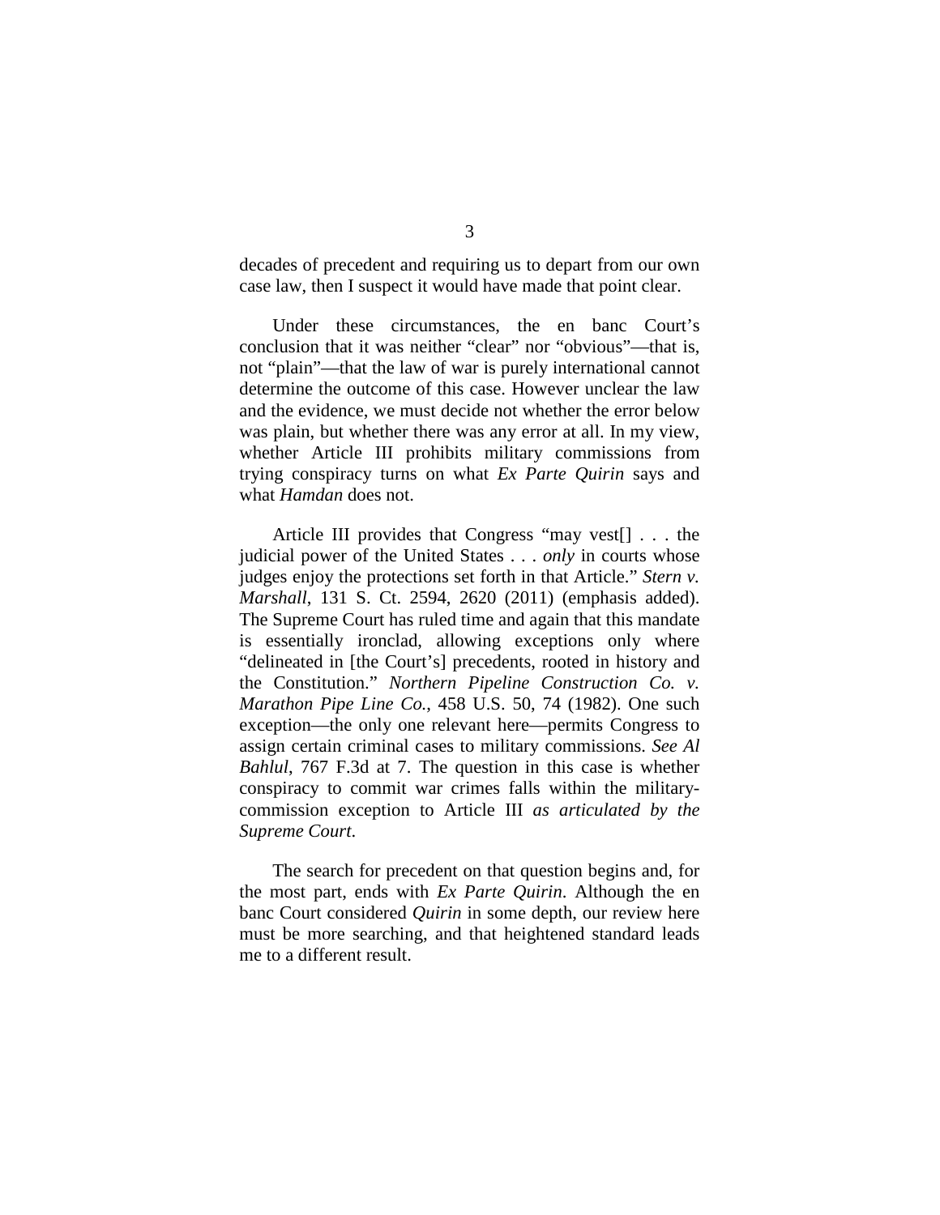decades of precedent and requiring us to depart from our own case law, then I suspect it would have made that point clear.

Under these circumstances, the en banc Court's conclusion that it was neither "clear" nor "obvious"—that is, not "plain"—that the law of war is purely international cannot determine the outcome of this case. However unclear the law and the evidence, we must decide not whether the error below was plain, but whether there was any error at all. In my view, whether Article III prohibits military commissions from trying conspiracy turns on what *Ex Parte Quirin* says and what *Hamdan* does not.

Article III provides that Congress "may vest[] . . . the judicial power of the United States . . . *only* in courts whose judges enjoy the protections set forth in that Article." *Stern v. Marshall*, 131 S. Ct. 2594, 2620 (2011) (emphasis added). The Supreme Court has ruled time and again that this mandate is essentially ironclad, allowing exceptions only where "delineated in [the Court's] precedents, rooted in history and the Constitution." *Northern Pipeline Construction Co. v. Marathon Pipe Line Co.*, 458 U.S. 50, 74 (1982). One such exception—the only one relevant here—permits Congress to assign certain criminal cases to military commissions. *See Al Bahlul*, 767 F.3d at 7. The question in this case is whether conspiracy to commit war crimes falls within the military-commission exception to Article III *as articulated by the Supreme Court*.

The search for precedent on that question begins and, for the most part, ends with *Ex Parte Quirin*. Although the en banc Court considered *Quirin* in some depth, our review here must be more searching, and that heightened standard leads me to a different result.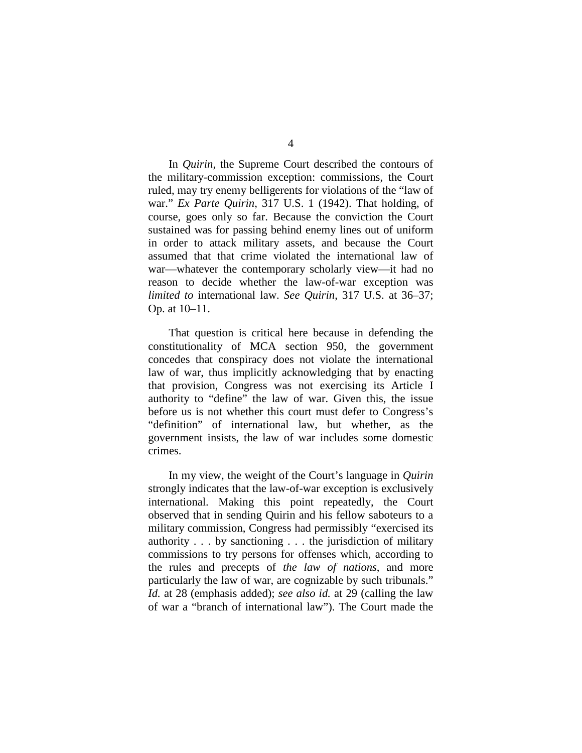In *Quirin*, the Supreme Court described the contours of the military-commission exception: commissions, the Court ruled, may try enemy belligerents for violations of the "law of war." *Ex Parte Quirin*, 317 U.S. 1 (1942). That holding, of course, goes only so far. Because the conviction the Court sustained was for passing behind enemy lines out of uniform in order to attack military assets, and because the Court assumed that that crime violated the international law of war—whatever the contemporary scholarly view—it had no reason to decide whether the law-of-war exception was *limited to* international law. *See Quirin*, 317 U.S. at 36–37; Op. at 10–11.

That question is critical here because in defending the constitutionality of MCA section 950, the government concedes that conspiracy does not violate the international law of war, thus implicitly acknowledging that by enacting that provision, Congress was not exercising its Article I authority to "define" the law of war. Given this, the issue before us is not whether this court must defer to Congress's "definition" of international law, but whether, as the government insists, the law of war includes some domestic crimes.

In my view, the weight of the Court's language in *Quirin* strongly indicates that the law-of-war exception is exclusively international. Making this point repeatedly, the Court observed that in sending Quirin and his fellow saboteurs to a military commission, Congress had permissibly "exercised its authority . . . by sanctioning . . . the jurisdiction of military commissions to try persons for offenses which, according to the rules and precepts of *the law of nations*, and more particularly the law of war, are cognizable by such tribunals." *Id.* at 28 (emphasis added); *see also id.* at 29 (calling the law of war a "branch of international law"). The Court made the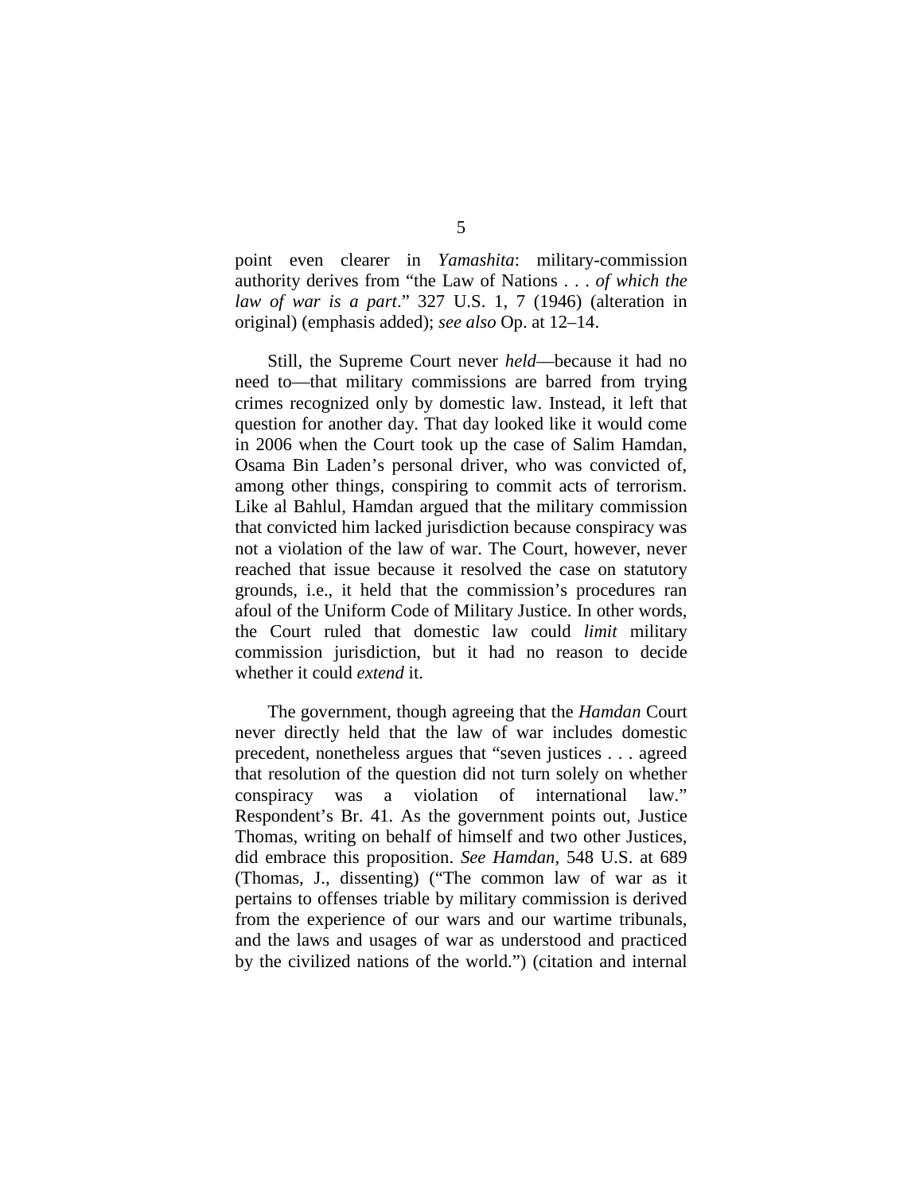point even clearer in *Yamashita*: military-commission authority derives from "the Law of Nations . . . *of which the law of war is a part*." 327 U.S. 1, 7 (1946) (alteration in original) (emphasis added); *see also* Op. at 12–14.

Still, the Supreme Court never *held*—because it had no need to—that military commissions are barred from trying crimes recognized only by domestic law. Instead, it left that question for another day. That day looked like it would come in 2006 when the Court took up the case of Salim Hamdan, Osama Bin Laden's personal driver, who was convicted of, among other things, conspiring to commit acts of terrorism. Like al Bahlul, Hamdan argued that the military commission that convicted him lacked jurisdiction because conspiracy was not a violation of the law of war. The Court, however, never reached that issue because it resolved the case on statutory grounds, i.e., it held that the commission's procedures ran afoul of the Uniform Code of Military Justice. In other words, the Court ruled that domestic law could *limit* military commission jurisdiction, but it had no reason to decide whether it could *extend* it.

The government, though agreeing that the *Hamdan* Court never directly held that the law of war includes domestic precedent, nonetheless argues that "seven justices . . . agreed that resolution of the question did not turn solely on whether conspiracy was a violation of international law." Respondent's Br. 41. As the government points out, Justice Thomas, writing on behalf of himself and two other Justices, did embrace this proposition. *See Hamdan*, 548 U.S. at 689 (Thomas, J., dissenting) ("The common law of war as it pertains to offenses triable by military commission is derived from the experience of our wars and our wartime tribunals, and the laws and usages of war as understood and practiced by the civilized nations of the world.") (citation and internal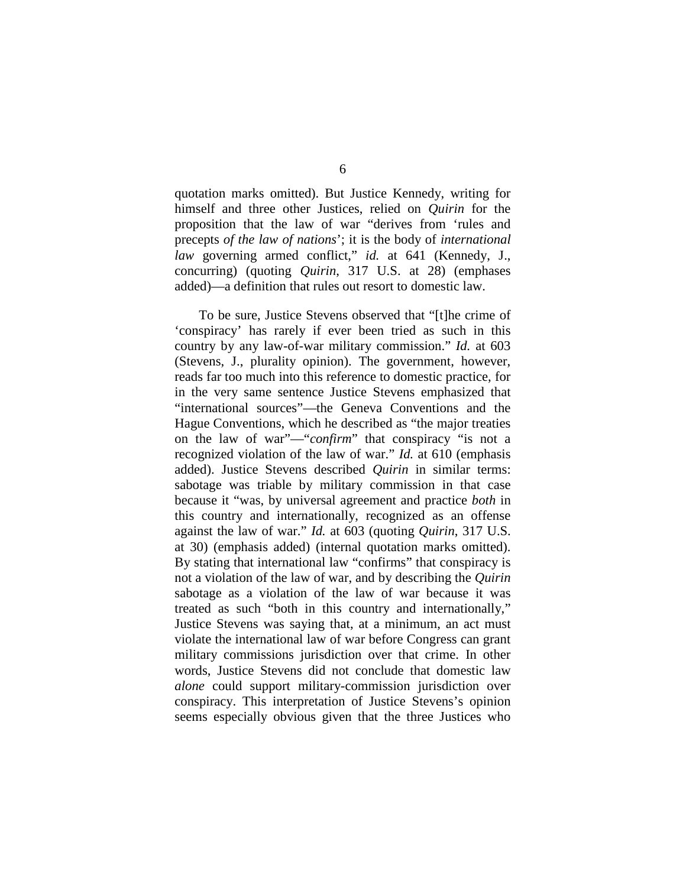quotation marks omitted). But Justice Kennedy, writing for himself and three other Justices, relied on *Quirin* for the proposition that the law of war "derives from 'rules and precepts *of the law of nations*'; it is the body of *international law* governing armed conflict," *id.* at 641 (Kennedy, J., concurring) (quoting *Quirin*, 317 U.S. at 28) (emphases added)—a definition that rules out resort to domestic law.

To be sure, Justice Stevens observed that "[t]he crime of 'conspiracy' has rarely if ever been tried as such in this country by any law-of-war military commission." *Id.* at 603 (Stevens, J., plurality opinion). The government, however, reads far too much into this reference to domestic practice, for in the very same sentence Justice Stevens emphasized that "international sources"—the Geneva Conventions and the Hague Conventions, which he described as "the major treaties on the law of war"—"*confirm*" that conspiracy "is not a recognized violation of the law of war." *Id.* at 610 (emphasis added). Justice Stevens described *Quirin* in similar terms: sabotage was triable by military commission in that case because it "was, by universal agreement and practice *both* in this country and internationally, recognized as an offense against the law of war." *Id.* at 603 (quoting *Quirin*, 317 U.S. at 30) (emphasis added) (internal quotation marks omitted). By stating that international law "confirms" that conspiracy is not a violation of the law of war, and by describing the *Quirin* sabotage as a violation of the law of war because it was treated as such "both in this country and internationally," Justice Stevens was saying that, at a minimum, an act must violate the international law of war before Congress can grant military commissions jurisdiction over that crime. In other words, Justice Stevens did not conclude that domestic law *alone* could support military-commission jurisdiction over conspiracy. This interpretation of Justice Stevens's opinion seems especially obvious given that the three Justices who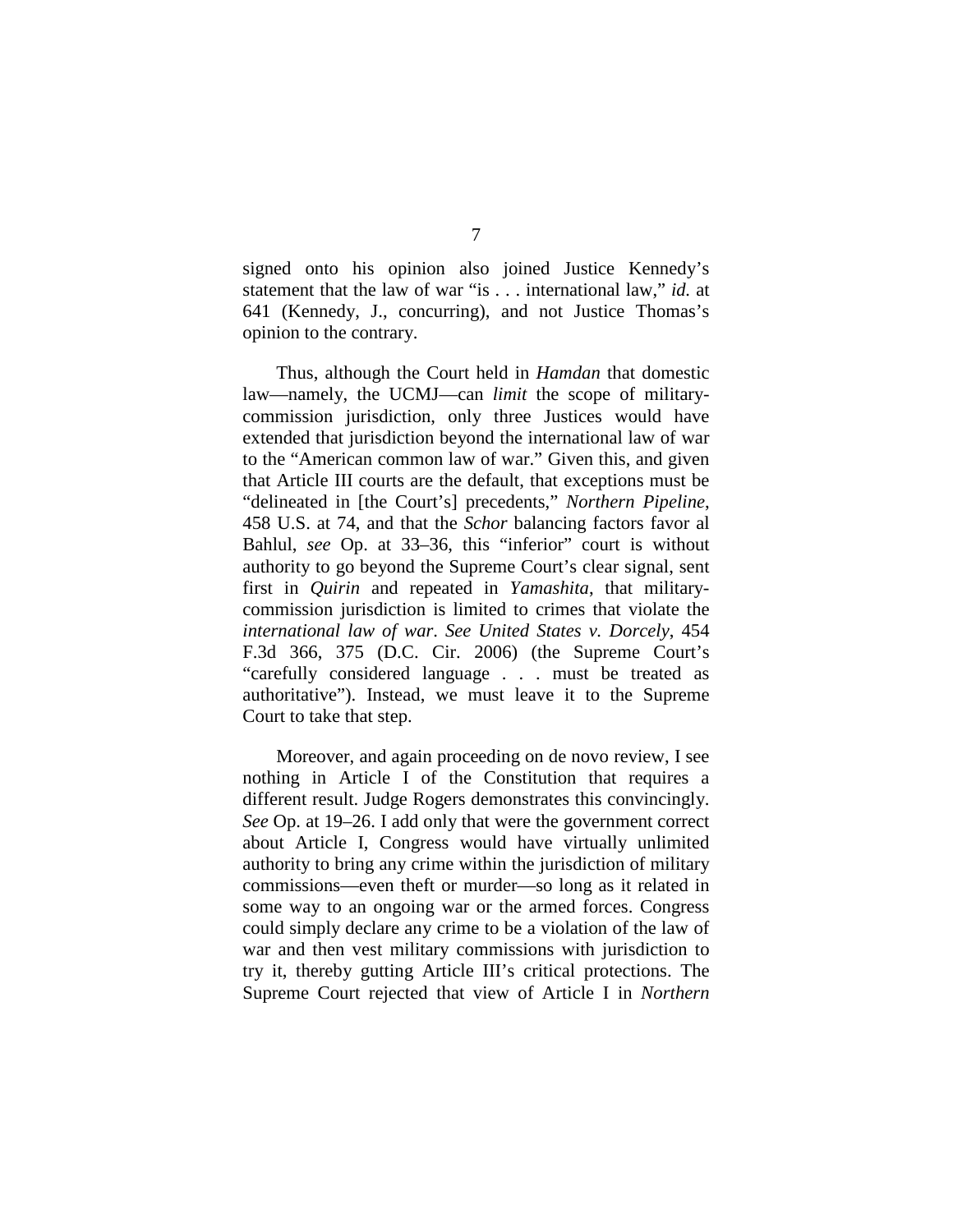signed onto his opinion also joined Justice Kennedy's statement that the law of war "is . . . international law," *id.* at 641 (Kennedy, J., concurring), and not Justice Thomas's opinion to the contrary.

Thus, although the Court held in *Hamdan* that domestic law—namely, the UCMJ—can *limit* the scope of military-commission jurisdiction, only three Justices would have extended that jurisdiction beyond the international law of war to the "American common law of war." Given this, and given that Article III courts are the default, that exceptions must be "delineated in [the Court's] precedents," *Northern Pipeline*, 458 U.S. at 74, and that the *Schor* balancing factors favor al Bahlul, *see* Op. at 33–36, this "inferior" court is without authority to go beyond the Supreme Court's clear signal, sent first in *Quirin* and repeated in *Yamashita*, that military-commission jurisdiction is limited to crimes that violate the *international law of war*. *See United States v. Dorcely*, 454 F.3d 366, 375 (D.C. Cir. 2006) (the Supreme Court's "carefully considered language . . . must be treated as authoritative"). Instead, we must leave it to the Supreme Court to take that step.

Moreover, and again proceeding on de novo review, I see nothing in Article I of the Constitution that requires a different result. Judge Rogers demonstrates this convincingly. *See* Op. at 19–26. I add only that were the government correct about Article I, Congress would have virtually unlimited authority to bring any crime within the jurisdiction of military commissions—even theft or murder—so long as it related in some way to an ongoing war or the armed forces. Congress could simply declare any crime to be a violation of the law of war and then vest military commissions with jurisdiction to try it, thereby gutting Article III's critical protections. The Supreme Court rejected that view of Article I in *Northern*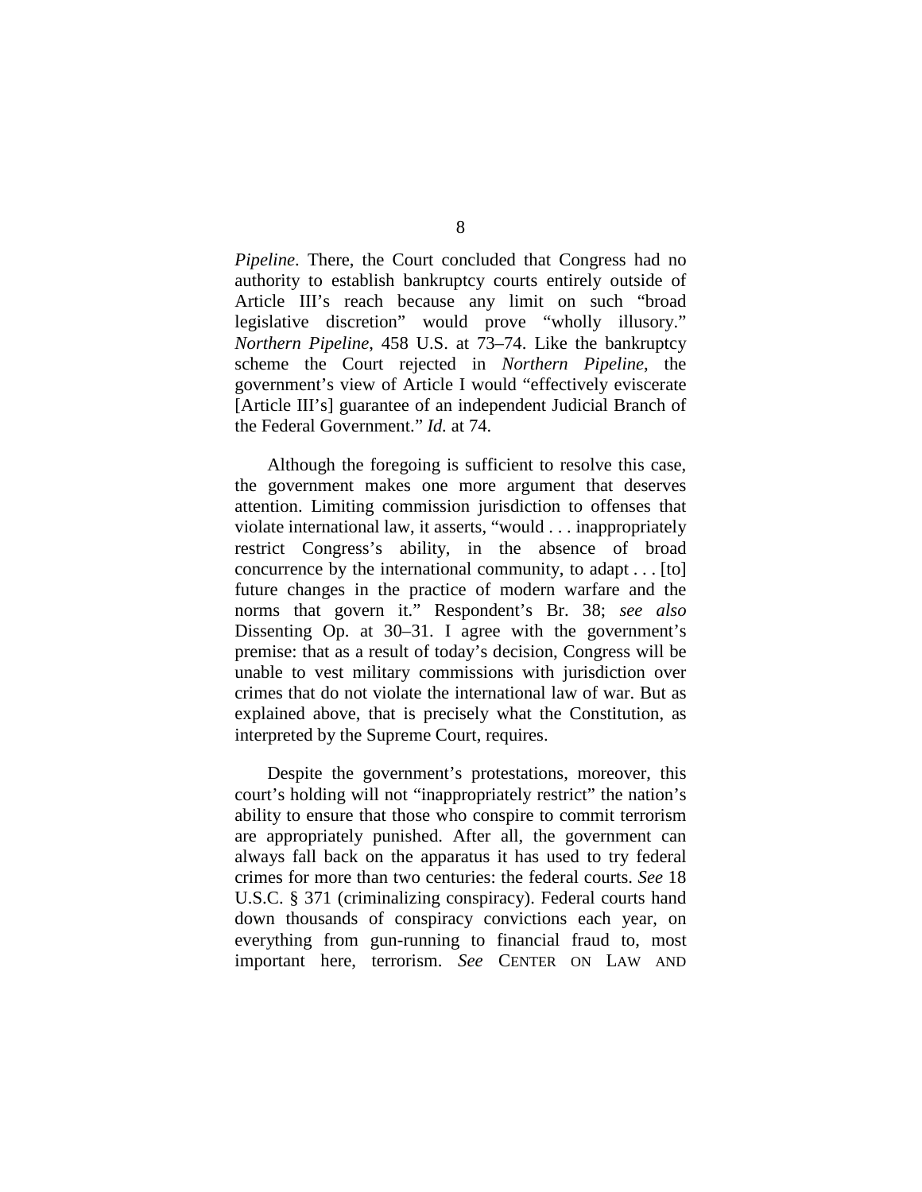*Pipeline*. There, the Court concluded that Congress had no authority to establish bankruptcy courts entirely outside of Article III's reach because any limit on such "broad legislative discretion" would prove "wholly illusory." *Northern Pipeline*, 458 U.S. at 73–74. Like the bankruptcy scheme the Court rejected in *Northern Pipeline*, the government's view of Article I would "effectively eviscerate [Article III's] guarantee of an independent Judicial Branch of the Federal Government." *Id.* at 74.

Although the foregoing is sufficient to resolve this case, the government makes one more argument that deserves attention. Limiting commission jurisdiction to offenses that violate international law, it asserts, "would . . . inappropriately restrict Congress's ability, in the absence of broad concurrence by the international community, to adapt . . . [to] future changes in the practice of modern warfare and the norms that govern it." Respondent's Br. 38; *see also* Dissenting Op. at 30–31. I agree with the government's premise: that as a result of today's decision, Congress will be unable to vest military commissions with jurisdiction over crimes that do not violate the international law of war. But as explained above, that is precisely what the Constitution, as interpreted by the Supreme Court, requires.

Despite the government's protestations, moreover, this court's holding will not "inappropriately restrict" the nation's ability to ensure that those who conspire to commit terrorism are appropriately punished. After all, the government can always fall back on the apparatus it has used to try federal crimes for more than two centuries: the federal courts. *See* 18 U.S.C. § 371 (criminalizing conspiracy). Federal courts hand down thousands of conspiracy convictions each year, on everything from gun-running to financial fraud to, most important here, terrorism. *See* CENTER ON LAW AND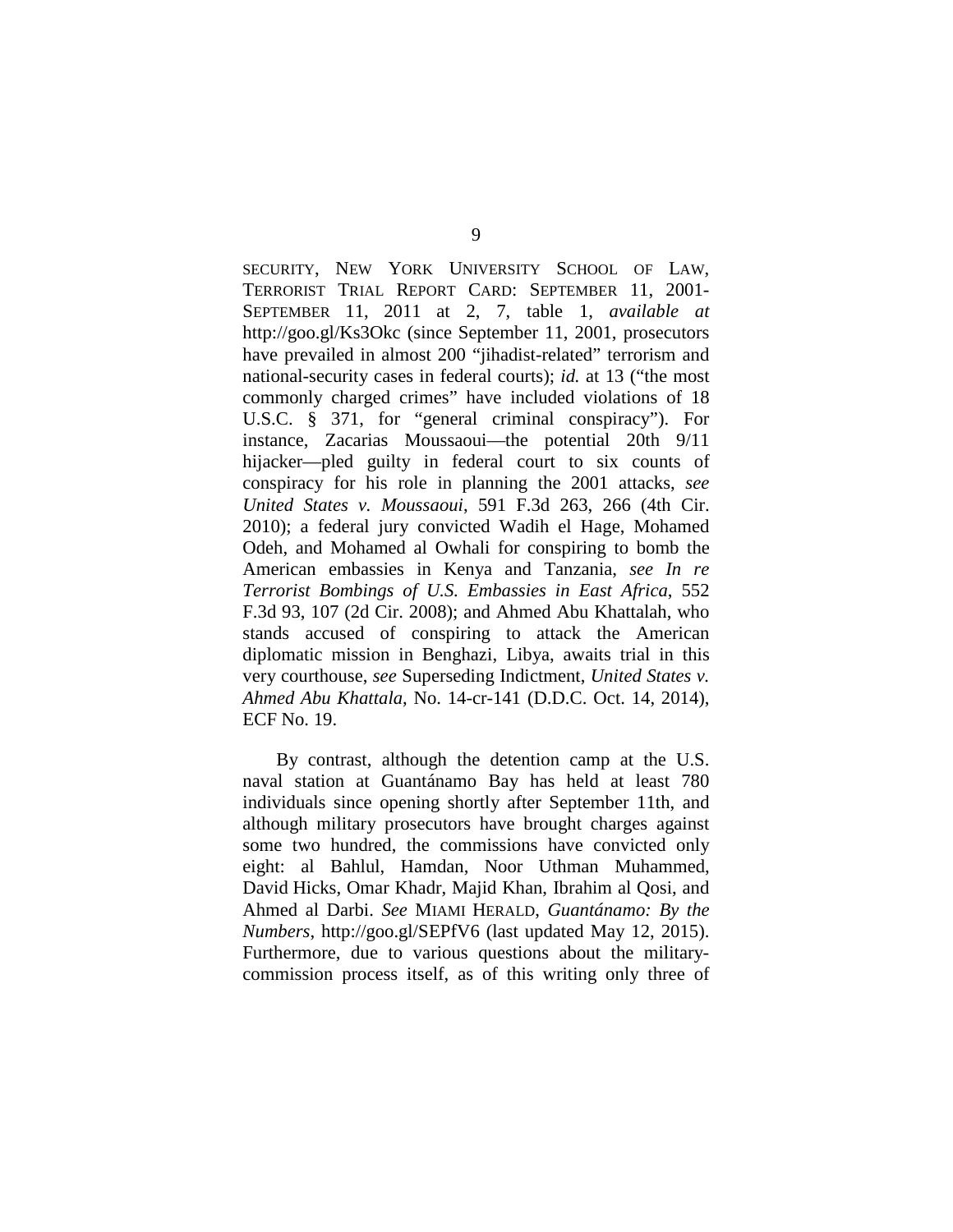SECURITY, NEW YORK UNIVERSITY SCHOOL OF LAW, TERRORIST TRIAL REPORT CARD: SEPTEMBER 11, 2001-SEPTEMBER 11, 2011 at 2, 7, table 1, *available at* http://goo.gl/Ks3Okc (since September 11, 2001, prosecutors have prevailed in almost 200 "jihadist-related" terrorism and national-security cases in federal courts); *id.* at 13 ("the most commonly charged crimes" have included violations of 18 U.S.C. § 371, for "general criminal conspiracy"). For instance, Zacarias Moussaoui—the potential 20th 9/11 hijacker—pled guilty in federal court to six counts of conspiracy for his role in planning the 2001 attacks, *see United States v. Moussaoui*, 591 F.3d 263, 266 (4th Cir. 2010); a federal jury convicted Wadih el Hage, Mohamed Odeh, and Mohamed al Owhali for conspiring to bomb the American embassies in Kenya and Tanzania, *see In re Terrorist Bombings of U.S. Embassies in East Africa*, 552 F.3d 93, 107 (2d Cir. 2008); and Ahmed Abu Khattalah, who stands accused of conspiring to attack the American diplomatic mission in Benghazi, Libya, awaits trial in this very courthouse, *see* Superseding Indictment, *United States v. Ahmed Abu Khattala*, No. 14-cr-141 (D.D.C. Oct. 14, 2014), ECF No. 19.

By contrast, although the detention camp at the U.S. naval station at Guantánamo Bay has held at least 780 individuals since opening shortly after September 11th, and although military prosecutors have brought charges against some two hundred, the commissions have convicted only eight: al Bahlul, Hamdan, Noor Uthman Muhammed, David Hicks, Omar Khadr, Majid Khan, Ibrahim al Qosi, and Ahmed al Darbi. *See* MIAMI HERALD, *Guantánamo: By the Numbers*, http://goo.gl/SEPfV6 (last updated May 12, 2015). Furthermore, due to various questions about the military-commission process itself, as of this writing only three of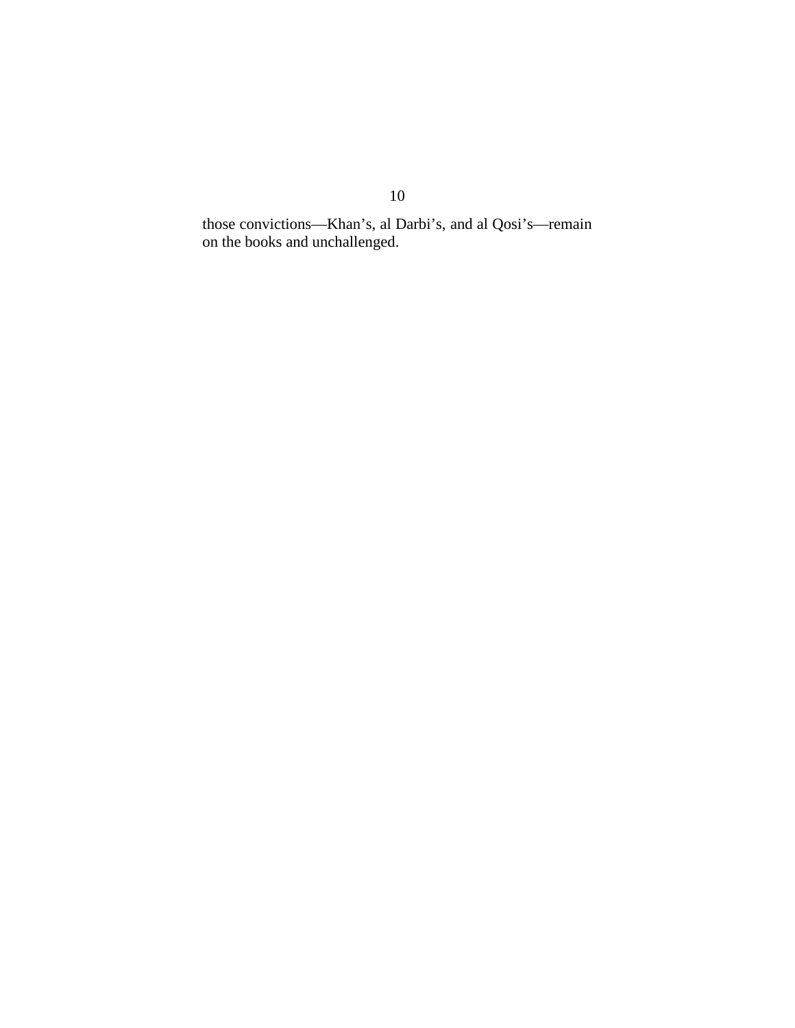those convictions—Khan's, al Darbi's, and al Qosi's—remain on the books and unchallenged.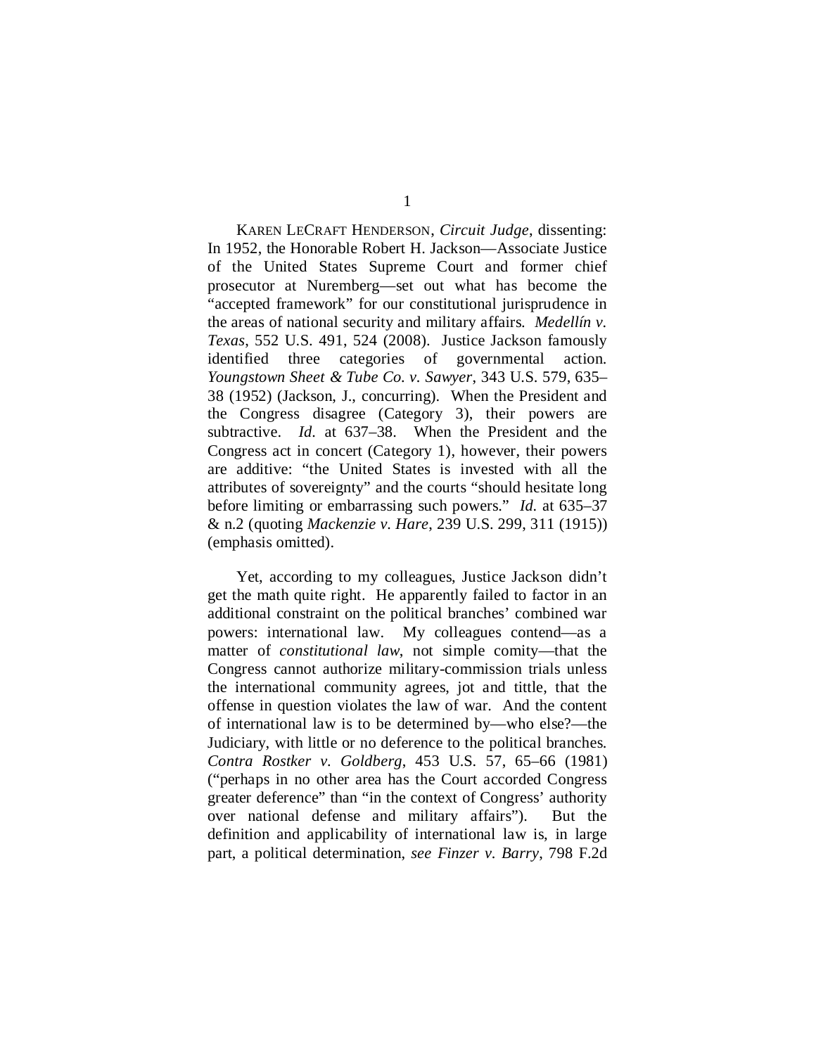KAREN LECRAFT HENDERSON, *Circuit Judge*, dissenting: In 1952, the Honorable Robert H. Jackson—Associate Justice of the United States Supreme Court and former chief prosecutor at Nuremberg—set out what has become the "accepted framework" for our constitutional jurisprudence in the areas of national security and military affairs. *Medellín v. Texas*, 552 U.S. 491, 524 (2008). Justice Jackson famously identified three categories of governmental action. *Youngstown Sheet & Tube Co. v. Sawyer*, 343 U.S. 579, 635–38 (1952) (Jackson, J., concurring). When the President and the Congress disagree (Category 3), their powers are subtractive. *Id.* at 637–38. When the President and the Congress act in concert (Category 1), however, their powers are additive: "the United States is invested with all the attributes of sovereignty" and the courts "should hesitate long before limiting or embarrassing such powers." *Id.* at 635–37 & n.2 (quoting *Mackenzie v. Hare*, 239 U.S. 299, 311 (1915)) (emphasis omitted).

Yet, according to my colleagues, Justice Jackson didn't get the math quite right. He apparently failed to factor in an additional constraint on the political branches' combined war powers: international law. My colleagues contend—as a matter of *constitutional law*, not simple comity—that the Congress cannot authorize military-commission trials unless the international community agrees, jot and tittle, that the offense in question violates the law of war. And the content of international law is to be determined by—who else?—the Judiciary, with little or no deference to the political branches. *Contra Rostker v. Goldberg*, 453 U.S. 57, 65–66 (1981) ("perhaps in no other area has the Court accorded Congress greater deference" than "in the context of Congress' authority over national defense and military affairs"). But the definition and applicability of international law is, in large part, a political determination, *see Finzer v. Barry*, 798 F.2d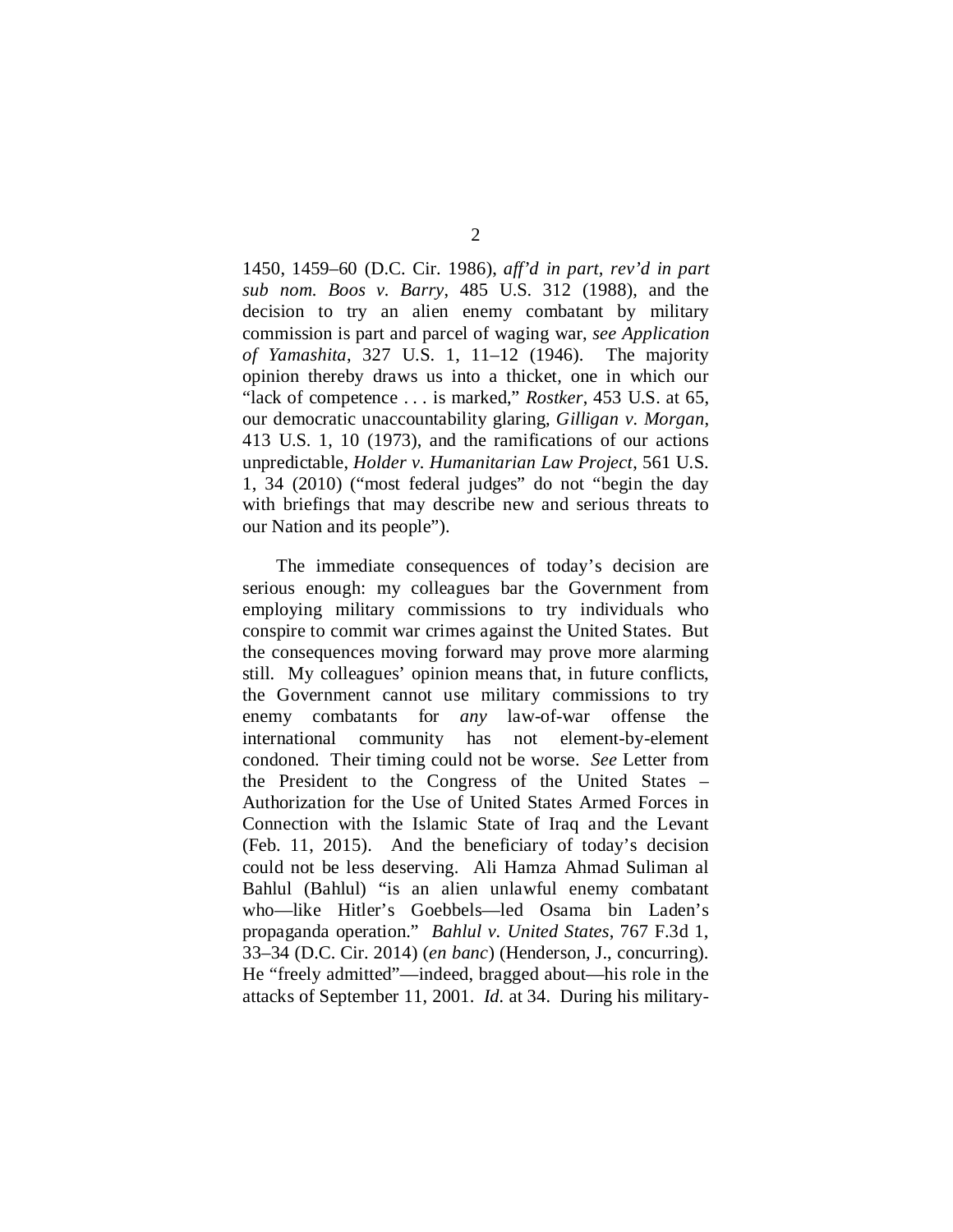1450, 1459–60 (D.C. Cir. 1986), *aff'd in part, rev'd in part sub nom. Boos v. Barry*, 485 U.S. 312 (1988), and the decision to try an alien enemy combatant by military commission is part and parcel of waging war, *see Application of Yamashita*, 327 U.S. 1, 11–12 (1946). The majority opinion thereby draws us into a thicket, one in which our "lack of competence . . . is marked," *Rostker*, 453 U.S. at 65, our democratic unaccountability glaring, *Gilligan v. Morgan*, 413 U.S. 1, 10 (1973), and the ramifications of our actions unpredictable, *Holder v. Humanitarian Law Project*, 561 U.S. 1, 34 (2010) ("most federal judges" do not "begin the day with briefings that may describe new and serious threats to our Nation and its people").

The immediate consequences of today's decision are serious enough: my colleagues bar the Government from employing military commissions to try individuals who conspire to commit war crimes against the United States. But the consequences moving forward may prove more alarming still. My colleagues' opinion means that, in future conflicts, the Government cannot use military commissions to try enemy combatants for *any* law-of-war offense the international community has not element-by-element condoned. Their timing could not be worse. *See* Letter from the President to the Congress of the United States – Authorization for the Use of United States Armed Forces in Connection with the Islamic State of Iraq and the Levant (Feb. 11, 2015). And the beneficiary of today's decision could not be less deserving. Ali Hamza Ahmad Suliman al Bahlul (Bahlul) "is an alien unlawful enemy combatant who—like Hitler's Goebbels—led Osama bin Laden's propaganda operation." *Bahlul v. United States*, 767 F.3d 1, 33–34 (D.C. Cir. 2014) (*en banc*) (Henderson, J., concurring). He "freely admitted"—indeed, bragged about—his role in the attacks of September 11, 2001. *Id.* at 34. During his military-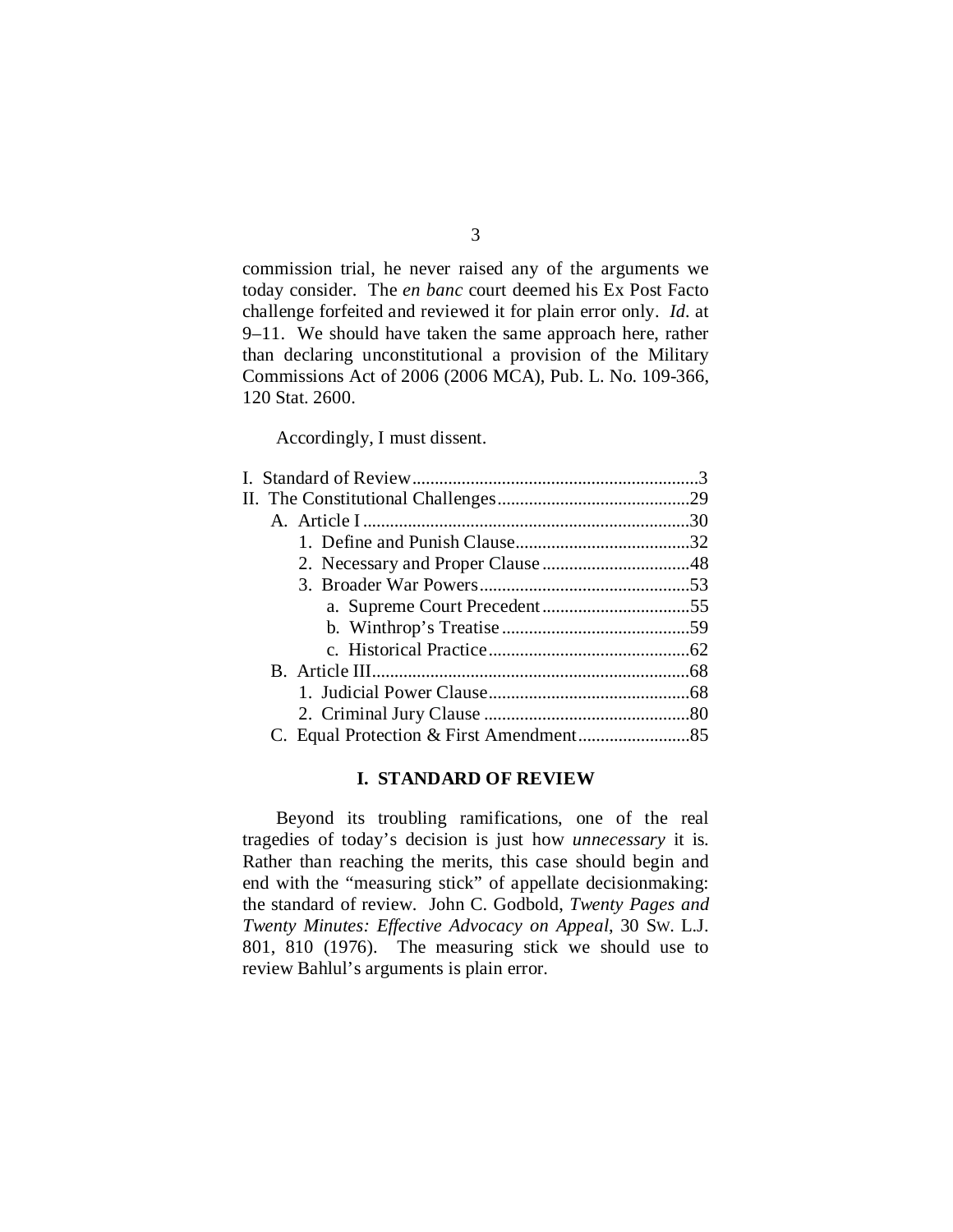commission trial, he never raised any of the arguments we today consider. The *en banc* court deemed his Ex Post Facto challenge forfeited and reviewed it for plain error only. *Id.* at 9–11. We should have taken the same approach here, rather than declaring unconstitutional a provision of the Military Commissions Act of 2006 (2006 MCA), Pub. L. No. 109-366, 120 Stat. 2600.

Accordingly, I must dissent.

- I. Standard of Review....................................................3
- II. The Constitutional Challenges...................................29
  - A. Article I...........................................................30
    - 1. Define and Punish Clause....................................32
    - 2. Necessary and Proper Clause................................48
    - 3. Broader War Powers............................................53
      - a. Supreme Court Precedent...............................55
      - b. Winthrop's Treatise.........................................59
      - c. Historical Practice...........................................62
  - B. Article III..........................................................68
    - 1. Judicial Power Clause..........................................68
    - 2. Criminal Jury Clause...........................................80
  - C. Equal Protection & First Amendment.........................85

## I. STANDARD OF REVIEW

Beyond its troubling ramifications, one of the real tragedies of today's decision is just how *unnecessary* it is. Rather than reaching the merits, this case should begin and end with the "measuring stick" of appellate decisionmaking: the standard of review. John C. Godbold, *Twenty Pages and Twenty Minutes: Effective Advocacy on Appeal*, 30 Sw. L.J. 801, 810 (1976). The measuring stick we should use to review Bahlul's arguments is plain error.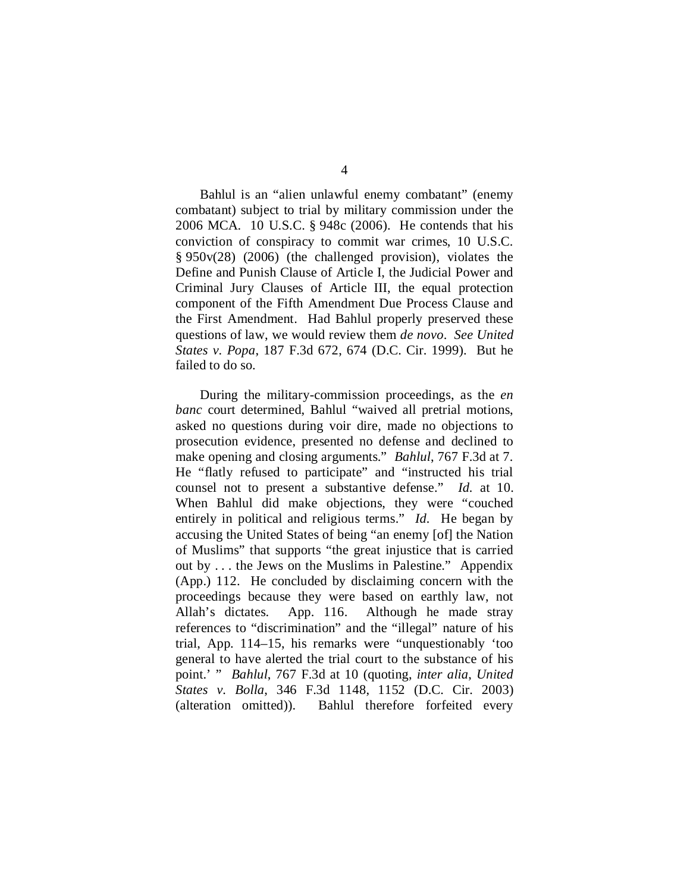Bahlul is an "alien unlawful enemy combatant" (enemy combatant) subject to trial by military commission under the 2006 MCA. 10 U.S.C. § 948c (2006). He contends that his conviction of conspiracy to commit war crimes, 10 U.S.C. § 950v(28) (2006) (the challenged provision), violates the Define and Punish Clause of Article I, the Judicial Power and Criminal Jury Clauses of Article III, the equal protection component of the Fifth Amendment Due Process Clause and the First Amendment. Had Bahlul properly preserved these questions of law, we would review them *de novo*. *See United States v. Popa*, 187 F.3d 672, 674 (D.C. Cir. 1999). But he failed to do so.

During the military-commission proceedings, as the *en banc* court determined, Bahlul "waived all pretrial motions, asked no questions during voir dire, made no objections to prosecution evidence, presented no defense and declined to make opening and closing arguments." *Bahlul*, 767 F.3d at 7. He "flatly refused to participate" and "instructed his trial counsel not to present a substantive defense." *Id.* at 10. When Bahlul did make objections, they were "couched entirely in political and religious terms." *Id.* He began by accusing the United States of being "an enemy [of] the Nation of Muslims" that supports "the great injustice that is carried out by . . . the Jews on the Muslims in Palestine." Appendix (App.) 112. He concluded by disclaiming concern with the proceedings because they were based on earthly law, not Allah's dictates. App. 116. Although he made stray references to "discrimination" and the "illegal" nature of his trial, App. 114–15, his remarks were "unquestionably 'too general to have alerted the trial court to the substance of his point.' " *Bahlul*, 767 F.3d at 10 (quoting, *inter alia*, *United States v. Bolla*, 346 F.3d 1148, 1152 (D.C. Cir. 2003) (alteration omitted)). Bahlul therefore forfeited every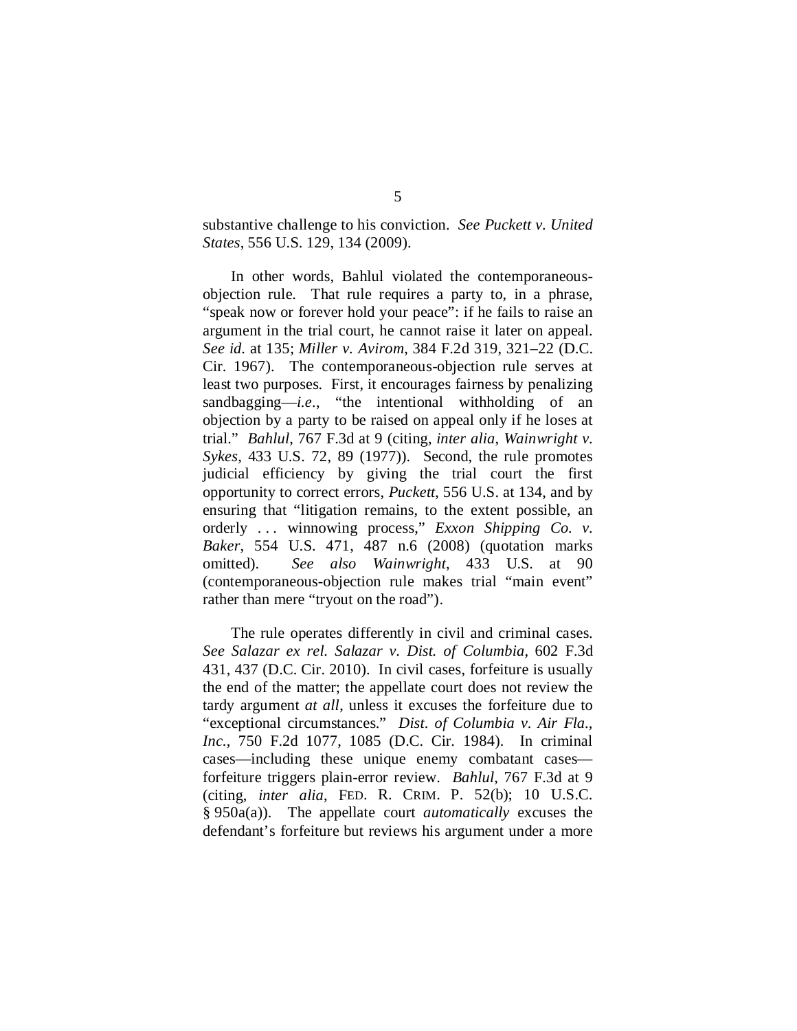substantive challenge to his conviction. *See Puckett v. United States*, 556 U.S. 129, 134 (2009).

In other words, Bahlul violated the contemporaneous-objection rule. That rule requires a party to, in a phrase, "speak now or forever hold your peace": if he fails to raise an argument in the trial court, he cannot raise it later on appeal. *See id.* at 135; *Miller v. Avirom*, 384 F.2d 319, 321–22 (D.C. Cir. 1967). The contemporaneous-objection rule serves at least two purposes. First, it encourages fairness by penalizing sandbagging—*i.e.*, "the intentional withholding of an objection by a party to be raised on appeal only if he loses at trial." *Bahlul*, 767 F.3d at 9 (citing, *inter alia*, *Wainwright v. Sykes*, 433 U.S. 72, 89 (1977)). Second, the rule promotes judicial efficiency by giving the trial court the first opportunity to correct errors, *Puckett*, 556 U.S. at 134, and by ensuring that "litigation remains, to the extent possible, an orderly . . . winnowing process," *Exxon Shipping Co. v. Baker*, 554 U.S. 471, 487 n.6 (2008) (quotation marks omitted). *See also Wainwright*, 433 U.S. at 90 (contemporaneous-objection rule makes trial "main event" rather than mere "tryout on the road").

The rule operates differently in civil and criminal cases. *See Salazar ex rel. Salazar v. Dist. of Columbia*, 602 F.3d 431, 437 (D.C. Cir. 2010). In civil cases, forfeiture is usually the end of the matter; the appellate court does not review the tardy argument *at all*, unless it excuses the forfeiture due to "exceptional circumstances." *Dist. of Columbia v. Air Fla., Inc.*, 750 F.2d 1077, 1085 (D.C. Cir. 1984). In criminal cases—including these unique enemy combatant cases—forfeiture triggers plain-error review. *Bahlul*, 767 F.3d at 9 (citing, *inter alia*, FED. R. CRIM. P. 52(b); 10 U.S.C. § 950a(a)). The appellate court *automatically* excuses the defendant's forfeiture but reviews his argument under a more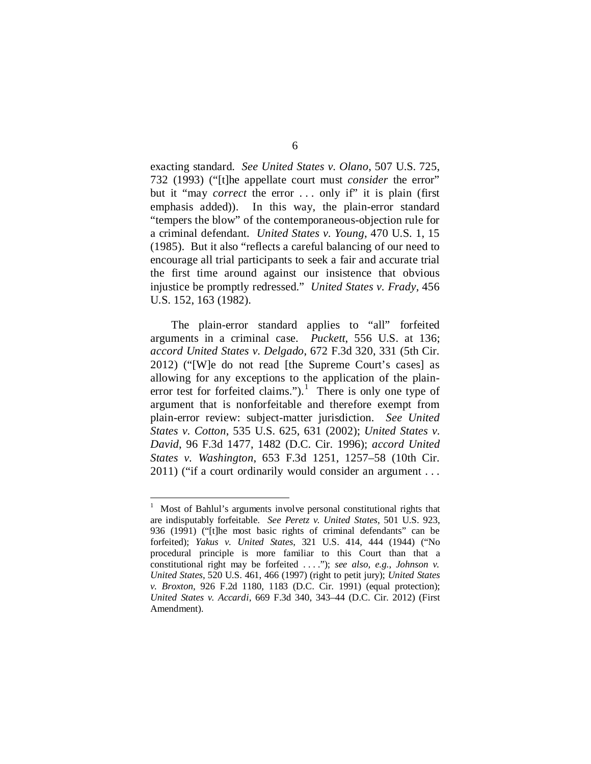exacting standard. *See United States v. Olano*, 507 U.S. 725, 732 (1993) ("[t]he appellate court must *consider* the error" but it "may *correct* the error . . . only if" it is plain (first emphasis added)). In this way, the plain-error standard "tempers the blow" of the contemporaneous-objection rule for a criminal defendant. *United States v. Young*, 470 U.S. 1, 15 (1985). But it also "reflects a careful balancing of our need to encourage all trial participants to seek a fair and accurate trial the first time around against our insistence that obvious injustice be promptly redressed." *United States v. Frady*, 456 U.S. 152, 163 (1982).

The plain-error standard applies to "all" forfeited arguments in a criminal case. *Puckett*, 556 U.S. at 136; *accord United States v. Delgado*, 672 F.3d 320, 331 (5th Cir. 2012) ("[W]e do not read [the Supreme Court's cases] as allowing for any exceptions to the application of the plain-error test for forfeited claims.").[1] There is only one type of argument that is nonforfeitable and therefore exempt from plain-error review: subject-matter jurisdiction. *See United States v. Cotton*, 535 U.S. 625, 631 (2002); *United States v. David*, 96 F.3d 1477, 1482 (D.C. Cir. 1996); *accord United States v. Washington*, 653 F.3d 1251, 1257–58 (10th Cir. 2011) ("if a court ordinarily would consider an argument . . .

[1] Most of Bahlul's arguments involve personal constitutional rights that are indisputably forfeitable. *See Peretz v. United States*, 501 U.S. 923, 936 (1991) ("[t]he most basic rights of criminal defendants" can be forfeited); *Yakus v. United States*, 321 U.S. 414, 444 (1944) ("No procedural principle is more familiar to this Court than that a constitutional right may be forfeited . . . ."); *see also, e.g.*, *Johnson v. United States*, 520 U.S. 461, 466 (1997) (right to petit jury); *United States v. Broxton*, 926 F.2d 1180, 1183 (D.C. Cir. 1991) (equal protection); *United States v. Accardi*, 669 F.3d 340, 343–44 (D.C. Cir. 2012) (First Amendment).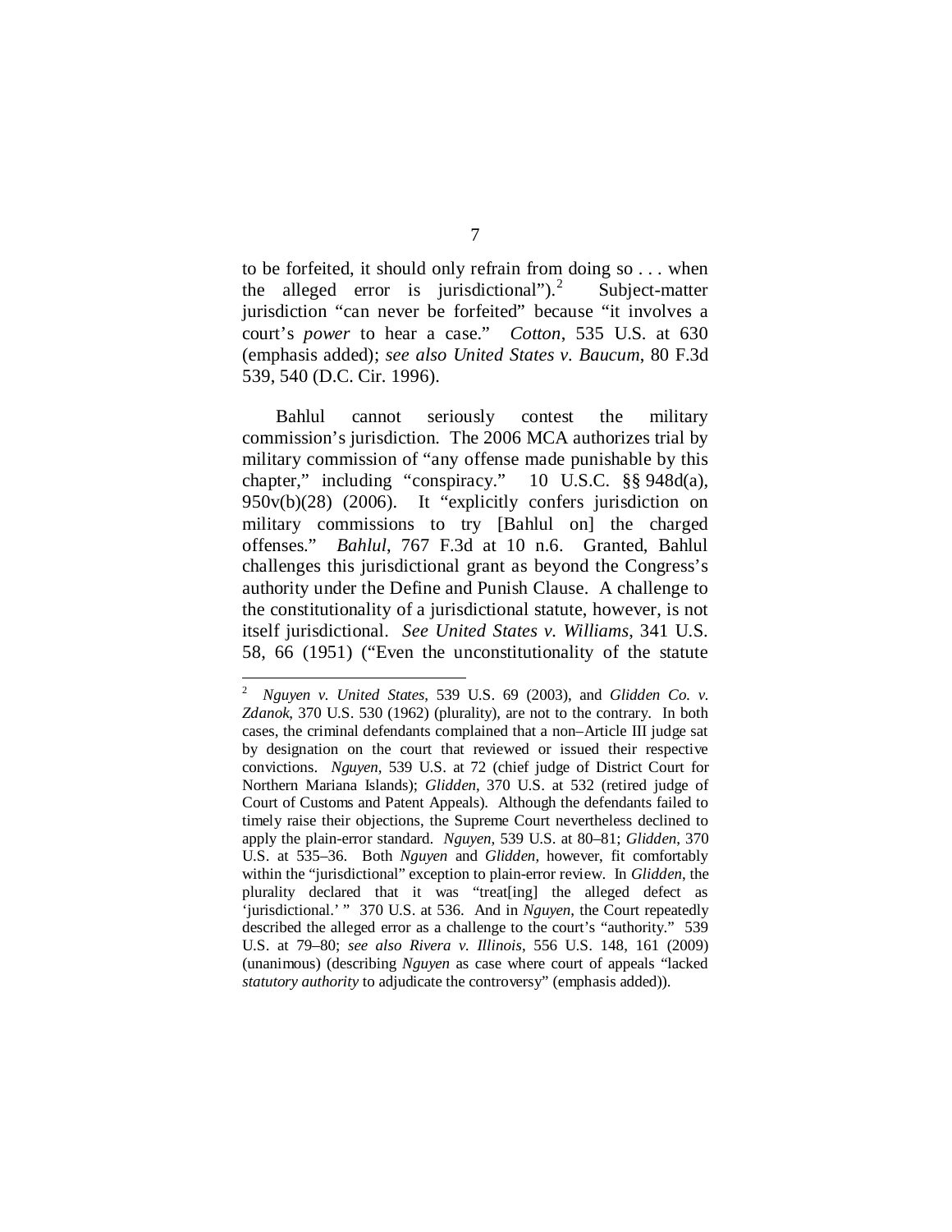to be forfeited, it should only refrain from doing so . . . when the alleged error is jurisdictional").[2] Subject-matter jurisdiction "can never be forfeited" because "it involves a court's *power* to hear a case." *Cotton*, 535 U.S. at 630 (emphasis added); *see also United States v. Baucum*, 80 F.3d 539, 540 (D.C. Cir. 1996).

Bahlul cannot seriously contest the military commission's jurisdiction. The 2006 MCA authorizes trial by military commission of "any offense made punishable by this chapter," including "conspiracy." 10 U.S.C. §§ 948d(a), 950v(b)(28) (2006). It "explicitly confers jurisdiction on military commissions to try [Bahlul on] the charged offenses." *Bahlul*, 767 F.3d at 10 n.6. Granted, Bahlul challenges this jurisdictional grant as beyond the Congress's authority under the Define and Punish Clause. A challenge to the constitutionality of a jurisdictional statute, however, is not itself jurisdictional. *See United States v. Williams*, 341 U.S. 58, 66 (1951) ("Even the unconstitutionality of the statute

---

[2] *Nguyen v. United States*, 539 U.S. 69 (2003), and *Glidden Co. v. Zdanok*, 370 U.S. 530 (1962) (plurality), are not to the contrary. In both cases, the criminal defendants complained that a non–Article III judge sat by designation on the court that reviewed or issued their respective convictions. *Nguyen*, 539 U.S. at 72 (chief judge of District Court for Northern Mariana Islands); *Glidden*, 370 U.S. at 532 (retired judge of Court of Customs and Patent Appeals). Although the defendants failed to timely raise their objections, the Supreme Court nevertheless declined to apply the plain-error standard. *Nguyen*, 539 U.S. at 80–81; *Glidden*, 370 U.S. at 535–36. Both *Nguyen* and *Glidden*, however, fit comfortably within the "jurisdictional" exception to plain-error review. In *Glidden*, the plurality declared that it was "treat[ing] the alleged defect as 'jurisdictional.' " 370 U.S. at 536. And in *Nguyen*, the Court repeatedly described the alleged error as a challenge to the court's "authority." 539 U.S. at 79–80; *see also Rivera v. Illinois*, 556 U.S. 148, 161 (2009) (unanimous) (describing *Nguyen* as case where court of appeals "lacked *statutory authority* to adjudicate the controversy" (emphasis added)).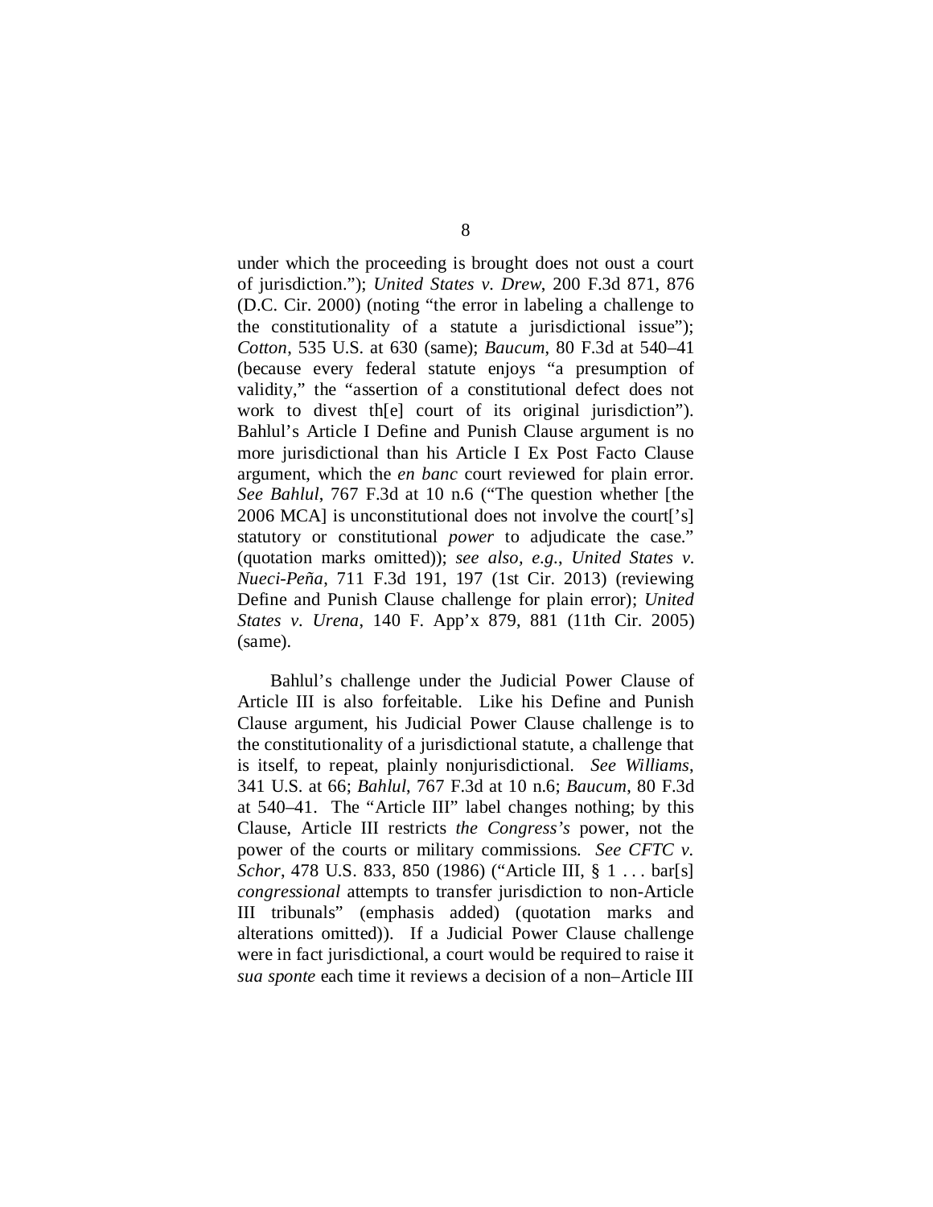under which the proceeding is brought does not oust a court of jurisdiction."); *United States v. Drew*, 200 F.3d 871, 876 (D.C. Cir. 2000) (noting "the error in labeling a challenge to the constitutionality of a statute a jurisdictional issue"); *Cotton*, 535 U.S. at 630 (same); *Baucum*, 80 F.3d at 540–41 (because every federal statute enjoys "a presumption of validity," the "assertion of a constitutional defect does not work to divest th[e] court of its original jurisdiction"). Bahlul's Article I Define and Punish Clause argument is no more jurisdictional than his Article I Ex Post Facto Clause argument, which the *en banc* court reviewed for plain error. *See Bahlul*, 767 F.3d at 10 n.6 ("The question whether [the 2006 MCA] is unconstitutional does not involve the court['s] statutory or constitutional *power* to adjudicate the case." (quotation marks omitted)); *see also, e.g.*, *United States v. Nueci-Peña*, 711 F.3d 191, 197 (1st Cir. 2013) (reviewing Define and Punish Clause challenge for plain error); *United States v. Urena*, 140 F. App'x 879, 881 (11th Cir. 2005) (same).

Bahlul's challenge under the Judicial Power Clause of Article III is also forfeitable. Like his Define and Punish Clause argument, his Judicial Power Clause challenge is to the constitutionality of a jurisdictional statute, a challenge that is itself, to repeat, plainly nonjurisdictional. *See Williams*, 341 U.S. at 66; *Bahlul*, 767 F.3d at 10 n.6; *Baucum*, 80 F.3d at 540–41. The "Article III" label changes nothing; by this Clause, Article III restricts *the Congress's* power, not the power of the courts or military commissions. *See CFTC v. Schor*, 478 U.S. 833, 850 (1986) ("Article III, § 1 . . . bar[s] *congressional* attempts to transfer jurisdiction to non-Article III tribunals" (emphasis added) (quotation marks and alterations omitted)). If a Judicial Power Clause challenge were in fact jurisdictional, a court would be required to raise it *sua sponte* each time it reviews a decision of a non–Article III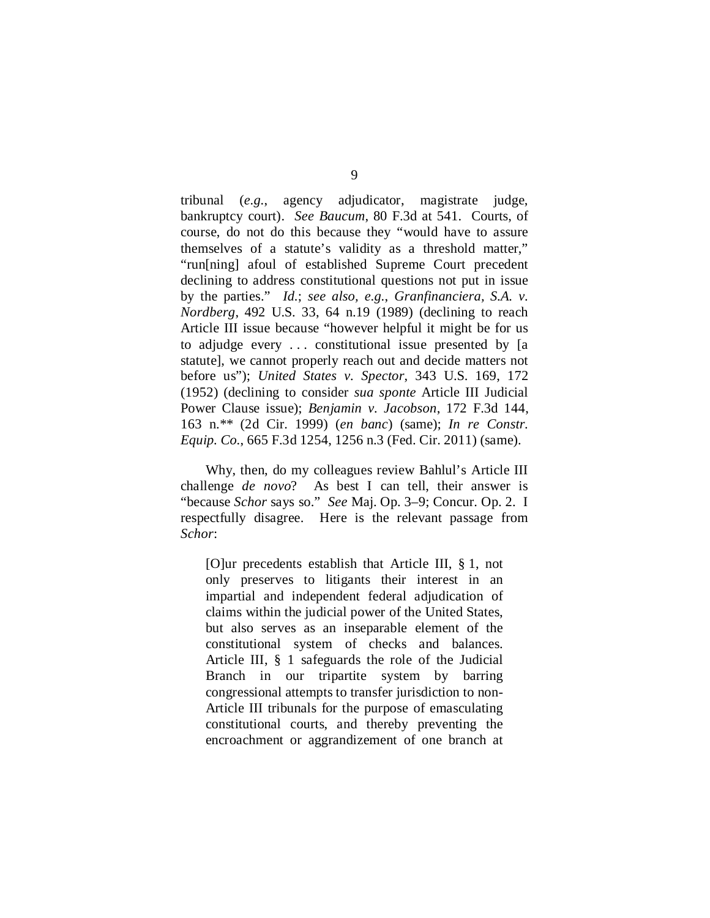tribunal (*e.g.*, agency adjudicator, magistrate judge, bankruptcy court). *See Baucum*, 80 F.3d at 541. Courts, of course, do not do this because they "would have to assure themselves of a statute's validity as a threshold matter," "run[ning] afoul of established Supreme Court precedent declining to address constitutional questions not put in issue by the parties." *Id.*; *see also, e.g.*, *Granfinanciera, S.A. v. Nordberg*, 492 U.S. 33, 64 n.19 (1989) (declining to reach Article III issue because "however helpful it might be for us to adjudge every . . . constitutional issue presented by [a statute], we cannot properly reach out and decide matters not before us"); *United States v. Spector*, 343 U.S. 169, 172 (1952) (declining to consider *sua sponte* Article III Judicial Power Clause issue); *Benjamin v. Jacobson*, 172 F.3d 144, 163 n.** (2d Cir. 1999) (*en banc*) (same); *In re Constr. Equip. Co.*, 665 F.3d 1254, 1256 n.3 (Fed. Cir. 2011) (same).

Why, then, do my colleagues review Bahlul's Article III challenge *de novo*? As best I can tell, their answer is "because *Schor* says so." *See* Maj. Op. 3–9; Concur. Op. 2. I respectfully disagree. Here is the relevant passage from *Schor*:

> [O]ur precedents establish that Article III, § 1, not only preserves to litigants their interest in an impartial and independent federal adjudication of claims within the judicial power of the United States, but also serves as an inseparable element of the constitutional system of checks and balances. Article III, § 1 safeguards the role of the Judicial Branch in our tripartite system by barring congressional attempts to transfer jurisdiction to non-Article III tribunals for the purpose of emasculating constitutional courts, and thereby preventing the encroachment or aggrandizement of one branch at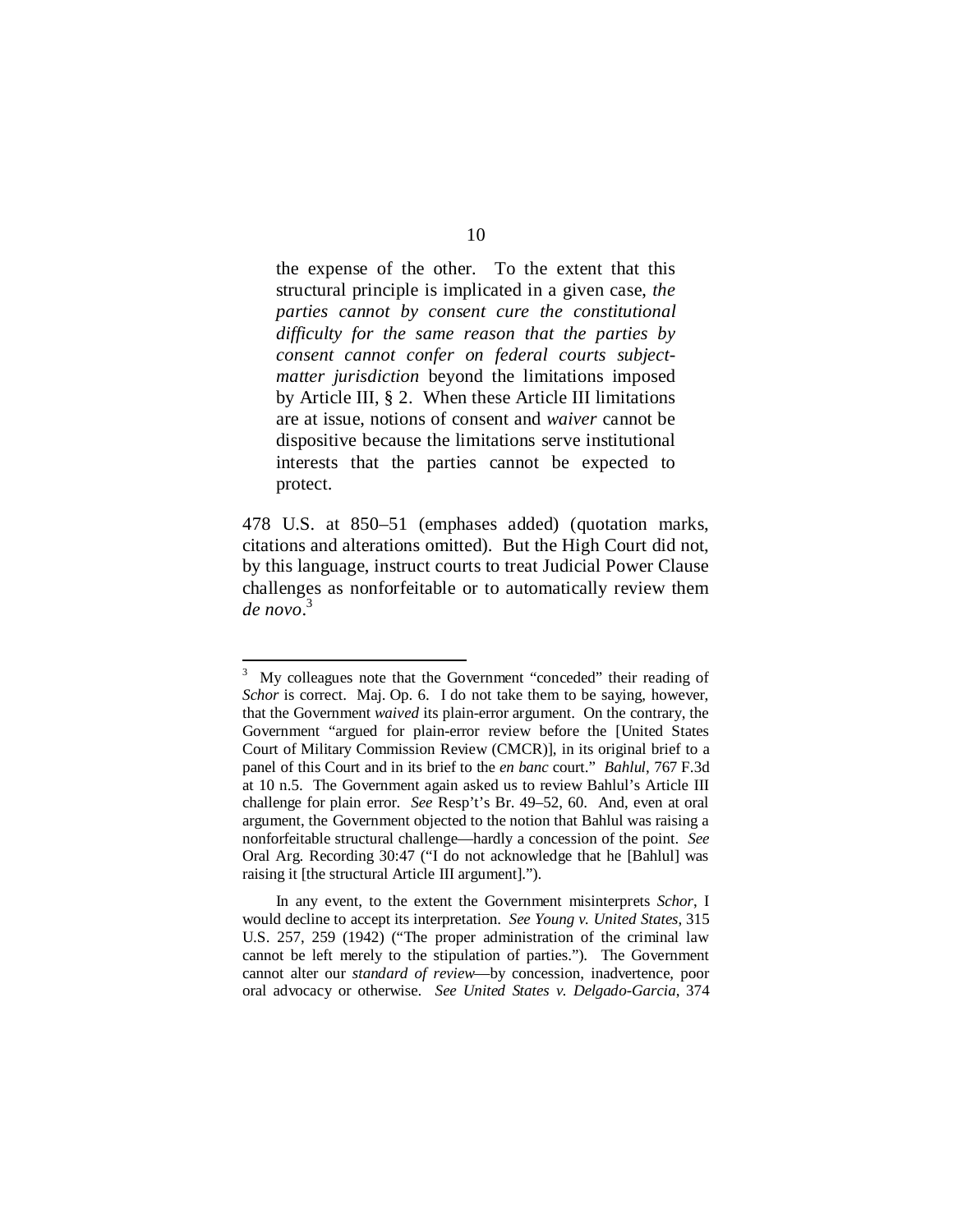> the expense of the other. To the extent that this structural principle is implicated in a given case, *the parties cannot by consent cure the constitutional difficulty for the same reason that the parties by consent cannot confer on federal courts subject-matter jurisdiction* beyond the limitations imposed by Article III, § 2. When these Article III limitations are at issue, notions of consent and *waiver* cannot be dispositive because the limitations serve institutional interests that the parties cannot be expected to protect.

478 U.S. at 850–51 (emphases added) (quotation marks, citations and alterations omitted). But the High Court did not, by this language, instruct courts to treat Judicial Power Clause challenges as nonforfeitable or to automatically review them *de novo*.[3]

---

[3] My colleagues note that the Government "conceded" their reading of *Schor* is correct. Maj. Op. 6. I do not take them to be saying, however, that the Government *waived* its plain-error argument. On the contrary, the Government "argued for plain-error review before the [United States Court of Military Commission Review (CMCR)], in its original brief to a panel of this Court and in its brief to the *en banc* court." *Bahlul*, 767 F.3d at 10 n.5. The Government again asked us to review Bahlul's Article III challenge for plain error. *See* Resp't's Br. 49–52, 60. And, even at oral argument, the Government objected to the notion that Bahlul was raising a nonforfeitable structural challenge—hardly a concession of the point. *See* Oral Arg. Recording 30:47 ("I do not acknowledge that he [Bahlul] was raising it [the structural Article III argument].").

In any event, to the extent the Government misinterprets *Schor*, I would decline to accept its interpretation. *See Young v. United States*, 315 U.S. 257, 259 (1942) ("The proper administration of the criminal law cannot be left merely to the stipulation of parties."). The Government cannot alter our *standard of review*—by concession, inadvertence, poor oral advocacy or otherwise. *See United States v. Delgado-Garcia*, 374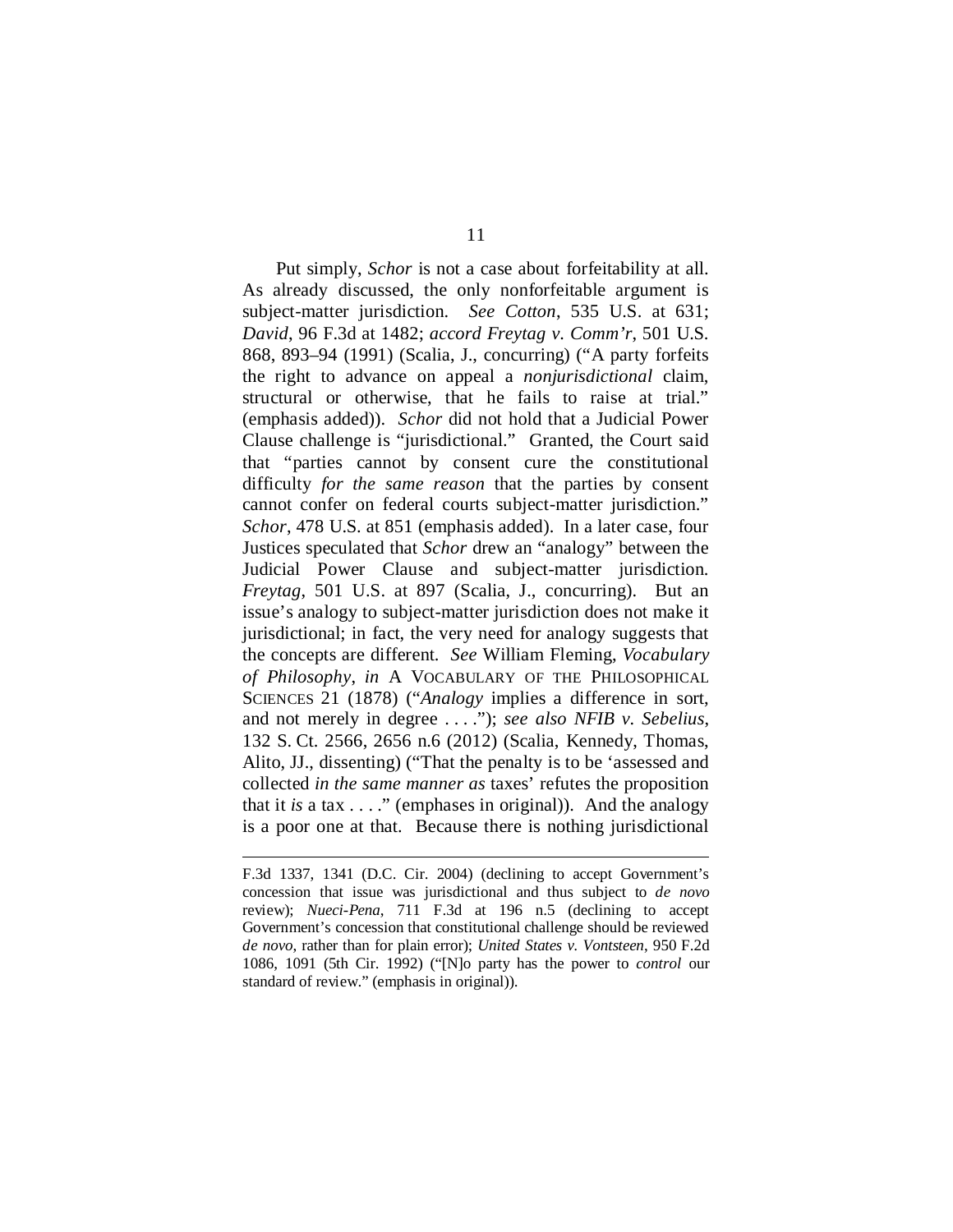Put simply, *Schor* is not a case about forfeitability at all. As already discussed, the only nonforfeitable argument is subject-matter jurisdiction. *See Cotton*, 535 U.S. at 631; *David*, 96 F.3d at 1482; *accord Freytag v. Comm'r*, 501 U.S. 868, 893–94 (1991) (Scalia, J., concurring) ("A party forfeits the right to advance on appeal a *nonjurisdictional* claim, structural or otherwise, that he fails to raise at trial." (emphasis added)). *Schor* did not hold that a Judicial Power Clause challenge is "jurisdictional." Granted, the Court said that "parties cannot by consent cure the constitutional difficulty *for the same reason* that the parties by consent cannot confer on federal courts subject-matter jurisdiction." *Schor*, 478 U.S. at 851 (emphasis added). In a later case, four Justices speculated that *Schor* drew an "analogy" between the Judicial Power Clause and subject-matter jurisdiction. *Freytag*, 501 U.S. at 897 (Scalia, J., concurring). But an issue's analogy to subject-matter jurisdiction does not make it jurisdictional; in fact, the very need for analogy suggests that the concepts are different. *See* William Fleming, *Vocabulary of Philosophy*, *in* A VOCABULARY OF THE PHILOSOPHICAL SCIENCES 21 (1878) ("*Analogy* implies a difference in sort, and not merely in degree . . . ."); *see also NFIB v. Sebelius*, 132 S. Ct. 2566, 2656 n.6 (2012) (Scalia, Kennedy, Thomas, Alito, JJ., dissenting) ("That the penalty is to be 'assessed and collected *in the same manner as* taxes' refutes the proposition that it *is* a tax . . . ." (emphases in original)). And the analogy is a poor one at that. Because there is nothing jurisdictional

---

F.3d 1337, 1341 (D.C. Cir. 2004) (declining to accept Government's concession that issue was jurisdictional and thus subject to *de novo* review); *Nueci-Pena*, 711 F.3d at 196 n.5 (declining to accept Government's concession that constitutional challenge should be reviewed *de novo*, rather than for plain error); *United States v. Vontsteen*, 950 F.2d 1086, 1091 (5th Cir. 1992) ("[N]o party has the power to *control* our standard of review." (emphasis in original)).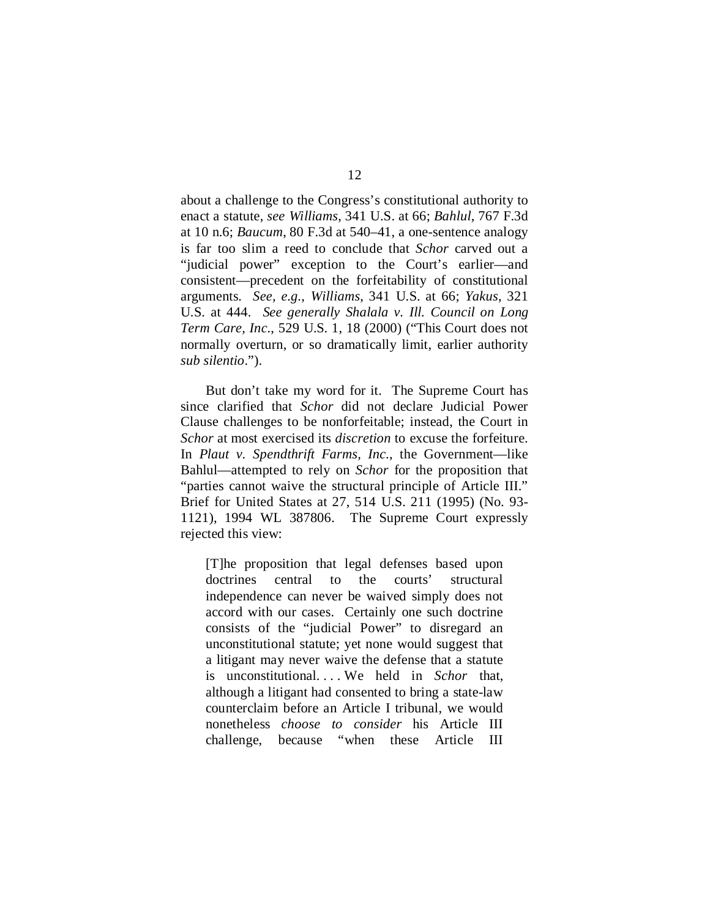about a challenge to the Congress's constitutional authority to enact a statute, *see Williams*, 341 U.S. at 66; *Bahlul*, 767 F.3d at 10 n.6; *Baucum*, 80 F.3d at 540–41, a one-sentence analogy is far too slim a reed to conclude that *Schor* carved out a "judicial power" exception to the Court's earlier—and consistent—precedent on the forfeitability of constitutional arguments. *See, e.g.*, *Williams*, 341 U.S. at 66; *Yakus*, 321 U.S. at 444. *See generally Shalala v. Ill. Council on Long Term Care, Inc.*, 529 U.S. 1, 18 (2000) ("This Court does not normally overturn, or so dramatically limit, earlier authority *sub silentio*.").

But don't take my word for it. The Supreme Court has since clarified that *Schor* did not declare Judicial Power Clause challenges to be nonforfeitable; instead, the Court in *Schor* at most exercised its *discretion* to excuse the forfeiture. In *Plaut v. Spendthrift Farms, Inc.*, the Government—like Bahlul—attempted to rely on *Schor* for the proposition that "parties cannot waive the structural principle of Article III." Brief for United States at 27, 514 U.S. 211 (1995) (No. 93-1121), 1994 WL 387806. The Supreme Court expressly rejected this view:

> [T]he proposition that legal defenses based upon doctrines central to the courts' structural independence can never be waived simply does not accord with our cases. Certainly one such doctrine consists of the "judicial Power" to disregard an unconstitutional statute; yet none would suggest that a litigant may never waive the defense that a statute is unconstitutional. . . . We held in *Schor* that, although a litigant had consented to bring a state-law counterclaim before an Article I tribunal, we would nonetheless *choose to consider* his Article III challenge, because "when these Article III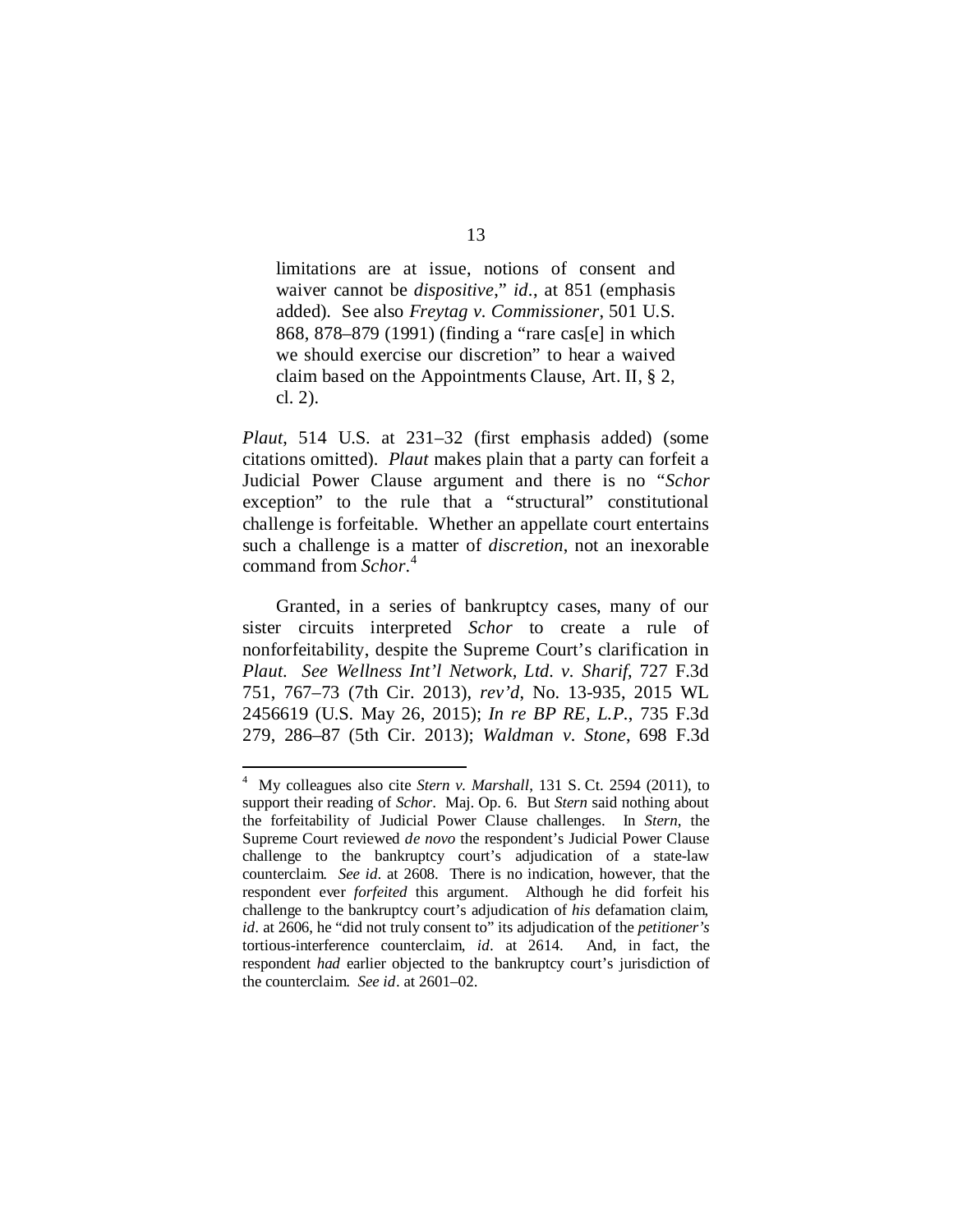> limitations are at issue, notions of consent and waiver cannot be *dispositive*," *id*., at 851 (emphasis added). See also *Freytag v. Commissioner*, 501 U.S. 868, 878–879 (1991) (finding a "rare cas[e] in which we should exercise our discretion" to hear a waived claim based on the Appointments Clause, Art. II, § 2, cl. 2).

*Plaut*, 514 U.S. at 231–32 (first emphasis added) (some citations omitted). *Plaut* makes plain that a party can forfeit a Judicial Power Clause argument and there is no "*Schor* exception" to the rule that a "structural" constitutional challenge is forfeitable. Whether an appellate court entertains such a challenge is a matter of *discretion*, not an inexorable command from *Schor*.[4]

Granted, in a series of bankruptcy cases, many of our sister circuits interpreted *Schor* to create a rule of nonforfeitability, despite the Supreme Court's clarification in *Plaut*. *See Wellness Int'l Network, Ltd. v. Sharif*, 727 F.3d 751, 767–73 (7th Cir. 2013), *rev'd*, No. 13-935, 2015 WL 2456619 (U.S. May 26, 2015); *In re BP RE, L.P.*, 735 F.3d 279, 286–87 (5th Cir. 2013); *Waldman v. Stone*, 698 F.3d

---

[4] My colleagues also cite *Stern v. Marshall*, 131 S. Ct. 2594 (2011), to support their reading of *Schor*. Maj. Op. 6. But *Stern* said nothing about the forfeitability of Judicial Power Clause challenges. In *Stern*, the Supreme Court reviewed *de novo* the respondent's Judicial Power Clause challenge to the bankruptcy court's adjudication of a state-law counterclaim. *See id*. at 2608. There is no indication, however, that the respondent ever *forfeited* this argument. Although he did forfeit his challenge to the bankruptcy court's adjudication of *his* defamation claim, *id*. at 2606, he "did not truly consent to" its adjudication of the *petitioner's* tortious-interference counterclaim, *id*. at 2614. And, in fact, the respondent *had* earlier objected to the bankruptcy court's jurisdiction of the counterclaim. *See id*. at 2601–02.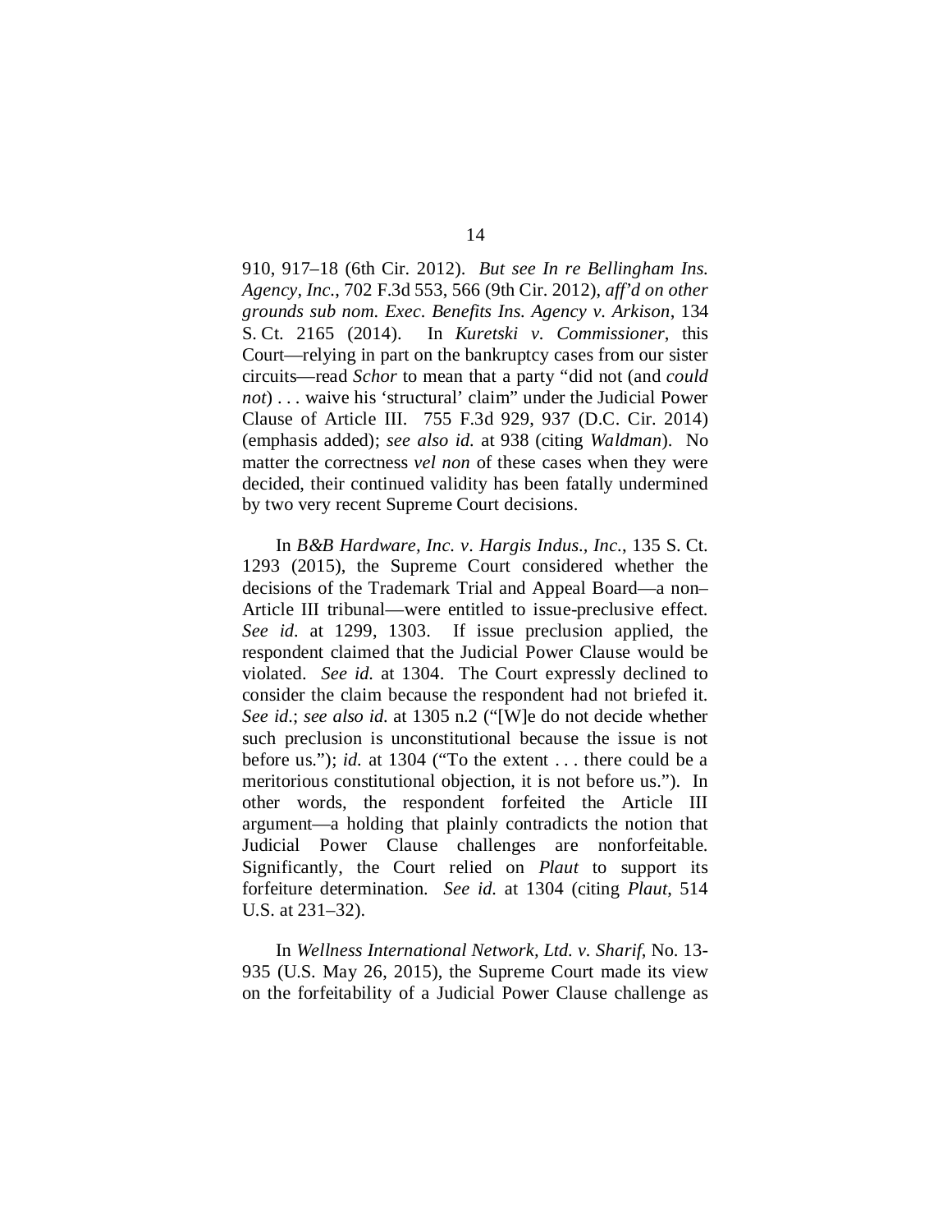910, 917–18 (6th Cir. 2012). *But see In re Bellingham Ins. Agency, Inc.*, 702 F.3d 553, 566 (9th Cir. 2012), *aff'd on other grounds sub nom. Exec. Benefits Ins. Agency v. Arkison*, 134 S. Ct. 2165 (2014). In *Kuretski v. Commissioner*, this Court—relying in part on the bankruptcy cases from our sister circuits—read *Schor* to mean that a party "did not (and *could not*) . . . waive his 'structural' claim" under the Judicial Power Clause of Article III. 755 F.3d 929, 937 (D.C. Cir. 2014) (emphasis added); *see also id.* at 938 (citing *Waldman*). No matter the correctness *vel non* of these cases when they were decided, their continued validity has been fatally undermined by two very recent Supreme Court decisions.

In *B&B Hardware, Inc. v. Hargis Indus., Inc.*, 135 S. Ct. 1293 (2015), the Supreme Court considered whether the decisions of the Trademark Trial and Appeal Board—a non–Article III tribunal—were entitled to issue-preclusive effect. *See id.* at 1299, 1303. If issue preclusion applied, the respondent claimed that the Judicial Power Clause would be violated. *See id.* at 1304. The Court expressly declined to consider the claim because the respondent had not briefed it. *See id.*; *see also id.* at 1305 n.2 ("[W]e do not decide whether such preclusion is unconstitutional because the issue is not before us."); *id.* at 1304 ("To the extent . . . there could be a meritorious constitutional objection, it is not before us."). In other words, the respondent forfeited the Article III argument—a holding that plainly contradicts the notion that Judicial Power Clause challenges are nonforfeitable. Significantly, the Court relied on *Plaut* to support its forfeiture determination. *See id.* at 1304 (citing *Plaut*, 514 U.S. at 231–32).

In *Wellness International Network, Ltd. v. Sharif*, No. 13-935 (U.S. May 26, 2015), the Supreme Court made its view on the forfeitability of a Judicial Power Clause challenge as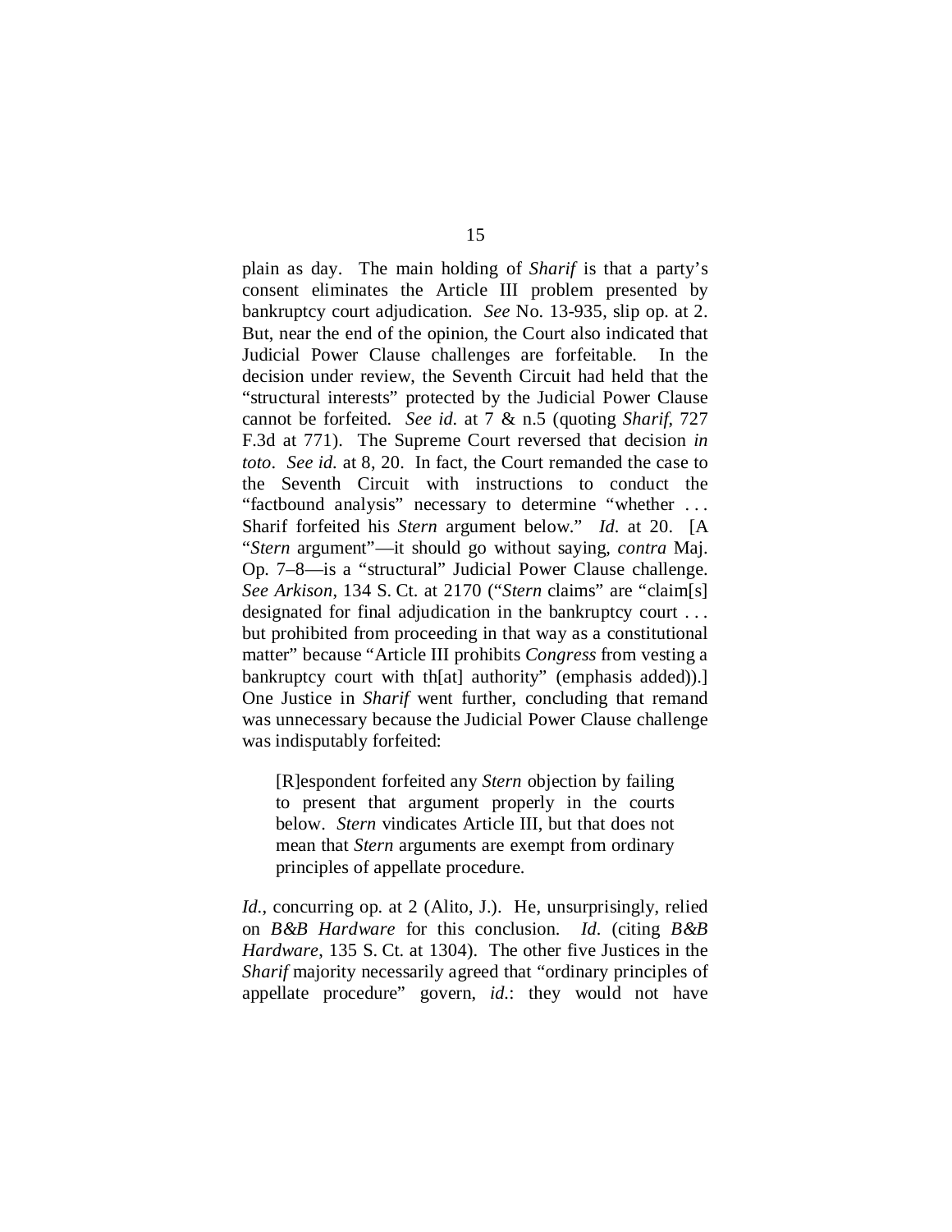plain as day. The main holding of *Sharif* is that a party's consent eliminates the Article III problem presented by bankruptcy court adjudication. *See* No. 13-935, slip op. at 2. But, near the end of the opinion, the Court also indicated that Judicial Power Clause challenges are forfeitable. In the decision under review, the Seventh Circuit had held that the "structural interests" protected by the Judicial Power Clause cannot be forfeited. *See id.* at 7 & n.5 (quoting *Sharif*, 727 F.3d at 771). The Supreme Court reversed that decision *in toto*. *See id.* at 8, 20. In fact, the Court remanded the case to the Seventh Circuit with instructions to conduct the "factbound analysis" necessary to determine "whether . . . Sharif forfeited his *Stern* argument below." *Id.* at 20. [A "*Stern* argument"—it should go without saying, *contra* Maj. Op. 7–8—is a "structural" Judicial Power Clause challenge. *See Arkison*, 134 S. Ct. at 2170 ("*Stern* claims" are "claim[s] designated for final adjudication in the bankruptcy court . . . but prohibited from proceeding in that way as a constitutional matter" because "Article III prohibits *Congress* from vesting a bankruptcy court with th[at] authority" (emphasis added)).] One Justice in *Sharif* went further, concluding that remand was unnecessary because the Judicial Power Clause challenge was indisputably forfeited:

> [R]espondent forfeited any *Stern* objection by failing to present that argument properly in the courts below. *Stern* vindicates Article III, but that does not mean that *Stern* arguments are exempt from ordinary principles of appellate procedure.

*Id.*, concurring op. at 2 (Alito, J.). He, unsurprisingly, relied on *B&B Hardware* for this conclusion. *Id.* (citing *B&B Hardware*, 135 S. Ct. at 1304). The other five Justices in the *Sharif* majority necessarily agreed that "ordinary principles of appellate procedure" govern, *id.*: they would not have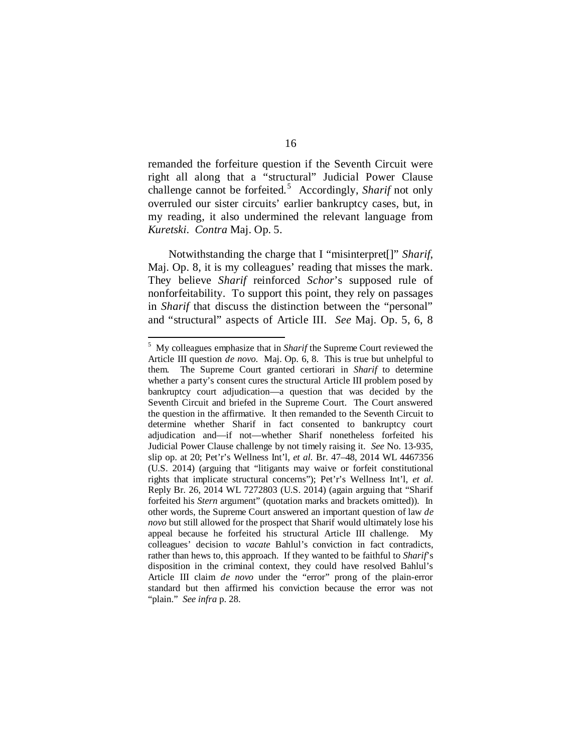remanded the forfeiture question if the Seventh Circuit were right all along that a "structural" Judicial Power Clause challenge cannot be forfeited.[5] Accordingly, *Sharif* not only overruled our sister circuits' earlier bankruptcy cases, but, in my reading, it also undermined the relevant language from *Kuretski*. *Contra* Maj. Op. 5.

Notwithstanding the charge that I "misinterpret[]" *Sharif*, Maj. Op. 8, it is my colleagues' reading that misses the mark. They believe *Sharif* reinforced *Schor*'s supposed rule of nonforfeitability. To support this point, they rely on passages in *Sharif* that discuss the distinction between the "personal" and "structural" aspects of Article III. *See* Maj. Op. 5, 6, 8

---

[5] My colleagues emphasize that in *Sharif* the Supreme Court reviewed the Article III question *de novo*. Maj. Op. 6, 8. This is true but unhelpful to them. The Supreme Court granted certiorari in *Sharif* to determine whether a party's consent cures the structural Article III problem posed by bankruptcy court adjudication—a question that was decided by the Seventh Circuit and briefed in the Supreme Court. The Court answered the question in the affirmative. It then remanded to the Seventh Circuit to determine whether Sharif in fact consented to bankruptcy court adjudication and—if not—whether Sharif nonetheless forfeited his Judicial Power Clause challenge by not timely raising it. *See* No. 13-935, slip op. at 20; Pet'r's Wellness Int'l, *et al.* Br. 47–48, 2014 WL 4467356 (U.S. 2014) (arguing that "litigants may waive or forfeit constitutional rights that implicate structural concerns"); Pet'r's Wellness Int'l, *et al.* Reply Br. 26, 2014 WL 7272803 (U.S. 2014) (again arguing that "Sharif forfeited his *Stern* argument" (quotation marks and brackets omitted)). In other words, the Supreme Court answered an important question of law *de novo* but still allowed for the prospect that Sharif would ultimately lose his appeal because he forfeited his structural Article III challenge. My colleagues' decision to *vacate* Bahlul's conviction in fact contradicts, rather than hews to, this approach. If they wanted to be faithful to *Sharif*'s disposition in the criminal context, they could have resolved Bahlul's Article III claim *de novo* under the "error" prong of the plain-error standard but then affirmed his conviction because the error was not "plain." *See infra* p. 28.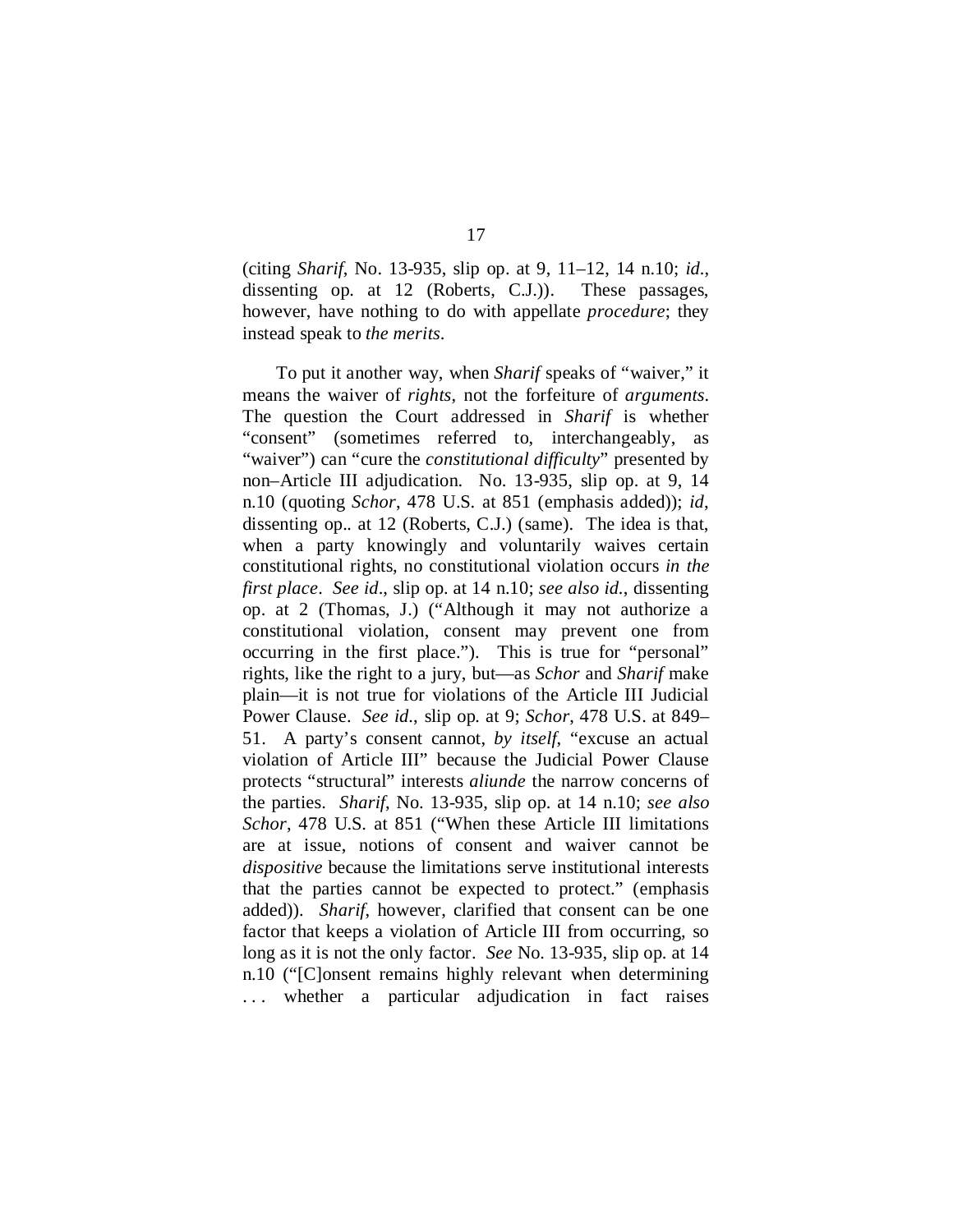(citing *Sharif*, No. 13-935, slip op. at 9, 11–12, 14 n.10; *id.*, dissenting op. at 12 (Roberts, C.J.)). These passages, however, have nothing to do with appellate *procedure*; they instead speak to *the merits*.

To put it another way, when *Sharif* speaks of "waiver," it means the waiver of *rights*, not the forfeiture of *arguments*. The question the Court addressed in *Sharif* is whether "consent" (sometimes referred to, interchangeably, as "waiver") can "cure the *constitutional difficulty*" presented by non–Article III adjudication. No. 13-935, slip op. at 9, 14 n.10 (quoting *Schor*, 478 U.S. at 851 (emphasis added)); *id*, dissenting op.. at 12 (Roberts, C.J.) (same). The idea is that, when a party knowingly and voluntarily waives certain constitutional rights, no constitutional violation occurs *in the first place*. *See id*., slip op. at 14 n.10; *see also id.*, dissenting op. at 2 (Thomas, J.) ("Although it may not authorize a constitutional violation, consent may prevent one from occurring in the first place."). This is true for "personal" rights, like the right to a jury, but—as *Schor* and *Sharif* make plain—it is not true for violations of the Article III Judicial Power Clause. *See id.*, slip op. at 9; *Schor*, 478 U.S. at 849–51. A party's consent cannot, *by itself*, "excuse an actual violation of Article III" because the Judicial Power Clause protects "structural" interests *aliunde* the narrow concerns of the parties. *Sharif*, No. 13-935, slip op. at 14 n.10; *see also Schor*, 478 U.S. at 851 ("When these Article III limitations are at issue, notions of consent and waiver cannot be *dispositive* because the limitations serve institutional interests that the parties cannot be expected to protect." (emphasis added)). *Sharif*, however, clarified that consent can be one factor that keeps a violation of Article III from occurring, so long as it is not the only factor. *See* No. 13-935, slip op. at 14 n.10 ("[C]onsent remains highly relevant when determining . . . whether a particular adjudication in fact raises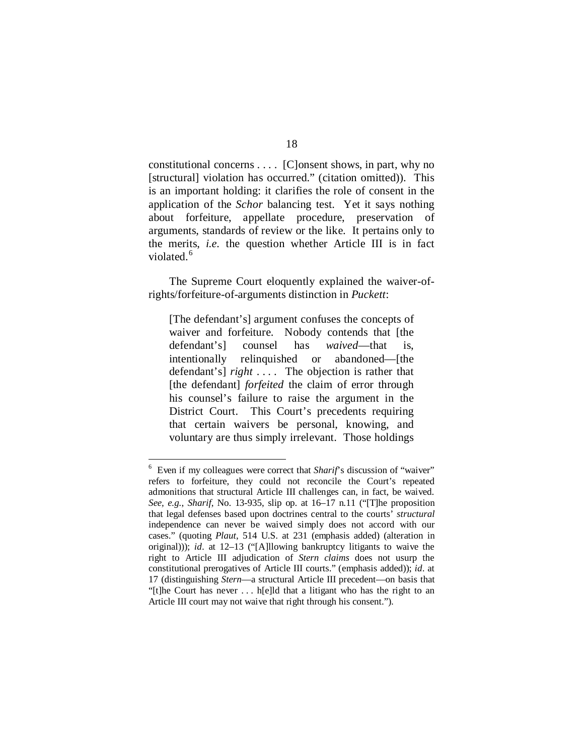constitutional concerns . . . . [C]onsent shows, in part, why no [structural] violation has occurred." (citation omitted)). This is an important holding: it clarifies the role of consent in the application of the *Schor* balancing test. Yet it says nothing about forfeiture, appellate procedure, preservation of arguments, standards of review or the like. It pertains only to the merits, *i.e.* the question whether Article III is in fact violated.[6]

The Supreme Court eloquently explained the waiver-of-rights/forfeiture-of-arguments distinction in *Puckett*:

> [The defendant's] argument confuses the concepts of waiver and forfeiture. Nobody contends that [the defendant's] counsel has *waived*—that is, intentionally relinquished or abandoned—[the defendant's] *right* . . . . The objection is rather that [the defendant] *forfeited* the claim of error through his counsel's failure to raise the argument in the District Court. This Court's precedents requiring that certain waivers be personal, knowing, and voluntary are thus simply irrelevant. Those holdings

---

[6] Even if my colleagues were correct that *Sharif*'s discussion of "waiver" refers to forfeiture, they could not reconcile the Court's repeated admonitions that structural Article III challenges can, in fact, be waived. *See, e.g.*, *Sharif*, No. 13-935, slip op. at 16–17 n.11 ("[T]he proposition that legal defenses based upon doctrines central to the courts' *structural* independence can never be waived simply does not accord with our cases." (quoting *Plaut*, 514 U.S. at 231 (emphasis added) (alteration in original))); *id*. at 12–13 ("[A]llowing bankruptcy litigants to waive the right to Article III adjudication of *Stern claims* does not usurp the constitutional prerogatives of Article III courts." (emphasis added)); *id*. at 17 (distinguishing *Stern*—a structural Article III precedent—on basis that "[t]he Court has never . . . h[e]ld that a litigant who has the right to an Article III court may not waive that right through his consent.").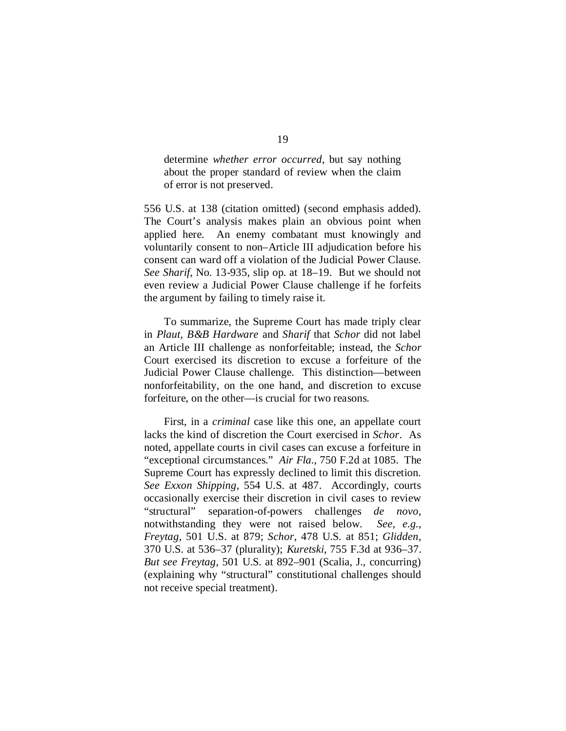> determine *whether error occurred*, but say nothing about the proper standard of review when the claim of error is not preserved.

556 U.S. at 138 (citation omitted) (second emphasis added). The Court's analysis makes plain an obvious point when applied here. An enemy combatant must knowingly and voluntarily consent to non–Article III adjudication before his consent can ward off a violation of the Judicial Power Clause. *See Sharif*, No. 13-935, slip op. at 18–19. But we should not even review a Judicial Power Clause challenge if he forfeits the argument by failing to timely raise it.

To summarize, the Supreme Court has made triply clear in *Plaut*, *B&B Hardware* and *Sharif* that *Schor* did not label an Article III challenge as nonforfeitable; instead, the *Schor* Court exercised its discretion to excuse a forfeiture of the Judicial Power Clause challenge. This distinction—between nonforfeitability, on the one hand, and discretion to excuse forfeiture, on the other—is crucial for two reasons.

First, in a *criminal* case like this one, an appellate court lacks the kind of discretion the Court exercised in *Schor*. As noted, appellate courts in civil cases can excuse a forfeiture in "exceptional circumstances." *Air Fla.*, 750 F.2d at 1085. The Supreme Court has expressly declined to limit this discretion. *See Exxon Shipping*, 554 U.S. at 487. Accordingly, courts occasionally exercise their discretion in civil cases to review "structural" separation-of-powers challenges *de novo*, notwithstanding they were not raised below. *See, e.g.*, *Freytag*, 501 U.S. at 879; *Schor*, 478 U.S. at 851; *Glidden*, 370 U.S. at 536–37 (plurality); *Kuretski*, 755 F.3d at 936–37. *But see Freytag*, 501 U.S. at 892–901 (Scalia, J., concurring) (explaining why "structural" constitutional challenges should not receive special treatment).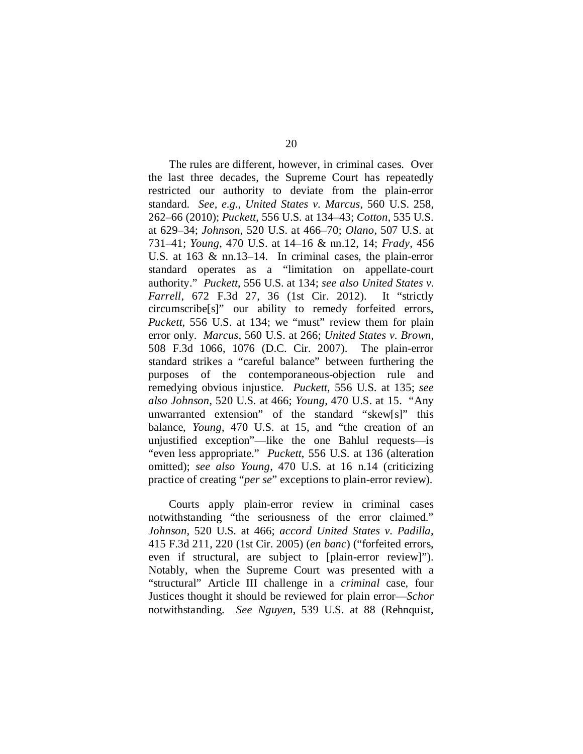The rules are different, however, in criminal cases. Over the last three decades, the Supreme Court has repeatedly restricted our authority to deviate from the plain-error standard. *See, e.g.*, *United States v. Marcus*, 560 U.S. 258, 262–66 (2010); *Puckett*, 556 U.S. at 134–43; *Cotton*, 535 U.S. at 629–34; *Johnson*, 520 U.S. at 466–70; *Olano*, 507 U.S. at 731–41; *Young*, 470 U.S. at 14–16 & nn.12, 14; *Frady*, 456 U.S. at 163 & nn.13–14. In criminal cases, the plain-error standard operates as a "limitation on appellate-court authority." *Puckett*, 556 U.S. at 134; *see also United States v. Farrell*, 672 F.3d 27, 36 (1st Cir. 2012). It "strictly circumscribe[s]" our ability to remedy forfeited errors, *Puckett*, 556 U.S. at 134; we "must" review them for plain error only. *Marcus*, 560 U.S. at 266; *United States v. Brown*, 508 F.3d 1066, 1076 (D.C. Cir. 2007). The plain-error standard strikes a "careful balance" between furthering the purposes of the contemporaneous-objection rule and remedying obvious injustice. *Puckett*, 556 U.S. at 135; *see also Johnson*, 520 U.S. at 466; *Young*, 470 U.S. at 15. "Any unwarranted extension" of the standard "skew[s]" this balance, *Young*, 470 U.S. at 15, and "the creation of an unjustified exception"—like the one Bahlul requests—is "even less appropriate." *Puckett*, 556 U.S. at 136 (alteration omitted); *see also Young*, 470 U.S. at 16 n.14 (criticizing practice of creating "*per se*" exceptions to plain-error review).

Courts apply plain-error review in criminal cases notwithstanding "the seriousness of the error claimed." *Johnson*, 520 U.S. at 466; *accord United States v. Padilla*, 415 F.3d 211, 220 (1st Cir. 2005) (*en banc*) ("forfeited errors, even if structural, are subject to [plain-error review]"). Notably, when the Supreme Court was presented with a "structural" Article III challenge in a *criminal* case, four Justices thought it should be reviewed for plain error—*Schor* notwithstanding. *See Nguyen*, 539 U.S. at 88 (Rehnquist,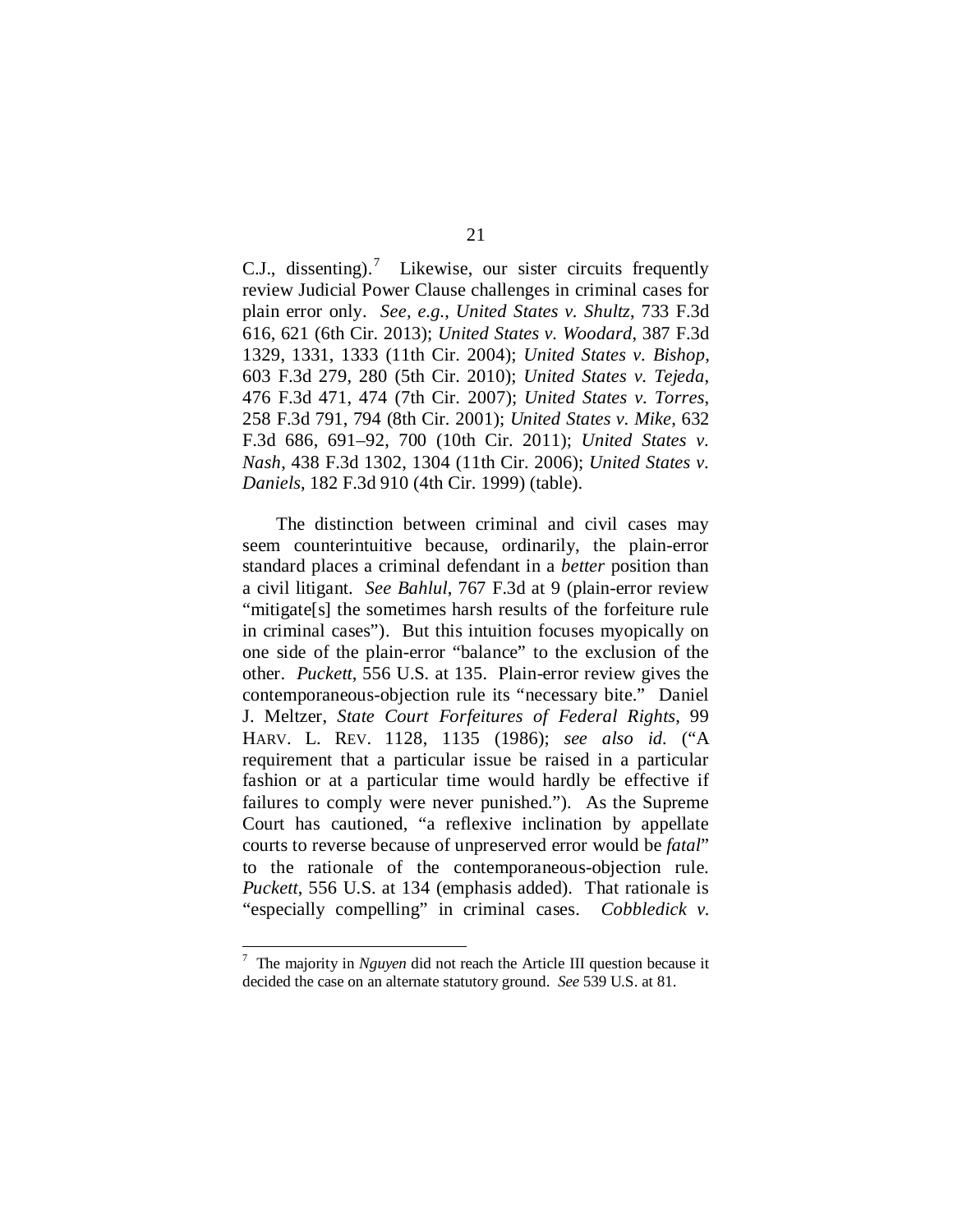C.J., dissenting).[7] Likewise, our sister circuits frequently review Judicial Power Clause challenges in criminal cases for plain error only. *See, e.g.*, *United States v. Shultz*, 733 F.3d 616, 621 (6th Cir. 2013); *United States v. Woodard*, 387 F.3d 1329, 1331, 1333 (11th Cir. 2004); *United States v. Bishop*, 603 F.3d 279, 280 (5th Cir. 2010); *United States v. Tejeda*, 476 F.3d 471, 474 (7th Cir. 2007); *United States v. Torres*, 258 F.3d 791, 794 (8th Cir. 2001); *United States v. Mike*, 632 F.3d 686, 691–92, 700 (10th Cir. 2011); *United States v. Nash*, 438 F.3d 1302, 1304 (11th Cir. 2006); *United States v. Daniels*, 182 F.3d 910 (4th Cir. 1999) (table).

The distinction between criminal and civil cases may seem counterintuitive because, ordinarily, the plain-error standard places a criminal defendant in a *better* position than a civil litigant. *See Bahlul*, 767 F.3d at 9 (plain-error review "mitigate[s] the sometimes harsh results of the forfeiture rule in criminal cases"). But this intuition focuses myopically on one side of the plain-error "balance" to the exclusion of the other. *Puckett*, 556 U.S. at 135. Plain-error review gives the contemporaneous-objection rule its "necessary bite." Daniel J. Meltzer, *State Court Forfeitures of Federal Rights*, 99 HARV. L. REV. 1128, 1135 (1986); *see also id.* ("A requirement that a particular issue be raised in a particular fashion or at a particular time would hardly be effective if failures to comply were never punished."). As the Supreme Court has cautioned, "a reflexive inclination by appellate courts to reverse because of unpreserved error would be *fatal*" to the rationale of the contemporaneous-objection rule. *Puckett*, 556 U.S. at 134 (emphasis added). That rationale is "especially compelling" in criminal cases. *Cobbledick v.*

---

[7] The majority in *Nguyen* did not reach the Article III question because it decided the case on an alternate statutory ground. *See* 539 U.S. at 81.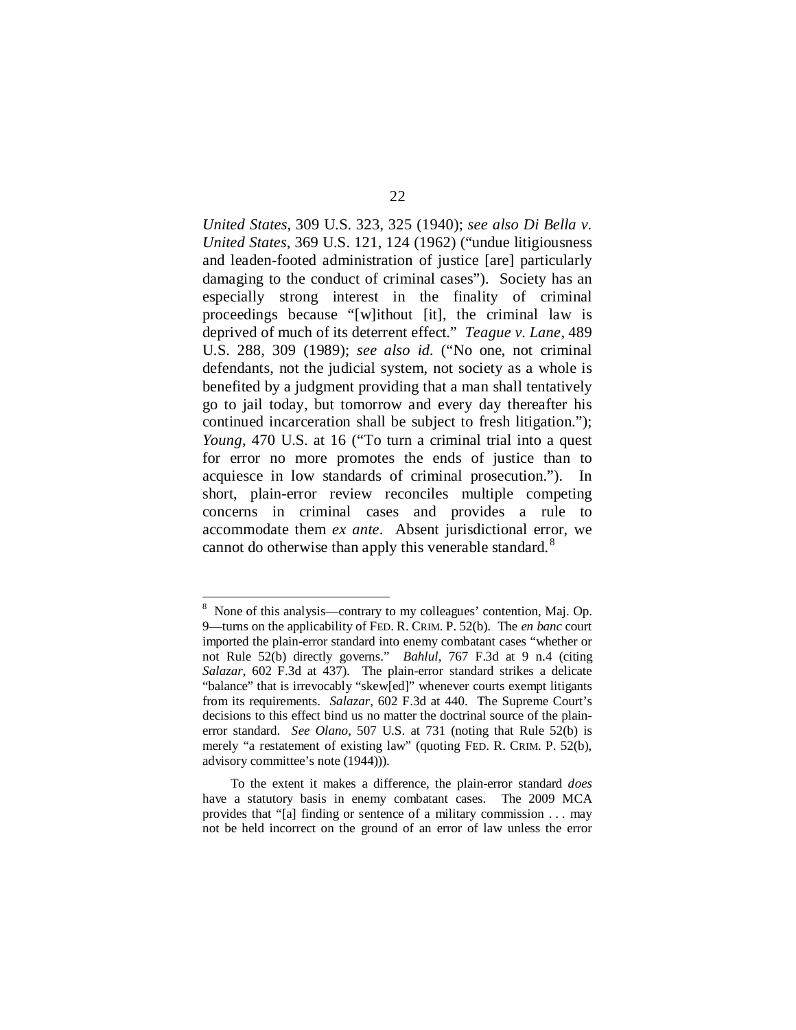*United States*, 309 U.S. 323, 325 (1940); *see also Di Bella v. United States*, 369 U.S. 121, 124 (1962) ("undue litigiousness and leaden-footed administration of justice [are] particularly damaging to the conduct of criminal cases"). Society has an especially strong interest in the finality of criminal proceedings because "[w]ithout [it], the criminal law is deprived of much of its deterrent effect." *Teague v. Lane*, 489 U.S. 288, 309 (1989); *see also id.* ("No one, not criminal defendants, not the judicial system, not society as a whole is benefited by a judgment providing that a man shall tentatively go to jail today, but tomorrow and every day thereafter his continued incarceration shall be subject to fresh litigation."); *Young*, 470 U.S. at 16 ("To turn a criminal trial into a quest for error no more promotes the ends of justice than to acquiesce in low standards of criminal prosecution."). In short, plain-error review reconciles multiple competing concerns in criminal cases and provides a rule to accommodate them *ex ante*. Absent jurisdictional error, we cannot do otherwise than apply this venerable standard.[8]

---

[8] None of this analysis—contrary to my colleagues' contention, Maj. Op. 9—turns on the applicability of FED. R. CRIM. P. 52(b). The *en banc* court imported the plain-error standard into enemy combatant cases "whether or not Rule 52(b) directly governs." *Bahlul*, 767 F.3d at 9 n.4 (citing *Salazar*, 602 F.3d at 437). The plain-error standard strikes a delicate "balance" that is irrevocably "skew[ed]" whenever courts exempt litigants from its requirements. *Salazar*, 602 F.3d at 440. The Supreme Court's decisions to this effect bind us no matter the doctrinal source of the plain-error standard. *See Olano*, 507 U.S. at 731 (noting that Rule 52(b) is merely "a restatement of existing law" (quoting FED. R. CRIM. P. 52(b), advisory committee's note (1944))).

To the extent it makes a difference, the plain-error standard *does* have a statutory basis in enemy combatant cases. The 2009 MCA provides that "[a] finding or sentence of a military commission . . . may not be held incorrect on the ground of an error of law unless the error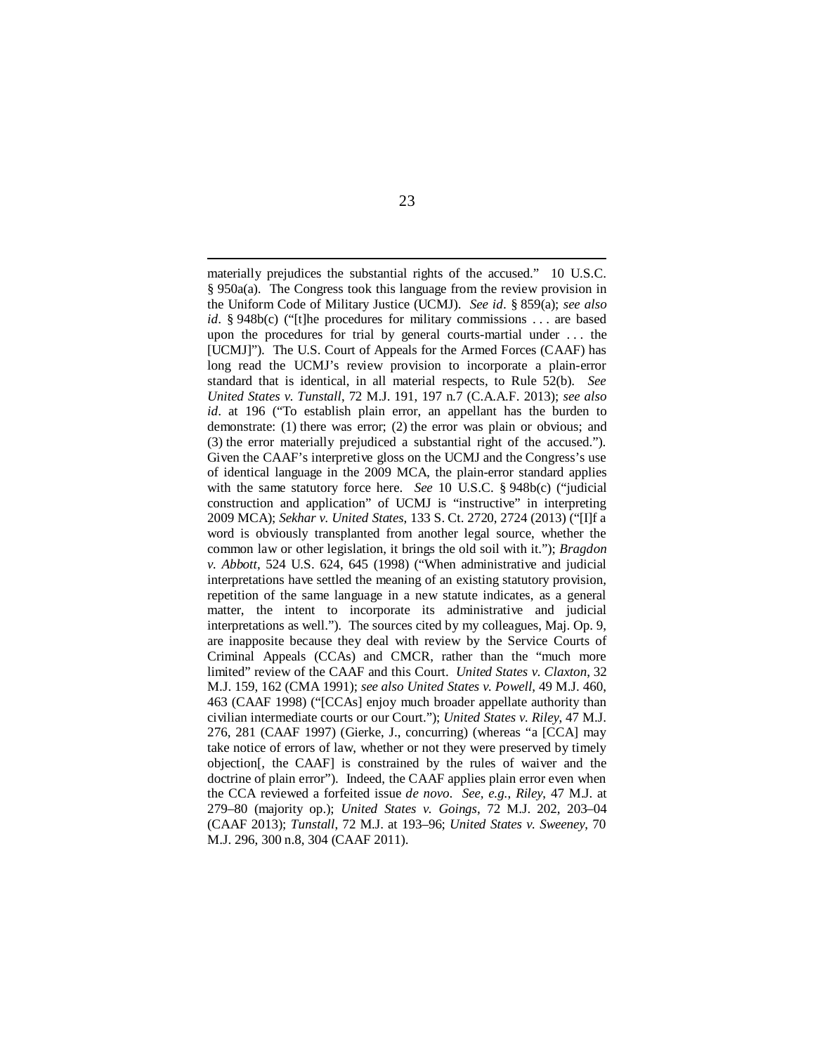materially prejudices the substantial rights of the accused." 10 U.S.C. § 950a(a). The Congress took this language from the review provision in the Uniform Code of Military Justice (UCMJ). *See id*. § 859(a); *see also id*. § 948b(c) ("[t]he procedures for military commissions . . . are based upon the procedures for trial by general courts-martial under . . . the [UCMJ]"). The U.S. Court of Appeals for the Armed Forces (CAAF) has long read the UCMJ's review provision to incorporate a plain-error standard that is identical, in all material respects, to Rule 52(b). *See United States v. Tunstall*, 72 M.J. 191, 197 n.7 (C.A.A.F. 2013); *see also id*. at 196 ("To establish plain error, an appellant has the burden to demonstrate: (1) there was error; (2) the error was plain or obvious; and (3) the error materially prejudiced a substantial right of the accused."). Given the CAAF's interpretive gloss on the UCMJ and the Congress's use of identical language in the 2009 MCA, the plain-error standard applies with the same statutory force here. *See* 10 U.S.C. § 948b(c) ("judicial construction and application" of UCMJ is "instructive" in interpreting 2009 MCA); *Sekhar v. United States*, 133 S. Ct. 2720, 2724 (2013) ("[I]f a word is obviously transplanted from another legal source, whether the common law or other legislation, it brings the old soil with it."); *Bragdon v. Abbott*, 524 U.S. 624, 645 (1998) ("When administrative and judicial interpretations have settled the meaning of an existing statutory provision, repetition of the same language in a new statute indicates, as a general matter, the intent to incorporate its administrative and judicial interpretations as well."). The sources cited by my colleagues, Maj. Op. 9, are inapposite because they deal with review by the Service Courts of Criminal Appeals (CCAs) and CMCR, rather than the "much more limited" review of the CAAF and this Court. *United States v. Claxton*, 32 M.J. 159, 162 (CMA 1991); *see also United States v. Powell*, 49 M.J. 460, 463 (CAAF 1998) ("[CCAs] enjoy much broader appellate authority than civilian intermediate courts or our Court."); *United States v. Riley*, 47 M.J. 276, 281 (CAAF 1997) (Gierke, J., concurring) (whereas "a [CCA] may take notice of errors of law, whether or not they were preserved by timely objection[, the CAAF] is constrained by the rules of waiver and the doctrine of plain error"). Indeed, the CAAF applies plain error even when the CCA reviewed a forfeited issue *de novo*. *See, e.g.*, *Riley*, 47 M.J. at 279–80 (majority op.); *United States v. Goings*, 72 M.J. 202, 203–04 (CAAF 2013); *Tunstall*, 72 M.J. at 193–96; *United States v. Sweeney*, 70 M.J. 296, 300 n.8, 304 (CAAF 2011).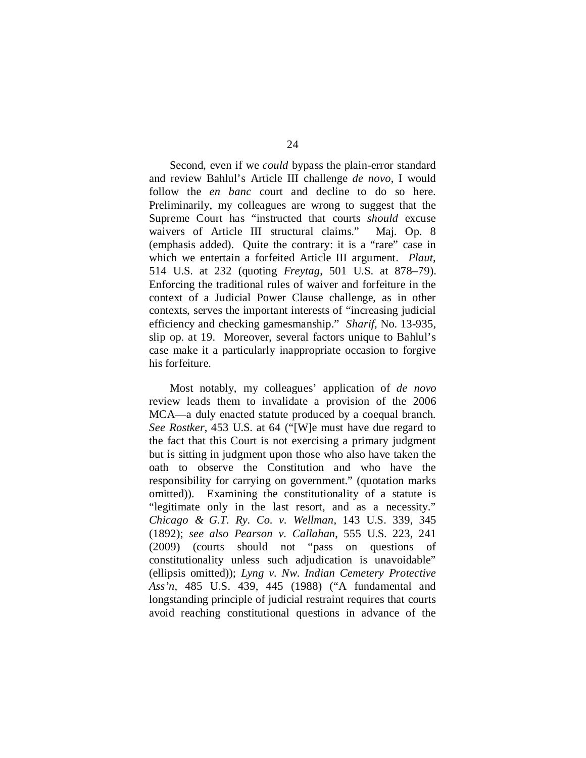Second, even if we *could* bypass the plain-error standard and review Bahlul's Article III challenge *de novo*, I would follow the *en banc* court and decline to do so here. Preliminarily, my colleagues are wrong to suggest that the Supreme Court has "instructed that courts *should* excuse waivers of Article III structural claims." Maj. Op. 8 (emphasis added). Quite the contrary: it is a "rare" case in which we entertain a forfeited Article III argument. *Plaut*, 514 U.S. at 232 (quoting *Freytag*, 501 U.S. at 878–79). Enforcing the traditional rules of waiver and forfeiture in the context of a Judicial Power Clause challenge, as in other contexts, serves the important interests of "increasing judicial efficiency and checking gamesmanship." *Sharif*, No. 13-935, slip op. at 19. Moreover, several factors unique to Bahlul's case make it a particularly inappropriate occasion to forgive his forfeiture.

Most notably, my colleagues' application of *de novo* review leads them to invalidate a provision of the 2006 MCA—a duly enacted statute produced by a coequal branch. *See Rostker*, 453 U.S. at 64 ("[W]e must have due regard to the fact that this Court is not exercising a primary judgment but is sitting in judgment upon those who also have taken the oath to observe the Constitution and who have the responsibility for carrying on government." (quotation marks omitted)). Examining the constitutionality of a statute is "legitimate only in the last resort, and as a necessity." *Chicago & G.T. Ry. Co. v. Wellman*, 143 U.S. 339, 345 (1892); *see also Pearson v. Callahan*, 555 U.S. 223, 241 (2009) (courts should not "pass on questions of constitutionality unless such adjudication is unavoidable" (ellipsis omitted)); *Lyng v. Nw. Indian Cemetery Protective Ass'n*, 485 U.S. 439, 445 (1988) ("A fundamental and longstanding principle of judicial restraint requires that courts avoid reaching constitutional questions in advance of the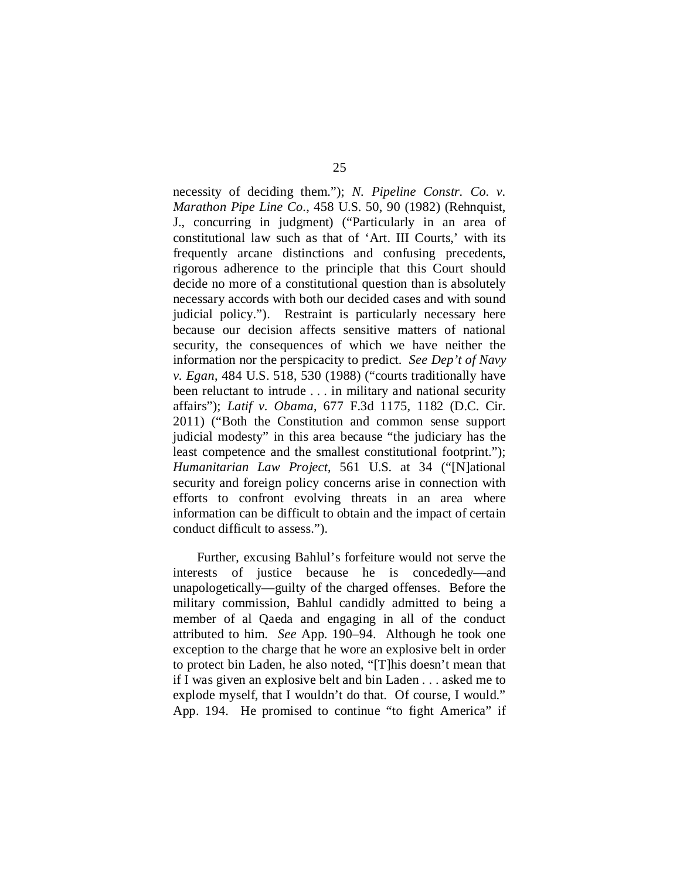necessity of deciding them."); *N. Pipeline Constr. Co. v. Marathon Pipe Line Co.*, 458 U.S. 50, 90 (1982) (Rehnquist, J., concurring in judgment) ("Particularly in an area of constitutional law such as that of 'Art. III Courts,' with its frequently arcane distinctions and confusing precedents, rigorous adherence to the principle that this Court should decide no more of a constitutional question than is absolutely necessary accords with both our decided cases and with sound judicial policy."). Restraint is particularly necessary here because our decision affects sensitive matters of national security, the consequences of which we have neither the information nor the perspicacity to predict. *See Dep't of Navy v. Egan*, 484 U.S. 518, 530 (1988) ("courts traditionally have been reluctant to intrude . . . in military and national security affairs"); *Latif v. Obama*, 677 F.3d 1175, 1182 (D.C. Cir. 2011) ("Both the Constitution and common sense support judicial modesty" in this area because "the judiciary has the least competence and the smallest constitutional footprint."); *Humanitarian Law Project*, 561 U.S. at 34 ("[N]ational security and foreign policy concerns arise in connection with efforts to confront evolving threats in an area where information can be difficult to obtain and the impact of certain conduct difficult to assess.").

Further, excusing Bahlul's forfeiture would not serve the interests of justice because he is concededly—and unapologetically—guilty of the charged offenses. Before the military commission, Bahlul candidly admitted to being a member of al Qaeda and engaging in all of the conduct attributed to him. *See* App. 190–94. Although he took one exception to the charge that he wore an explosive belt in order to protect bin Laden, he also noted, "[T]his doesn't mean that if I was given an explosive belt and bin Laden . . . asked me to explode myself, that I wouldn't do that. Of course, I would." App. 194. He promised to continue "to fight America" if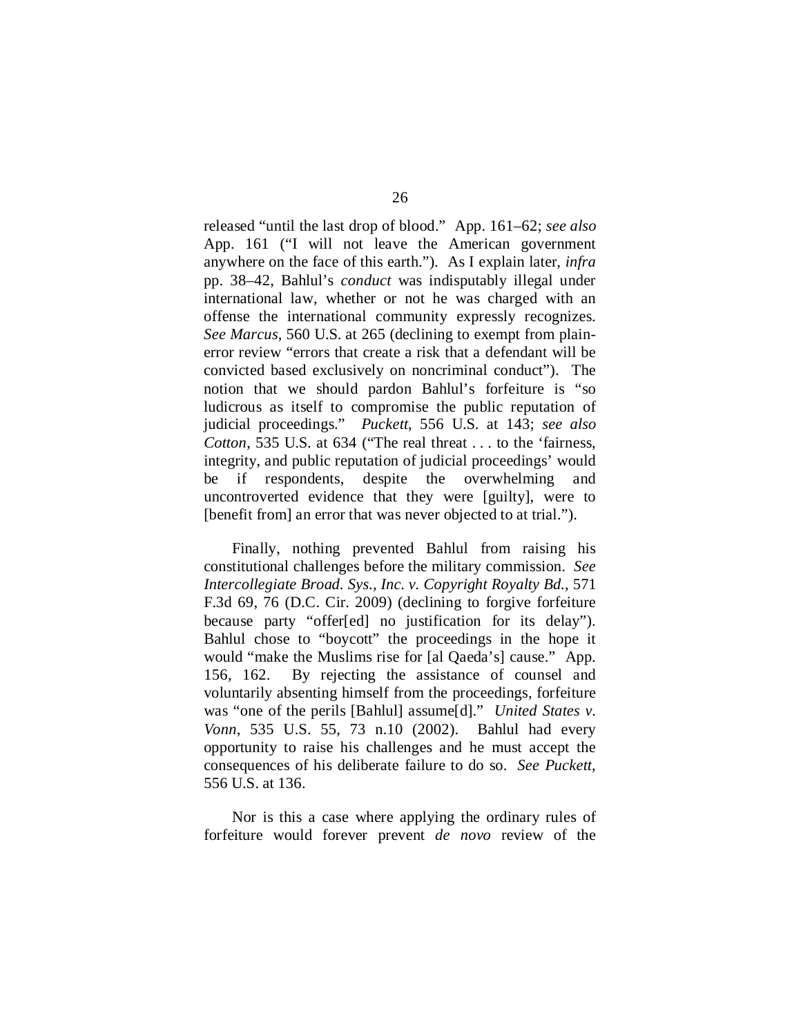released "until the last drop of blood." App. 161–62; *see also* App. 161 ("I will not leave the American government anywhere on the face of this earth."). As I explain later, *infra* pp. 38–42, Bahlul's *conduct* was indisputably illegal under international law, whether or not he was charged with an offense the international community expressly recognizes. *See Marcus*, 560 U.S. at 265 (declining to exempt from plain-error review "errors that create a risk that a defendant will be convicted based exclusively on noncriminal conduct"). The notion that we should pardon Bahlul's forfeiture is "so ludicrous as itself to compromise the public reputation of judicial proceedings." *Puckett*, 556 U.S. at 143; *see also Cotton*, 535 U.S. at 634 ("The real threat . . . to the 'fairness, integrity, and public reputation of judicial proceedings' would be if respondents, despite the overwhelming and uncontroverted evidence that they were [guilty], were to [benefit from] an error that was never objected to at trial.").

Finally, nothing prevented Bahlul from raising his constitutional challenges before the military commission. *See Intercollegiate Broad. Sys., Inc. v. Copyright Royalty Bd.*, 571 F.3d 69, 76 (D.C. Cir. 2009) (declining to forgive forfeiture because party "offer[ed] no justification for its delay"). Bahlul chose to "boycott" the proceedings in the hope it would "make the Muslims rise for [al Qaeda's] cause." App. 156, 162. By rejecting the assistance of counsel and voluntarily absenting himself from the proceedings, forfeiture was "one of the perils [Bahlul] assume[d]." *United States v. Vonn*, 535 U.S. 55, 73 n.10 (2002). Bahlul had every opportunity to raise his challenges and he must accept the consequences of his deliberate failure to do so. *See Puckett*, 556 U.S. at 136.

Nor is this a case where applying the ordinary rules of forfeiture would forever prevent *de novo* review of the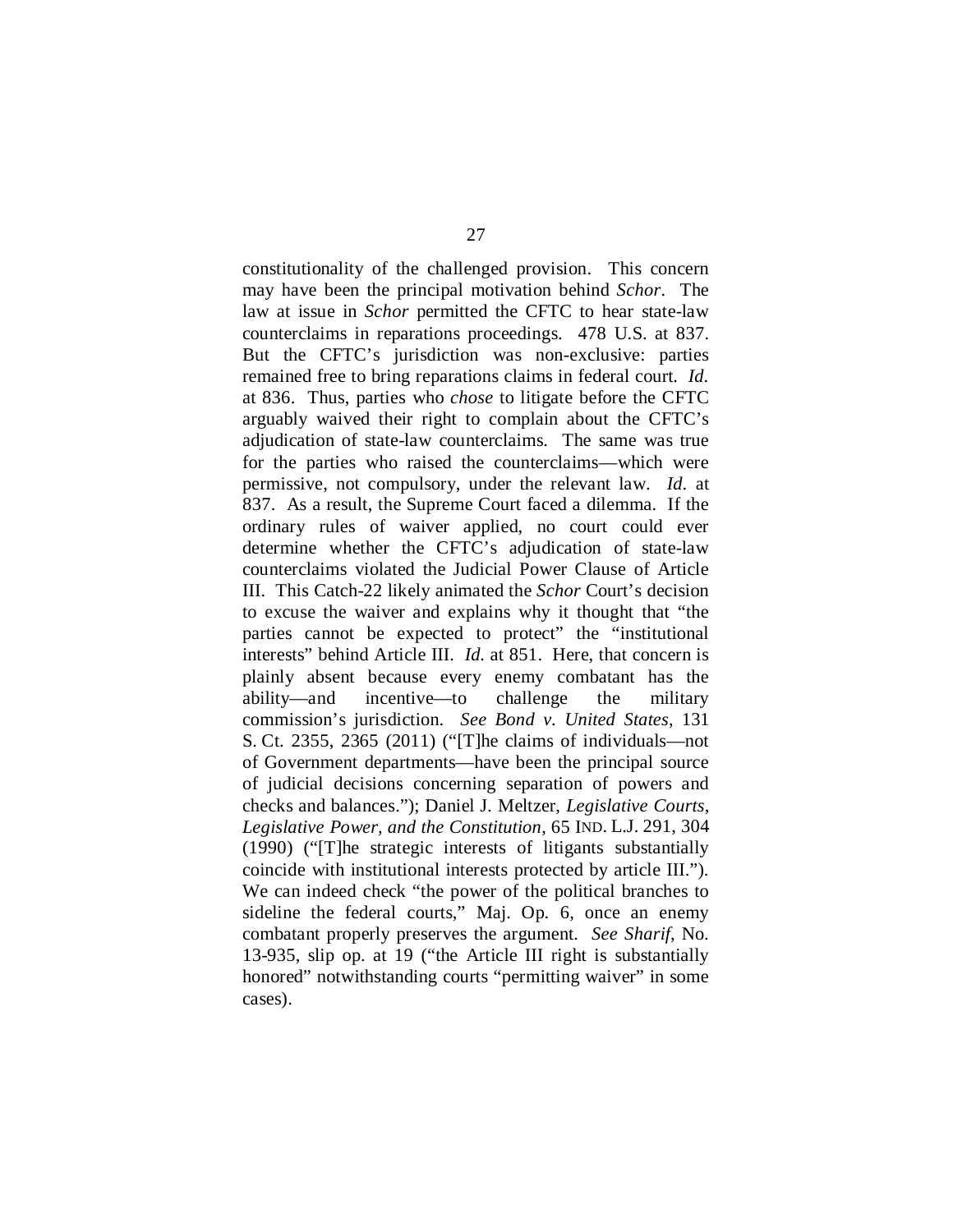constitutionality of the challenged provision. This concern may have been the principal motivation behind *Schor*. The law at issue in *Schor* permitted the CFTC to hear state-law counterclaims in reparations proceedings. 478 U.S. at 837. But the CFTC's jurisdiction was non-exclusive: parties remained free to bring reparations claims in federal court. *Id.* at 836. Thus, parties who *chose* to litigate before the CFTC arguably waived their right to complain about the CFTC's adjudication of state-law counterclaims. The same was true for the parties who raised the counterclaims—which were permissive, not compulsory, under the relevant law. *Id.* at 837. As a result, the Supreme Court faced a dilemma. If the ordinary rules of waiver applied, no court could ever determine whether the CFTC's adjudication of state-law counterclaims violated the Judicial Power Clause of Article III. This Catch-22 likely animated the *Schor* Court's decision to excuse the waiver and explains why it thought that "the parties cannot be expected to protect" the "institutional interests" behind Article III. *Id.* at 851. Here, that concern is plainly absent because every enemy combatant has the ability—and incentive—to challenge the military commission's jurisdiction. *See Bond v. United States*, 131 S. Ct. 2355, 2365 (2011) ("[T]he claims of individuals—not of Government departments—have been the principal source of judicial decisions concerning separation of powers and checks and balances."); Daniel J. Meltzer, *Legislative Courts, Legislative Power, and the Constitution*, 65 IND. L.J. 291, 304 (1990) ("[T]he strategic interests of litigants substantially coincide with institutional interests protected by article III."). We can indeed check "the power of the political branches to sideline the federal courts," Maj. Op. 6, once an enemy combatant properly preserves the argument. *See Sharif*, No. 13-935, slip op. at 19 ("the Article III right is substantially honored" notwithstanding courts "permitting waiver" in some cases).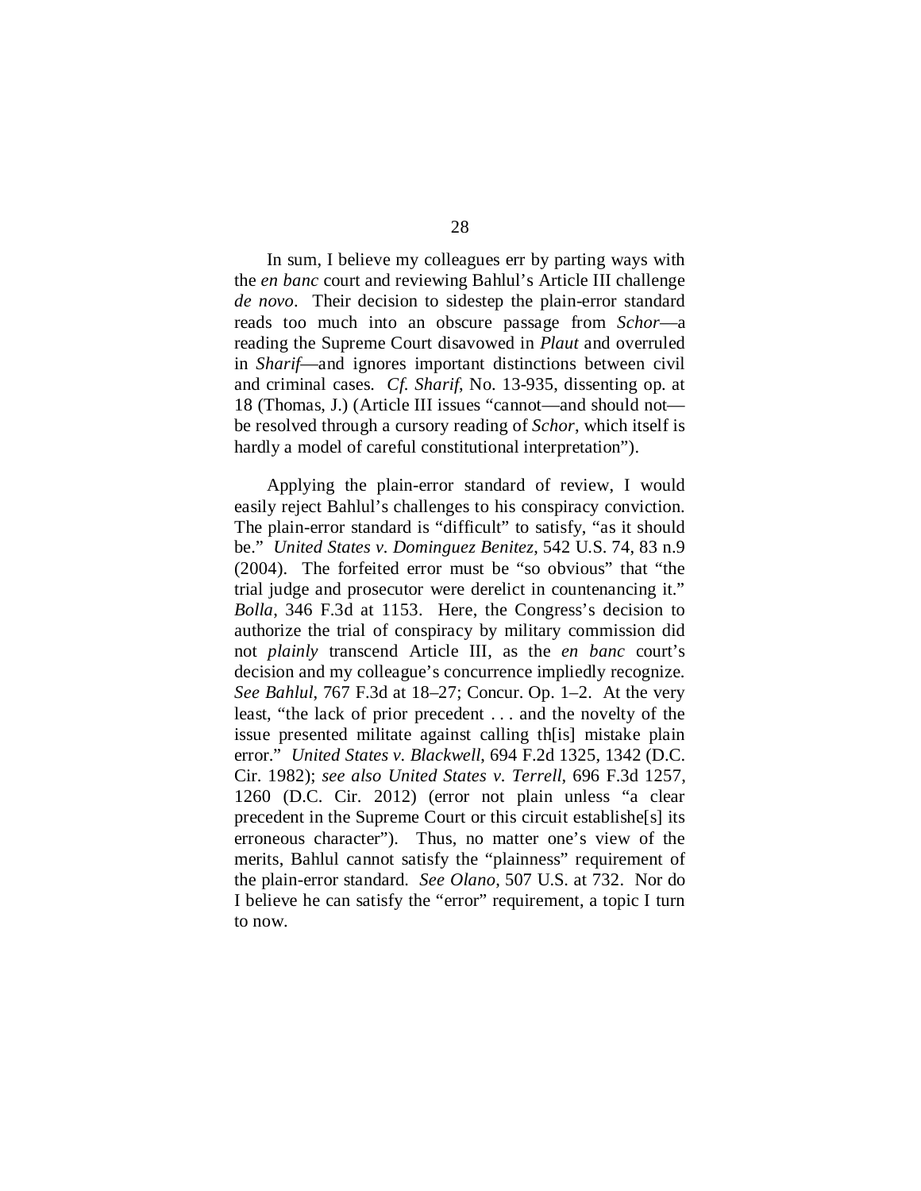In sum, I believe my colleagues err by parting ways with the *en banc* court and reviewing Bahlul's Article III challenge *de novo*. Their decision to sidestep the plain-error standard reads too much into an obscure passage from *Schor*—a reading the Supreme Court disavowed in *Plaut* and overruled in *Sharif*—and ignores important distinctions between civil and criminal cases. *Cf. Sharif*, No. 13-935, dissenting op. at 18 (Thomas, J.) (Article III issues "cannot—and should not—be resolved through a cursory reading of *Schor*, which itself is hardly a model of careful constitutional interpretation").

Applying the plain-error standard of review, I would easily reject Bahlul's challenges to his conspiracy conviction. The plain-error standard is "difficult" to satisfy, "as it should be." *United States v. Dominguez Benitez*, 542 U.S. 74, 83 n.9 (2004). The forfeited error must be "so obvious" that "the trial judge and prosecutor were derelict in countenancing it." *Bolla*, 346 F.3d at 1153. Here, the Congress's decision to authorize the trial of conspiracy by military commission did not *plainly* transcend Article III, as the *en banc* court's decision and my colleague's concurrence impliedly recognize. *See Bahlul*, 767 F.3d at 18–27; Concur. Op. 1–2. At the very least, "the lack of prior precedent . . . and the novelty of the issue presented militate against calling th[is] mistake plain error." *United States v. Blackwell*, 694 F.2d 1325, 1342 (D.C. Cir. 1982); *see also United States v. Terrell*, 696 F.3d 1257, 1260 (D.C. Cir. 2012) (error not plain unless "a clear precedent in the Supreme Court or this circuit establishe[s] its erroneous character"). Thus, no matter one's view of the merits, Bahlul cannot satisfy the "plainness" requirement of the plain-error standard. *See Olano*, 507 U.S. at 732. Nor do I believe he can satisfy the "error" requirement, a topic I turn to now.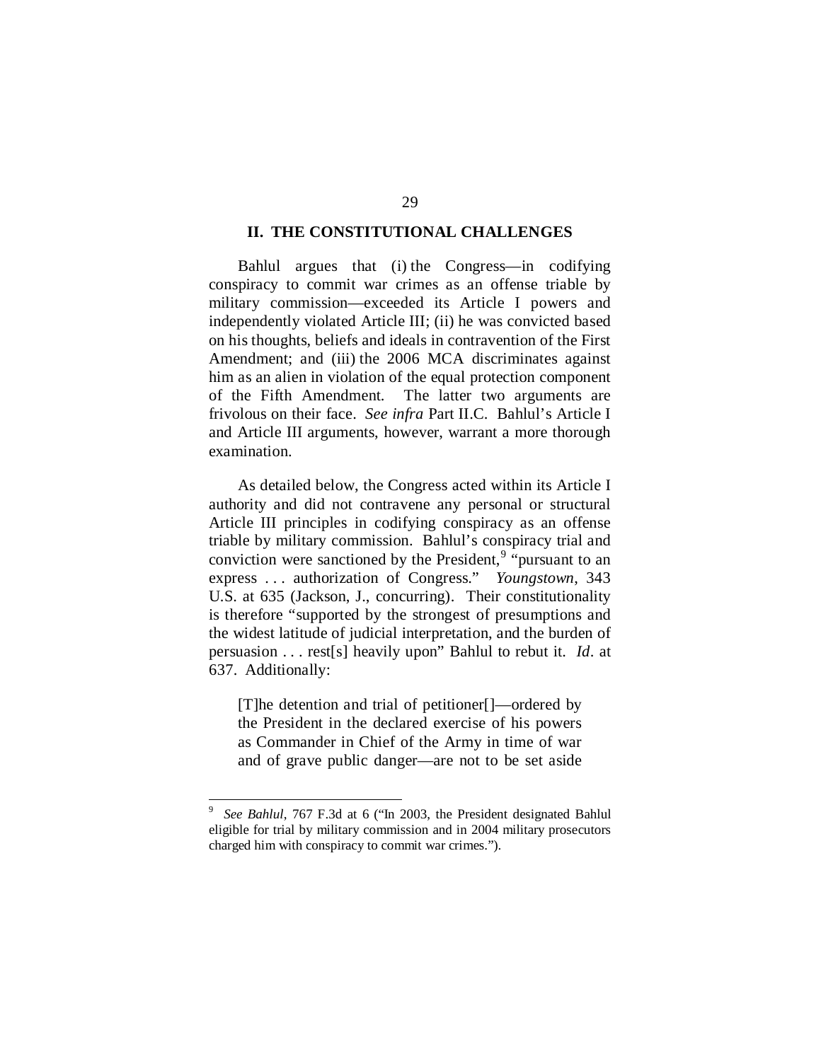## II. THE CONSTITUTIONAL CHALLENGES

Bahlul argues that (i) the Congress—in codifying conspiracy to commit war crimes as an offense triable by military commission—exceeded its Article I powers and independently violated Article III; (ii) he was convicted based on his thoughts, beliefs and ideals in contravention of the First Amendment; and (iii) the 2006 MCA discriminates against him as an alien in violation of the equal protection component of the Fifth Amendment. The latter two arguments are frivolous on their face. *See infra* Part II.C. Bahlul's Article I and Article III arguments, however, warrant a more thorough examination.

As detailed below, the Congress acted within its Article I authority and did not contravene any personal or structural Article III principles in codifying conspiracy as an offense triable by military commission. Bahlul's conspiracy trial and conviction were sanctioned by the President,[9] "pursuant to an express . . . authorization of Congress." *Youngstown*, 343 U.S. at 635 (Jackson, J., concurring). Their constitutionality is therefore "supported by the strongest of presumptions and the widest latitude of judicial interpretation, and the burden of persuasion . . . rest[s] heavily upon" Bahlul to rebut it. *Id*. at 637. Additionally:

> [T]he detention and trial of petitioner[]—ordered by the President in the declared exercise of his powers as Commander in Chief of the Army in time of war and of grave public danger—are not to be set aside

[9] *See Bahlul*, 767 F.3d at 6 ("In 2003, the President designated Bahlul eligible for trial by military commission and in 2004 military prosecutors charged him with conspiracy to commit war crimes.").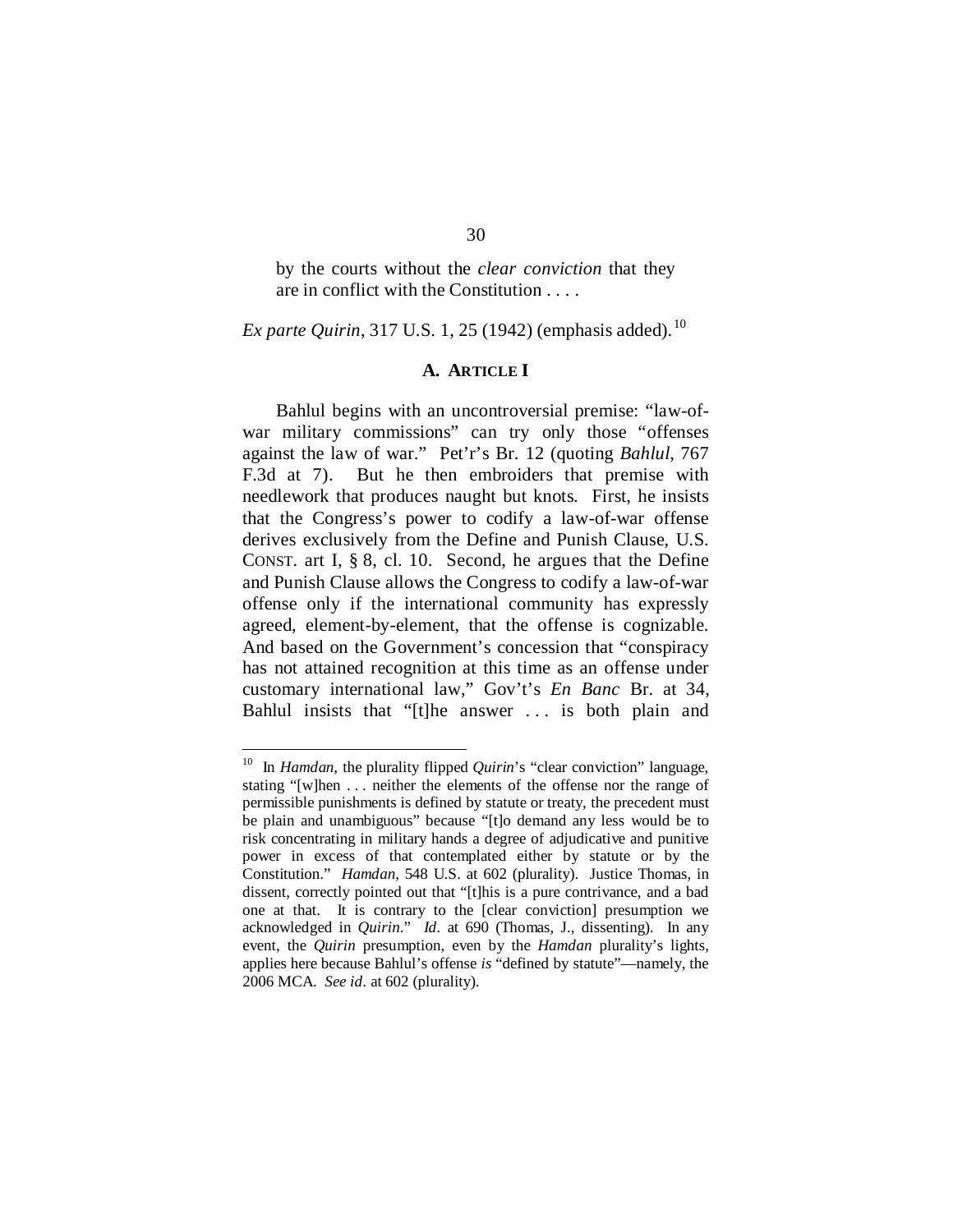> by the courts without the *clear conviction* that they are in conflict with the Constitution . . . .

*Ex parte Quirin*, 317 U.S. 1, 25 (1942) (emphasis added).[10]

### A. ARTICLE I

Bahlul begins with an uncontroversial premise: "law-of-war military commissions" can try only those "offenses against the law of war." Pet'r's Br. 12 (quoting *Bahlul*, 767 F.3d at 7). But he then embroiders that premise with needlework that produces naught but knots. First, he insists that the Congress's power to codify a law-of-war offense derives exclusively from the Define and Punish Clause, U.S. CONST. art I, § 8, cl. 10. Second, he argues that the Define and Punish Clause allows the Congress to codify a law-of-war offense only if the international community has expressly agreed, element-by-element, that the offense is cognizable. And based on the Government's concession that "conspiracy has not attained recognition at this time as an offense under customary international law," Gov't's *En Banc* Br. at 34, Bahlul insists that "[t]he answer . . . is both plain and

---

[10] In *Hamdan*, the plurality flipped *Quirin*'s "clear conviction" language, stating "[w]hen . . . neither the elements of the offense nor the range of permissible punishments is defined by statute or treaty, the precedent must be plain and unambiguous" because "[t]o demand any less would be to risk concentrating in military hands a degree of adjudicative and punitive power in excess of that contemplated either by statute or by the Constitution." *Hamdan*, 548 U.S. at 602 (plurality). Justice Thomas, in dissent, correctly pointed out that "[t]his is a pure contrivance, and a bad one at that. It is contrary to the [clear conviction] presumption we acknowledged in *Quirin*." *Id*. at 690 (Thomas, J., dissenting). In any event, the *Quirin* presumption, even by the *Hamdan* plurality's lights, applies here because Bahlul's offense *is* "defined by statute"—namely, the 2006 MCA. *See id*. at 602 (plurality).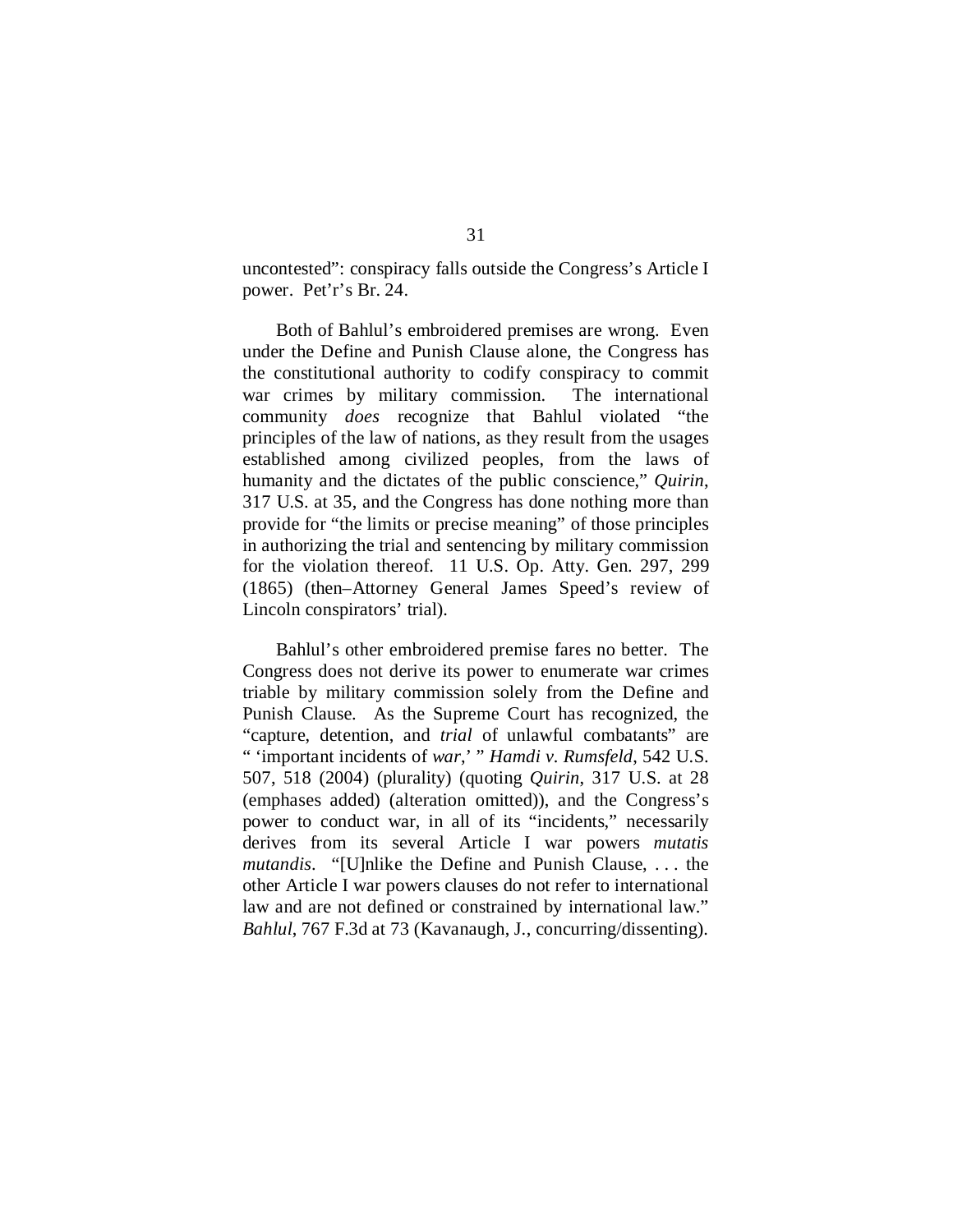uncontested": conspiracy falls outside the Congress's Article I power. Pet'r's Br. 24.

Both of Bahlul's embroidered premises are wrong. Even under the Define and Punish Clause alone, the Congress has the constitutional authority to codify conspiracy to commit war crimes by military commission. The international community *does* recognize that Bahlul violated "the principles of the law of nations, as they result from the usages established among civilized peoples, from the laws of humanity and the dictates of the public conscience," *Quirin*, 317 U.S. at 35, and the Congress has done nothing more than provide for "the limits or precise meaning" of those principles in authorizing the trial and sentencing by military commission for the violation thereof. 11 U.S. Op. Atty. Gen. 297, 299 (1865) (then–Attorney General James Speed's review of Lincoln conspirators' trial).

Bahlul's other embroidered premise fares no better. The Congress does not derive its power to enumerate war crimes triable by military commission solely from the Define and Punish Clause. As the Supreme Court has recognized, the "capture, detention, and *trial* of unlawful combatants" are " 'important incidents of *war*,' " *Hamdi v. Rumsfeld*, 542 U.S. 507, 518 (2004) (plurality) (quoting *Quirin*, 317 U.S. at 28 (emphases added) (alteration omitted)), and the Congress's power to conduct war, in all of its "incidents," necessarily derives from its several Article I war powers *mutatis mutandis*. "[U]nlike the Define and Punish Clause, . . . the other Article I war powers clauses do not refer to international law and are not defined or constrained by international law." *Bahlul*, 767 F.3d at 73 (Kavanaugh, J., concurring/dissenting).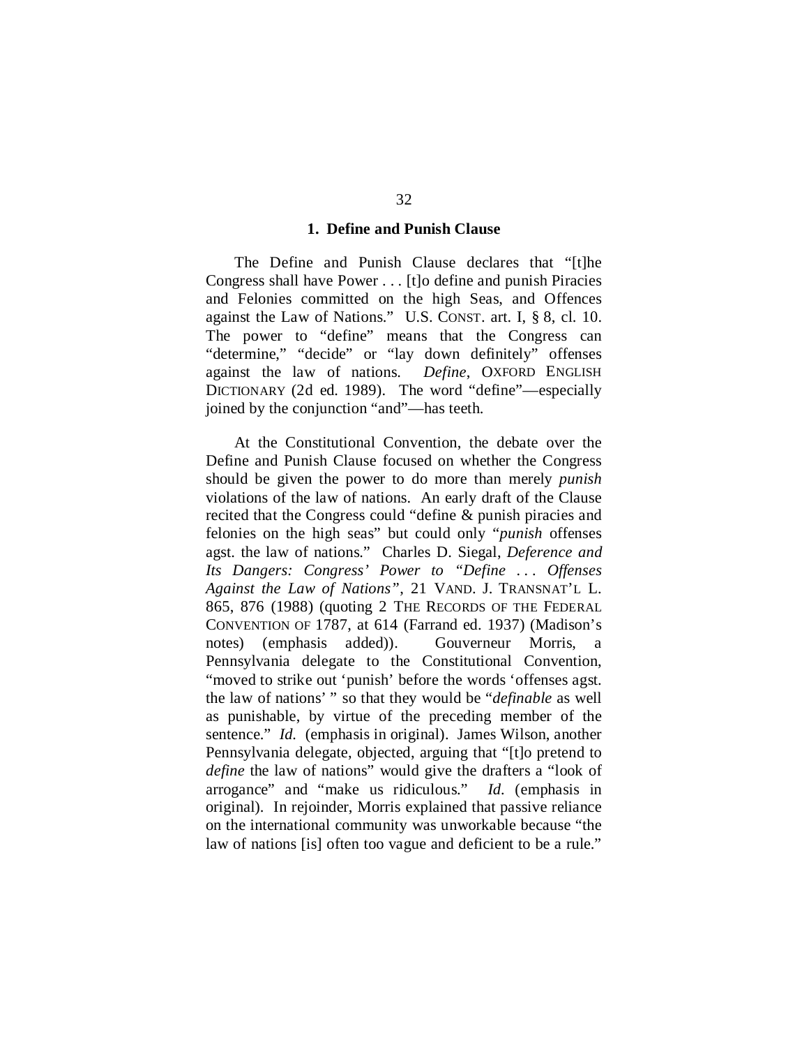### 1. Define and Punish Clause

The Define and Punish Clause declares that "[t]he Congress shall have Power . . . [t]o define and punish Piracies and Felonies committed on the high Seas, and Offences against the Law of Nations." U.S. CONST. art. I, § 8, cl. 10. The power to "define" means that the Congress can "determine," "decide" or "lay down definitely" offenses against the law of nations. *Define*, OXFORD ENGLISH DICTIONARY (2d ed. 1989). The word "define"—especially joined by the conjunction "and"—has teeth.

At the Constitutional Convention, the debate over the Define and Punish Clause focused on whether the Congress should be given the power to do more than merely *punish* violations of the law of nations. An early draft of the Clause recited that the Congress could "define & punish piracies and felonies on the high seas" but could only "*punish* offenses agst. the law of nations." Charles D. Siegal, *Deference and Its Dangers: Congress' Power to "Define . . . Offenses Against the Law of Nations"*, 21 VAND. J. TRANSNAT'L L. 865, 876 (1988) (quoting 2 THE RECORDS OF THE FEDERAL CONVENTION OF 1787, at 614 (Farrand ed. 1937) (Madison's notes) (emphasis added)). Gouverneur Morris, a Pennsylvania delegate to the Constitutional Convention, "moved to strike out 'punish' before the words 'offenses agst. the law of nations' " so that they would be "*definable* as well as punishable, by virtue of the preceding member of the sentence." *Id.* (emphasis in original). James Wilson, another Pennsylvania delegate, objected, arguing that "[t]o pretend to *define* the law of nations" would give the drafters a "look of arrogance" and "make us ridiculous." *Id.* (emphasis in original). In rejoinder, Morris explained that passive reliance on the international community was unworkable because "the law of nations [is] often too vague and deficient to be a rule."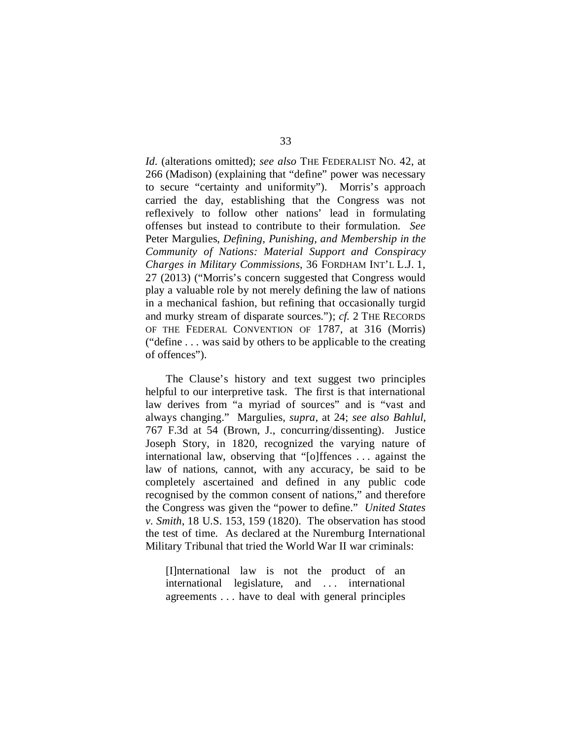*Id.* (alterations omitted); *see also* THE FEDERALIST NO. 42, at 266 (Madison) (explaining that "define" power was necessary to secure "certainty and uniformity"). Morris's approach carried the day, establishing that the Congress was not reflexively to follow other nations' lead in formulating offenses but instead to contribute to their formulation. *See* Peter Margulies, *Defining, Punishing, and Membership in the Community of Nations: Material Support and Conspiracy Charges in Military Commissions*, 36 FORDHAM INT'L L.J. 1, 27 (2013) ("Morris's concern suggested that Congress would play a valuable role by not merely defining the law of nations in a mechanical fashion, but refining that occasionally turgid and murky stream of disparate sources."); *cf.* 2 THE RECORDS OF THE FEDERAL CONVENTION OF 1787, at 316 (Morris) ("define . . . was said by others to be applicable to the creating of offences").

The Clause's history and text suggest two principles helpful to our interpretive task. The first is that international law derives from "a myriad of sources" and is "vast and always changing." Margulies, *supra*, at 24; *see also Bahlul*, 767 F.3d at 54 (Brown, J., concurring/dissenting). Justice Joseph Story, in 1820, recognized the varying nature of international law, observing that "[o]ffences . . . against the law of nations, cannot, with any accuracy, be said to be completely ascertained and defined in any public code recognised by the common consent of nations," and therefore the Congress was given the "power to define." *United States v. Smith*, 18 U.S. 153, 159 (1820). The observation has stood the test of time. As declared at the Nuremburg International Military Tribunal that tried the World War II war criminals:

> [I]nternational law is not the product of an international legislature, and . . . international agreements . . . have to deal with general principles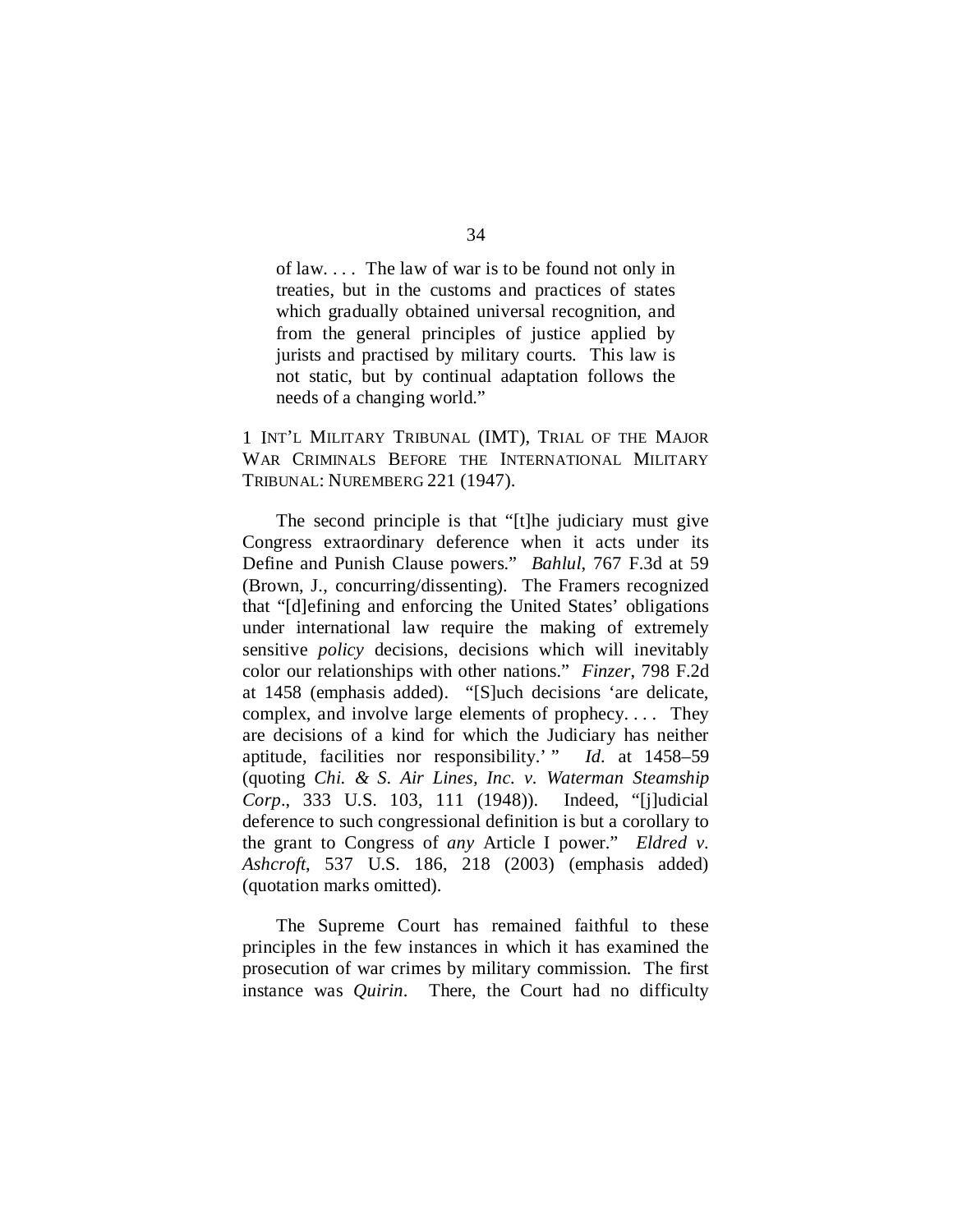> of law. . . . The law of war is to be found not only in treaties, but in the customs and practices of states which gradually obtained universal recognition, and from the general principles of justice applied by jurists and practised by military courts. This law is not static, but by continual adaptation follows the needs of a changing world."

1 INT'L MILITARY TRIBUNAL (IMT), TRIAL OF THE MAJOR WAR CRIMINALS BEFORE THE INTERNATIONAL MILITARY TRIBUNAL: NUREMBERG 221 (1947).

The second principle is that "[t]he judiciary must give Congress extraordinary deference when it acts under its Define and Punish Clause powers." *Bahlul*, 767 F.3d at 59 (Brown, J., concurring/dissenting). The Framers recognized that "[d]efining and enforcing the United States' obligations under international law require the making of extremely sensitive *policy* decisions, decisions which will inevitably color our relationships with other nations." *Finzer*, 798 F.2d at 1458 (emphasis added). "[S]uch decisions 'are delicate, complex, and involve large elements of prophecy. . . . They are decisions of a kind for which the Judiciary has neither aptitude, facilities nor responsibility.' " *Id.* at 1458–59 (quoting *Chi. & S. Air Lines, Inc. v. Waterman Steamship Corp.*, 333 U.S. 103, 111 (1948)). Indeed, "[j]udicial deference to such congressional definition is but a corollary to the grant to Congress of *any* Article I power." *Eldred v. Ashcroft*, 537 U.S. 186, 218 (2003) (emphasis added) (quotation marks omitted).

The Supreme Court has remained faithful to these principles in the few instances in which it has examined the prosecution of war crimes by military commission. The first instance was *Quirin*. There, the Court had no difficulty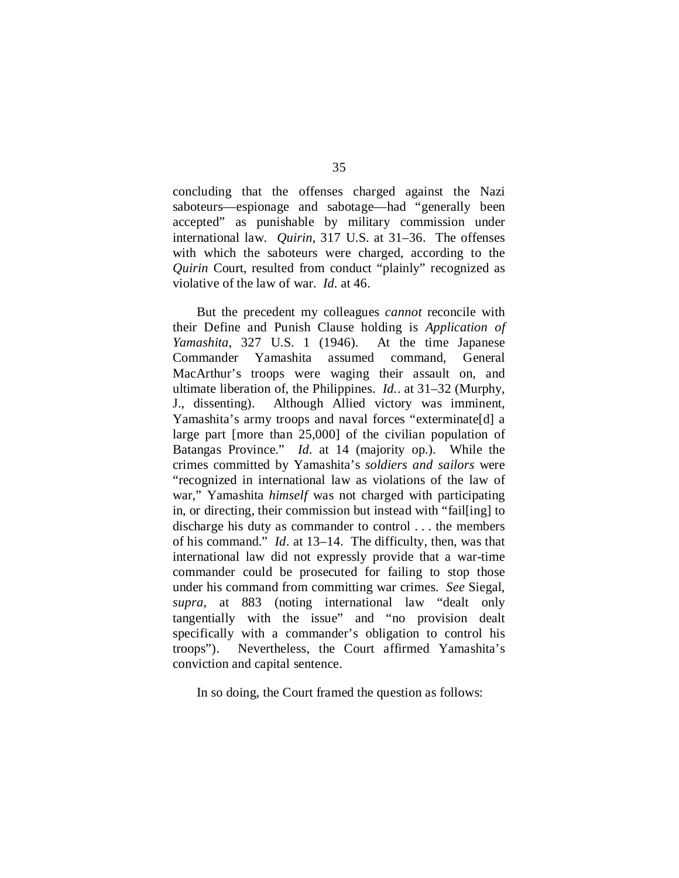concluding that the offenses charged against the Nazi saboteurs—espionage and sabotage—had "generally been accepted" as punishable by military commission under international law. *Quirin*, 317 U.S. at 31–36. The offenses with which the saboteurs were charged, according to the *Quirin* Court, resulted from conduct "plainly" recognized as violative of the law of war. *Id*. at 46.

But the precedent my colleagues *cannot* reconcile with their Define and Punish Clause holding is *Application of Yamashita*, 327 U.S. 1 (1946). At the time Japanese Commander Yamashita assumed command, General MacArthur's troops were waging their assault on, and ultimate liberation of, the Philippines. *Id.*. at 31–32 (Murphy, J., dissenting). Although Allied victory was imminent, Yamashita's army troops and naval forces "exterminate[d] a large part [more than 25,000] of the civilian population of Batangas Province." *Id*. at 14 (majority op.). While the crimes committed by Yamashita's *soldiers and sailors* were "recognized in international law as violations of the law of war," Yamashita *himself* was not charged with participating in, or directing, their commission but instead with "fail[ing] to discharge his duty as commander to control . . . the members of his command." *Id*. at 13–14. The difficulty, then, was that international law did not expressly provide that a war-time commander could be prosecuted for failing to stop those under his command from committing war crimes. *See* Siegal, *supra*, at 883 (noting international law "dealt only tangentially with the issue" and "no provision dealt specifically with a commander's obligation to control his troops"). Nevertheless, the Court affirmed Yamashita's conviction and capital sentence.

In so doing, the Court framed the question as follows: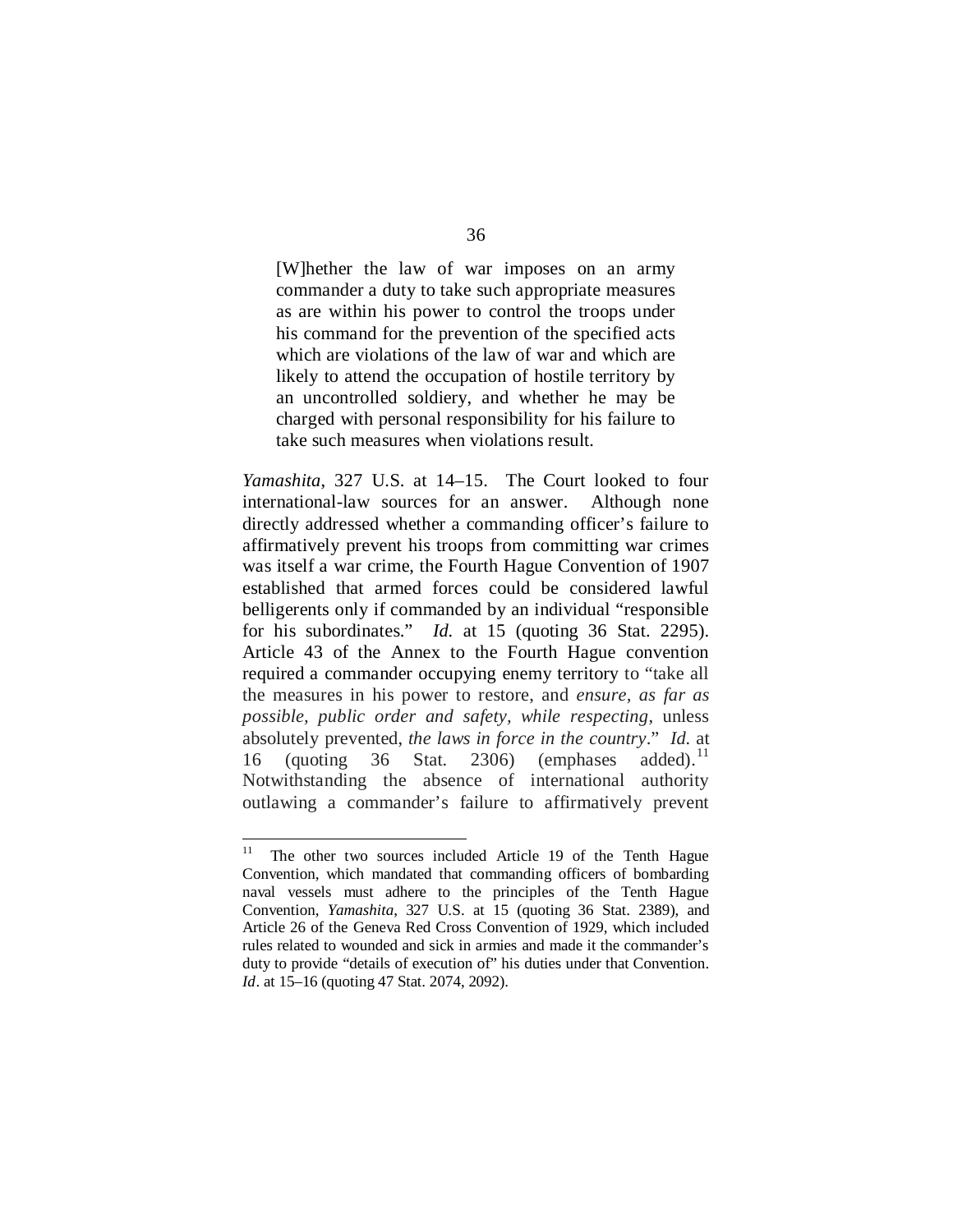> [W]hether the law of war imposes on an army commander a duty to take such appropriate measures as are within his power to control the troops under his command for the prevention of the specified acts which are violations of the law of war and which are likely to attend the occupation of hostile territory by an uncontrolled soldiery, and whether he may be charged with personal responsibility for his failure to take such measures when violations result.

*Yamashita*, 327 U.S. at 14–15. The Court looked to four international-law sources for an answer. Although none directly addressed whether a commanding officer's failure to affirmatively prevent his troops from committing war crimes was itself a war crime, the Fourth Hague Convention of 1907 established that armed forces could be considered lawful belligerents only if commanded by an individual "responsible for his subordinates." *Id.* at 15 (quoting 36 Stat. 2295). Article 43 of the Annex to the Fourth Hague convention required a commander occupying enemy territory to "take all the measures in his power to restore, and *ensure, as far as possible, public order and safety, while respecting*, unless absolutely prevented, *the laws in force in the country*." *Id.* at 16 (quoting 36 Stat. 2306) (emphases added).[11] Notwithstanding the absence of international authority outlawing a commander's failure to affirmatively prevent

---

[11] The other two sources included Article 19 of the Tenth Hague Convention, which mandated that commanding officers of bombarding naval vessels must adhere to the principles of the Tenth Hague Convention, *Yamashita*, 327 U.S. at 15 (quoting 36 Stat. 2389), and Article 26 of the Geneva Red Cross Convention of 1929, which included rules related to wounded and sick in armies and made it the commander's duty to provide "details of execution of" his duties under that Convention. *Id*. at 15–16 (quoting 47 Stat. 2074, 2092).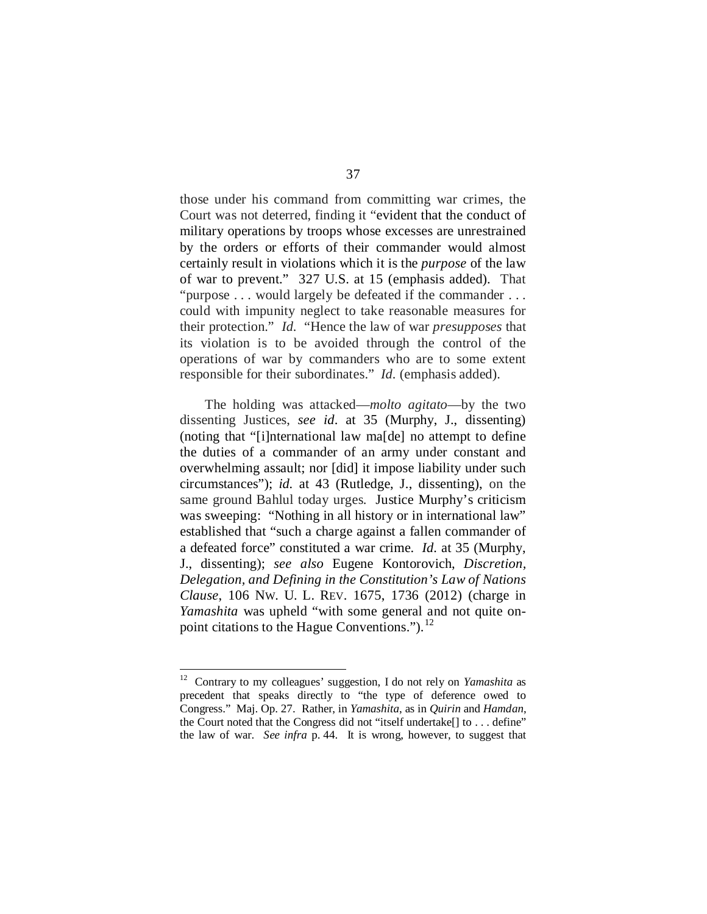those under his command from committing war crimes, the Court was not deterred, finding it "evident that the conduct of military operations by troops whose excesses are unrestrained by the orders or efforts of their commander would almost certainly result in violations which it is the *purpose* of the law of war to prevent." 327 U.S. at 15 (emphasis added). That "purpose . . . would largely be defeated if the commander . . . could with impunity neglect to take reasonable measures for their protection." *Id.* "Hence the law of war *presupposes* that its violation is to be avoided through the control of the operations of war by commanders who are to some extent responsible for their subordinates." *Id.* (emphasis added).

The holding was attacked—*molto agitato*—by the two dissenting Justices, *see id*. at 35 (Murphy, J., dissenting) (noting that "[i]nternational law ma[de] no attempt to define the duties of a commander of an army under constant and overwhelming assault; nor [did] it impose liability under such circumstances"); *id.* at 43 (Rutledge, J., dissenting), on the same ground Bahlul today urges. Justice Murphy's criticism was sweeping: "Nothing in all history or in international law" established that "such a charge against a fallen commander of a defeated force" constituted a war crime. *Id.* at 35 (Murphy, J., dissenting); *see also* Eugene Kontorovich, *Discretion, Delegation, and Defining in the Constitution's Law of Nations Clause*, 106 NW. U. L. REV. 1675, 1736 (2012) (charge in *Yamashita* was upheld "with some general and not quite on-point citations to the Hague Conventions.").[12]

---

[12] Contrary to my colleagues' suggestion, I do not rely on *Yamashita* as precedent that speaks directly to "the type of deference owed to Congress." Maj. Op. 27. Rather, in *Yamashita*, as in *Quirin* and *Hamdan*, the Court noted that the Congress did not "itself undertake[] to . . . define" the law of war. *See infra* p. 44. It is wrong, however, to suggest that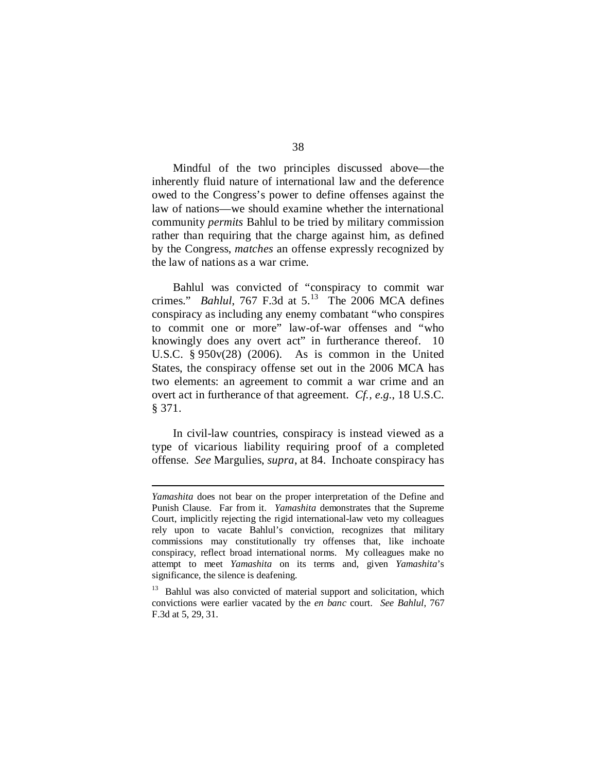Mindful of the two principles discussed above—the inherently fluid nature of international law and the deference owed to the Congress's power to define offenses against the law of nations—we should examine whether the international community *permits* Bahlul to be tried by military commission rather than requiring that the charge against him, as defined by the Congress, *matches* an offense expressly recognized by the law of nations as a war crime.

Bahlul was convicted of "conspiracy to commit war crimes." *Bahlul*, 767 F.3d at 5.[13] The 2006 MCA defines conspiracy as including any enemy combatant "who conspires to commit one or more" law-of-war offenses and "who knowingly does any overt act" in furtherance thereof. 10 U.S.C. § 950v(28) (2006). As is common in the United States, the conspiracy offense set out in the 2006 MCA has two elements: an agreement to commit a war crime and an overt act in furtherance of that agreement. *Cf., e.g.*, 18 U.S.C. § 371.

In civil-law countries, conspiracy is instead viewed as a type of vicarious liability requiring proof of a completed offense. *See* Margulies, *supra*, at 84. Inchoate conspiracy has

---

*Yamashita* does not bear on the proper interpretation of the Define and Punish Clause. Far from it. *Yamashita* demonstrates that the Supreme Court, implicitly rejecting the rigid international-law veto my colleagues rely upon to vacate Bahlul's conviction, recognizes that military commissions may constitutionally try offenses that, like inchoate conspiracy, reflect broad international norms. My colleagues make no attempt to meet *Yamashita* on its terms and, given *Yamashita*'s significance, the silence is deafening.

[13] Bahlul was also convicted of material support and solicitation, which convictions were earlier vacated by the *en banc* court. *See Bahlul*, 767 F.3d at 5, 29, 31.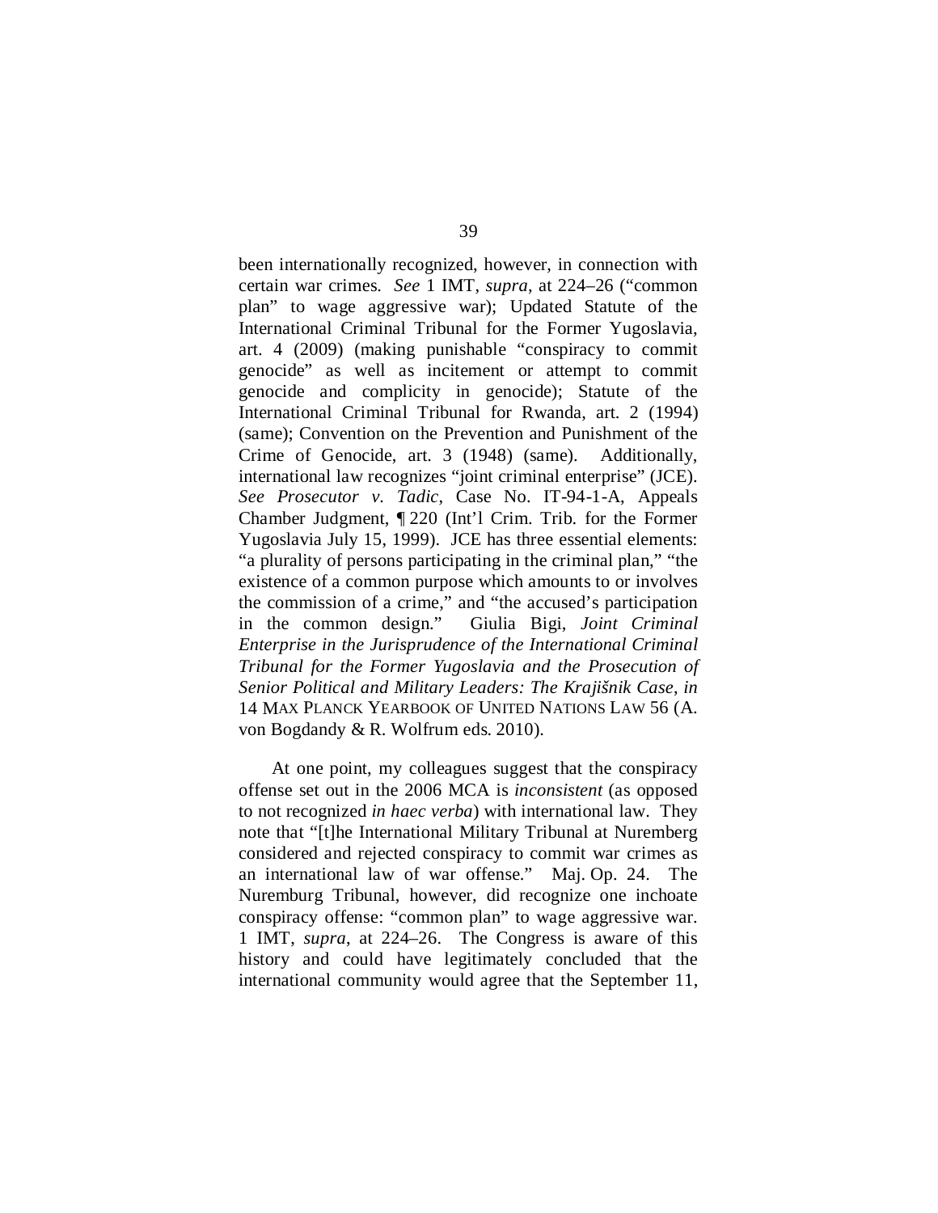been internationally recognized, however, in connection with certain war crimes. *See* 1 IMT, *supra*, at 224–26 ("common plan" to wage aggressive war); Updated Statute of the International Criminal Tribunal for the Former Yugoslavia, art. 4 (2009) (making punishable "conspiracy to commit genocide" as well as incitement or attempt to commit genocide and complicity in genocide); Statute of the International Criminal Tribunal for Rwanda, art. 2 (1994) (same); Convention on the Prevention and Punishment of the Crime of Genocide, art. 3 (1948) (same). Additionally, international law recognizes "joint criminal enterprise" (JCE). *See Prosecutor v. Tadic*, Case No. IT-94-1-A, Appeals Chamber Judgment, ¶ 220 (Int'l Crim. Trib. for the Former Yugoslavia July 15, 1999). JCE has three essential elements: "a plurality of persons participating in the criminal plan," "the existence of a common purpose which amounts to or involves the commission of a crime," and "the accused's participation in the common design." Giulia Bigi, *Joint Criminal Enterprise in the Jurisprudence of the International Criminal Tribunal for the Former Yugoslavia and the Prosecution of Senior Political and Military Leaders: The Krajišnik Case*, *in* 14 MAX PLANCK YEARBOOK OF UNITED NATIONS LAW 56 (A. von Bogdandy & R. Wolfrum eds. 2010).

At one point, my colleagues suggest that the conspiracy offense set out in the 2006 MCA is *inconsistent* (as opposed to not recognized *in haec verba*) with international law. They note that "[t]he International Military Tribunal at Nuremberg considered and rejected conspiracy to commit war crimes as an international law of war offense." Maj. Op. 24. The Nuremburg Tribunal, however, did recognize one inchoate conspiracy offense: "common plan" to wage aggressive war. 1 IMT, *supra*, at 224–26. The Congress is aware of this history and could have legitimately concluded that the international community would agree that the September 11,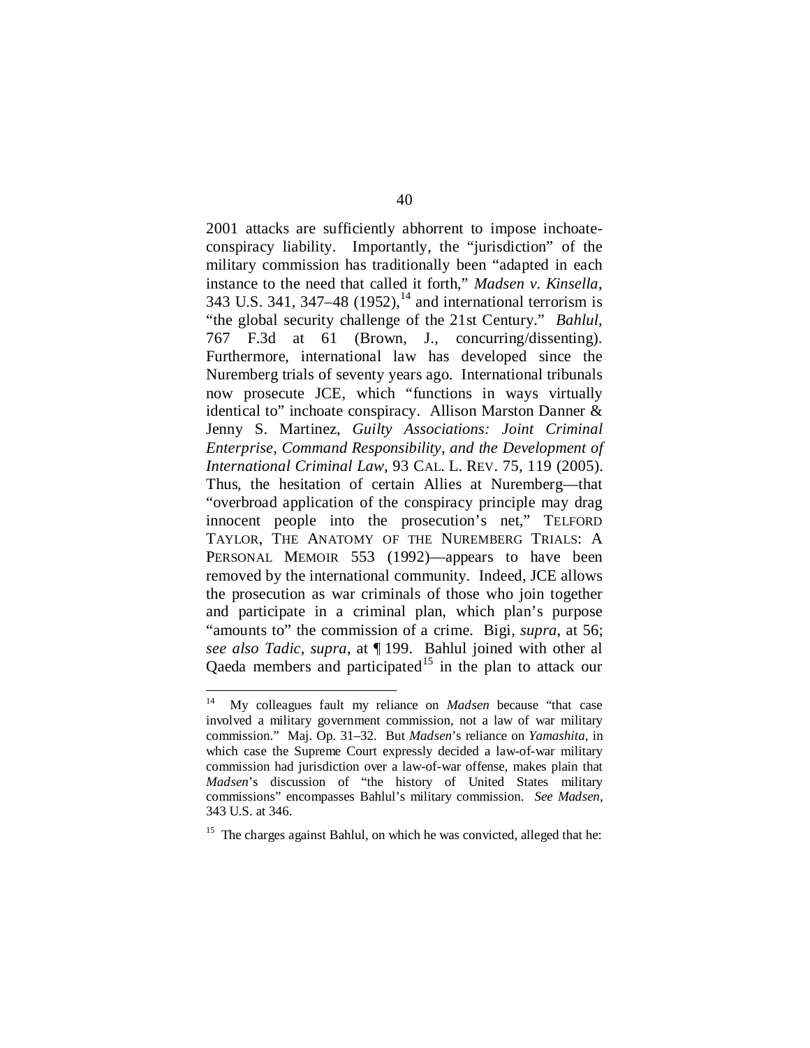2001 attacks are sufficiently abhorrent to impose inchoate-conspiracy liability. Importantly, the "jurisdiction" of the military commission has traditionally been "adapted in each instance to the need that called it forth," *Madsen v. Kinsella*, 343 U.S. 341, 347–48 (1952),[14] and international terrorism is "the global security challenge of the 21st Century." *Bahlul*, 767 F.3d at 61 (Brown, J., concurring/dissenting). Furthermore, international law has developed since the Nuremberg trials of seventy years ago. International tribunals now prosecute JCE, which "functions in ways virtually identical to" inchoate conspiracy. Allison Marston Danner & Jenny S. Martinez, *Guilty Associations: Joint Criminal Enterprise, Command Responsibility, and the Development of International Criminal Law*, 93 CAL. L. REV. 75, 119 (2005). Thus, the hesitation of certain Allies at Nuremberg—that "overbroad application of the conspiracy principle may drag innocent people into the prosecution's net," TELFORD TAYLOR, THE ANATOMY OF THE NUREMBERG TRIALS: A PERSONAL MEMOIR 553 (1992)—appears to have been removed by the international community. Indeed, JCE allows the prosecution as war criminals of those who join together and participate in a criminal plan, which plan's purpose "amounts to" the commission of a crime. Bigi, *supra*, at 56; *see also Tadic*, *supra*, at ¶ 199. Bahlul joined with other al Qaeda members and participated[15] in the plan to attack our

---

[14] My colleagues fault my reliance on *Madsen* because "that case involved a military government commission, not a law of war military commission." Maj. Op. 31–32. But *Madsen*'s reliance on *Yamashita*, in which case the Supreme Court expressly decided a law-of-war military commission had jurisdiction over a law-of-war offense, makes plain that *Madsen*'s discussion of "the history of United States military commissions" encompasses Bahlul's military commission. *See Madsen*, 343 U.S. at 346.

[15] The charges against Bahlul, on which he was convicted, alleged that he: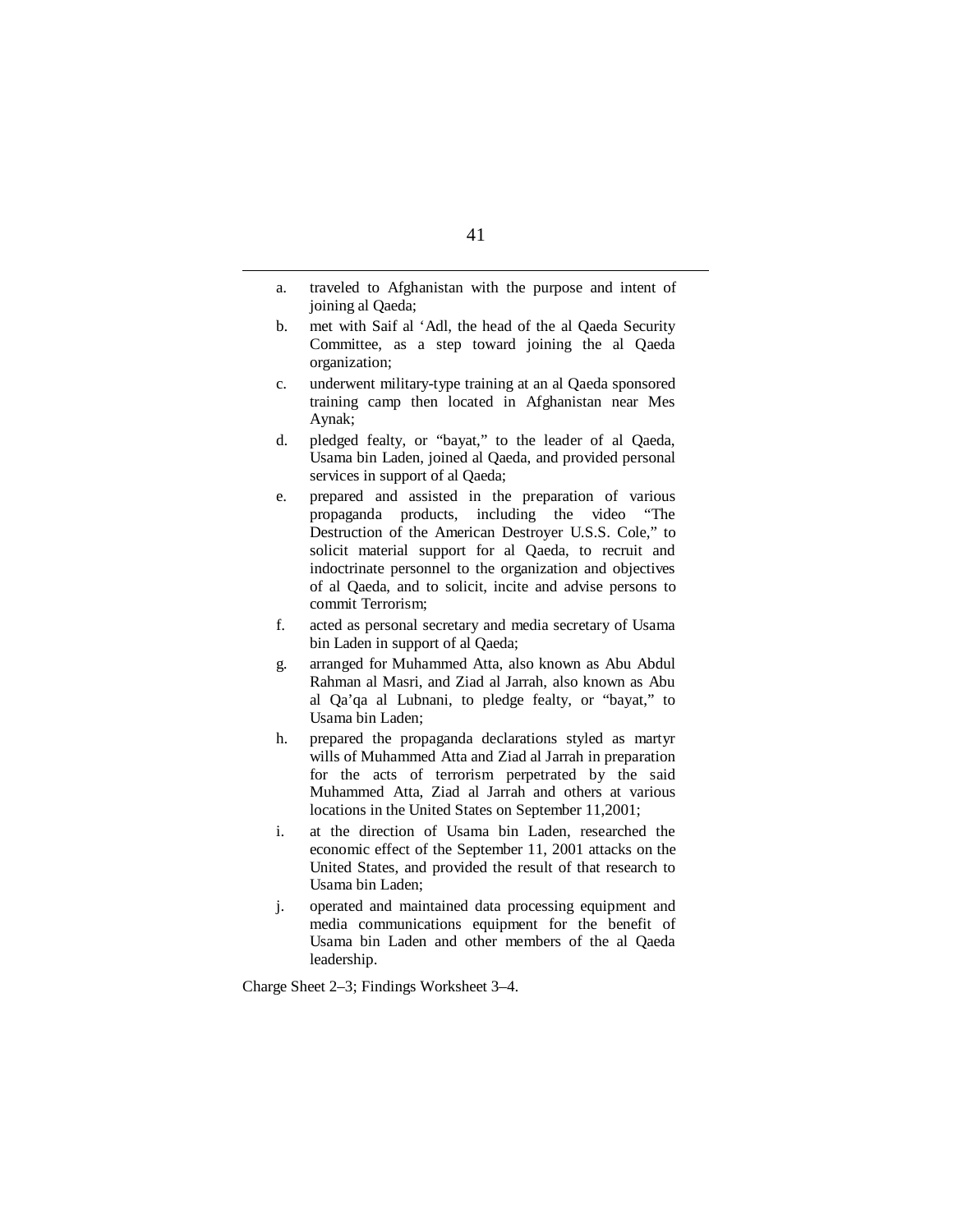a. traveled to Afghanistan with the purpose and intent of joining al Qaeda;

b. met with Saif al 'Adl, the head of the al Qaeda Security Committee, as a step toward joining the al Qaeda organization;

c. underwent military-type training at an al Qaeda sponsored training camp then located in Afghanistan near Mes Aynak;

d. pledged fealty, or "bayat," to the leader of al Qaeda, Usama bin Laden, joined al Qaeda, and provided personal services in support of al Qaeda;

e. prepared and assisted in the preparation of various propaganda products, including the video "The Destruction of the American Destroyer U.S.S. Cole," to solicit material support for al Qaeda, to recruit and indoctrinate personnel to the organization and objectives of al Qaeda, and to solicit, incite and advise persons to commit Terrorism;

f. acted as personal secretary and media secretary of Usama bin Laden in support of al Qaeda;

g. arranged for Muhammed Atta, also known as Abu Abdul Rahman al Masri, and Ziad al Jarrah, also known as Abu al Qa'qa al Lubnani, to pledge fealty, or "bayat," to Usama bin Laden;

h. prepared the propaganda declarations styled as martyr wills of Muhammed Atta and Ziad al Jarrah in preparation for the acts of terrorism perpetrated by the said Muhammed Atta, Ziad al Jarrah and others at various locations in the United States on September 11,2001;

i. at the direction of Usama bin Laden, researched the economic effect of the September 11, 2001 attacks on the United States, and provided the result of that research to Usama bin Laden;

j. operated and maintained data processing equipment and media communications equipment for the benefit of Usama bin Laden and other members of the al Qaeda leadership.

Charge Sheet 2–3; Findings Worksheet 3–4.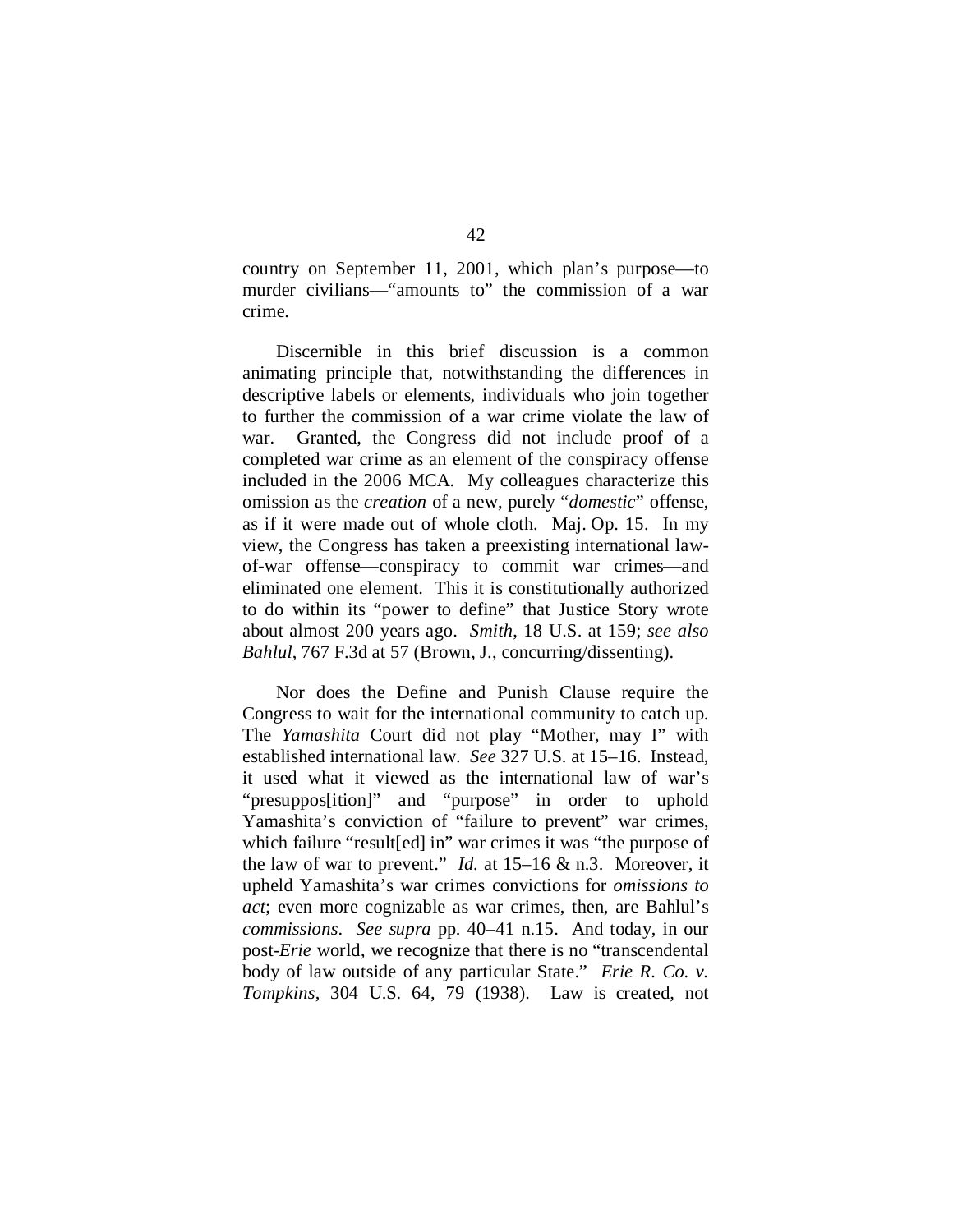country on September 11, 2001, which plan's purpose—to murder civilians—"amounts to" the commission of a war crime.

Discernible in this brief discussion is a common animating principle that, notwithstanding the differences in descriptive labels or elements, individuals who join together to further the commission of a war crime violate the law of war. Granted, the Congress did not include proof of a completed war crime as an element of the conspiracy offense included in the 2006 MCA. My colleagues characterize this omission as the *creation* of a new, purely "*domestic*" offense, as if it were made out of whole cloth. Maj. Op. 15. In my view, the Congress has taken a preexisting international law-of-war offense—conspiracy to commit war crimes—and eliminated one element. This it is constitutionally authorized to do within its "power to define" that Justice Story wrote about almost 200 years ago. *Smith*, 18 U.S. at 159; *see also Bahlul*, 767 F.3d at 57 (Brown, J., concurring/dissenting).

Nor does the Define and Punish Clause require the Congress to wait for the international community to catch up. The *Yamashita* Court did not play "Mother, may I" with established international law. *See* 327 U.S. at 15–16. Instead, it used what it viewed as the international law of war's "presuppos[ition]" and "purpose" in order to uphold Yamashita's conviction of "failure to prevent" war crimes, which failure "result[ed] in" war crimes it was "the purpose of the law of war to prevent." *Id.* at 15–16 & n.3. Moreover, it upheld Yamashita's war crimes convictions for *omissions to act*; even more cognizable as war crimes, then, are Bahlul's *commissions*. *See supra* pp. 40–41 n.15. And today, in our post-*Erie* world, we recognize that there is no "transcendental body of law outside of any particular State." *Erie R. Co. v. Tompkins*, 304 U.S. 64, 79 (1938). Law is created, not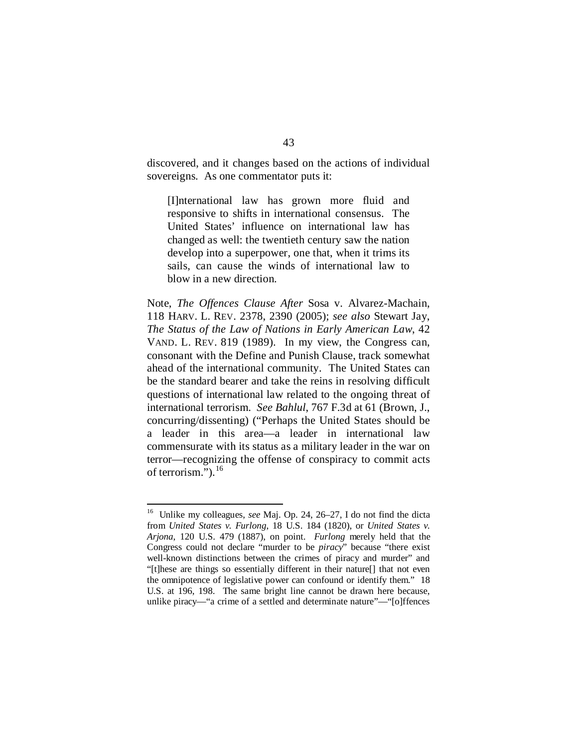discovered, and it changes based on the actions of individual sovereigns. As one commentator puts it:

> [I]nternational law has grown more fluid and responsive to shifts in international consensus. The United States' influence on international law has changed as well: the twentieth century saw the nation develop into a superpower, one that, when it trims its sails, can cause the winds of international law to blow in a new direction.

Note, *The Offences Clause After* Sosa v. Alvarez-Machain, 118 HARV. L. REV. 2378, 2390 (2005); *see also* Stewart Jay, *The Status of the Law of Nations in Early American Law*, 42 VAND. L. REV. 819 (1989). In my view, the Congress can, consonant with the Define and Punish Clause, track somewhat ahead of the international community. The United States can be the standard bearer and take the reins in resolving difficult questions of international law related to the ongoing threat of international terrorism. *See Bahlul*, 767 F.3d at 61 (Brown, J., concurring/dissenting) ("Perhaps the United States should be a leader in this area—a leader in international law commensurate with its status as a military leader in the war on terror—recognizing the offense of conspiracy to commit acts of terrorism.").[16]

---

[16] Unlike my colleagues, *see* Maj. Op. 24, 26–27, I do not find the dicta from *United States v. Furlong*, 18 U.S. 184 (1820), or *United States v. Arjona*, 120 U.S. 479 (1887), on point. *Furlong* merely held that the Congress could not declare "murder to be *piracy*" because "there exist well-known distinctions between the crimes of piracy and murder" and "[t]hese are things so essentially different in their nature[] that not even the omnipotence of legislative power can confound or identify them." 18 U.S. at 196, 198. The same bright line cannot be drawn here because, unlike piracy—"a crime of a settled and determinate nature"—"[o]ffences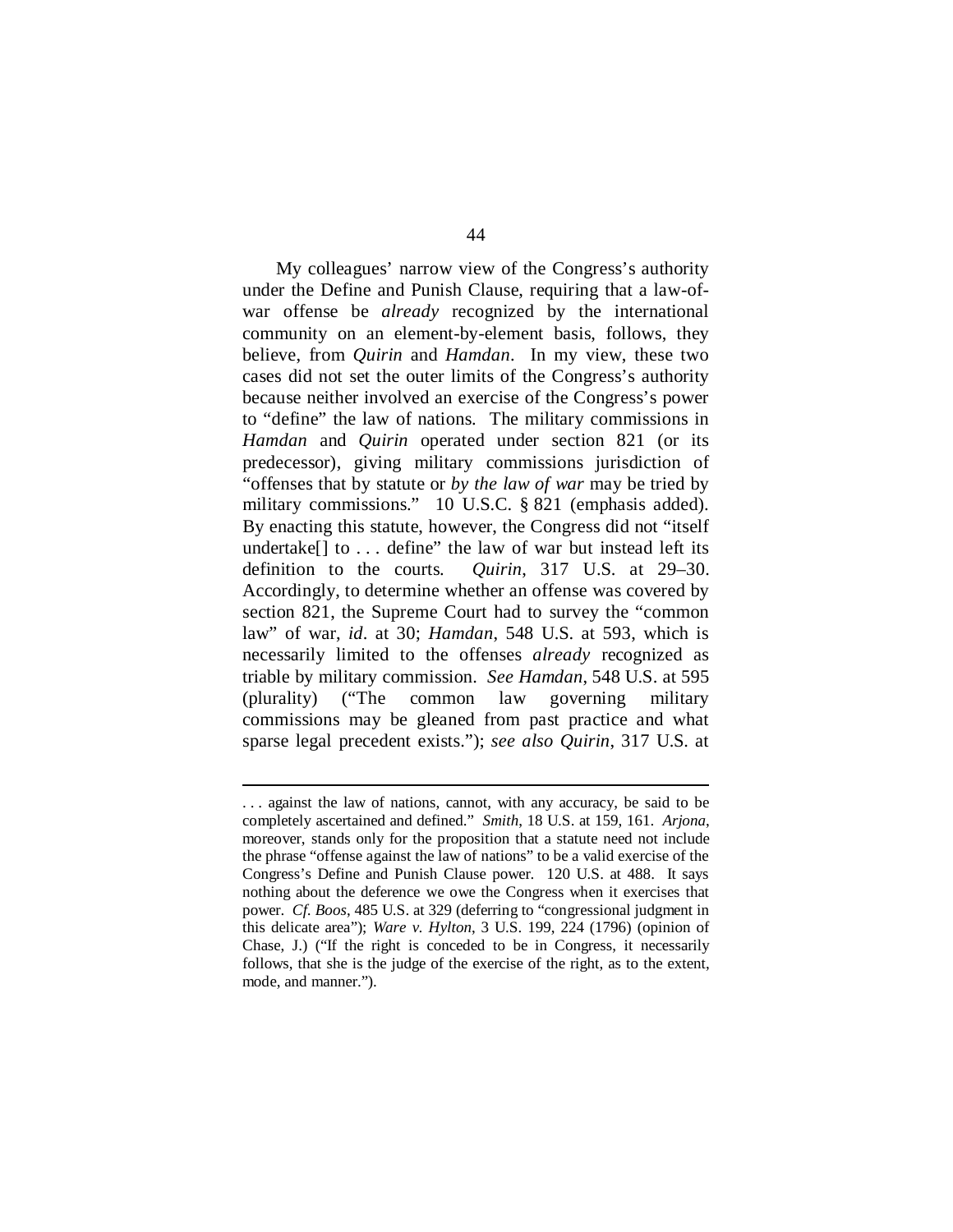My colleagues' narrow view of the Congress's authority under the Define and Punish Clause, requiring that a law-of-war offense be *already* recognized by the international community on an element-by-element basis, follows, they believe, from *Quirin* and *Hamdan*. In my view, these two cases did not set the outer limits of the Congress's authority because neither involved an exercise of the Congress's power to "define" the law of nations. The military commissions in *Hamdan* and *Quirin* operated under section 821 (or its predecessor), giving military commissions jurisdiction of "offenses that by statute or *by the law of war* may be tried by military commissions." 10 U.S.C. § 821 (emphasis added). By enacting this statute, however, the Congress did not "itself undertake[] to . . . define" the law of war but instead left its definition to the courts. *Quirin*, 317 U.S. at 29–30. Accordingly, to determine whether an offense was covered by section 821, the Supreme Court had to survey the "common law" of war, *id*. at 30; *Hamdan*, 548 U.S. at 593, which is necessarily limited to the offenses *already* recognized as triable by military commission. *See Hamdan*, 548 U.S. at 595 (plurality) ("The common law governing military commissions may be gleaned from past practice and what sparse legal precedent exists."); *see also Quirin*, 317 U.S. at

---

. . . against the law of nations, cannot, with any accuracy, be said to be completely ascertained and defined." *Smith*, 18 U.S. at 159, 161. *Arjona*, moreover, stands only for the proposition that a statute need not include the phrase "offense against the law of nations" to be a valid exercise of the Congress's Define and Punish Clause power. 120 U.S. at 488. It says nothing about the deference we owe the Congress when it exercises that power. *Cf. Boos*, 485 U.S. at 329 (deferring to "congressional judgment in this delicate area"); *Ware v. Hylton*, 3 U.S. 199, 224 (1796) (opinion of Chase, J.) ("If the right is conceded to be in Congress, it necessarily follows, that she is the judge of the exercise of the right, as to the extent, mode, and manner.").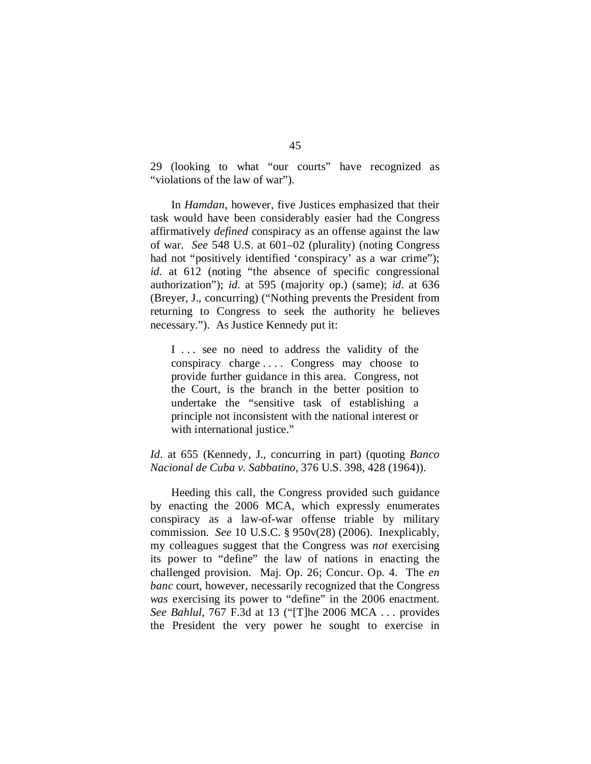29 (looking to what "our courts" have recognized as "violations of the law of war").

In *Hamdan*, however, five Justices emphasized that their task would have been considerably easier had the Congress affirmatively *defined* conspiracy as an offense against the law of war. *See* 548 U.S. at 601–02 (plurality) (noting Congress had not "positively identified 'conspiracy' as a war crime"); *id.* at 612 (noting "the absence of specific congressional authorization"); *id.* at 595 (majority op.) (same); *id*. at 636 (Breyer, J., concurring) ("Nothing prevents the President from returning to Congress to seek the authority he believes necessary."). As Justice Kennedy put it:

> I . . . see no need to address the validity of the conspiracy charge . . . . Congress may choose to provide further guidance in this area. Congress, not the Court, is the branch in the better position to undertake the "sensitive task of establishing a principle not inconsistent with the national interest or with international justice."

*Id*. at 655 (Kennedy, J., concurring in part) (quoting *Banco Nacional de Cuba v. Sabbatino*, 376 U.S. 398, 428 (1964)).

Heeding this call, the Congress provided such guidance by enacting the 2006 MCA, which expressly enumerates conspiracy as a law-of-war offense triable by military commission. *See* 10 U.S.C. § 950v(28) (2006). Inexplicably, my colleagues suggest that the Congress was *not* exercising its power to "define" the law of nations in enacting the challenged provision. Maj. Op. 26; Concur. Op. 4. The *en banc* court, however, necessarily recognized that the Congress *was* exercising its power to "define" in the 2006 enactment. *See Bahlul*, 767 F.3d at 13 ("[T]he 2006 MCA . . . provides the President the very power he sought to exercise in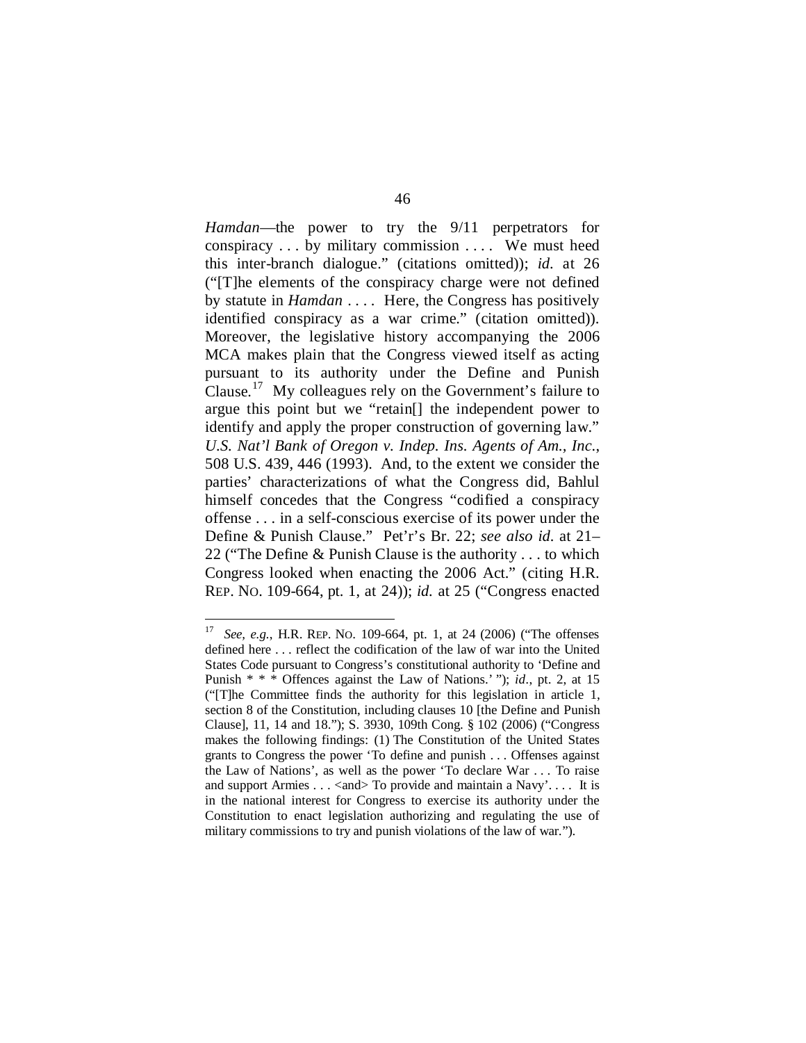*Hamdan*—the power to try the 9/11 perpetrators for conspiracy . . . by military commission . . . . We must heed this inter-branch dialogue." (citations omitted)); *id.* at 26 ("[T]he elements of the conspiracy charge were not defined by statute in *Hamdan* . . . . Here, the Congress has positively identified conspiracy as a war crime." (citation omitted)). Moreover, the legislative history accompanying the 2006 MCA makes plain that the Congress viewed itself as acting pursuant to its authority under the Define and Punish Clause.[17] My colleagues rely on the Government's failure to argue this point but we "retain[] the independent power to identify and apply the proper construction of governing law." *U.S. Nat'l Bank of Oregon v. Indep. Ins. Agents of Am., Inc.*, 508 U.S. 439, 446 (1993). And, to the extent we consider the parties' characterizations of what the Congress did, Bahlul himself concedes that the Congress "codified a conspiracy offense . . . in a self-conscious exercise of its power under the Define & Punish Clause." Pet'r's Br. 22; *see also id.* at 21–22 ("The Define & Punish Clause is the authority . . . to which Congress looked when enacting the 2006 Act." (citing H.R. REP. NO. 109-664, pt. 1, at 24)); *id.* at 25 ("Congress enacted

---

[17] *See, e.g.*, H.R. REP. NO. 109-664, pt. 1, at 24 (2006) ("The offenses defined here . . . reflect the codification of the law of war into the United States Code pursuant to Congress's constitutional authority to 'Define and Punish * * * Offences against the Law of Nations.' "); *id*., pt. 2, at 15 ("[T]he Committee finds the authority for this legislation in article 1, section 8 of the Constitution, including clauses 10 [the Define and Punish Clause], 11, 14 and 18."); S. 3930, 109th Cong. § 102 (2006) ("Congress makes the following findings: (1) The Constitution of the United States grants to Congress the power 'To define and punish . . . Offenses against the Law of Nations', as well as the power 'To declare War . . . To raise and support Armies . . . <and> To provide and maintain a Navy'. . . . It is in the national interest for Congress to exercise its authority under the Constitution to enact legislation authorizing and regulating the use of military commissions to try and punish violations of the law of war.").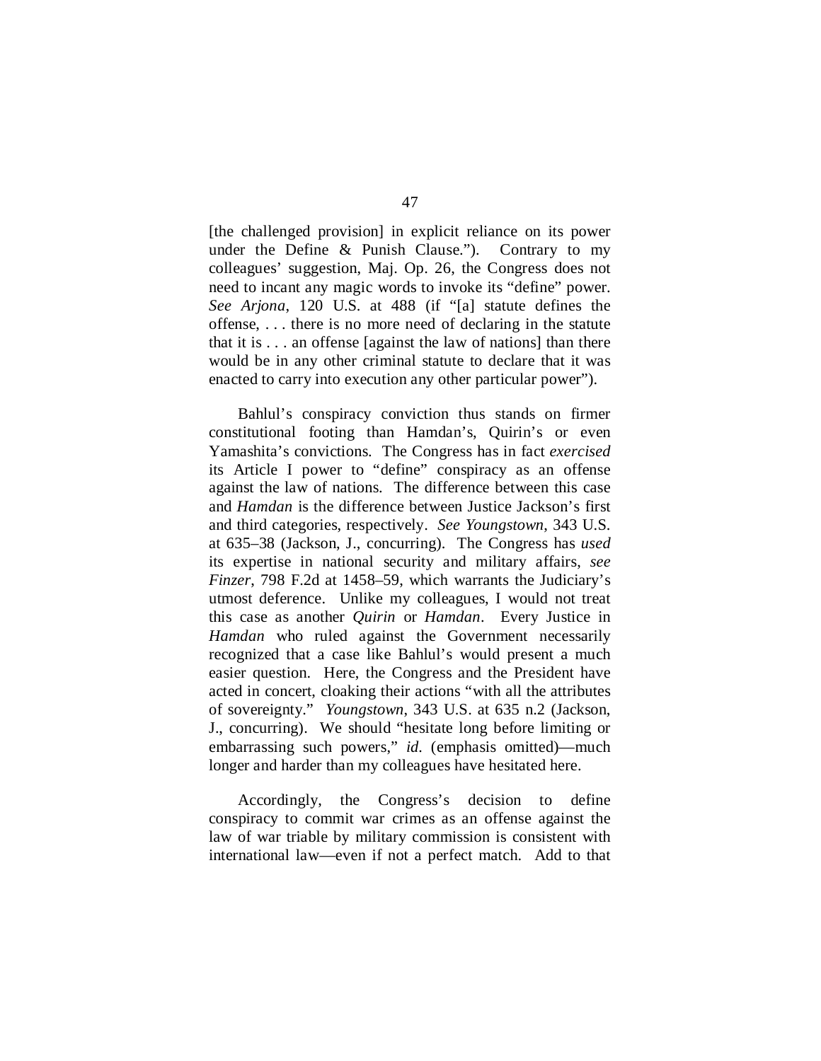[the challenged provision] in explicit reliance on its power under the Define & Punish Clause."). Contrary to my colleagues' suggestion, Maj. Op. 26, the Congress does not need to incant any magic words to invoke its "define" power. *See Arjona*, 120 U.S. at 488 (if "[a] statute defines the offense, . . . there is no more need of declaring in the statute that it is . . . an offense [against the law of nations] than there would be in any other criminal statute to declare that it was enacted to carry into execution any other particular power").

Bahlul's conspiracy conviction thus stands on firmer constitutional footing than Hamdan's, Quirin's or even Yamashita's convictions. The Congress has in fact *exercised* its Article I power to "define" conspiracy as an offense against the law of nations. The difference between this case and *Hamdan* is the difference between Justice Jackson's first and third categories, respectively. *See Youngstown*, 343 U.S. at 635–38 (Jackson, J., concurring). The Congress has *used* its expertise in national security and military affairs, *see Finzer*, 798 F.2d at 1458–59, which warrants the Judiciary's utmost deference. Unlike my colleagues, I would not treat this case as another *Quirin* or *Hamdan*. Every Justice in *Hamdan* who ruled against the Government necessarily recognized that a case like Bahlul's would present a much easier question. Here, the Congress and the President have acted in concert, cloaking their actions "with all the attributes of sovereignty." *Youngstown*, 343 U.S. at 635 n.2 (Jackson, J., concurring). We should "hesitate long before limiting or embarrassing such powers," *id.* (emphasis omitted)—much longer and harder than my colleagues have hesitated here.

Accordingly, the Congress's decision to define conspiracy to commit war crimes as an offense against the law of war triable by military commission is consistent with international law—even if not a perfect match. Add to that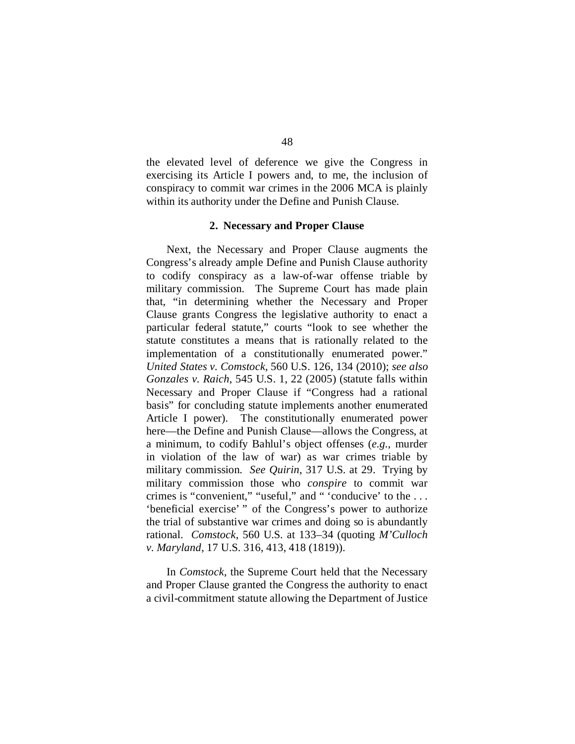the elevated level of deference we give the Congress in exercising its Article I powers and, to me, the inclusion of conspiracy to commit war crimes in the 2006 MCA is plainly within its authority under the Define and Punish Clause.

### 2. Necessary and Proper Clause

Next, the Necessary and Proper Clause augments the Congress's already ample Define and Punish Clause authority to codify conspiracy as a law-of-war offense triable by military commission. The Supreme Court has made plain that, "in determining whether the Necessary and Proper Clause grants Congress the legislative authority to enact a particular federal statute," courts "look to see whether the statute constitutes a means that is rationally related to the implementation of a constitutionally enumerated power." *United States v. Comstock*, 560 U.S. 126, 134 (2010); *see also Gonzales v. Raich*, 545 U.S. 1, 22 (2005) (statute falls within Necessary and Proper Clause if "Congress had a rational basis" for concluding statute implements another enumerated Article I power). The constitutionally enumerated power here—the Define and Punish Clause—allows the Congress, at a minimum, to codify Bahlul's object offenses (*e.g.*, murder in violation of the law of war) as war crimes triable by military commission. *See Quirin*, 317 U.S. at 29. Trying by military commission those who *conspire* to commit war crimes is "convenient," "useful," and " 'conducive' to the . . . 'beneficial exercise' " of the Congress's power to authorize the trial of substantive war crimes and doing so is abundantly rational. *Comstock*, 560 U.S. at 133–34 (quoting *M'Culloch v. Maryland*, 17 U.S. 316, 413, 418 (1819)).

In *Comstock*, the Supreme Court held that the Necessary and Proper Clause granted the Congress the authority to enact a civil-commitment statute allowing the Department of Justice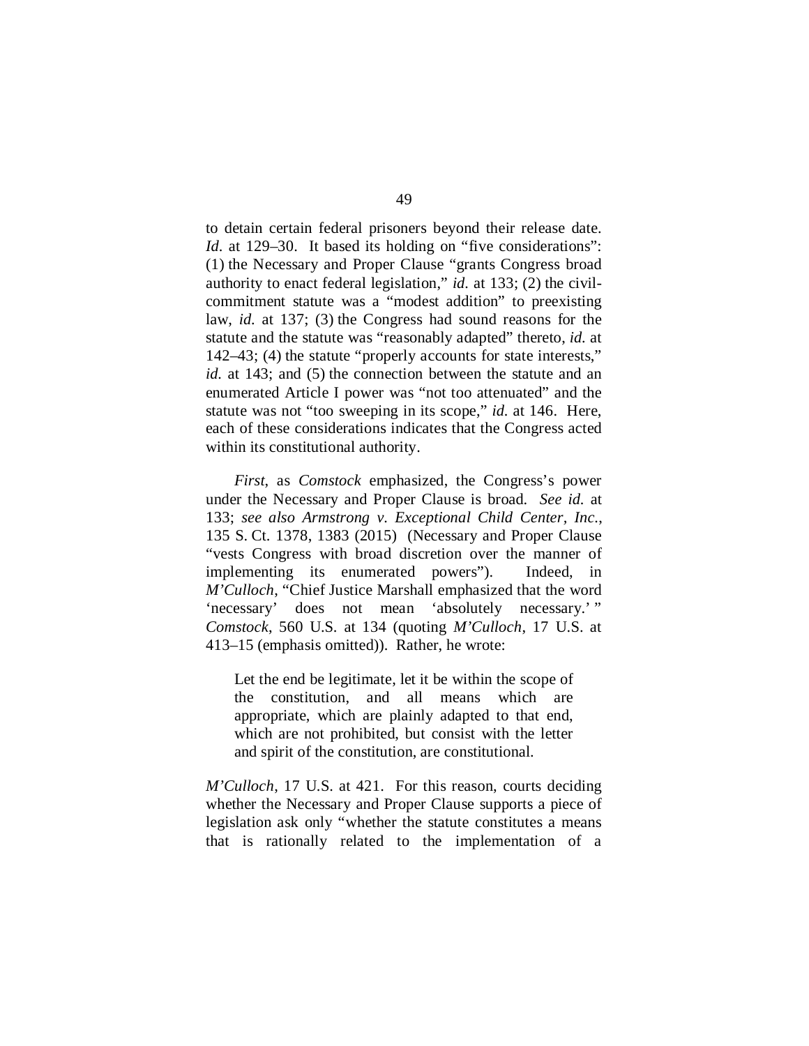to detain certain federal prisoners beyond their release date. *Id.* at 129–30. It based its holding on "five considerations": (1) the Necessary and Proper Clause "grants Congress broad authority to enact federal legislation," *id.* at 133; (2) the civil-commitment statute was a "modest addition" to preexisting law, *id.* at 137; (3) the Congress had sound reasons for the statute and the statute was "reasonably adapted" thereto, *id.* at 142–43; (4) the statute "properly accounts for state interests," *id.* at 143; and (5) the connection between the statute and an enumerated Article I power was "not too attenuated" and the statute was not "too sweeping in its scope," *id.* at 146. Here, each of these considerations indicates that the Congress acted within its constitutional authority.

*First*, as *Comstock* emphasized, the Congress's power under the Necessary and Proper Clause is broad. *See id.* at 133; *see also Armstrong v. Exceptional Child Center, Inc.*, 135 S. Ct. 1378, 1383 (2015) (Necessary and Proper Clause "vests Congress with broad discretion over the manner of implementing its enumerated powers"). Indeed, in *M'Culloch*, "Chief Justice Marshall emphasized that the word 'necessary' does not mean 'absolutely necessary.' " *Comstock*, 560 U.S. at 134 (quoting *M'Culloch*, 17 U.S. at 413–15 (emphasis omitted)). Rather, he wrote:

> Let the end be legitimate, let it be within the scope of the constitution, and all means which are appropriate, which are plainly adapted to that end, which are not prohibited, but consist with the letter and spirit of the constitution, are constitutional.

*M'Culloch*, 17 U.S. at 421. For this reason, courts deciding whether the Necessary and Proper Clause supports a piece of legislation ask only "whether the statute constitutes a means that is rationally related to the implementation of a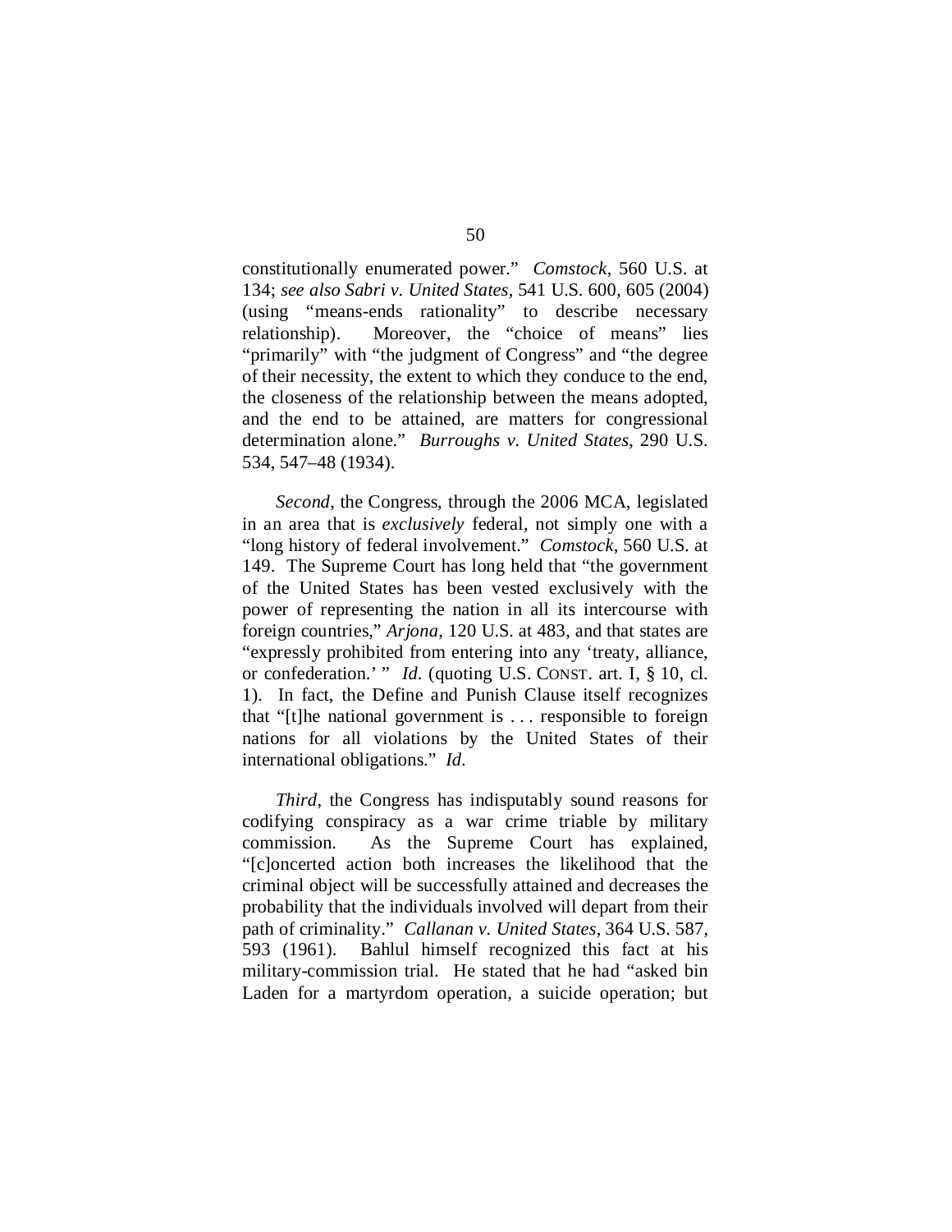constitutionally enumerated power." *Comstock*, 560 U.S. at 134; *see also Sabri v. United States*, 541 U.S. 600, 605 (2004) (using "means-ends rationality" to describe necessary relationship). Moreover, the "choice of means" lies "primarily" with "the judgment of Congress" and "the degree of their necessity, the extent to which they conduce to the end, the closeness of the relationship between the means adopted, and the end to be attained, are matters for congressional determination alone." *Burroughs v. United States*, 290 U.S. 534, 547–48 (1934).

*Second*, the Congress, through the 2006 MCA, legislated in an area that is *exclusively* federal, not simply one with a "long history of federal involvement." *Comstock*, 560 U.S. at 149. The Supreme Court has long held that "the government of the United States has been vested exclusively with the power of representing the nation in all its intercourse with foreign countries," *Arjona*, 120 U.S. at 483, and that states are "expressly prohibited from entering into any 'treaty, alliance, or confederation.' " *Id.* (quoting U.S. CONST. art. I, § 10, cl. 1). In fact, the Define and Punish Clause itself recognizes that "[t]he national government is . . . responsible to foreign nations for all violations by the United States of their international obligations." *Id.*

*Third*, the Congress has indisputably sound reasons for codifying conspiracy as a war crime triable by military commission. As the Supreme Court has explained, "[c]oncerted action both increases the likelihood that the criminal object will be successfully attained and decreases the probability that the individuals involved will depart from their path of criminality." *Callanan v. United States*, 364 U.S. 587, 593 (1961). Bahlul himself recognized this fact at his military-commission trial. He stated that he had "asked bin Laden for a martyrdom operation, a suicide operation; but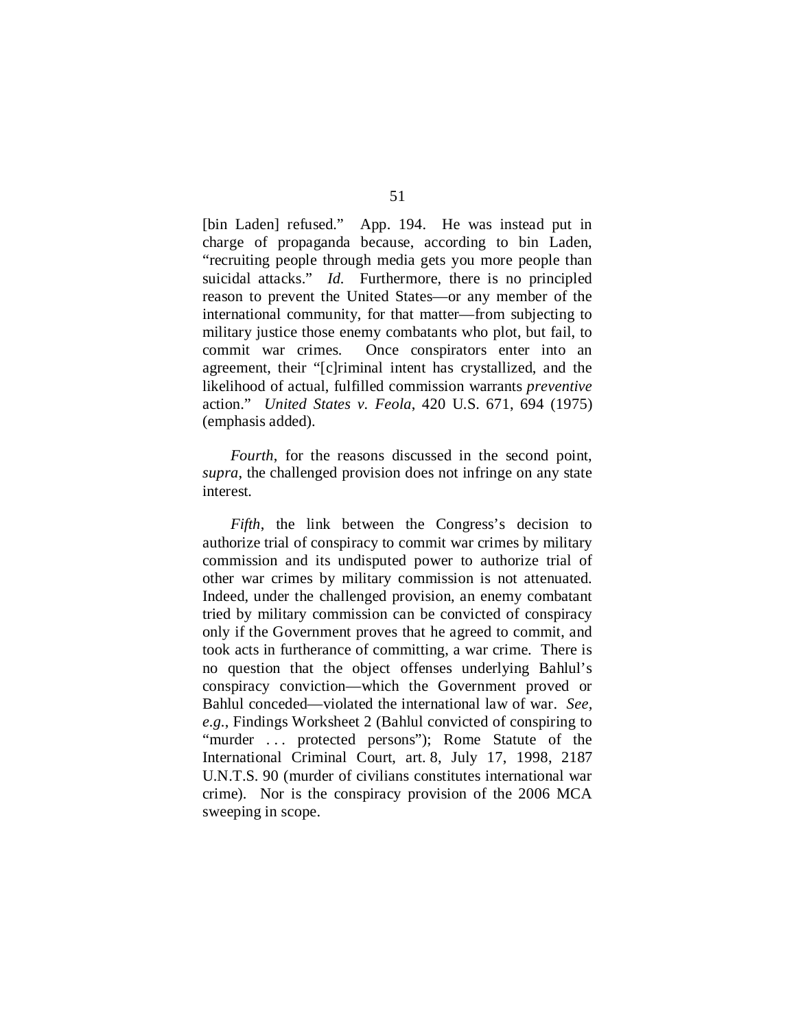[bin Laden] refused." App. 194. He was instead put in charge of propaganda because, according to bin Laden, "recruiting people through media gets you more people than suicidal attacks." *Id.* Furthermore, there is no principled reason to prevent the United States—or any member of the international community, for that matter—from subjecting to military justice those enemy combatants who plot, but fail, to commit war crimes. Once conspirators enter into an agreement, their "[c]riminal intent has crystallized, and the likelihood of actual, fulfilled commission warrants *preventive* action." *United States v. Feola*, 420 U.S. 671, 694 (1975) (emphasis added).

*Fourth*, for the reasons discussed in the second point, *supra*, the challenged provision does not infringe on any state interest.

*Fifth*, the link between the Congress's decision to authorize trial of conspiracy to commit war crimes by military commission and its undisputed power to authorize trial of other war crimes by military commission is not attenuated. Indeed, under the challenged provision, an enemy combatant tried by military commission can be convicted of conspiracy only if the Government proves that he agreed to commit, and took acts in furtherance of committing, a war crime. There is no question that the object offenses underlying Bahlul's conspiracy conviction—which the Government proved or Bahlul conceded—violated the international law of war. *See, e.g.*, Findings Worksheet 2 (Bahlul convicted of conspiring to "murder . . . protected persons"); Rome Statute of the International Criminal Court, art. 8, July 17, 1998, 2187 U.N.T.S. 90 (murder of civilians constitutes international war crime). Nor is the conspiracy provision of the 2006 MCA sweeping in scope.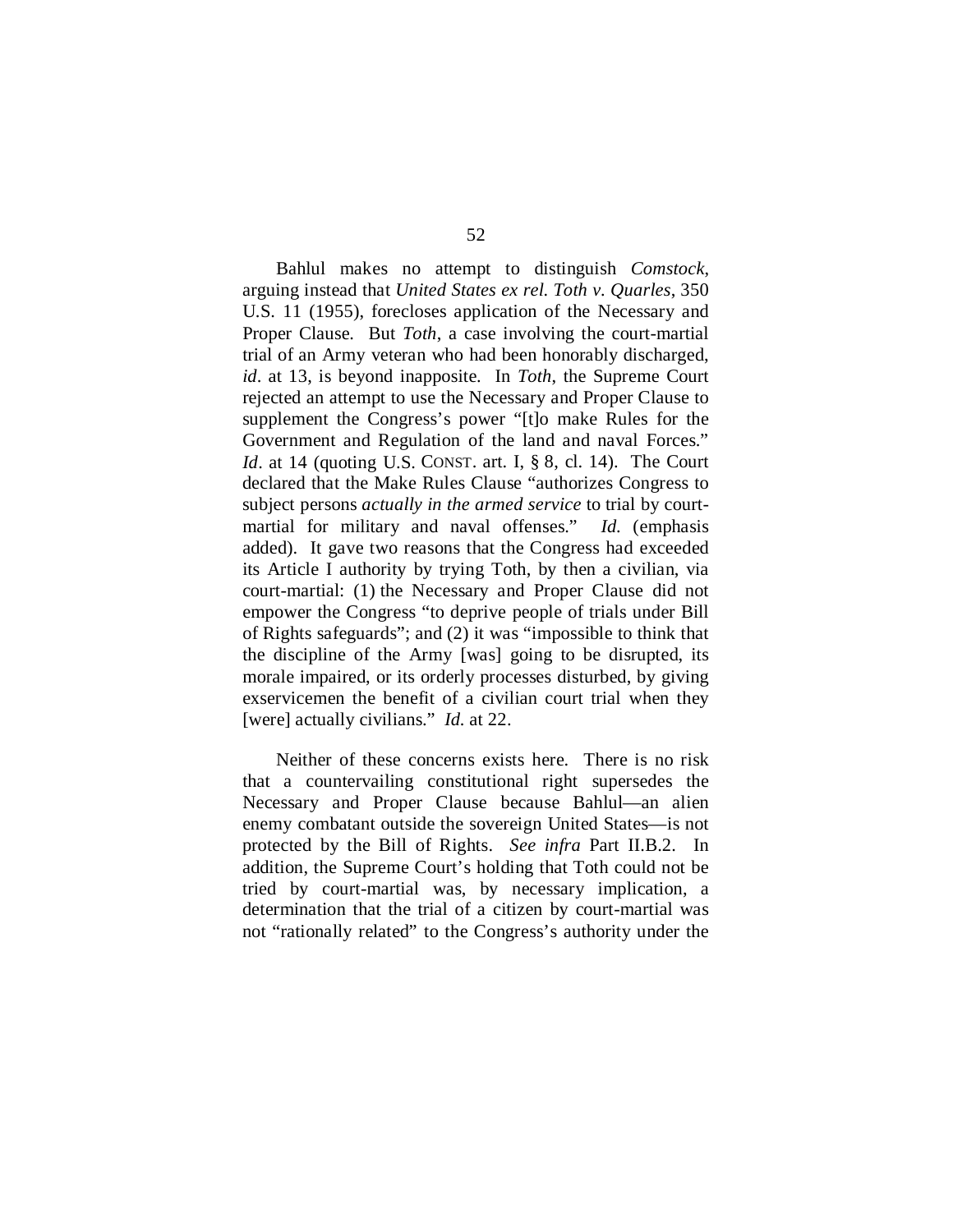Bahlul makes no attempt to distinguish *Comstock*, arguing instead that *United States ex rel. Toth v. Quarles*, 350 U.S. 11 (1955), forecloses application of the Necessary and Proper Clause. But *Toth*, a case involving the court-martial trial of an Army veteran who had been honorably discharged, *id*. at 13, is beyond inapposite. In *Toth*, the Supreme Court rejected an attempt to use the Necessary and Proper Clause to supplement the Congress's power "[t]o make Rules for the Government and Regulation of the land and naval Forces." *Id*. at 14 (quoting U.S. CONST. art. I, § 8, cl. 14). The Court declared that the Make Rules Clause "authorizes Congress to subject persons *actually in the armed service* to trial by court-martial for military and naval offenses." *Id.* (emphasis added). It gave two reasons that the Congress had exceeded its Article I authority by trying Toth, by then a civilian, via court-martial: (1) the Necessary and Proper Clause did not empower the Congress "to deprive people of trials under Bill of Rights safeguards"; and (2) it was "impossible to think that the discipline of the Army [was] going to be disrupted, its morale impaired, or its orderly processes disturbed, by giving exservicemen the benefit of a civilian court trial when they [were] actually civilians." *Id.* at 22.

Neither of these concerns exists here. There is no risk that a countervailing constitutional right supersedes the Necessary and Proper Clause because Bahlul—an alien enemy combatant outside the sovereign United States—is not protected by the Bill of Rights. *See infra* Part II.B.2. In addition, the Supreme Court's holding that Toth could not be tried by court-martial was, by necessary implication, a determination that the trial of a citizen by court-martial was not "rationally related" to the Congress's authority under the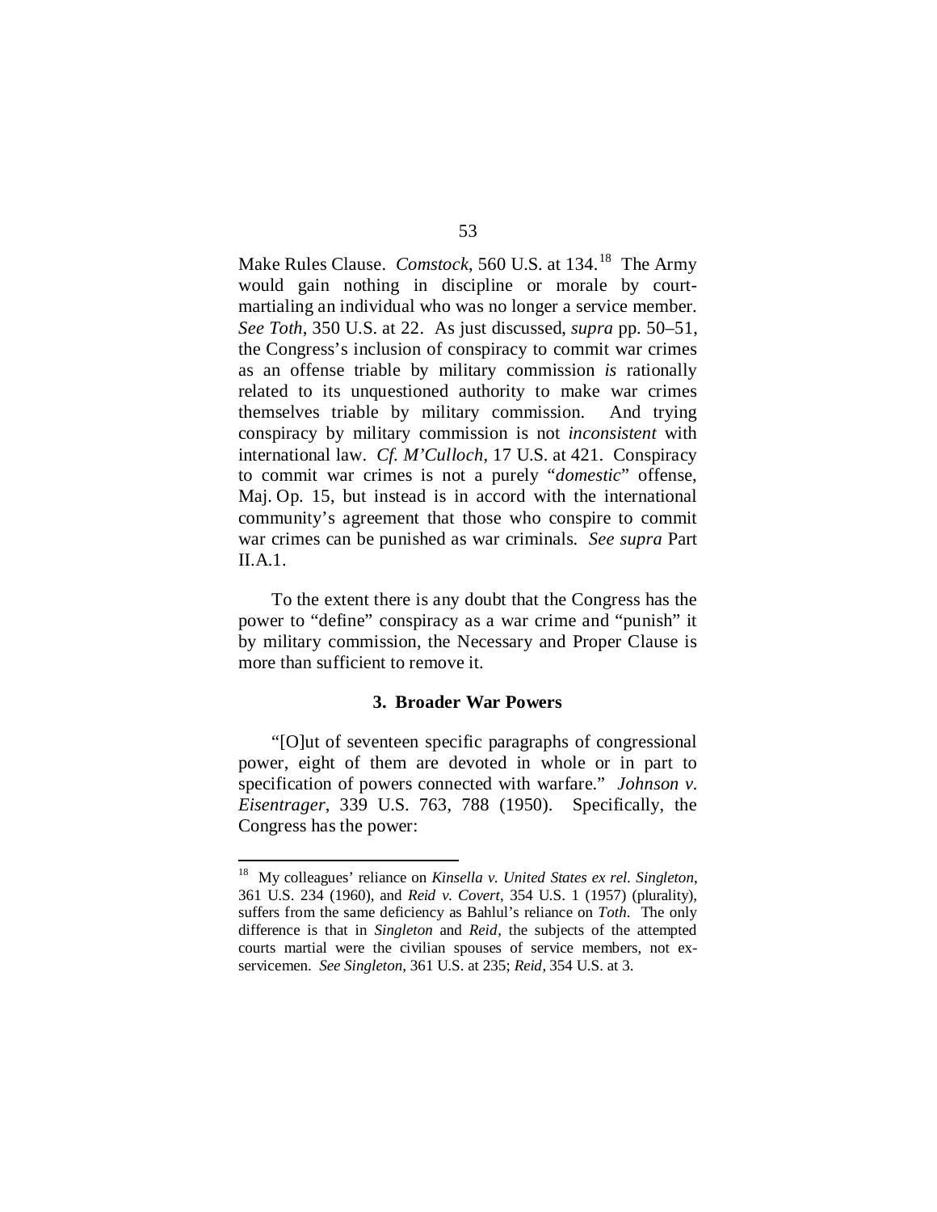Make Rules Clause. *Comstock*, 560 U.S. at 134.[18] The Army would gain nothing in discipline or morale by court-martialing an individual who was no longer a service member. *See Toth*, 350 U.S. at 22. As just discussed, *supra* pp. 50–51, the Congress's inclusion of conspiracy to commit war crimes as an offense triable by military commission *is* rationally related to its unquestioned authority to make war crimes themselves triable by military commission. And trying conspiracy by military commission is not *inconsistent* with international law. *Cf. M'Culloch*, 17 U.S. at 421. Conspiracy to commit war crimes is not a purely "*domestic*" offense, Maj. Op. 15, but instead is in accord with the international community's agreement that those who conspire to commit war crimes can be punished as war criminals. *See supra* Part II.A.1.

To the extent there is any doubt that the Congress has the power to "define" conspiracy as a war crime and "punish" it by military commission, the Necessary and Proper Clause is more than sufficient to remove it.

### 3. Broader War Powers

"[O]ut of seventeen specific paragraphs of congressional power, eight of them are devoted in whole or in part to specification of powers connected with warfare." *Johnson v. Eisentrager*, 339 U.S. 763, 788 (1950). Specifically, the Congress has the power:

---

[18] My colleagues' reliance on *Kinsella v. United States ex rel. Singleton*, 361 U.S. 234 (1960), and *Reid v. Covert*, 354 U.S. 1 (1957) (plurality), suffers from the same deficiency as Bahlul's reliance on *Toth*. The only difference is that in *Singleton* and *Reid*, the subjects of the attempted courts martial were the civilian spouses of service members, not ex-servicemen. *See Singleton*, 361 U.S. at 235; *Reid*, 354 U.S. at 3.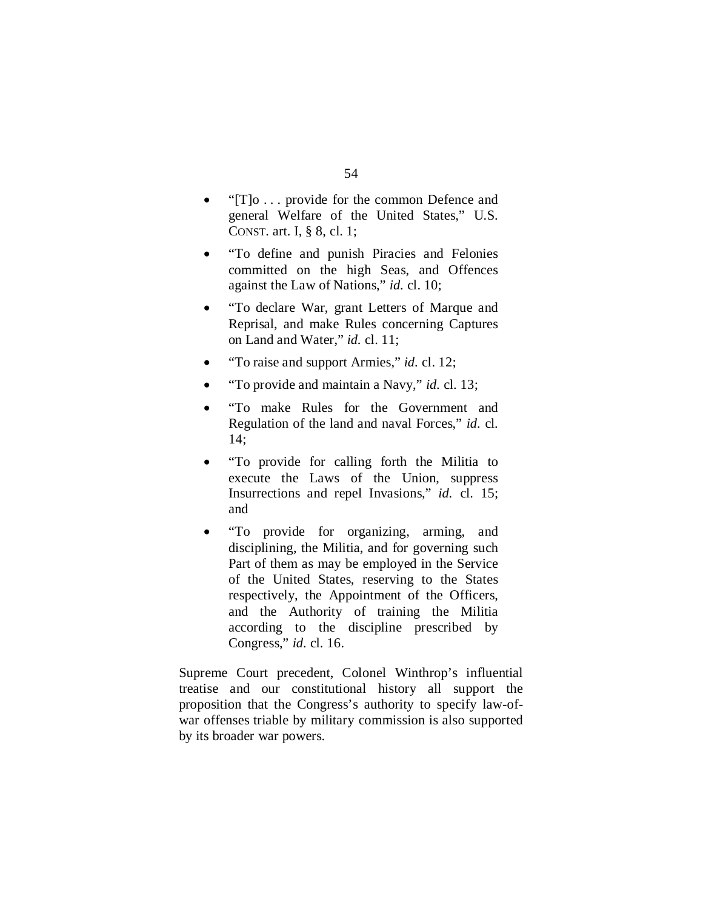- "[T]o . . . provide for the common Defence and general Welfare of the United States," U.S. CONST. art. I, § 8, cl. 1;
- "To define and punish Piracies and Felonies committed on the high Seas, and Offences against the Law of Nations," *id.* cl. 10;
- "To declare War, grant Letters of Marque and Reprisal, and make Rules concerning Captures on Land and Water," *id.* cl. 11;
- "To raise and support Armies," *id.* cl. 12;
- "To provide and maintain a Navy," *id.* cl. 13;
- "To make Rules for the Government and Regulation of the land and naval Forces," *id.* cl. 14;
- "To provide for calling forth the Militia to execute the Laws of the Union, suppress Insurrections and repel Invasions," *id.* cl. 15; and
- "To provide for organizing, arming, and disciplining, the Militia, and for governing such Part of them as may be employed in the Service of the United States, reserving to the States respectively, the Appointment of the Officers, and the Authority of training the Militia according to the discipline prescribed by Congress," *id.* cl. 16.

Supreme Court precedent, Colonel Winthrop's influential treatise and our constitutional history all support the proposition that the Congress's authority to specify law-of-war offenses triable by military commission is also supported by its broader war powers.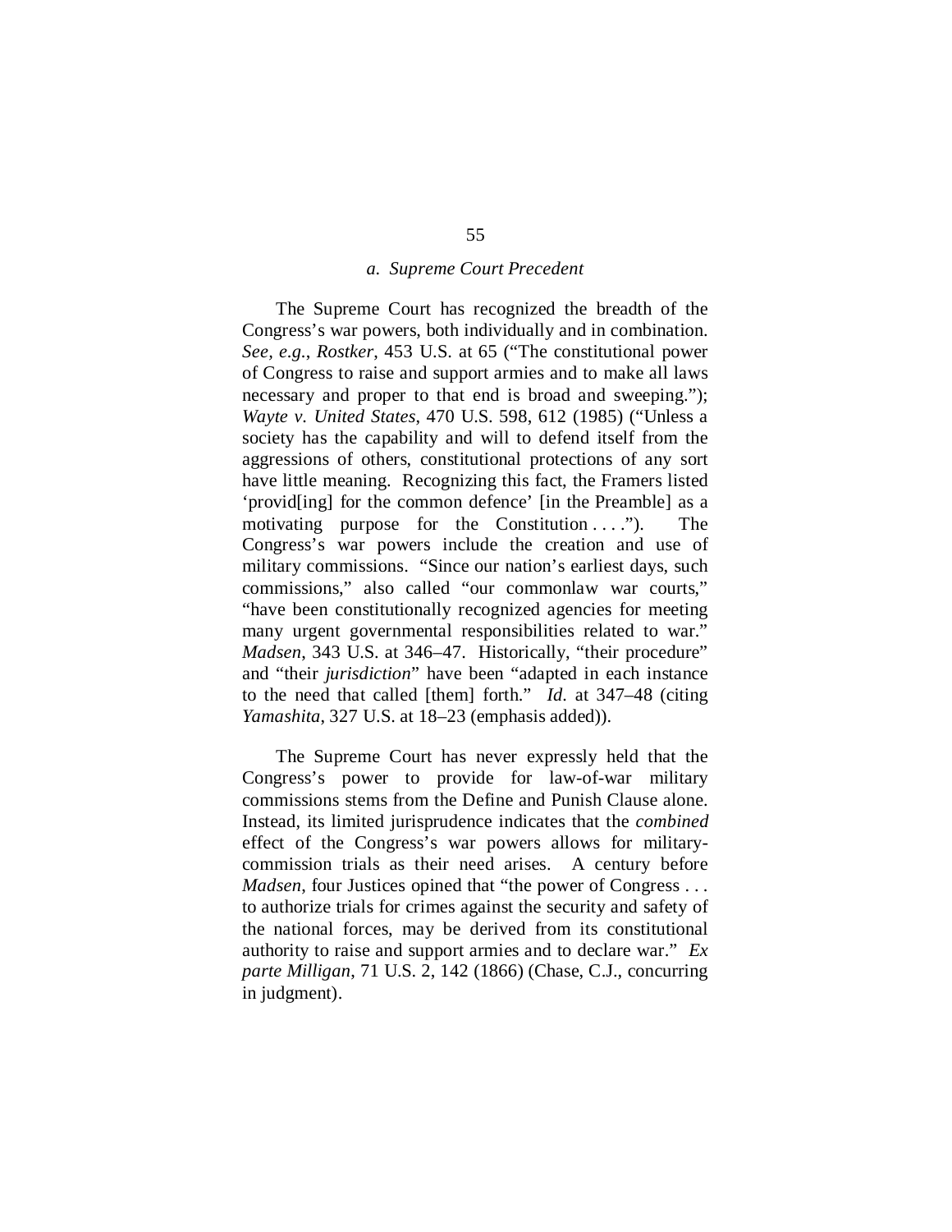### *a. Supreme Court Precedent*

The Supreme Court has recognized the breadth of the Congress's war powers, both individually and in combination. *See, e.g.*, *Rostker*, 453 U.S. at 65 ("The constitutional power of Congress to raise and support armies and to make all laws necessary and proper to that end is broad and sweeping."); *Wayte v. United States*, 470 U.S. 598, 612 (1985) ("Unless a society has the capability and will to defend itself from the aggressions of others, constitutional protections of any sort have little meaning. Recognizing this fact, the Framers listed 'provid[ing] for the common defence' [in the Preamble] as a motivating purpose for the Constitution . . . ."). The Congress's war powers include the creation and use of military commissions. "Since our nation's earliest days, such commissions," also called "our commonlaw war courts," "have been constitutionally recognized agencies for meeting many urgent governmental responsibilities related to war." *Madsen*, 343 U.S. at 346–47. Historically, "their procedure" and "their *jurisdiction*" have been "adapted in each instance to the need that called [them] forth." *Id.* at 347–48 (citing *Yamashita*, 327 U.S. at 18–23 (emphasis added)).

The Supreme Court has never expressly held that the Congress's power to provide for law-of-war military commissions stems from the Define and Punish Clause alone. Instead, its limited jurisprudence indicates that the *combined* effect of the Congress's war powers allows for military-commission trials as their need arises. A century before *Madsen*, four Justices opined that "the power of Congress . . . to authorize trials for crimes against the security and safety of the national forces, may be derived from its constitutional authority to raise and support armies and to declare war." *Ex parte Milligan*, 71 U.S. 2, 142 (1866) (Chase, C.J., concurring in judgment).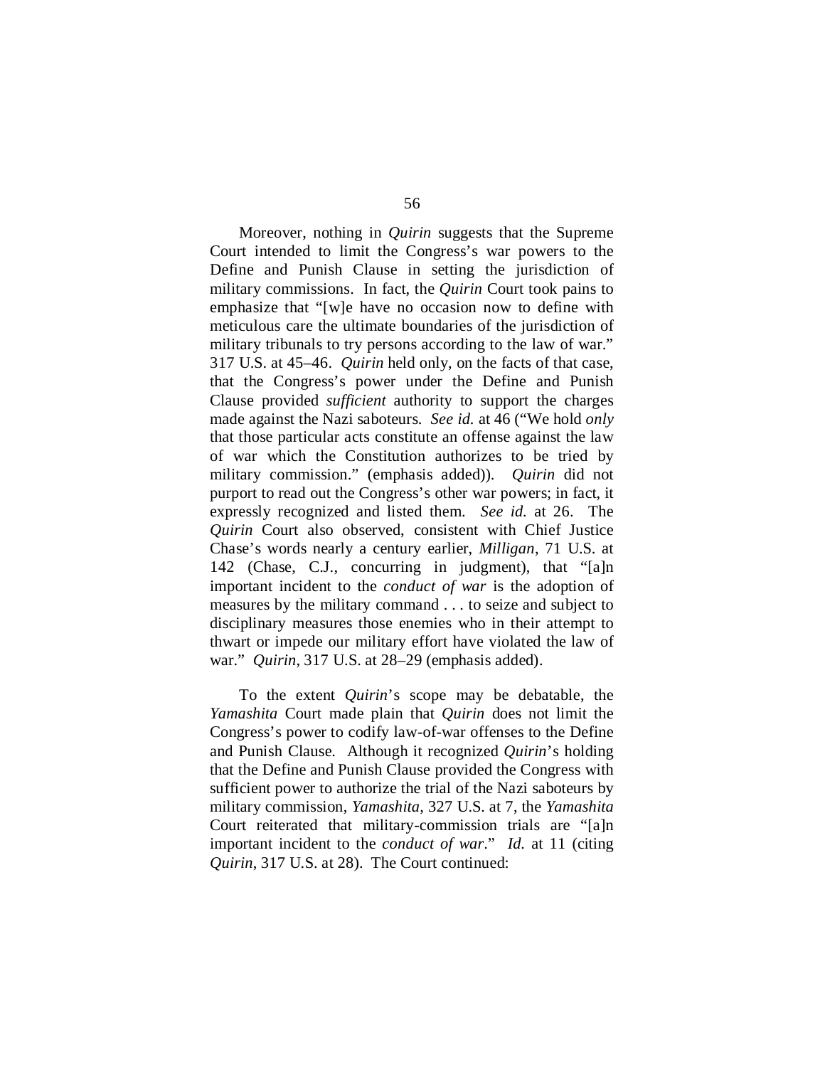Moreover, nothing in *Quirin* suggests that the Supreme Court intended to limit the Congress's war powers to the Define and Punish Clause in setting the jurisdiction of military commissions. In fact, the *Quirin* Court took pains to emphasize that "[w]e have no occasion now to define with meticulous care the ultimate boundaries of the jurisdiction of military tribunals to try persons according to the law of war." 317 U.S. at 45–46. *Quirin* held only, on the facts of that case, that the Congress's power under the Define and Punish Clause provided *sufficient* authority to support the charges made against the Nazi saboteurs. *See id.* at 46 ("We hold *only* that those particular acts constitute an offense against the law of war which the Constitution authorizes to be tried by military commission." (emphasis added)). *Quirin* did not purport to read out the Congress's other war powers; in fact, it expressly recognized and listed them. *See id.* at 26. The *Quirin* Court also observed, consistent with Chief Justice Chase's words nearly a century earlier, *Milligan*, 71 U.S. at 142 (Chase, C.J., concurring in judgment), that "[a]n important incident to the *conduct of war* is the adoption of measures by the military command . . . to seize and subject to disciplinary measures those enemies who in their attempt to thwart or impede our military effort have violated the law of war." *Quirin*, 317 U.S. at 28–29 (emphasis added).

To the extent *Quirin*'s scope may be debatable, the *Yamashita* Court made plain that *Quirin* does not limit the Congress's power to codify law-of-war offenses to the Define and Punish Clause. Although it recognized *Quirin*'s holding that the Define and Punish Clause provided the Congress with sufficient power to authorize the trial of the Nazi saboteurs by military commission, *Yamashita*, 327 U.S. at 7, the *Yamashita* Court reiterated that military-commission trials are "[a]n important incident to the *conduct of war*." *Id.* at 11 (citing *Quirin*, 317 U.S. at 28). The Court continued: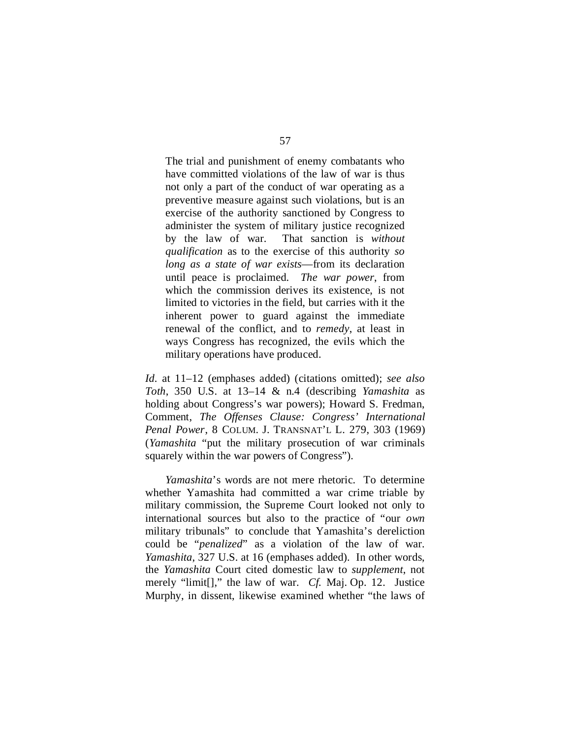> The trial and punishment of enemy combatants who have committed violations of the law of war is thus not only a part of the conduct of war operating as a preventive measure against such violations, but is an exercise of the authority sanctioned by Congress to administer the system of military justice recognized by the law of war. That sanction is *without qualification* as to the exercise of this authority *so long as a state of war exists*—from its declaration until peace is proclaimed. *The war power*, from which the commission derives its existence, is not limited to victories in the field, but carries with it the inherent power to guard against the immediate renewal of the conflict, and to *remedy*, at least in ways Congress has recognized, the evils which the military operations have produced.

*Id.* at 11–12 (emphases added) (citations omitted); *see also Toth*, 350 U.S. at 13–14 & n.4 (describing *Yamashita* as holding about Congress's war powers); Howard S. Fredman, Comment, *The Offenses Clause: Congress' International Penal Power*, 8 COLUM. J. TRANSNAT'L L. 279, 303 (1969) (*Yamashita* "put the military prosecution of war criminals squarely within the war powers of Congress").

*Yamashita*'s words are not mere rhetoric. To determine whether Yamashita had committed a war crime triable by military commission, the Supreme Court looked not only to international sources but also to the practice of "our *own* military tribunals" to conclude that Yamashita's dereliction could be "*penalized*" as a violation of the law of war. *Yamashita*, 327 U.S. at 16 (emphases added). In other words, the *Yamashita* Court cited domestic law to *supplement*, not merely "limit[]," the law of war. *Cf.* Maj. Op. 12. Justice Murphy, in dissent, likewise examined whether "the laws of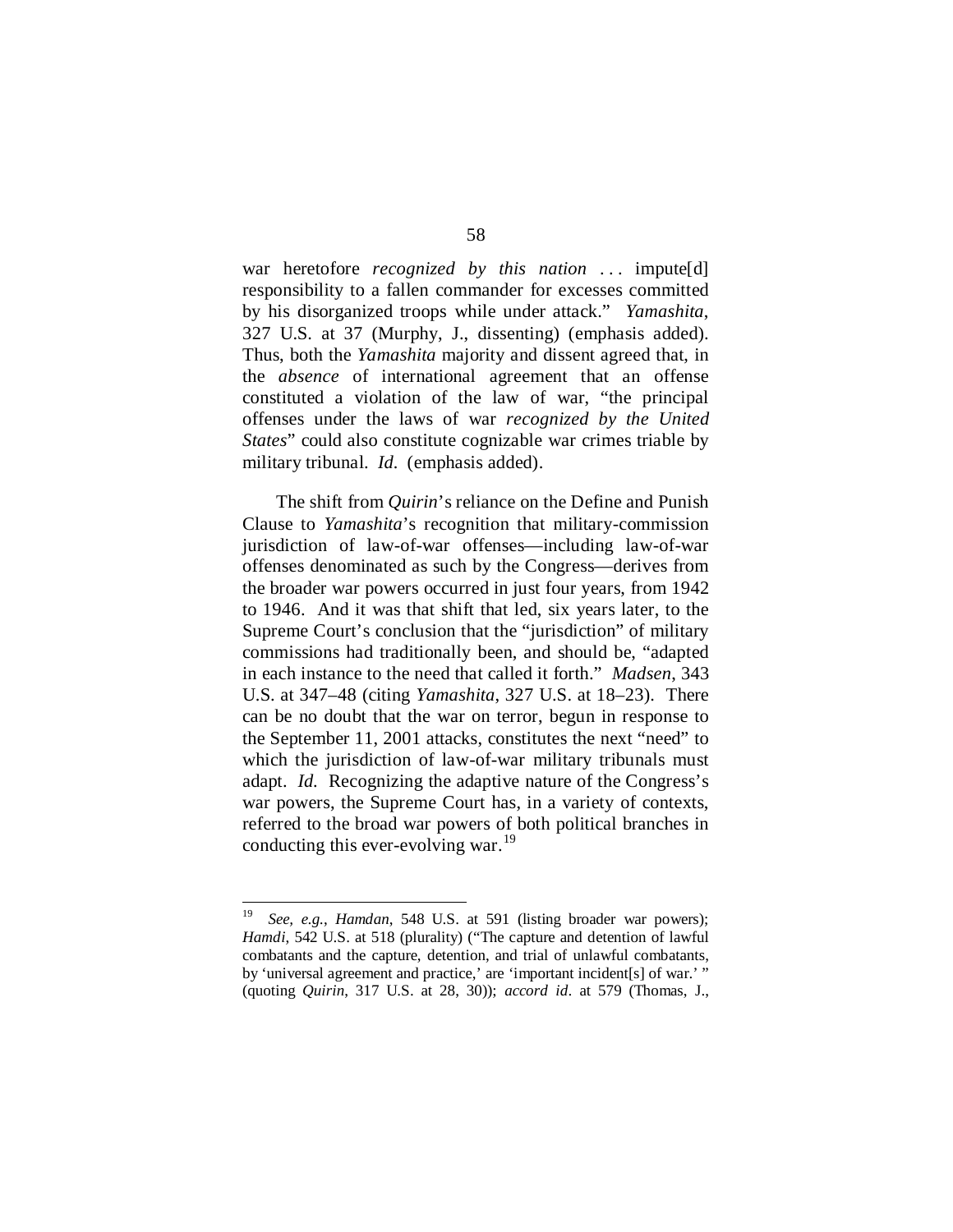war heretofore *recognized by this nation* . . . impute[d] responsibility to a fallen commander for excesses committed by his disorganized troops while under attack." *Yamashita*, 327 U.S. at 37 (Murphy, J., dissenting) (emphasis added). Thus, both the *Yamashita* majority and dissent agreed that, in the *absence* of international agreement that an offense constituted a violation of the law of war, "the principal offenses under the laws of war *recognized by the United States*" could also constitute cognizable war crimes triable by military tribunal. *Id.* (emphasis added).

The shift from *Quirin*'s reliance on the Define and Punish Clause to *Yamashita*'s recognition that military-commission jurisdiction of law-of-war offenses—including law-of-war offenses denominated as such by the Congress—derives from the broader war powers occurred in just four years, from 1942 to 1946. And it was that shift that led, six years later, to the Supreme Court's conclusion that the "jurisdiction" of military commissions had traditionally been, and should be, "adapted in each instance to the need that called it forth." *Madsen*, 343 U.S. at 347–48 (citing *Yamashita*, 327 U.S. at 18–23). There can be no doubt that the war on terror, begun in response to the September 11, 2001 attacks, constitutes the next "need" to which the jurisdiction of law-of-war military tribunals must adapt. *Id.* Recognizing the adaptive nature of the Congress's war powers, the Supreme Court has, in a variety of contexts, referred to the broad war powers of both political branches in conducting this ever-evolving war.[19]

---

[19] *See, e.g.*, *Hamdan*, 548 U.S. at 591 (listing broader war powers); *Hamdi*, 542 U.S. at 518 (plurality) ("The capture and detention of lawful combatants and the capture, detention, and trial of unlawful combatants, by 'universal agreement and practice,' are 'important incident[s] of war.' " (quoting *Quirin*, 317 U.S. at 28, 30)); *accord id*. at 579 (Thomas, J.,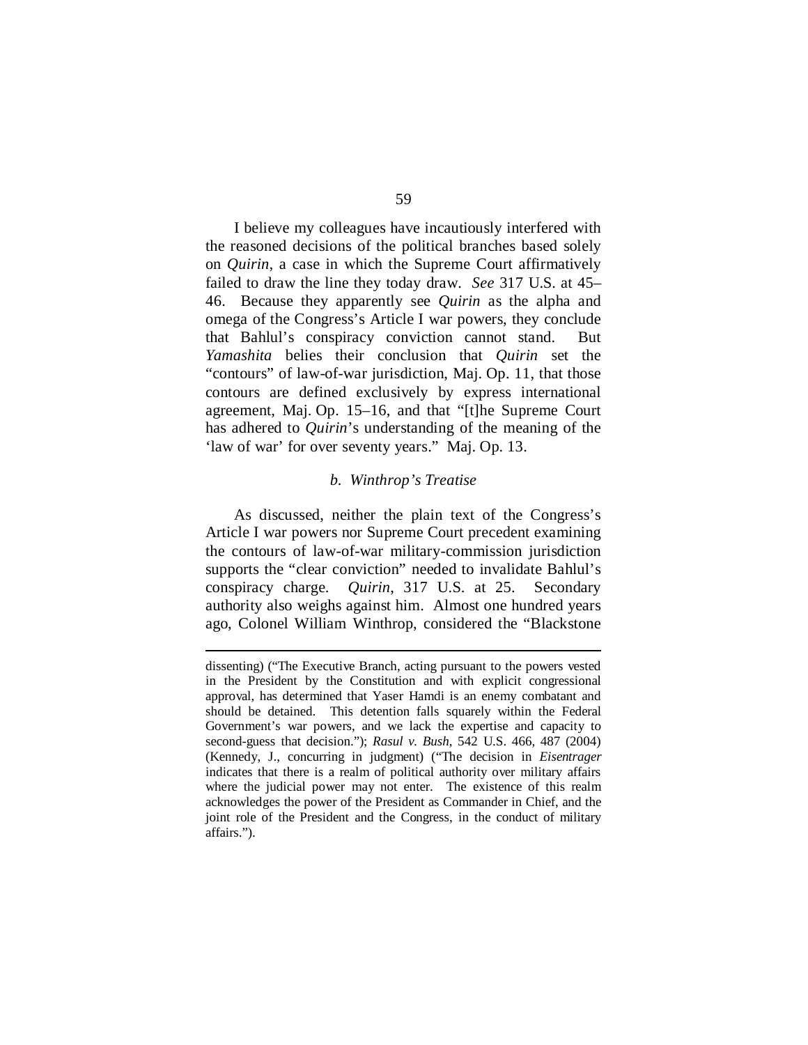I believe my colleagues have incautiously interfered with the reasoned decisions of the political branches based solely on *Quirin*, a case in which the Supreme Court affirmatively failed to draw the line they today draw. *See* 317 U.S. at 45–46. Because they apparently see *Quirin* as the alpha and omega of the Congress's Article I war powers, they conclude that Bahlul's conspiracy conviction cannot stand. But *Yamashita* belies their conclusion that *Quirin* set the "contours" of law-of-war jurisdiction, Maj. Op. 11, that those contours are defined exclusively by express international agreement, Maj. Op. 15–16, and that "[t]he Supreme Court has adhered to *Quirin*'s understanding of the meaning of the 'law of war' for over seventy years." Maj. Op. 13.

### *b. Winthrop's Treatise*

As discussed, neither the plain text of the Congress's Article I war powers nor Supreme Court precedent examining the contours of law-of-war military-commission jurisdiction supports the "clear conviction" needed to invalidate Bahlul's conspiracy charge. *Quirin*, 317 U.S. at 25. Secondary authority also weighs against him. Almost one hundred years ago, Colonel William Winthrop, considered the "Blackstone

---

dissenting) ("The Executive Branch, acting pursuant to the powers vested in the President by the Constitution and with explicit congressional approval, has determined that Yaser Hamdi is an enemy combatant and should be detained. This detention falls squarely within the Federal Government's war powers, and we lack the expertise and capacity to second-guess that decision."); *Rasul v. Bush*, 542 U.S. 466, 487 (2004) (Kennedy, J., concurring in judgment) ("The decision in *Eisentrager* indicates that there is a realm of political authority over military affairs where the judicial power may not enter. The existence of this realm acknowledges the power of the President as Commander in Chief, and the joint role of the President and the Congress, in the conduct of military affairs.").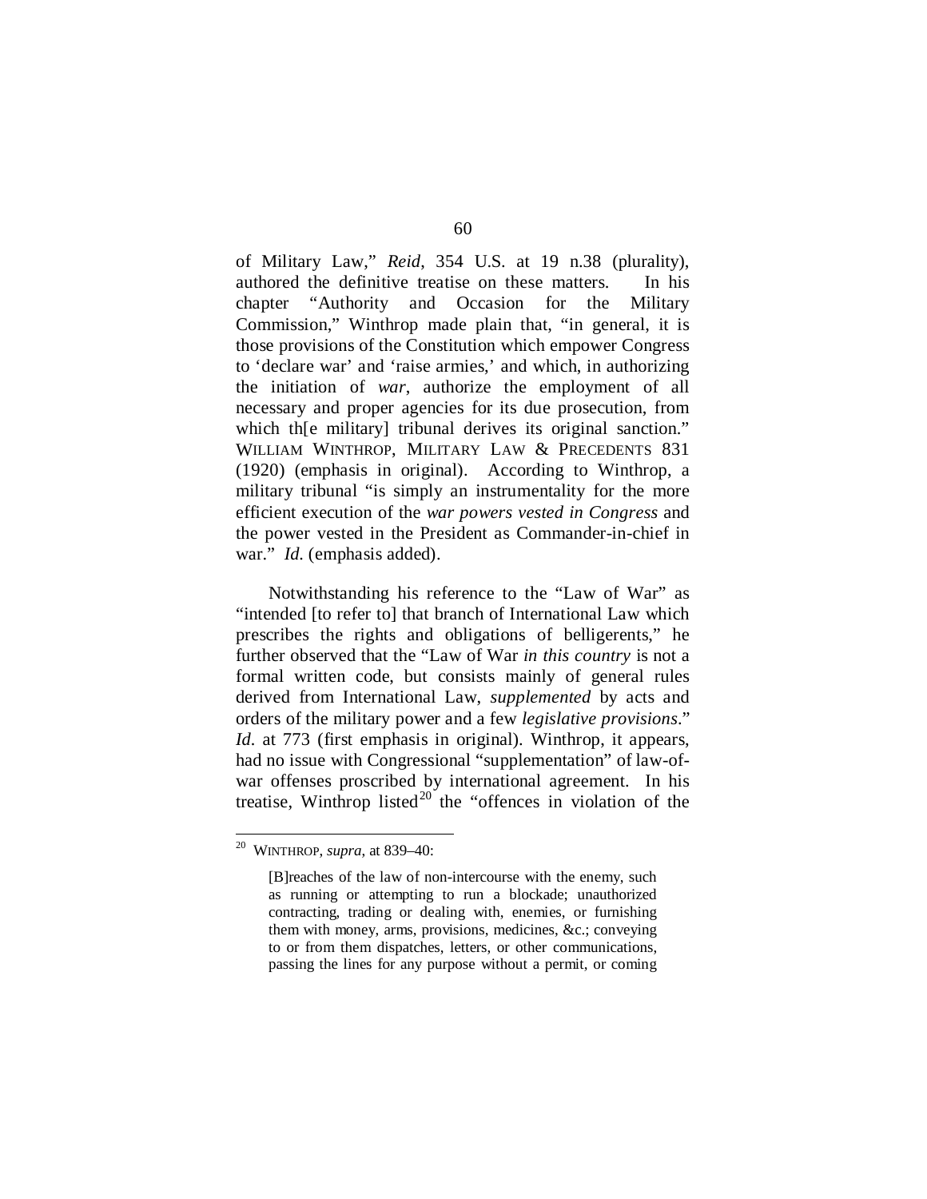of Military Law," *Reid*, 354 U.S. at 19 n.38 (plurality), authored the definitive treatise on these matters. In his chapter "Authority and Occasion for the Military Commission," Winthrop made plain that, "in general, it is those provisions of the Constitution which empower Congress to 'declare war' and 'raise armies,' and which, in authorizing the initiation of *war*, authorize the employment of all necessary and proper agencies for its due prosecution, from which th[e military] tribunal derives its original sanction." WILLIAM WINTHROP, MILITARY LAW & PRECEDENTS 831 (1920) (emphasis in original). According to Winthrop, a military tribunal "is simply an instrumentality for the more efficient execution of the *war powers vested in Congress* and the power vested in the President as Commander-in-chief in war." *Id.* (emphasis added).

Notwithstanding his reference to the "Law of War" as "intended [to refer to] that branch of International Law which prescribes the rights and obligations of belligerents," he further observed that the "Law of War *in this country* is not a formal written code, but consists mainly of general rules derived from International Law, *supplemented* by acts and orders of the military power and a few *legislative provisions*." *Id.* at 773 (first emphasis in original). Winthrop, it appears, had no issue with Congressional "supplementation" of law-of-war offenses proscribed by international agreement. In his treatise, Winthrop listed[20] the "offences in violation of the

[20] WINTHROP, *supra*, at 839–40:

> [B]reaches of the law of non-intercourse with the enemy, such as running or attempting to run a blockade; unauthorized contracting, trading or dealing with, enemies, or furnishing them with money, arms, provisions, medicines, &c.; conveying to or from them dispatches, letters, or other communications, passing the lines for any purpose without a permit, or coming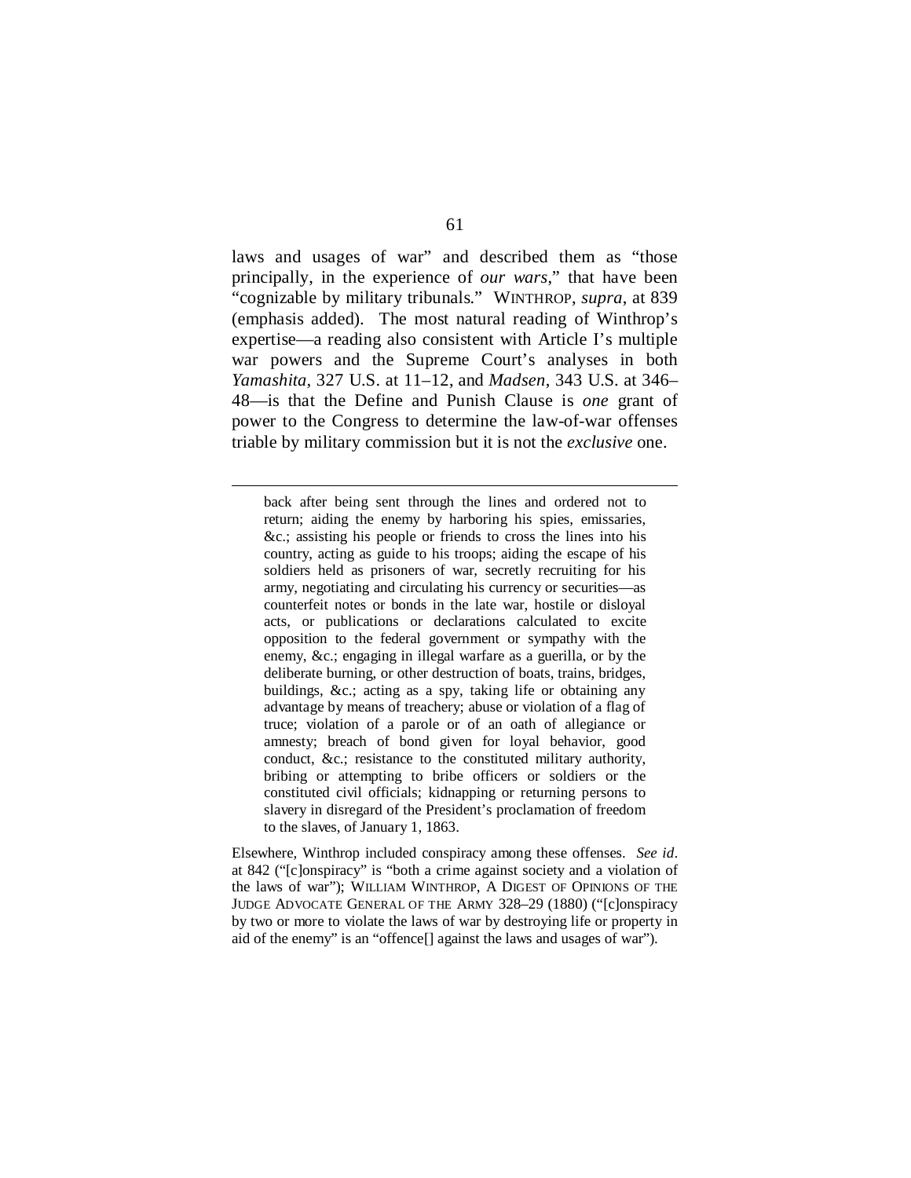laws and usages of war" and described them as "those principally, in the experience of *our wars*," that have been "cognizable by military tribunals." WINTHROP, *supra*, at 839 (emphasis added). The most natural reading of Winthrop's expertise—a reading also consistent with Article I's multiple war powers and the Supreme Court's analyses in both *Yamashita*, 327 U.S. at 11–12, and *Madsen*, 343 U.S. at 346–48—is that the Define and Punish Clause is *one* grant of power to the Congress to determine the law-of-war offenses triable by military commission but it is not the *exclusive* one.

---

> back after being sent through the lines and ordered not to return; aiding the enemy by harboring his spies, emissaries, &c.; assisting his people or friends to cross the lines into his country, acting as guide to his troops; aiding the escape of his soldiers held as prisoners of war, secretly recruiting for his army, negotiating and circulating his currency or securities—as counterfeit notes or bonds in the late war, hostile or disloyal acts, or publications or declarations calculated to excite opposition to the federal government or sympathy with the enemy, &c.; engaging in illegal warfare as a guerilla, or by the deliberate burning, or other destruction of boats, trains, bridges, buildings, &c.; acting as a spy, taking life or obtaining any advantage by means of treachery; abuse or violation of a flag of truce; violation of a parole or of an oath of allegiance or amnesty; breach of bond given for loyal behavior, good conduct, &c.; resistance to the constituted military authority, bribing or attempting to bribe officers or soldiers or the constituted civil officials; kidnapping or returning persons to slavery in disregard of the President's proclamation of freedom to the slaves, of January 1, 1863.

Elsewhere, Winthrop included conspiracy among these offenses. *See id*. at 842 ("[c]onspiracy" is "both a crime against society and a violation of the laws of war"); WILLIAM WINTHROP, A DIGEST OF OPINIONS OF THE JUDGE ADVOCATE GENERAL OF THE ARMY 328–29 (1880) ("[c]onspiracy by two or more to violate the laws of war by destroying life or property in aid of the enemy" is an "offence[] against the laws and usages of war").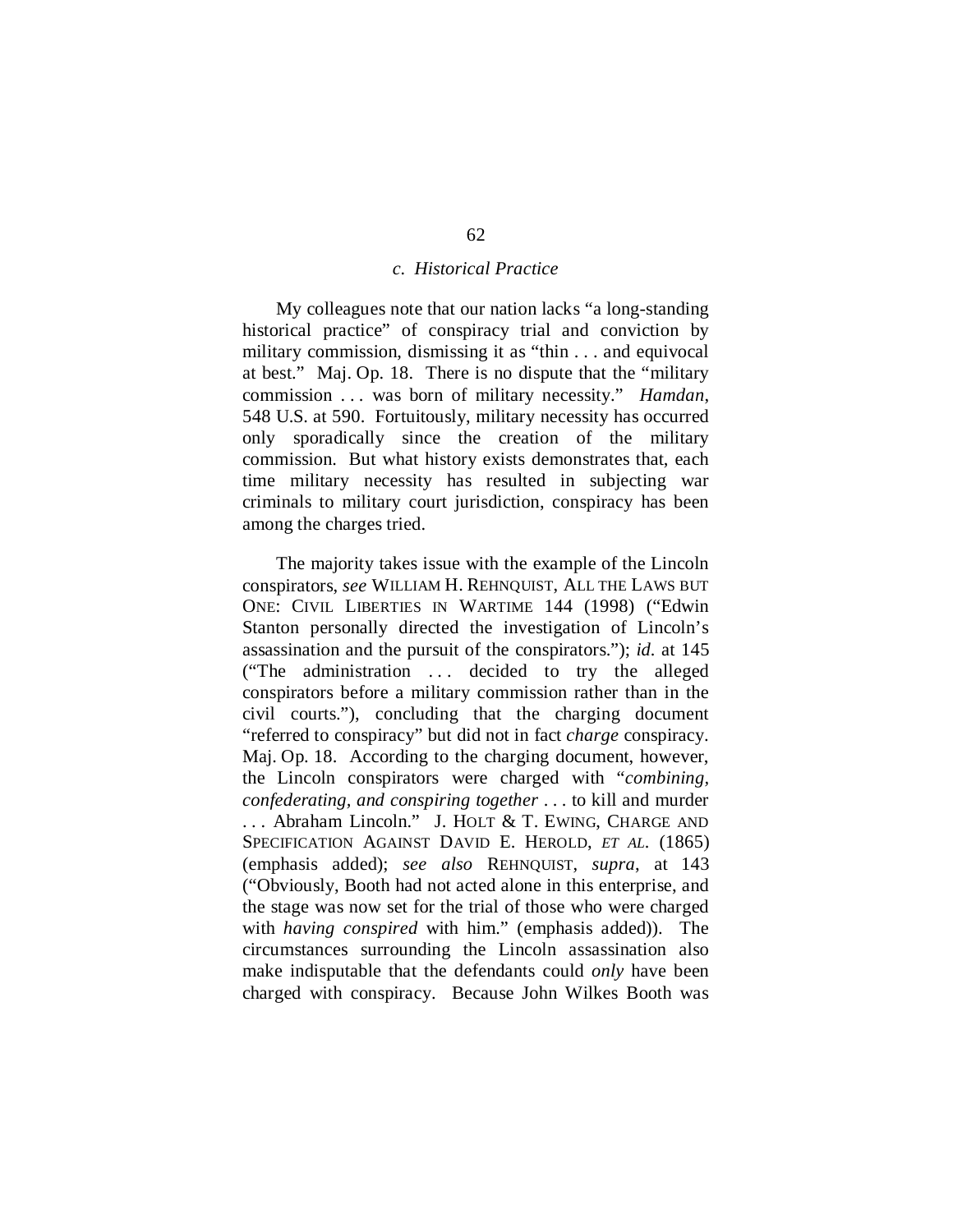### *c. Historical Practice*

My colleagues note that our nation lacks "a long-standing historical practice" of conspiracy trial and conviction by military commission, dismissing it as "thin . . . and equivocal at best." Maj. Op. 18. There is no dispute that the "military commission . . . was born of military necessity." *Hamdan*, 548 U.S. at 590. Fortuitously, military necessity has occurred only sporadically since the creation of the military commission. But what history exists demonstrates that, each time military necessity has resulted in subjecting war criminals to military court jurisdiction, conspiracy has been among the charges tried.

The majority takes issue with the example of the Lincoln conspirators, *see* WILLIAM H. REHNQUIST, ALL THE LAWS BUT ONE: CIVIL LIBERTIES IN WARTIME 144 (1998) ("Edwin Stanton personally directed the investigation of Lincoln's assassination and the pursuit of the conspirators."); *id.* at 145 ("The administration . . . decided to try the alleged conspirators before a military commission rather than in the civil courts."), concluding that the charging document "referred to conspiracy" but did not in fact *charge* conspiracy. Maj. Op. 18. According to the charging document, however, the Lincoln conspirators were charged with "*combining, confederating, and conspiring together* . . . to kill and murder . . . Abraham Lincoln." J. HOLT & T. EWING, CHARGE AND SPECIFICATION AGAINST DAVID E. HEROLD, *ET AL.* (1865) (emphasis added); *see also* REHNQUIST, *supra*, at 143 ("Obviously, Booth had not acted alone in this enterprise, and the stage was now set for the trial of those who were charged with *having conspired* with him." (emphasis added)). The circumstances surrounding the Lincoln assassination also make indisputable that the defendants could *only* have been charged with conspiracy. Because John Wilkes Booth was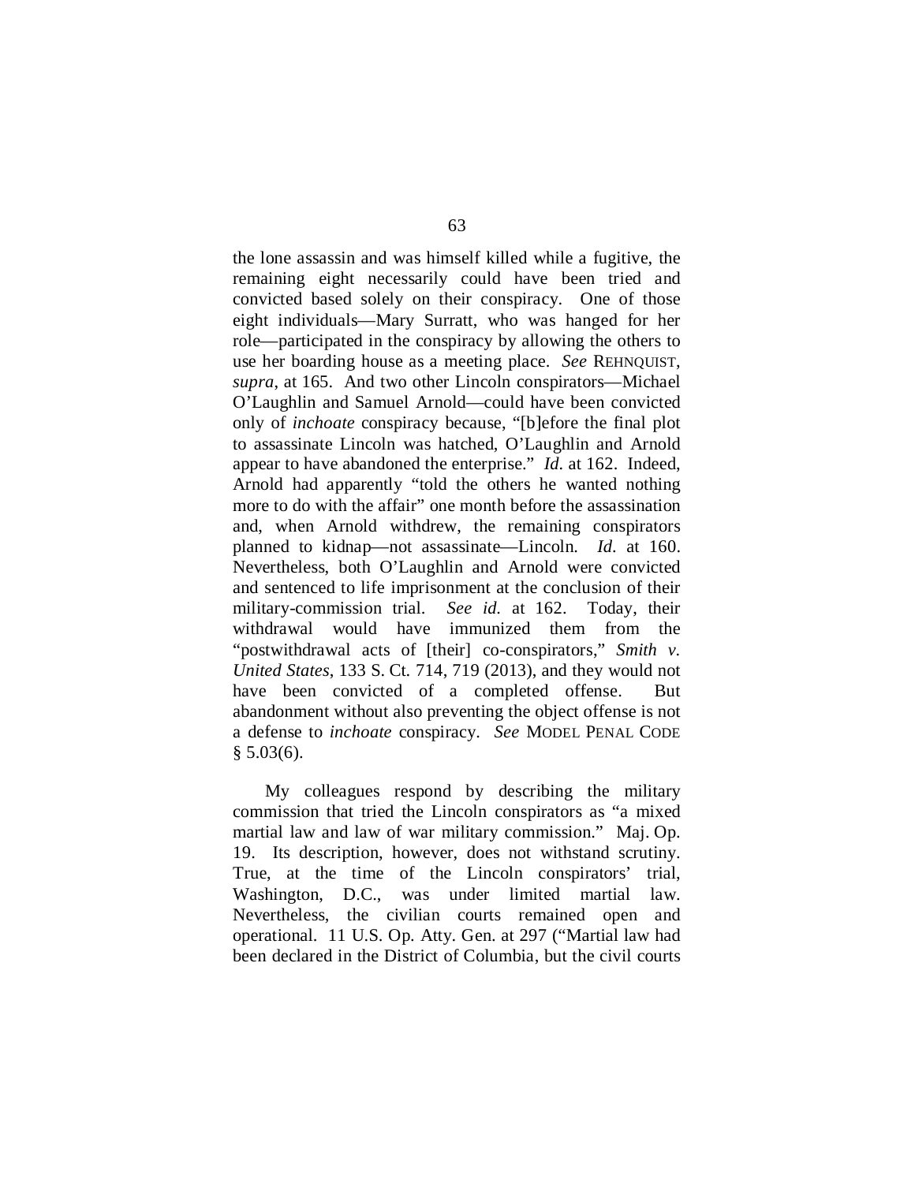the lone assassin and was himself killed while a fugitive, the remaining eight necessarily could have been tried and convicted based solely on their conspiracy. One of those eight individuals—Mary Surratt, who was hanged for her role—participated in the conspiracy by allowing the others to use her boarding house as a meeting place. *See* REHNQUIST, *supra*, at 165. And two other Lincoln conspirators—Michael O'Laughlin and Samuel Arnold—could have been convicted only of *inchoate* conspiracy because, "[b]efore the final plot to assassinate Lincoln was hatched, O'Laughlin and Arnold appear to have abandoned the enterprise." *Id.* at 162. Indeed, Arnold had apparently "told the others he wanted nothing more to do with the affair" one month before the assassination and, when Arnold withdrew, the remaining conspirators planned to kidnap—not assassinate—Lincoln. *Id.* at 160. Nevertheless, both O'Laughlin and Arnold were convicted and sentenced to life imprisonment at the conclusion of their military-commission trial. *See id.* at 162. Today, their withdrawal would have immunized them from the "postwithdrawal acts of [their] co-conspirators," *Smith v. United States*, 133 S. Ct. 714, 719 (2013), and they would not have been convicted of a completed offense. But abandonment without also preventing the object offense is not a defense to *inchoate* conspiracy. *See* MODEL PENAL CODE § 5.03(6).

My colleagues respond by describing the military commission that tried the Lincoln conspirators as "a mixed martial law and law of war military commission." Maj. Op. 19. Its description, however, does not withstand scrutiny. True, at the time of the Lincoln conspirators' trial, Washington, D.C., was under limited martial law. Nevertheless, the civilian courts remained open and operational. 11 U.S. Op. Atty. Gen. at 297 ("Martial law had been declared in the District of Columbia, but the civil courts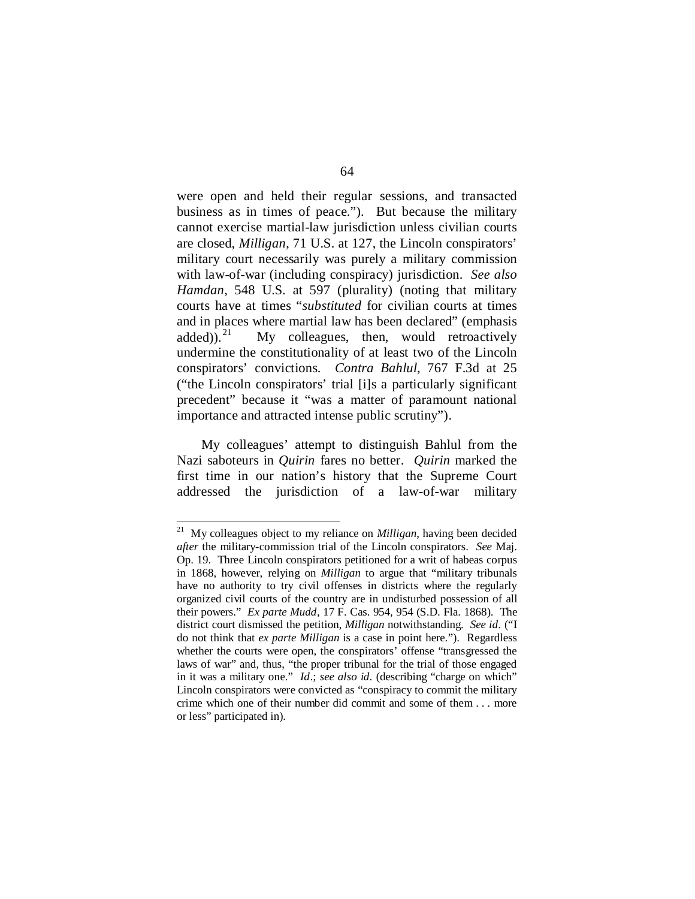were open and held their regular sessions, and transacted business as in times of peace."). But because the military cannot exercise martial-law jurisdiction unless civilian courts are closed, *Milligan*, 71 U.S. at 127, the Lincoln conspirators' military court necessarily was purely a military commission with law-of-war (including conspiracy) jurisdiction. *See also Hamdan*, 548 U.S. at 597 (plurality) (noting that military courts have at times "*substituted* for civilian courts at times and in places where martial law has been declared" (emphasis added)).[21] My colleagues, then, would retroactively undermine the constitutionality of at least two of the Lincoln conspirators' convictions. *Contra Bahlul*, 767 F.3d at 25 ("the Lincoln conspirators' trial [i]s a particularly significant precedent" because it "was a matter of paramount national importance and attracted intense public scrutiny").

My colleagues' attempt to distinguish Bahlul from the Nazi saboteurs in *Quirin* fares no better. *Quirin* marked the first time in our nation's history that the Supreme Court addressed the jurisdiction of a law-of-war military

---

[21] My colleagues object to my reliance on *Milligan*, having been decided *after* the military-commission trial of the Lincoln conspirators. *See* Maj. Op. 19. Three Lincoln conspirators petitioned for a writ of habeas corpus in 1868, however, relying on *Milligan* to argue that "military tribunals have no authority to try civil offenses in districts where the regularly organized civil courts of the country are in undisturbed possession of all their powers." *Ex parte Mudd*, 17 F. Cas. 954, 954 (S.D. Fla. 1868). The district court dismissed the petition, *Milligan* notwithstanding. *See id*. ("I do not think that *ex parte Milligan* is a case in point here."). Regardless whether the courts were open, the conspirators' offense "transgressed the laws of war" and, thus, "the proper tribunal for the trial of those engaged in it was a military one." *Id*.; *see also id*. (describing "charge on which" Lincoln conspirators were convicted as "conspiracy to commit the military crime which one of their number did commit and some of them . . . more or less" participated in).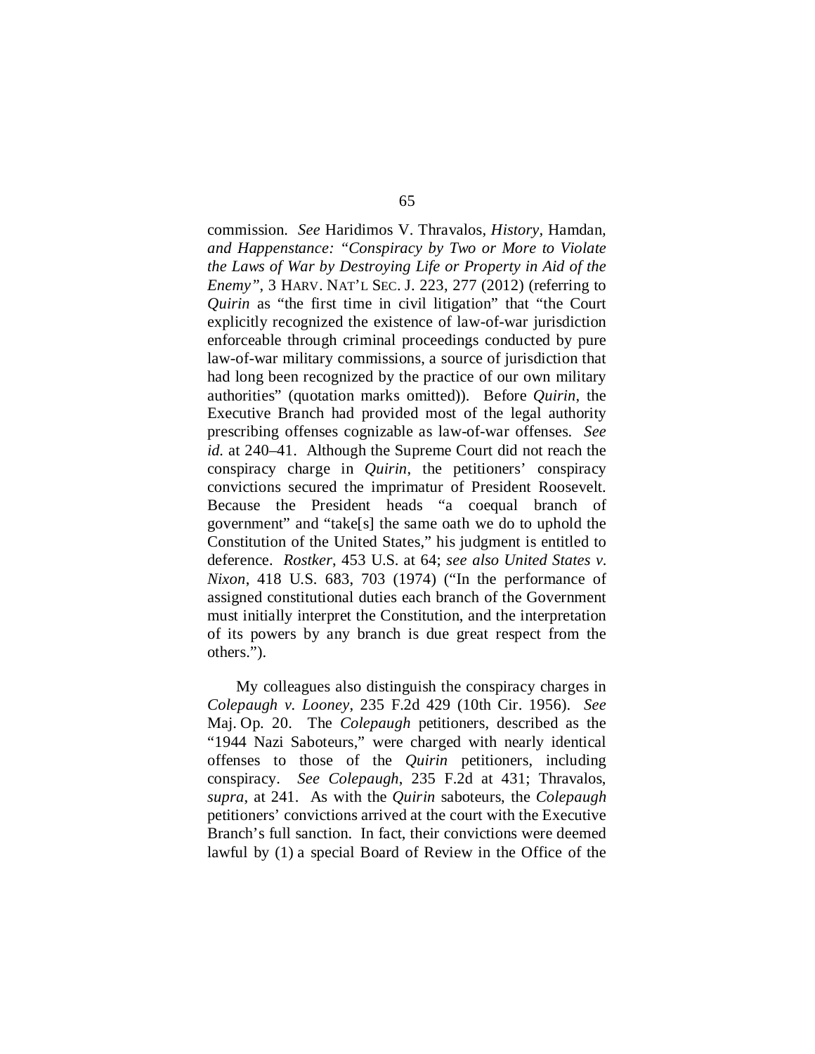commission. *See* Haridimos V. Thravalos, *History,* Hamdan*, and Happenstance: "Conspiracy by Two or More to Violate the Laws of War by Destroying Life or Property in Aid of the Enemy"*, 3 HARV. NAT'L SEC. J. 223, 277 (2012) (referring to *Quirin* as "the first time in civil litigation" that "the Court explicitly recognized the existence of law-of-war jurisdiction enforceable through criminal proceedings conducted by pure law-of-war military commissions, a source of jurisdiction that had long been recognized by the practice of our own military authorities" (quotation marks omitted)). Before *Quirin*, the Executive Branch had provided most of the legal authority prescribing offenses cognizable as law-of-war offenses. *See id.* at 240–41. Although the Supreme Court did not reach the conspiracy charge in *Quirin*, the petitioners' conspiracy convictions secured the imprimatur of President Roosevelt. Because the President heads "a coequal branch of government" and "take[s] the same oath we do to uphold the Constitution of the United States," his judgment is entitled to deference. *Rostker*, 453 U.S. at 64; *see also United States v. Nixon*, 418 U.S. 683, 703 (1974) ("In the performance of assigned constitutional duties each branch of the Government must initially interpret the Constitution, and the interpretation of its powers by any branch is due great respect from the others.").

My colleagues also distinguish the conspiracy charges in *Colepaugh v. Looney*, 235 F.2d 429 (10th Cir. 1956). *See* Maj. Op. 20. The *Colepaugh* petitioners, described as the "1944 Nazi Saboteurs," were charged with nearly identical offenses to those of the *Quirin* petitioners, including conspiracy. *See Colepaugh*, 235 F.2d at 431; Thravalos, *supra*, at 241. As with the *Quirin* saboteurs, the *Colepaugh* petitioners' convictions arrived at the court with the Executive Branch's full sanction. In fact, their convictions were deemed lawful by (1) a special Board of Review in the Office of the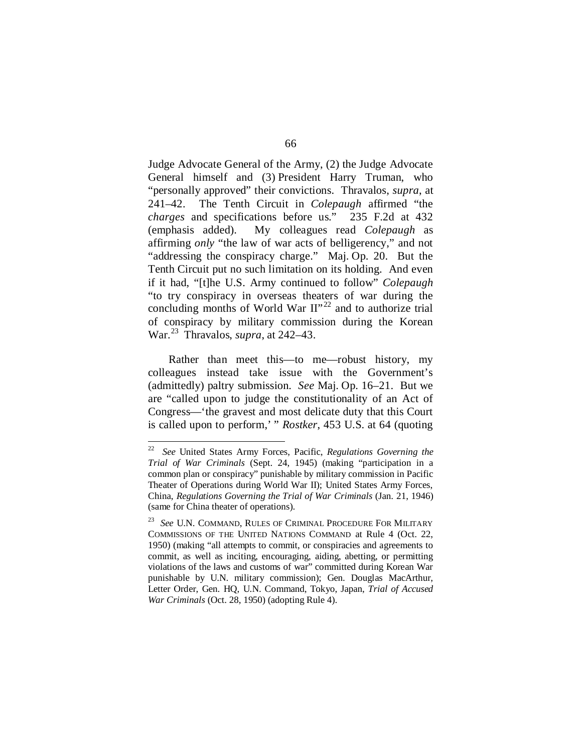Judge Advocate General of the Army, (2) the Judge Advocate General himself and (3) President Harry Truman, who "personally approved" their convictions. Thravalos, *supra*, at 241–42. The Tenth Circuit in *Colepaugh* affirmed "the *charges* and specifications before us." 235 F.2d at 432 (emphasis added). My colleagues read *Colepaugh* as affirming *only* "the law of war acts of belligerency," and not "addressing the conspiracy charge." Maj. Op. 20. But the Tenth Circuit put no such limitation on its holding. And even if it had, "[t]he U.S. Army continued to follow" *Colepaugh* "to try conspiracy in overseas theaters of war during the concluding months of World War II"[22] and to authorize trial of conspiracy by military commission during the Korean War.[23] Thravalos, *supra*, at 242–43.

Rather than meet this—to me—robust history, my colleagues instead take issue with the Government's (admittedly) paltry submission. *See* Maj. Op. 16–21. But we are "called upon to judge the constitutionality of an Act of Congress—'the gravest and most delicate duty that this Court is called upon to perform,' " *Rostker*, 453 U.S. at 64 (quoting

---

[22] *See* United States Army Forces, Pacific, *Regulations Governing the Trial of War Criminals* (Sept. 24, 1945) (making "participation in a common plan or conspiracy" punishable by military commission in Pacific Theater of Operations during World War II); United States Army Forces, China, *Regulations Governing the Trial of War Criminals* (Jan. 21, 1946) (same for China theater of operations).

[23] *See* U.N. COMMAND, RULES OF CRIMINAL PROCEDURE FOR MILITARY COMMISSIONS OF THE UNITED NATIONS COMMAND at Rule 4 (Oct. 22, 1950) (making "all attempts to commit, or conspiracies and agreements to commit, as well as inciting, encouraging, aiding, abetting, or permitting violations of the laws and customs of war" committed during Korean War punishable by U.N. military commission); Gen. Douglas MacArthur, Letter Order, Gen. HQ, U.N. Command, Tokyo, Japan, *Trial of Accused War Criminals* (Oct. 28, 1950) (adopting Rule 4).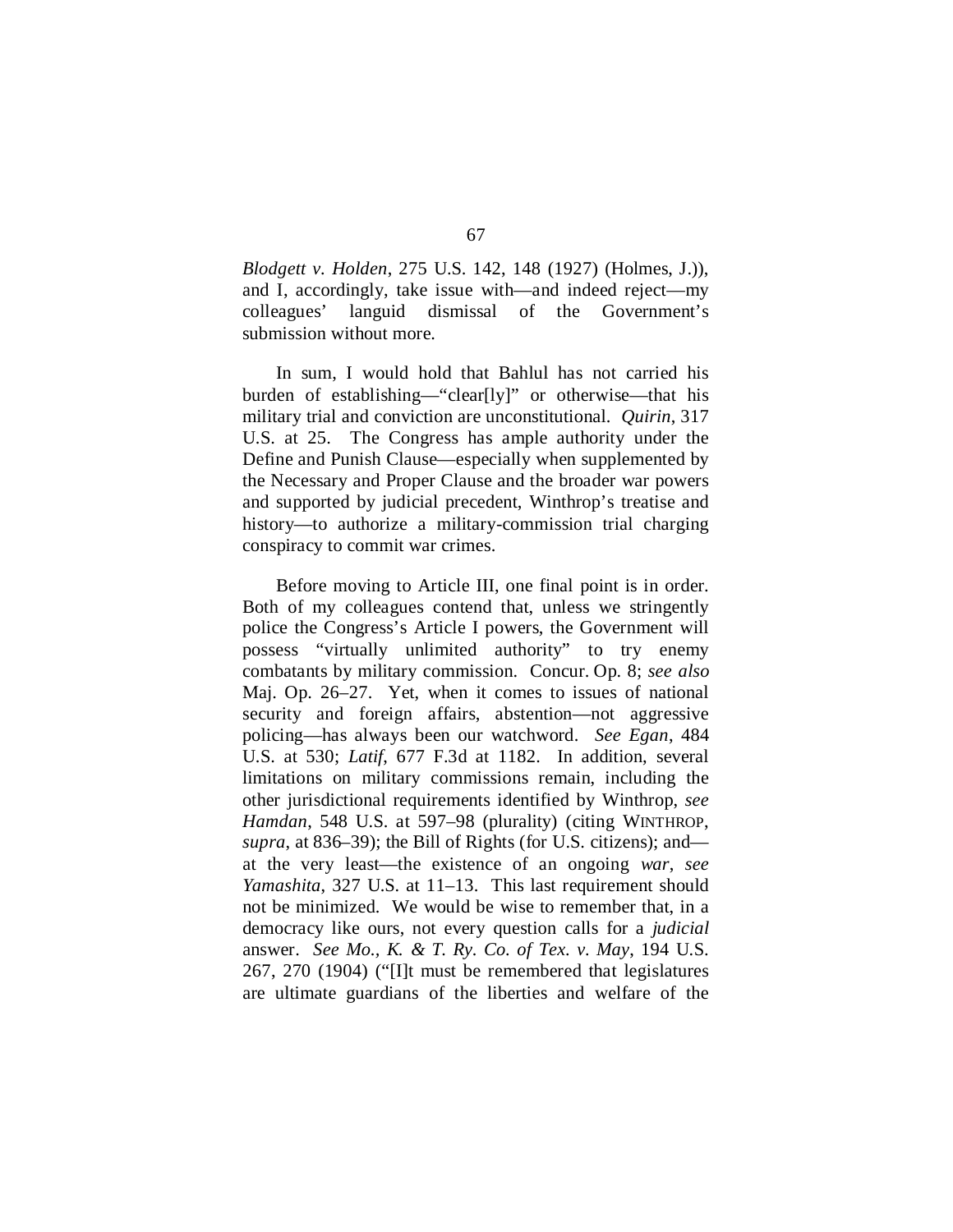*Blodgett v. Holden*, 275 U.S. 142, 148 (1927) (Holmes, J.)), and I, accordingly, take issue with—and indeed reject—my colleagues' languid dismissal of the Government's submission without more.

In sum, I would hold that Bahlul has not carried his burden of establishing—"clear[ly]" or otherwise—that his military trial and conviction are unconstitutional. *Quirin*, 317 U.S. at 25. The Congress has ample authority under the Define and Punish Clause—especially when supplemented by the Necessary and Proper Clause and the broader war powers and supported by judicial precedent, Winthrop's treatise and history—to authorize a military-commission trial charging conspiracy to commit war crimes.

Before moving to Article III, one final point is in order. Both of my colleagues contend that, unless we stringently police the Congress's Article I powers, the Government will possess "virtually unlimited authority" to try enemy combatants by military commission. Concur. Op. 8; *see also* Maj. Op. 26–27. Yet, when it comes to issues of national security and foreign affairs, abstention—not aggressive policing—has always been our watchword. *See Egan*, 484 U.S. at 530; *Latif*, 677 F.3d at 1182. In addition, several limitations on military commissions remain, including the other jurisdictional requirements identified by Winthrop, *see Hamdan*, 548 U.S. at 597–98 (plurality) (citing WINTHROP, *supra*, at 836–39); the Bill of Rights (for U.S. citizens); and—at the very least—the existence of an ongoing *war*, *see Yamashita*, 327 U.S. at 11–13. This last requirement should not be minimized. We would be wise to remember that, in a democracy like ours, not every question calls for a *judicial* answer. *See Mo., K. & T. Ry. Co. of Tex. v. May*, 194 U.S. 267, 270 (1904) ("[I]t must be remembered that legislatures are ultimate guardians of the liberties and welfare of the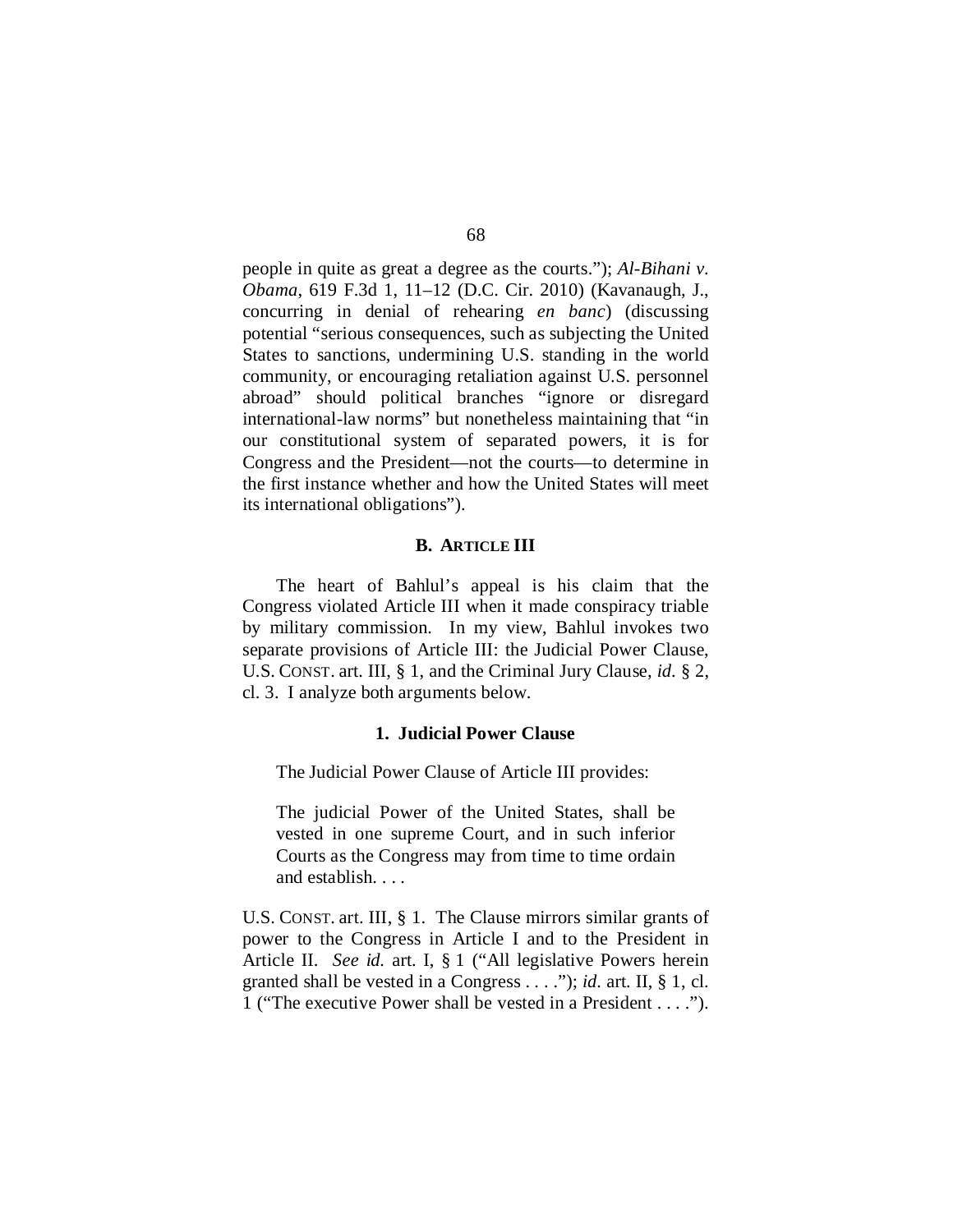people in quite as great a degree as the courts."); *Al-Bihani v. Obama*, 619 F.3d 1, 11–12 (D.C. Cir. 2010) (Kavanaugh, J., concurring in denial of rehearing *en banc*) (discussing potential "serious consequences, such as subjecting the United States to sanctions, undermining U.S. standing in the world community, or encouraging retaliation against U.S. personnel abroad" should political branches "ignore or disregard international-law norms" but nonetheless maintaining that "in our constitutional system of separated powers, it is for Congress and the President—not the courts—to determine in the first instance whether and how the United States will meet its international obligations").

### B. ARTICLE III

The heart of Bahlul's appeal is his claim that the Congress violated Article III when it made conspiracy triable by military commission. In my view, Bahlul invokes two separate provisions of Article III: the Judicial Power Clause, U.S. CONST. art. III, § 1, and the Criminal Jury Clause, *id.* § 2, cl. 3. I analyze both arguments below.

#### 1. Judicial Power Clause

The Judicial Power Clause of Article III provides:

> The judicial Power of the United States, shall be vested in one supreme Court, and in such inferior Courts as the Congress may from time to time ordain and establish. . . .

U.S. CONST. art. III, § 1. The Clause mirrors similar grants of power to the Congress in Article I and to the President in Article II. *See id.* art. I, § 1 ("All legislative Powers herein granted shall be vested in a Congress . . . ."); *id.* art. II, § 1, cl. 1 ("The executive Power shall be vested in a President . . . .").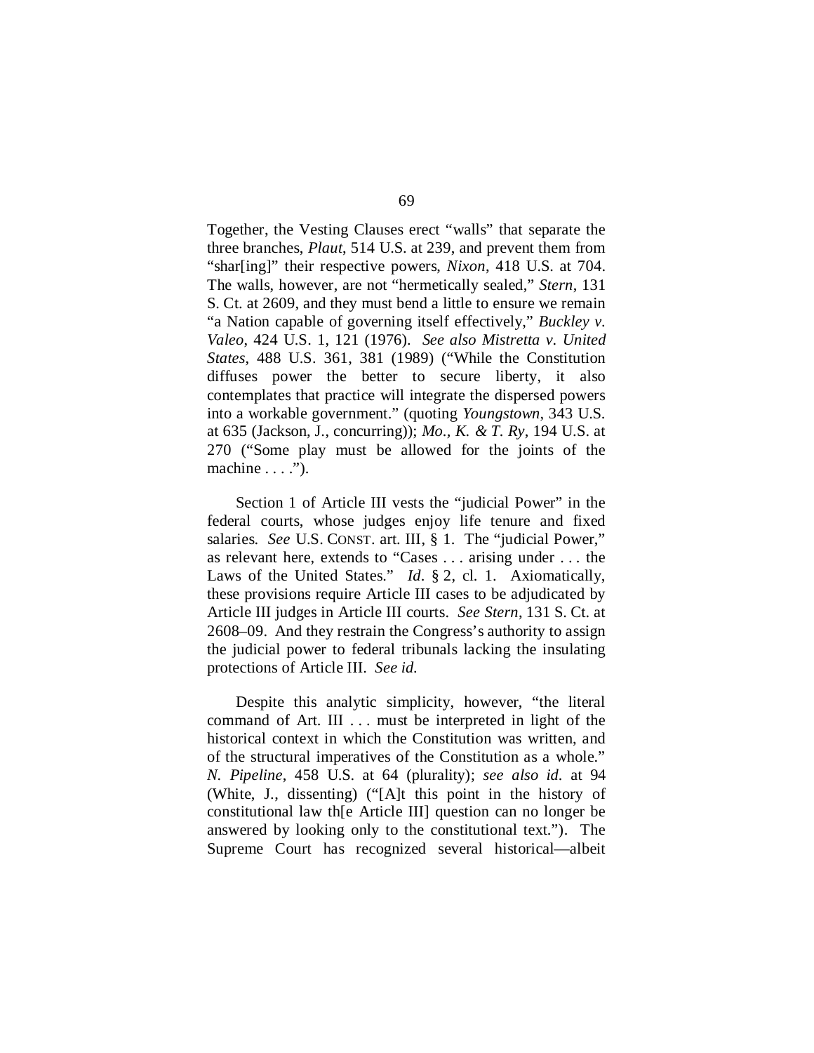Together, the Vesting Clauses erect "walls" that separate the three branches, *Plaut*, 514 U.S. at 239, and prevent them from "shar[ing]" their respective powers, *Nixon*, 418 U.S. at 704. The walls, however, are not "hermetically sealed," *Stern*, 131 S. Ct. at 2609, and they must bend a little to ensure we remain "a Nation capable of governing itself effectively," *Buckley v. Valeo*, 424 U.S. 1, 121 (1976). *See also Mistretta v. United States*, 488 U.S. 361, 381 (1989) ("While the Constitution diffuses power the better to secure liberty, it also contemplates that practice will integrate the dispersed powers into a workable government." (quoting *Youngstown*, 343 U.S. at 635 (Jackson, J., concurring)); *Mo., K. & T. Ry*, 194 U.S. at 270 ("Some play must be allowed for the joints of the machine . . . .").

Section 1 of Article III vests the "judicial Power" in the federal courts, whose judges enjoy life tenure and fixed salaries. *See* U.S. CONST. art. III, § 1. The "judicial Power," as relevant here, extends to "Cases . . . arising under . . . the Laws of the United States." *Id.* § 2, cl. 1. Axiomatically, these provisions require Article III cases to be adjudicated by Article III judges in Article III courts. *See Stern*, 131 S. Ct. at 2608–09. And they restrain the Congress's authority to assign the judicial power to federal tribunals lacking the insulating protections of Article III. *See id.*

Despite this analytic simplicity, however, "the literal command of Art. III . . . must be interpreted in light of the historical context in which the Constitution was written, and of the structural imperatives of the Constitution as a whole." *N. Pipeline*, 458 U.S. at 64 (plurality); *see also id.* at 94 (White, J., dissenting) ("[A]t this point in the history of constitutional law th[e Article III] question can no longer be answered by looking only to the constitutional text."). The Supreme Court has recognized several historical—albeit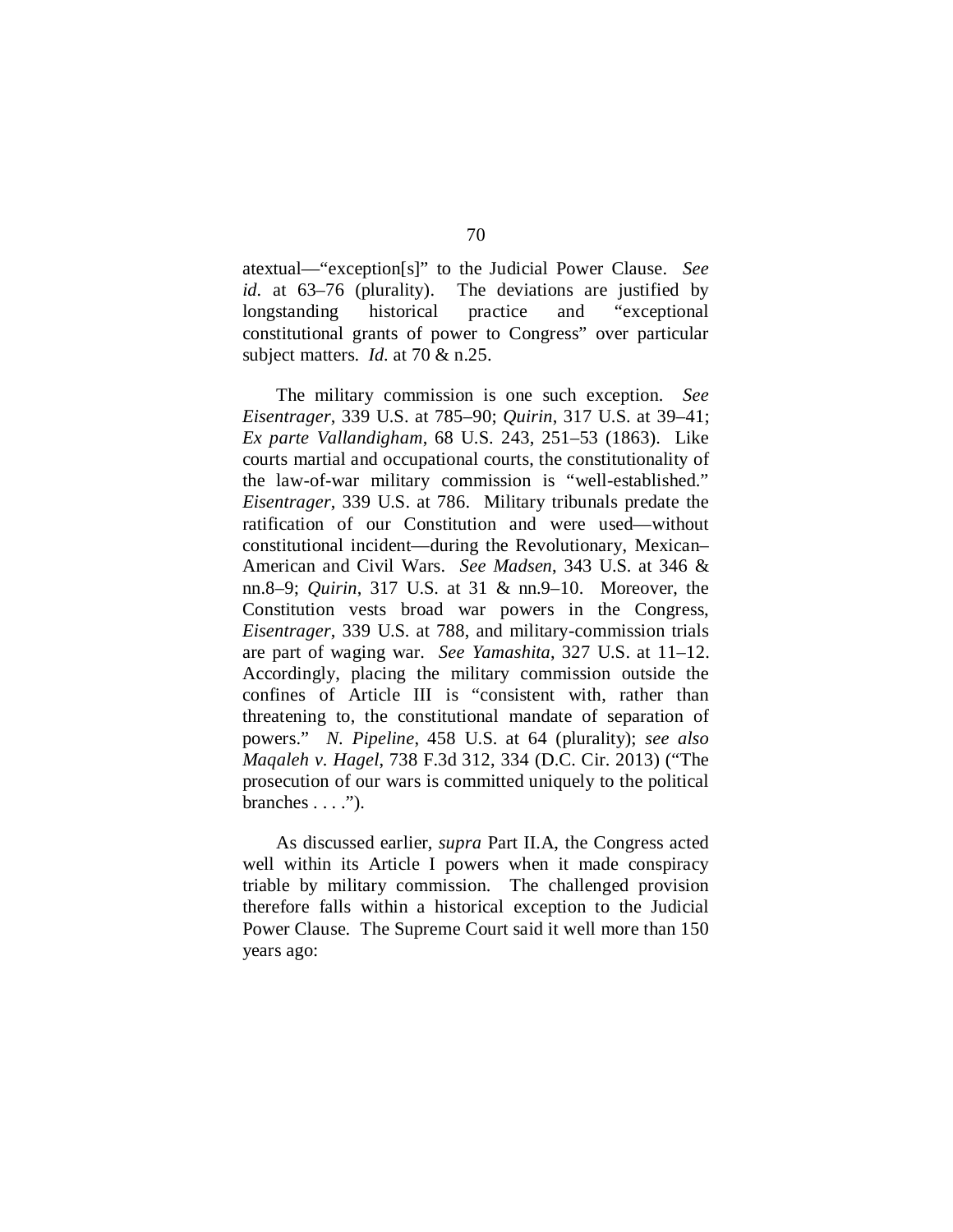atextual—"exception[s]" to the Judicial Power Clause. *See id.* at 63–76 (plurality). The deviations are justified by longstanding historical practice and "exceptional constitutional grants of power to Congress" over particular subject matters. *Id.* at 70 & n.25.

The military commission is one such exception. *See Eisentrager*, 339 U.S. at 785–90; *Quirin*, 317 U.S. at 39–41; *Ex parte Vallandigham*, 68 U.S. 243, 251–53 (1863). Like courts martial and occupational courts, the constitutionality of the law-of-war military commission is "well-established." *Eisentrager*, 339 U.S. at 786. Military tribunals predate the ratification of our Constitution and were used—without constitutional incident—during the Revolutionary, Mexican–American and Civil Wars. *See Madsen*, 343 U.S. at 346 & nn.8–9; *Quirin*, 317 U.S. at 31 & nn.9–10. Moreover, the Constitution vests broad war powers in the Congress, *Eisentrager*, 339 U.S. at 788, and military-commission trials are part of waging war. *See Yamashita*, 327 U.S. at 11–12. Accordingly, placing the military commission outside the confines of Article III is "consistent with, rather than threatening to, the constitutional mandate of separation of powers." *N. Pipeline*, 458 U.S. at 64 (plurality); *see also Maqaleh v. Hagel*, 738 F.3d 312, 334 (D.C. Cir. 2013) ("The prosecution of our wars is committed uniquely to the political branches . . . .").

As discussed earlier, *supra* Part II.A, the Congress acted well within its Article I powers when it made conspiracy triable by military commission. The challenged provision therefore falls within a historical exception to the Judicial Power Clause. The Supreme Court said it well more than 150 years ago: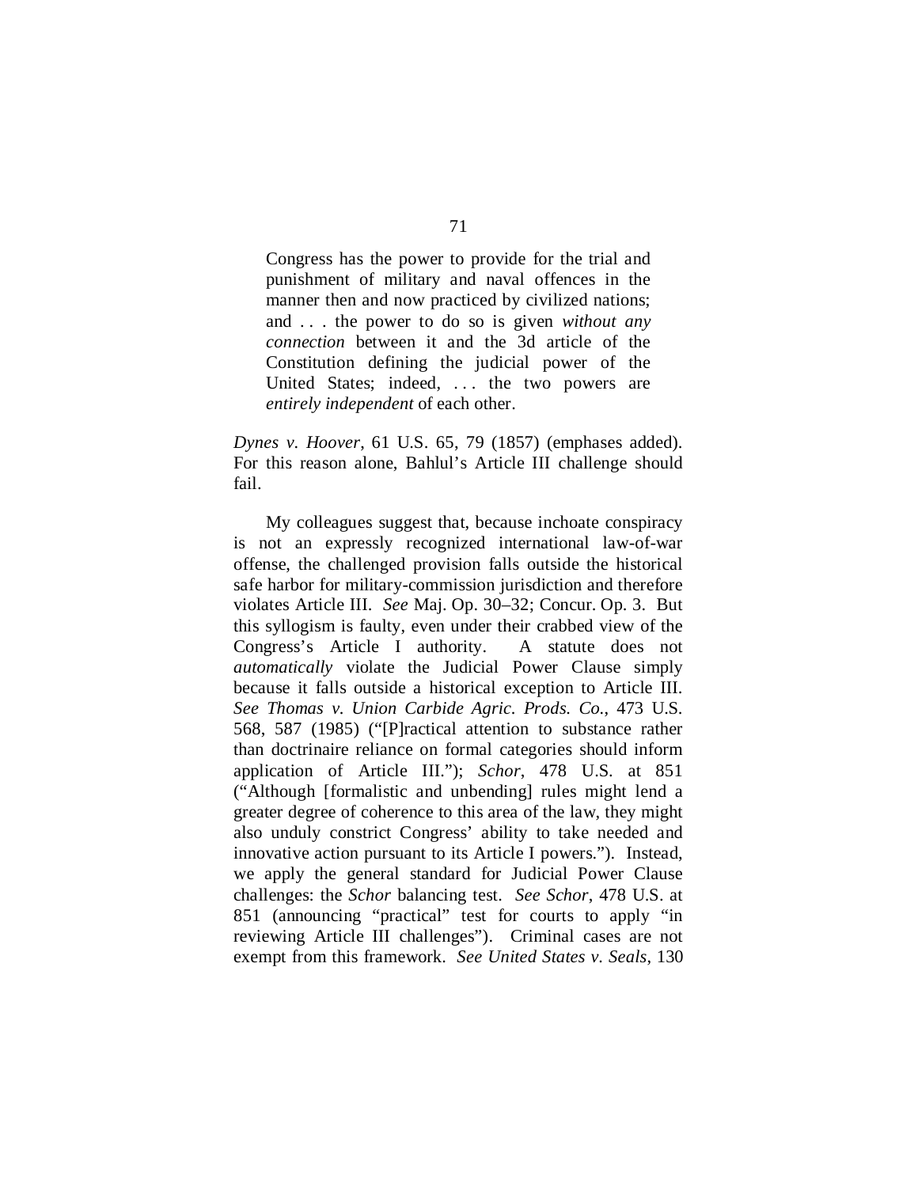> Congress has the power to provide for the trial and punishment of military and naval offences in the manner then and now practiced by civilized nations; and . . . the power to do so is given *without any connection* between it and the 3d article of the Constitution defining the judicial power of the United States; indeed, . . . the two powers are *entirely independent* of each other.

*Dynes v. Hoover*, 61 U.S. 65, 79 (1857) (emphases added). For this reason alone, Bahlul's Article III challenge should fail.

My colleagues suggest that, because inchoate conspiracy is not an expressly recognized international law-of-war offense, the challenged provision falls outside the historical safe harbor for military-commission jurisdiction and therefore violates Article III. *See* Maj. Op. 30–32; Concur. Op. 3. But this syllogism is faulty, even under their crabbed view of the Congress's Article I authority. A statute does not *automatically* violate the Judicial Power Clause simply because it falls outside a historical exception to Article III. *See Thomas v. Union Carbide Agric. Prods. Co.*, 473 U.S. 568, 587 (1985) ("[P]ractical attention to substance rather than doctrinaire reliance on formal categories should inform application of Article III."); *Schor*, 478 U.S. at 851 ("Although [formalistic and unbending] rules might lend a greater degree of coherence to this area of the law, they might also unduly constrict Congress' ability to take needed and innovative action pursuant to its Article I powers."). Instead, we apply the general standard for Judicial Power Clause challenges: the *Schor* balancing test. *See Schor*, 478 U.S. at 851 (announcing "practical" test for courts to apply "in reviewing Article III challenges"). Criminal cases are not exempt from this framework. *See United States v. Seals*, 130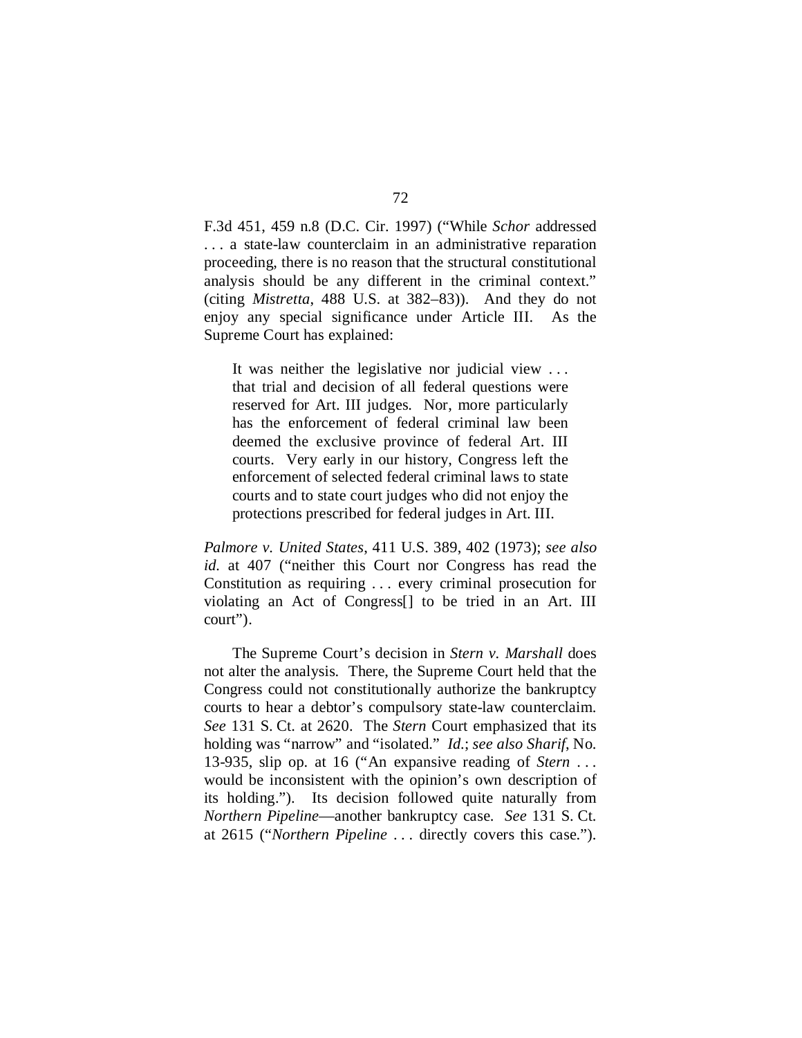F.3d 451, 459 n.8 (D.C. Cir. 1997) ("While *Schor* addressed . . . a state-law counterclaim in an administrative reparation proceeding, there is no reason that the structural constitutional analysis should be any different in the criminal context." (citing *Mistretta*, 488 U.S. at 382–83)). And they do not enjoy any special significance under Article III. As the Supreme Court has explained:

> It was neither the legislative nor judicial view . . . that trial and decision of all federal questions were reserved for Art. III judges. Nor, more particularly has the enforcement of federal criminal law been deemed the exclusive province of federal Art. III courts. Very early in our history, Congress left the enforcement of selected federal criminal laws to state courts and to state court judges who did not enjoy the protections prescribed for federal judges in Art. III.

*Palmore v. United States*, 411 U.S. 389, 402 (1973); *see also id.* at 407 ("neither this Court nor Congress has read the Constitution as requiring . . . every criminal prosecution for violating an Act of Congress[] to be tried in an Art. III court").

The Supreme Court's decision in *Stern v. Marshall* does not alter the analysis. There, the Supreme Court held that the Congress could not constitutionally authorize the bankruptcy courts to hear a debtor's compulsory state-law counterclaim. *See* 131 S. Ct. at 2620. The *Stern* Court emphasized that its holding was "narrow" and "isolated." *Id.*; *see also Sharif*, No. 13-935, slip op. at 16 ("An expansive reading of *Stern* . . . would be inconsistent with the opinion's own description of its holding."). Its decision followed quite naturally from *Northern Pipeline*—another bankruptcy case. *See* 131 S. Ct. at 2615 ("*Northern Pipeline* . . . directly covers this case.").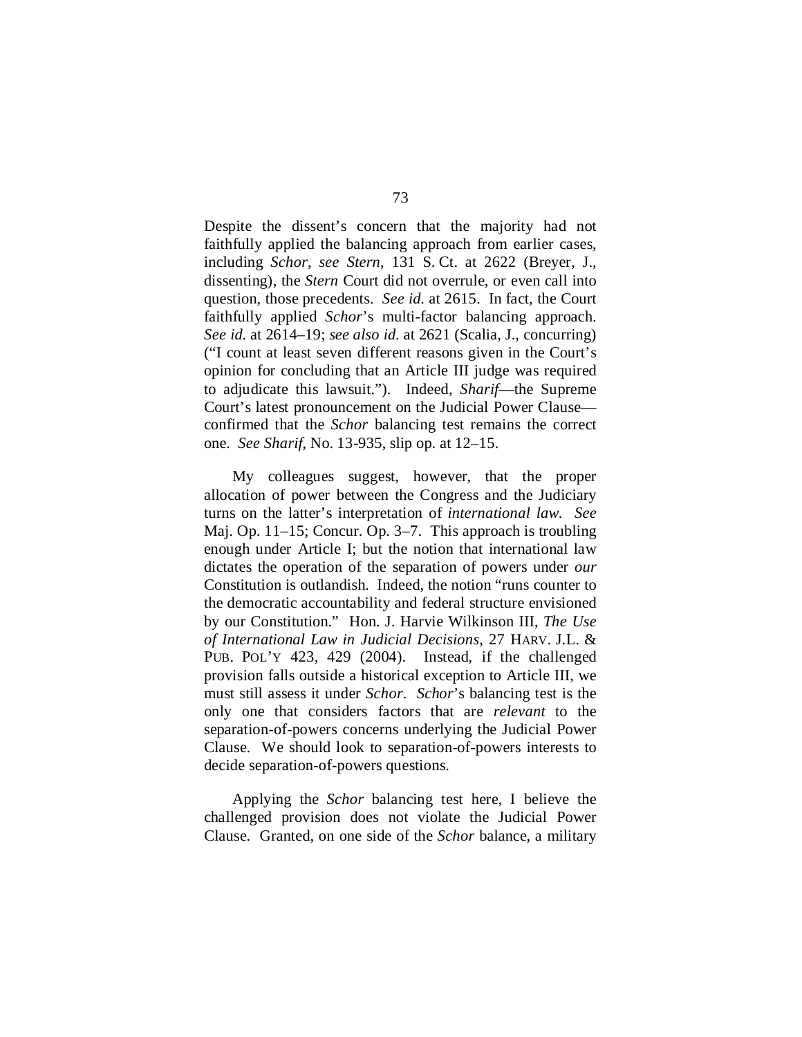Despite the dissent's concern that the majority had not faithfully applied the balancing approach from earlier cases, including *Schor*, *see Stern*, 131 S. Ct. at 2622 (Breyer, J., dissenting), the *Stern* Court did not overrule, or even call into question, those precedents. *See id.* at 2615. In fact, the Court faithfully applied *Schor*'s multi-factor balancing approach. *See id.* at 2614–19; *see also id.* at 2621 (Scalia, J., concurring) ("I count at least seven different reasons given in the Court's opinion for concluding that an Article III judge was required to adjudicate this lawsuit."). Indeed, *Sharif*—the Supreme Court's latest pronouncement on the Judicial Power Clause—confirmed that the *Schor* balancing test remains the correct one. *See Sharif*, No. 13-935, slip op. at 12–15.

My colleagues suggest, however, that the proper allocation of power between the Congress and the Judiciary turns on the latter's interpretation of *international law*. *See* Maj. Op. 11–15; Concur. Op. 3–7. This approach is troubling enough under Article I; but the notion that international law dictates the operation of the separation of powers under *our* Constitution is outlandish. Indeed, the notion "runs counter to the democratic accountability and federal structure envisioned by our Constitution." Hon. J. Harvie Wilkinson III, *The Use of International Law in Judicial Decisions*, 27 HARV. J.L. & PUB. POL'Y 423, 429 (2004). Instead, if the challenged provision falls outside a historical exception to Article III, we must still assess it under *Schor*. *Schor*'s balancing test is the only one that considers factors that are *relevant* to the separation-of-powers concerns underlying the Judicial Power Clause. We should look to separation-of-powers interests to decide separation-of-powers questions.

Applying the *Schor* balancing test here, I believe the challenged provision does not violate the Judicial Power Clause. Granted, on one side of the *Schor* balance, a military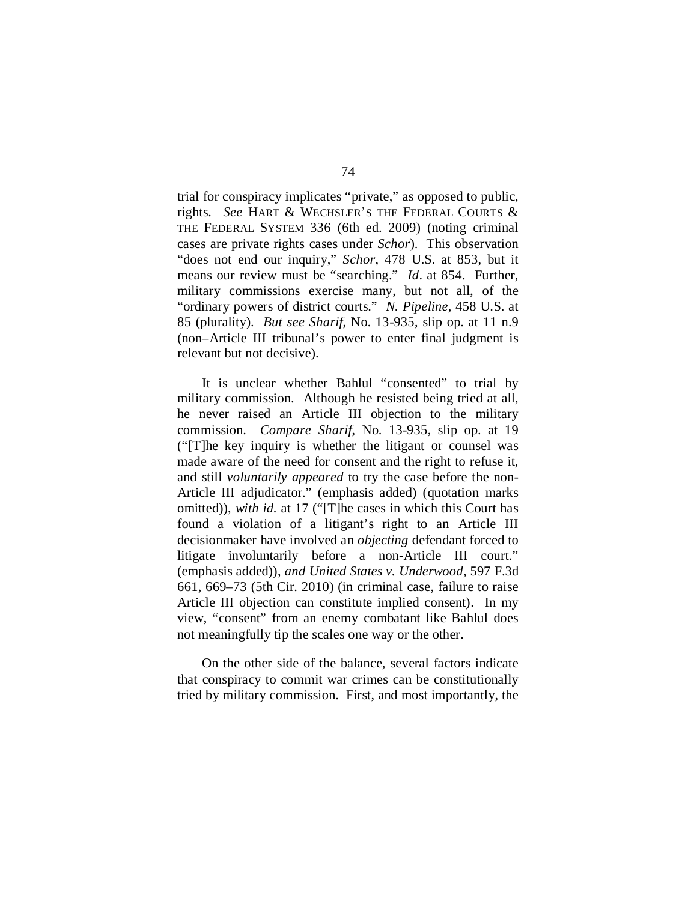trial for conspiracy implicates "private," as opposed to public, rights. *See* HART & WECHSLER'S THE FEDERAL COURTS & THE FEDERAL SYSTEM 336 (6th ed. 2009) (noting criminal cases are private rights cases under *Schor*). This observation "does not end our inquiry," *Schor*, 478 U.S. at 853, but it means our review must be "searching." *Id*. at 854. Further, military commissions exercise many, but not all, of the "ordinary powers of district courts." *N. Pipeline*, 458 U.S. at 85 (plurality). *But see Sharif*, No. 13-935, slip op. at 11 n.9 (non–Article III tribunal's power to enter final judgment is relevant but not decisive).

It is unclear whether Bahlul "consented" to trial by military commission. Although he resisted being tried at all, he never raised an Article III objection to the military commission. *Compare Sharif*, No. 13-935, slip op. at 19 ("[T]he key inquiry is whether the litigant or counsel was made aware of the need for consent and the right to refuse it, and still *voluntarily appeared* to try the case before the non-Article III adjudicator." (emphasis added) (quotation marks omitted)), *with id.* at 17 ("[T]he cases in which this Court has found a violation of a litigant's right to an Article III decisionmaker have involved an *objecting* defendant forced to litigate involuntarily before a non-Article III court." (emphasis added)), *and United States v. Underwood*, 597 F.3d 661, 669–73 (5th Cir. 2010) (in criminal case, failure to raise Article III objection can constitute implied consent). In my view, "consent" from an enemy combatant like Bahlul does not meaningfully tip the scales one way or the other.

On the other side of the balance, several factors indicate that conspiracy to commit war crimes can be constitutionally tried by military commission. First, and most importantly, the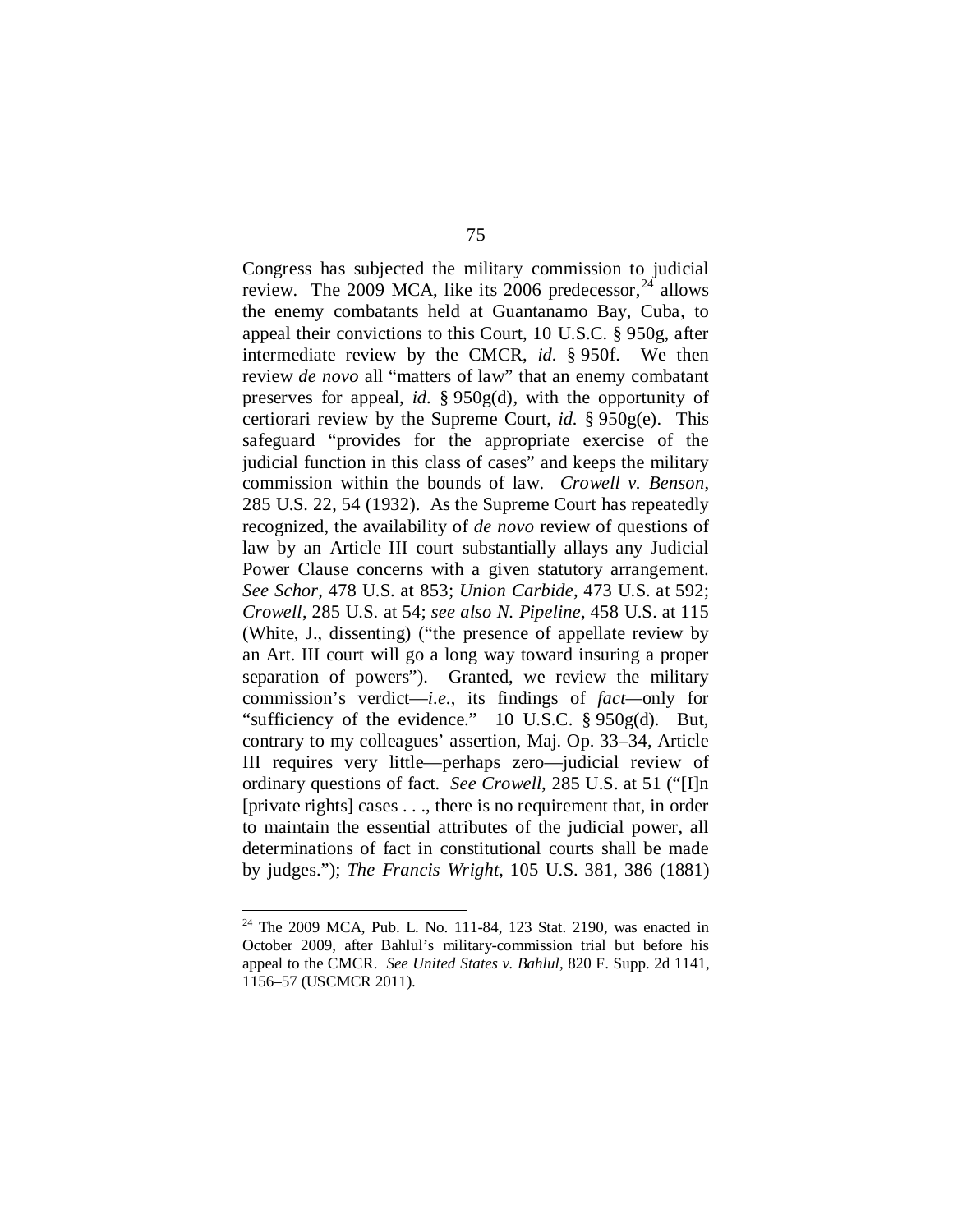Congress has subjected the military commission to judicial review. The 2009 MCA, like its 2006 predecessor,[24] allows the enemy combatants held at Guantanamo Bay, Cuba, to appeal their convictions to this Court, 10 U.S.C. § 950g, after intermediate review by the CMCR, *id.* § 950f. We then review *de novo* all "matters of law" that an enemy combatant preserves for appeal, *id.* § 950g(d), with the opportunity of certiorari review by the Supreme Court, *id.* § 950g(e). This safeguard "provides for the appropriate exercise of the judicial function in this class of cases" and keeps the military commission within the bounds of law. *Crowell v. Benson*, 285 U.S. 22, 54 (1932). As the Supreme Court has repeatedly recognized, the availability of *de novo* review of questions of law by an Article III court substantially allays any Judicial Power Clause concerns with a given statutory arrangement. *See Schor*, 478 U.S. at 853; *Union Carbide*, 473 U.S. at 592; *Crowell*, 285 U.S. at 54; *see also N. Pipeline*, 458 U.S. at 115 (White, J., dissenting) ("the presence of appellate review by an Art. III court will go a long way toward insuring a proper separation of powers"). Granted, we review the military commission's verdict—*i.e.*, its findings of *fact*—only for "sufficiency of the evidence." 10 U.S.C. § 950g(d). But, contrary to my colleagues' assertion, Maj. Op. 33–34, Article III requires very little—perhaps zero—judicial review of ordinary questions of fact. *See Crowell*, 285 U.S. at 51 ("[I]n [private rights] cases . . ., there is no requirement that, in order to maintain the essential attributes of the judicial power, all determinations of fact in constitutional courts shall be made by judges."); *The Francis Wright*, 105 U.S. 381, 386 (1881)

---

[24] The 2009 MCA, Pub. L. No. 111-84, 123 Stat. 2190, was enacted in October 2009, after Bahlul's military-commission trial but before his appeal to the CMCR. *See United States v. Bahlul*, 820 F. Supp. 2d 1141, 1156–57 (USCMCR 2011).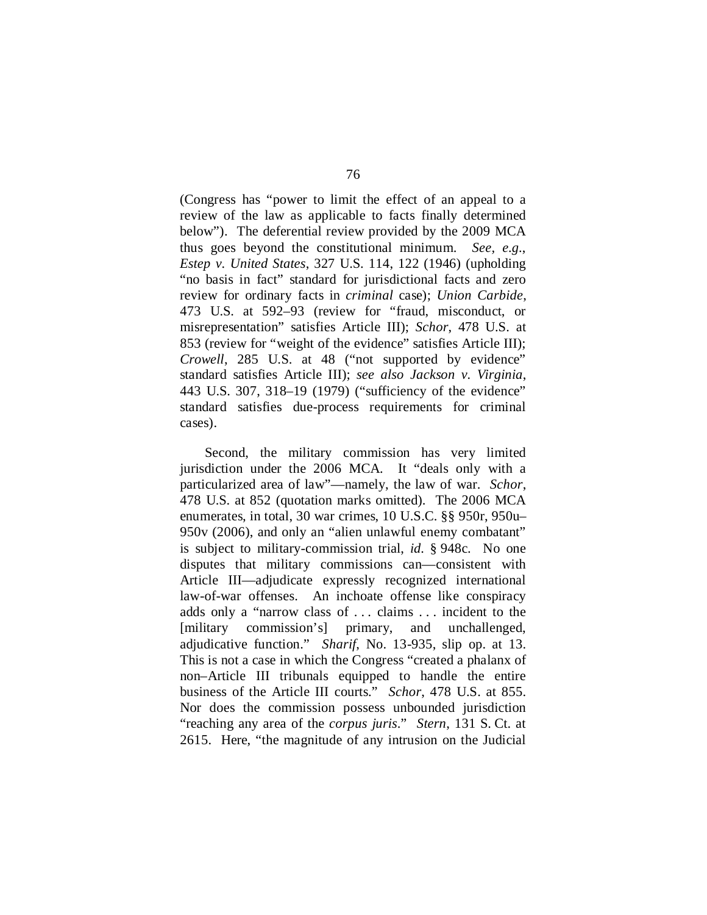(Congress has "power to limit the effect of an appeal to a review of the law as applicable to facts finally determined below"). The deferential review provided by the 2009 MCA thus goes beyond the constitutional minimum. *See, e.g.*, *Estep v. United States*, 327 U.S. 114, 122 (1946) (upholding "no basis in fact" standard for jurisdictional facts and zero review for ordinary facts in *criminal* case); *Union Carbide*, 473 U.S. at 592–93 (review for "fraud, misconduct, or misrepresentation" satisfies Article III); *Schor*, 478 U.S. at 853 (review for "weight of the evidence" satisfies Article III); *Crowell*, 285 U.S. at 48 ("not supported by evidence" standard satisfies Article III); *see also Jackson v. Virginia*, 443 U.S. 307, 318–19 (1979) ("sufficiency of the evidence" standard satisfies due-process requirements for criminal cases).

Second, the military commission has very limited jurisdiction under the 2006 MCA. It "deals only with a particularized area of law"—namely, the law of war. *Schor*, 478 U.S. at 852 (quotation marks omitted). The 2006 MCA enumerates, in total, 30 war crimes, 10 U.S.C. §§ 950r, 950u–950v (2006), and only an "alien unlawful enemy combatant" is subject to military-commission trial, *id.* § 948c. No one disputes that military commissions can—consistent with Article III—adjudicate expressly recognized international law-of-war offenses. An inchoate offense like conspiracy adds only a "narrow class of . . . claims . . . incident to the [military commission's] primary, and unchallenged, adjudicative function." *Sharif*, No. 13-935, slip op. at 13. This is not a case in which the Congress "created a phalanx of non–Article III tribunals equipped to handle the entire business of the Article III courts." *Schor*, 478 U.S. at 855. Nor does the commission possess unbounded jurisdiction "reaching any area of the *corpus juris*." *Stern*, 131 S. Ct. at 2615. Here, "the magnitude of any intrusion on the Judicial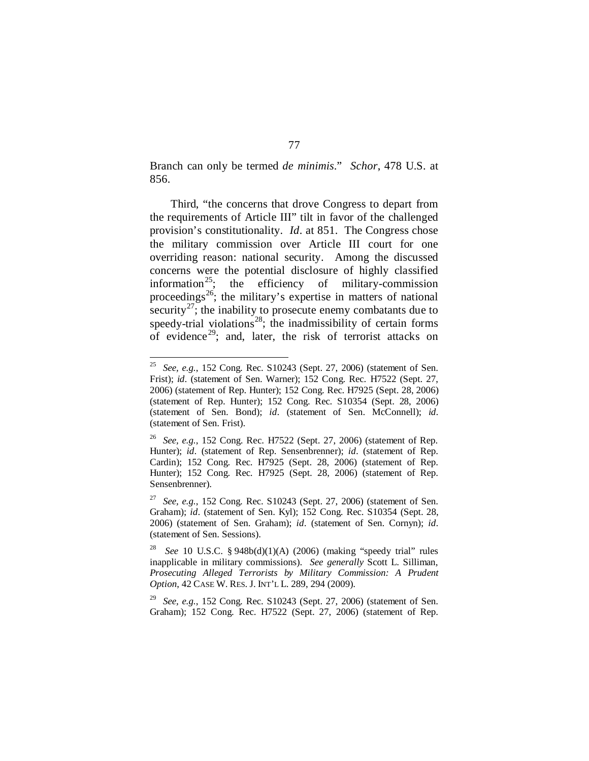Branch can only be termed *de minimis*." *Schor*, 478 U.S. at 856.

Third, "the concerns that drove Congress to depart from the requirements of Article III" tilt in favor of the challenged provision's constitutionality. *Id*. at 851. The Congress chose the military commission over Article III court for one overriding reason: national security. Among the discussed concerns were the potential disclosure of highly classified information[25]; the efficiency of military-commission proceedings[26]; the military's expertise in matters of national security[27]; the inability to prosecute enemy combatants due to speedy-trial violations[28]; the inadmissibility of certain forms of evidence[29]; and, later, the risk of terrorist attacks on

---

[25] *See, e.g.*, 152 Cong. Rec. S10243 (Sept. 27, 2006) (statement of Sen. Frist); *id*. (statement of Sen. Warner); 152 Cong. Rec. H7522 (Sept. 27, 2006) (statement of Rep. Hunter); 152 Cong. Rec. H7925 (Sept. 28, 2006) (statement of Rep. Hunter); 152 Cong. Rec. S10354 (Sept. 28, 2006) (statement of Sen. Bond); *id*. (statement of Sen. McConnell); *id*. (statement of Sen. Frist).

[26] *See, e.g.*, 152 Cong. Rec. H7522 (Sept. 27, 2006) (statement of Rep. Hunter); *id*. (statement of Rep. Sensenbrenner); *id*. (statement of Rep. Cardin); 152 Cong. Rec. H7925 (Sept. 28, 2006) (statement of Rep. Hunter); 152 Cong. Rec. H7925 (Sept. 28, 2006) (statement of Rep. Sensenbrenner).

[27] *See, e.g.*, 152 Cong. Rec. S10243 (Sept. 27, 2006) (statement of Sen. Graham); *id*. (statement of Sen. Kyl); 152 Cong. Rec. S10354 (Sept. 28, 2006) (statement of Sen. Graham); *id*. (statement of Sen. Cornyn); *id*. (statement of Sen. Sessions).

[28] *See* 10 U.S.C. § 948b(d)(1)(A) (2006) (making "speedy trial" rules inapplicable in military commissions). *See generally* Scott L. Silliman, *Prosecuting Alleged Terrorists by Military Commission: A Prudent Option*, 42 CASE W. RES. J. INT'L L. 289, 294 (2009).

[29] *See, e.g.*, 152 Cong. Rec. S10243 (Sept. 27, 2006) (statement of Sen. Graham); 152 Cong. Rec. H7522 (Sept. 27, 2006) (statement of Rep.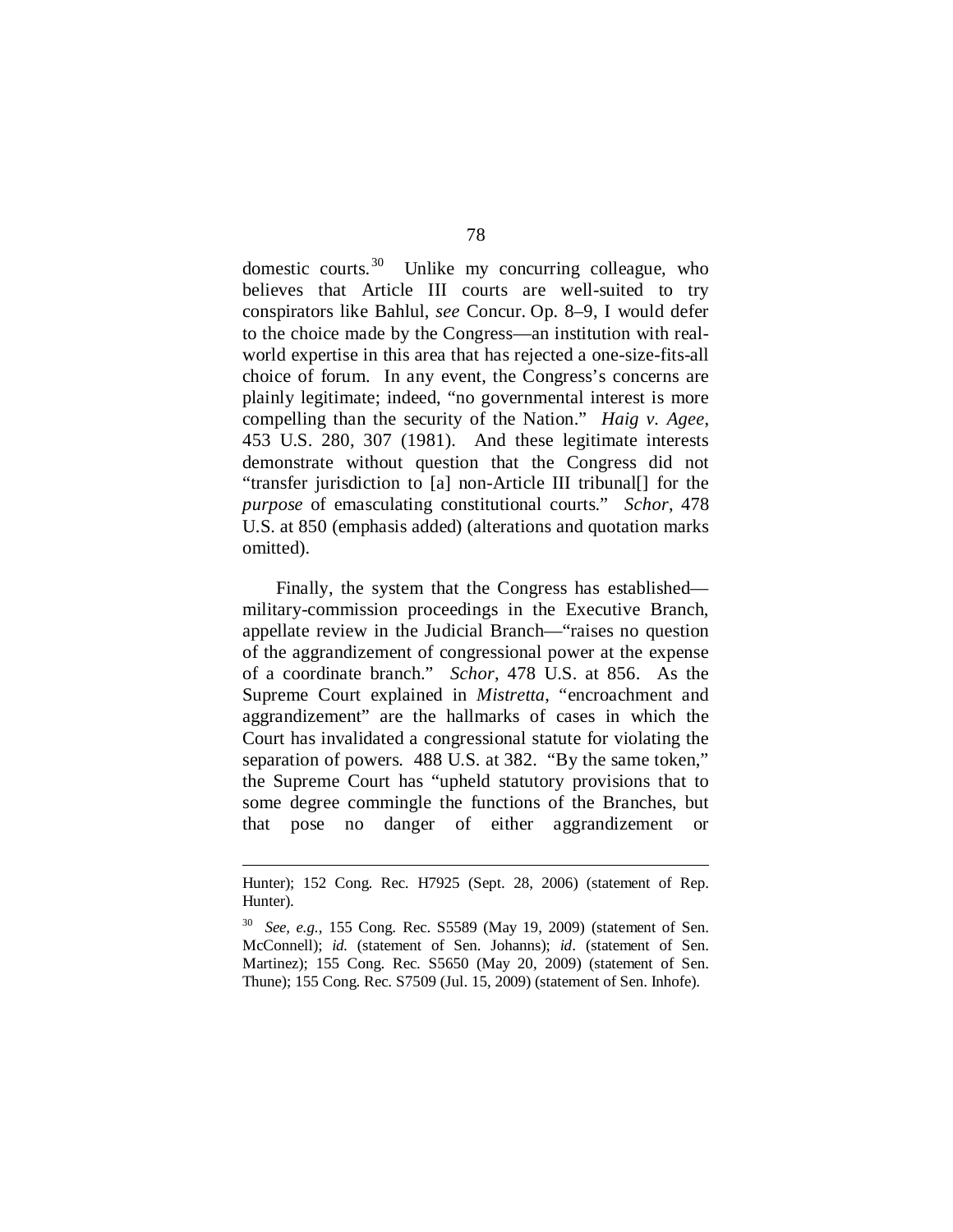domestic courts.[30] Unlike my concurring colleague, who believes that Article III courts are well-suited to try conspirators like Bahlul, *see* Concur. Op. 8–9, I would defer to the choice made by the Congress—an institution with real-world expertise in this area that has rejected a one-size-fits-all choice of forum. In any event, the Congress's concerns are plainly legitimate; indeed, "no governmental interest is more compelling than the security of the Nation." *Haig v. Agee*, 453 U.S. 280, 307 (1981). And these legitimate interests demonstrate without question that the Congress did not "transfer jurisdiction to [a] non-Article III tribunal[] for the *purpose* of emasculating constitutional courts." *Schor*, 478 U.S. at 850 (emphasis added) (alterations and quotation marks omitted).

Finally, the system that the Congress has established—military-commission proceedings in the Executive Branch, appellate review in the Judicial Branch—"raises no question of the aggrandizement of congressional power at the expense of a coordinate branch." *Schor*, 478 U.S. at 856. As the Supreme Court explained in *Mistretta*, "encroachment and aggrandizement" are the hallmarks of cases in which the Court has invalidated a congressional statute for violating the separation of powers. 488 U.S. at 382. "By the same token," the Supreme Court has "upheld statutory provisions that to some degree commingle the functions of the Branches, but that pose no danger of either aggrandizement or

---

Hunter); 152 Cong. Rec. H7925 (Sept. 28, 2006) (statement of Rep. Hunter).

[30] *See, e.g.*, 155 Cong. Rec. S5589 (May 19, 2009) (statement of Sen. McConnell); *id.* (statement of Sen. Johanns); *id*. (statement of Sen. Martinez); 155 Cong. Rec. S5650 (May 20, 2009) (statement of Sen. Thune); 155 Cong. Rec. S7509 (Jul. 15, 2009) (statement of Sen. Inhofe).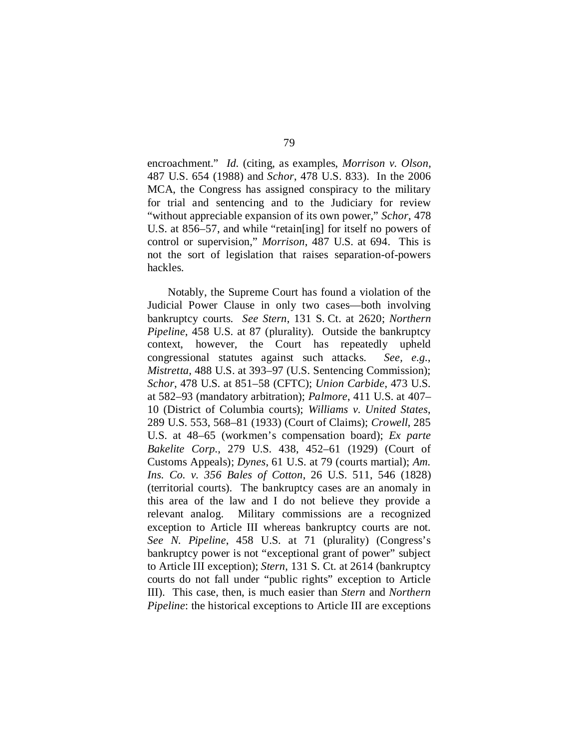encroachment." *Id.* (citing, as examples, *Morrison v. Olson*, 487 U.S. 654 (1988) and *Schor*, 478 U.S. 833). In the 2006 MCA, the Congress has assigned conspiracy to the military for trial and sentencing and to the Judiciary for review "without appreciable expansion of its own power," *Schor*, 478 U.S. at 856–57, and while "retain[ing] for itself no powers of control or supervision," *Morrison*, 487 U.S. at 694. This is not the sort of legislation that raises separation-of-powers hackles.

Notably, the Supreme Court has found a violation of the Judicial Power Clause in only two cases—both involving bankruptcy courts. *See Stern*, 131 S. Ct. at 2620; *Northern Pipeline*, 458 U.S. at 87 (plurality). Outside the bankruptcy context, however, the Court has repeatedly upheld congressional statutes against such attacks. *See, e.g.*, *Mistretta*, 488 U.S. at 393–97 (U.S. Sentencing Commission); *Schor*, 478 U.S. at 851–58 (CFTC); *Union Carbide*, 473 U.S. at 582–93 (mandatory arbitration); *Palmore*, 411 U.S. at 407–10 (District of Columbia courts); *Williams v. United States*, 289 U.S. 553, 568–81 (1933) (Court of Claims); *Crowell*, 285 U.S. at 48–65 (workmen's compensation board); *Ex parte Bakelite Corp.*, 279 U.S. 438, 452–61 (1929) (Court of Customs Appeals); *Dynes*, 61 U.S. at 79 (courts martial); *Am. Ins. Co. v. 356 Bales of Cotton*, 26 U.S. 511, 546 (1828) (territorial courts). The bankruptcy cases are an anomaly in this area of the law and I do not believe they provide a relevant analog. Military commissions are a recognized exception to Article III whereas bankruptcy courts are not. *See N. Pipeline*, 458 U.S. at 71 (plurality) (Congress's bankruptcy power is not "exceptional grant of power" subject to Article III exception); *Stern*, 131 S. Ct. at 2614 (bankruptcy courts do not fall under "public rights" exception to Article III). This case, then, is much easier than *Stern* and *Northern Pipeline*: the historical exceptions to Article III are exceptions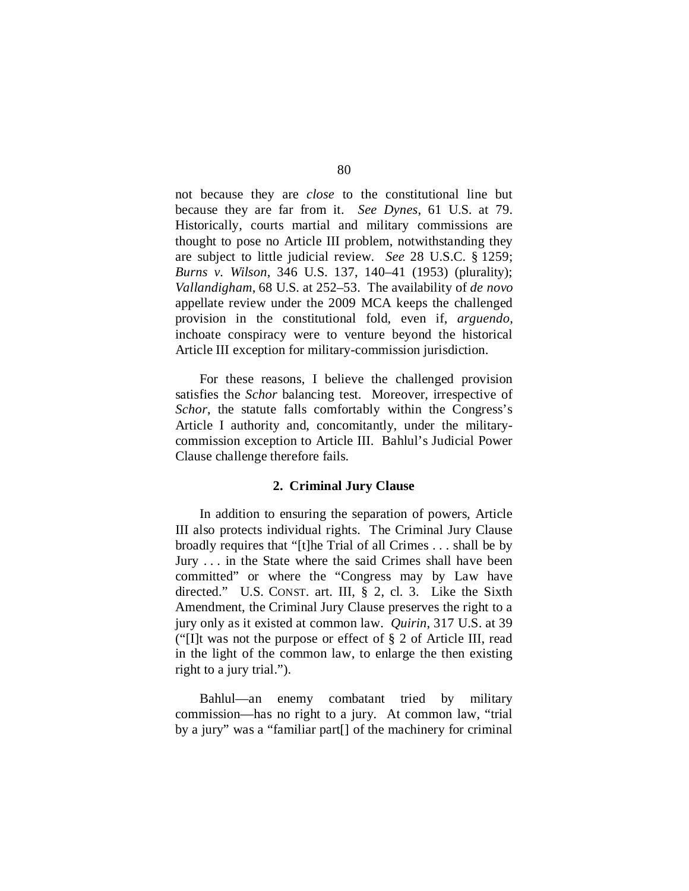not because they are *close* to the constitutional line but because they are far from it. *See Dynes*, 61 U.S. at 79. Historically, courts martial and military commissions are thought to pose no Article III problem, notwithstanding they are subject to little judicial review. *See* 28 U.S.C. § 1259; *Burns v. Wilson*, 346 U.S. 137, 140–41 (1953) (plurality); *Vallandigham*, 68 U.S. at 252–53. The availability of *de novo* appellate review under the 2009 MCA keeps the challenged provision in the constitutional fold, even if, *arguendo*, inchoate conspiracy were to venture beyond the historical Article III exception for military-commission jurisdiction.

For these reasons, I believe the challenged provision satisfies the *Schor* balancing test. Moreover, irrespective of *Schor*, the statute falls comfortably within the Congress's Article I authority and, concomitantly, under the military-commission exception to Article III. Bahlul's Judicial Power Clause challenge therefore fails.

### 2. Criminal Jury Clause

In addition to ensuring the separation of powers, Article III also protects individual rights. The Criminal Jury Clause broadly requires that "[t]he Trial of all Crimes . . . shall be by Jury . . . in the State where the said Crimes shall have been committed" or where the "Congress may by Law have directed." U.S. CONST. art. III, § 2, cl. 3. Like the Sixth Amendment, the Criminal Jury Clause preserves the right to a jury only as it existed at common law. *Quirin*, 317 U.S. at 39 ("[I]t was not the purpose or effect of § 2 of Article III, read in the light of the common law, to enlarge the then existing right to a jury trial.").

Bahlul—an enemy combatant tried by military commission—has no right to a jury. At common law, "trial by a jury" was a "familiar part[] of the machinery for criminal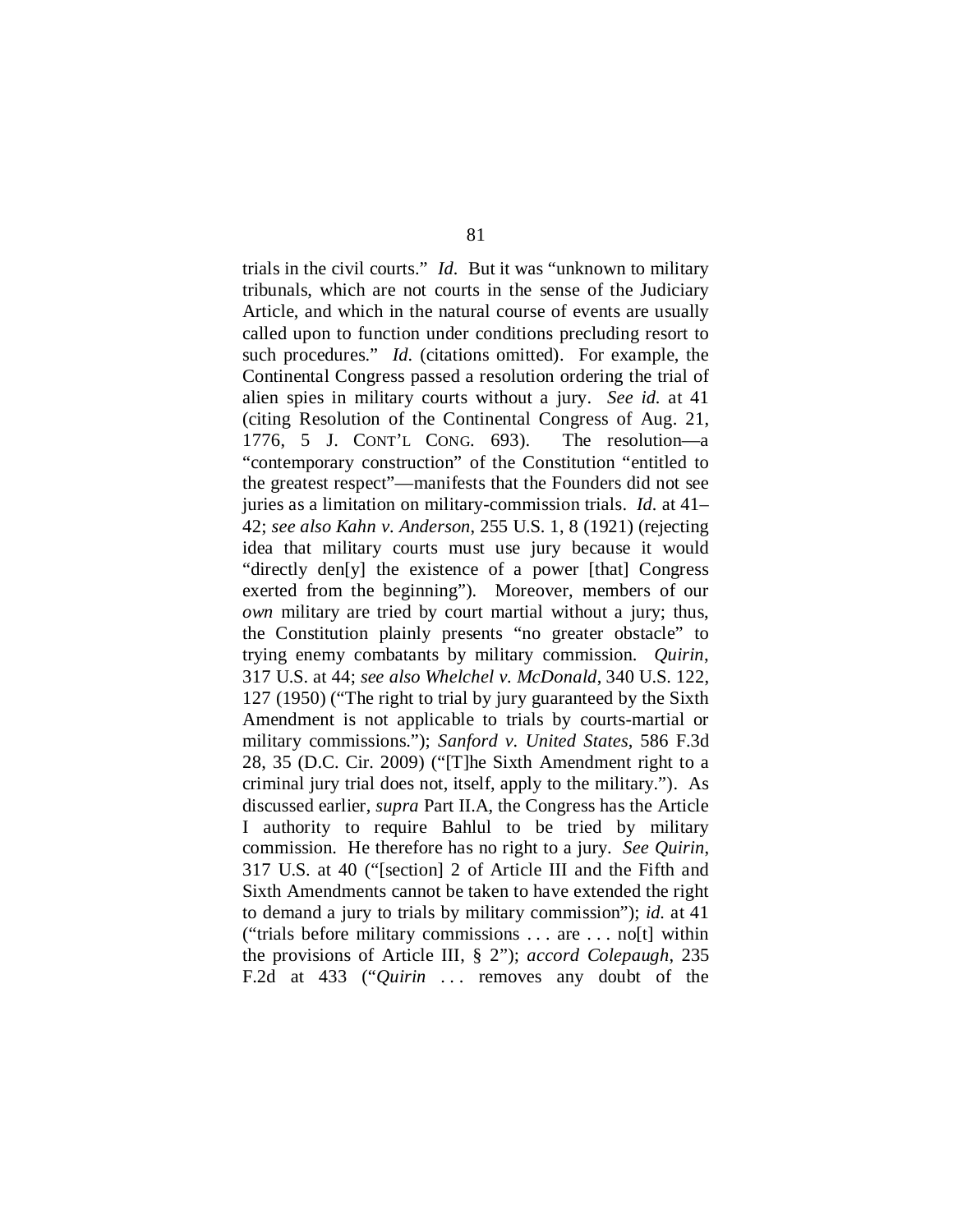trials in the civil courts." *Id.* But it was "unknown to military tribunals, which are not courts in the sense of the Judiciary Article, and which in the natural course of events are usually called upon to function under conditions precluding resort to such procedures." *Id.* (citations omitted). For example, the Continental Congress passed a resolution ordering the trial of alien spies in military courts without a jury. *See id.* at 41 (citing Resolution of the Continental Congress of Aug. 21, 1776, 5 J. CONT'L CONG. 693). The resolution—a "contemporary construction" of the Constitution "entitled to the greatest respect"—manifests that the Founders did not see juries as a limitation on military-commission trials. *Id.* at 41–42; *see also Kahn v. Anderson*, 255 U.S. 1, 8 (1921) (rejecting idea that military courts must use jury because it would "directly den[y] the existence of a power [that] Congress exerted from the beginning"). Moreover, members of our *own* military are tried by court martial without a jury; thus, the Constitution plainly presents "no greater obstacle" to trying enemy combatants by military commission. *Quirin*, 317 U.S. at 44; *see also Whelchel v. McDonald*, 340 U.S. 122, 127 (1950) ("The right to trial by jury guaranteed by the Sixth Amendment is not applicable to trials by courts-martial or military commissions."); *Sanford v. United States*, 586 F.3d 28, 35 (D.C. Cir. 2009) ("[T]he Sixth Amendment right to a criminal jury trial does not, itself, apply to the military."). As discussed earlier, *supra* Part II.A, the Congress has the Article I authority to require Bahlul to be tried by military commission. He therefore has no right to a jury. *See Quirin*, 317 U.S. at 40 ("[section] 2 of Article III and the Fifth and Sixth Amendments cannot be taken to have extended the right to demand a jury to trials by military commission"); *id.* at 41 ("trials before military commissions . . . are . . . no[t] within the provisions of Article III, § 2"); *accord Colepaugh*, 235 F.2d at 433 ("*Quirin* . . . removes any doubt of the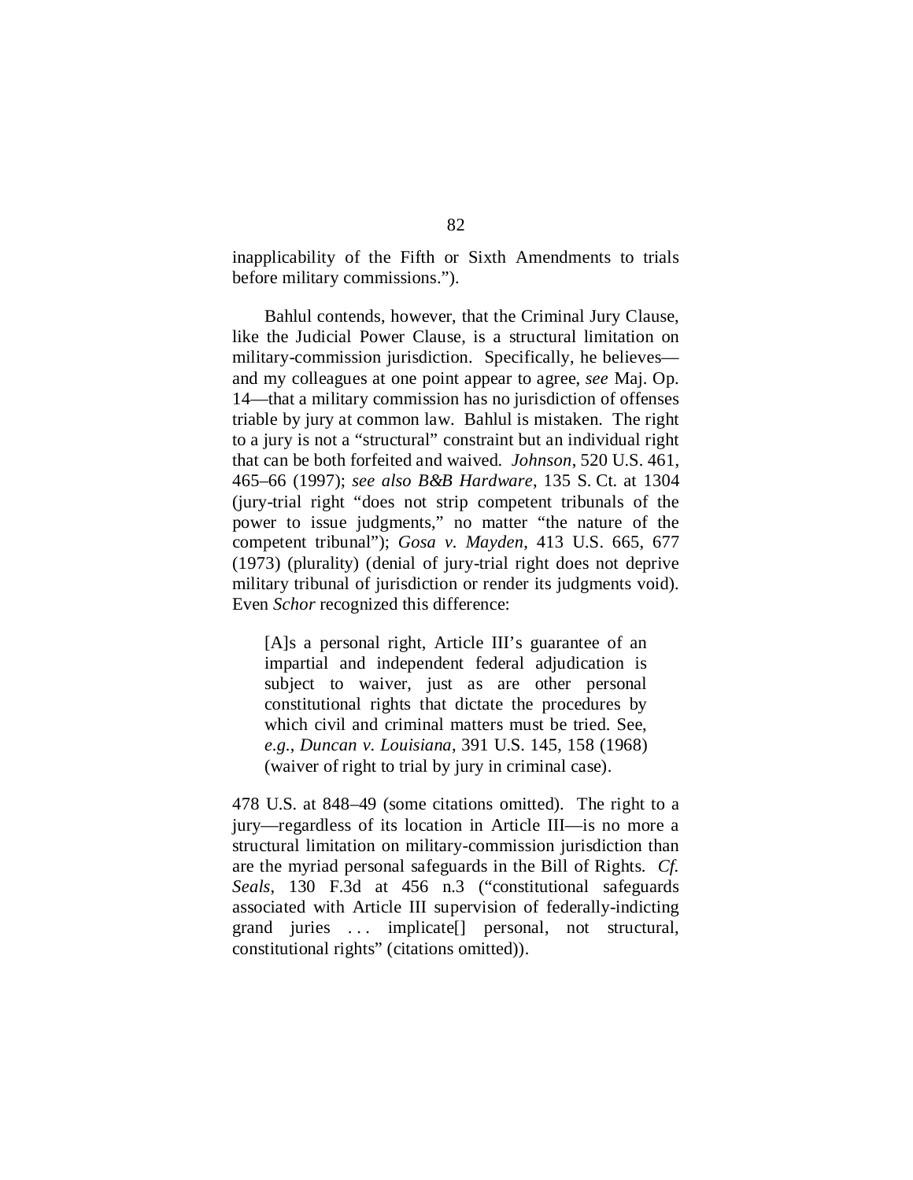inapplicability of the Fifth or Sixth Amendments to trials before military commissions.").

Bahlul contends, however, that the Criminal Jury Clause, like the Judicial Power Clause, is a structural limitation on military-commission jurisdiction. Specifically, he believes—and my colleagues at one point appear to agree, *see* Maj. Op. 14—that a military commission has no jurisdiction of offenses triable by jury at common law. Bahlul is mistaken. The right to a jury is not a "structural" constraint but an individual right that can be both forfeited and waived. *Johnson*, 520 U.S. 461, 465–66 (1997); *see also B&B Hardware*, 135 S. Ct. at 1304 (jury-trial right "does not strip competent tribunals of the power to issue judgments," no matter "the nature of the competent tribunal"); *Gosa v. Mayden*, 413 U.S. 665, 677 (1973) (plurality) (denial of jury-trial right does not deprive military tribunal of jurisdiction or render its judgments void). Even *Schor* recognized this difference:

> [A]s a personal right, Article III's guarantee of an impartial and independent federal adjudication is subject to waiver, just as are other personal constitutional rights that dictate the procedures by which civil and criminal matters must be tried. See, *e.g.*, *Duncan v. Louisiana*, 391 U.S. 145, 158 (1968) (waiver of right to trial by jury in criminal case).

478 U.S. at 848–49 (some citations omitted). The right to a jury—regardless of its location in Article III—is no more a structural limitation on military-commission jurisdiction than are the myriad personal safeguards in the Bill of Rights. *Cf. Seals*, 130 F.3d at 456 n.3 ("constitutional safeguards associated with Article III supervision of federally-indicting grand juries . . . implicate[] personal, not structural, constitutional rights" (citations omitted)).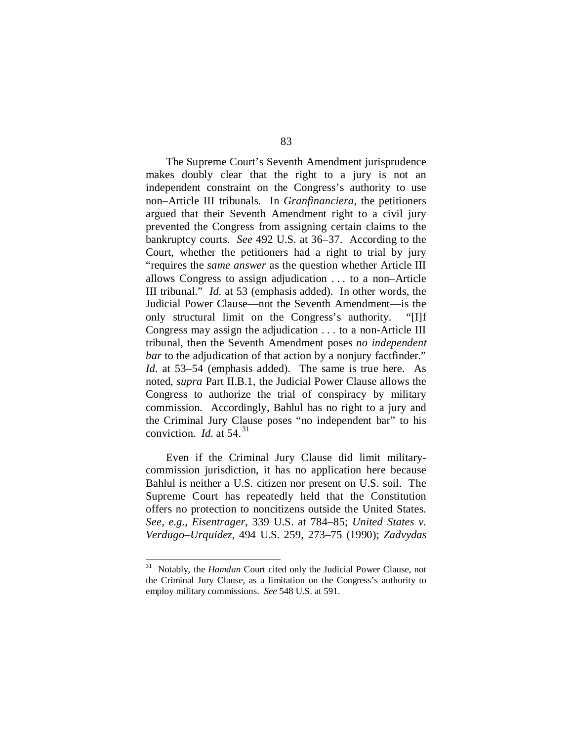The Supreme Court's Seventh Amendment jurisprudence makes doubly clear that the right to a jury is not an independent constraint on the Congress's authority to use non–Article III tribunals. In *Granfinanciera*, the petitioners argued that their Seventh Amendment right to a civil jury prevented the Congress from assigning certain claims to the bankruptcy courts. *See* 492 U.S. at 36–37. According to the Court, whether the petitioners had a right to trial by jury "requires the *same answer* as the question whether Article III allows Congress to assign adjudication . . . to a non–Article III tribunal." *Id.* at 53 (emphasis added). In other words, the Judicial Power Clause—not the Seventh Amendment—is the only structural limit on the Congress's authority. "[I]f Congress may assign the adjudication . . . to a non-Article III tribunal, then the Seventh Amendment poses *no independent bar* to the adjudication of that action by a nonjury factfinder." *Id.* at 53–54 (emphasis added). The same is true here. As noted, *supra* Part II.B.1, the Judicial Power Clause allows the Congress to authorize the trial of conspiracy by military commission. Accordingly, Bahlul has no right to a jury and the Criminal Jury Clause poses "no independent bar" to his conviction. *Id.* at 54.[31]

Even if the Criminal Jury Clause did limit military-commission jurisdiction, it has no application here because Bahlul is neither a U.S. citizen nor present on U.S. soil. The Supreme Court has repeatedly held that the Constitution offers no protection to noncitizens outside the United States. *See, e.g.*, *Eisentrager*, 339 U.S. at 784–85; *United States v. Verdugo–Urquidez*, 494 U.S. 259, 273–75 (1990); *Zadvydas*

---

[31] Notably, the *Hamdan* Court cited only the Judicial Power Clause, not the Criminal Jury Clause, as a limitation on the Congress's authority to employ military commissions. *See* 548 U.S. at 591.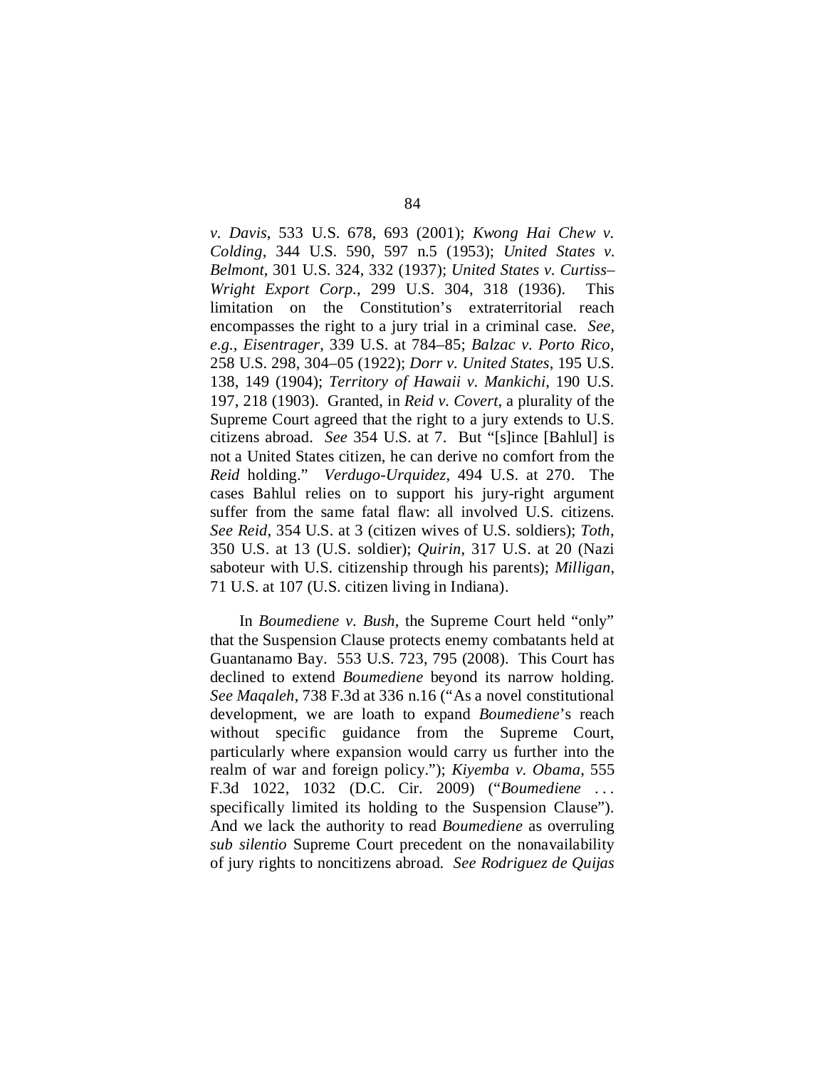*v. Davis*, 533 U.S. 678, 693 (2001); *Kwong Hai Chew v. Colding*, 344 U.S. 590, 597 n.5 (1953); *United States v. Belmont*, 301 U.S. 324, 332 (1937); *United States v. Curtiss–Wright Export Corp.*, 299 U.S. 304, 318 (1936). This limitation on the Constitution's extraterritorial reach encompasses the right to a jury trial in a criminal case. *See, e.g.*, *Eisentrager*, 339 U.S. at 784–85; *Balzac v. Porto Rico*, 258 U.S. 298, 304–05 (1922); *Dorr v. United States*, 195 U.S. 138, 149 (1904); *Territory of Hawaii v. Mankichi*, 190 U.S. 197, 218 (1903). Granted, in *Reid v. Covert*, a plurality of the Supreme Court agreed that the right to a jury extends to U.S. citizens abroad. *See* 354 U.S. at 7. But "[s]ince [Bahlul] is not a United States citizen, he can derive no comfort from the *Reid* holding." *Verdugo-Urquidez*, 494 U.S. at 270. The cases Bahlul relies on to support his jury-right argument suffer from the same fatal flaw: all involved U.S. citizens. *See Reid*, 354 U.S. at 3 (citizen wives of U.S. soldiers); *Toth*, 350 U.S. at 13 (U.S. soldier); *Quirin*, 317 U.S. at 20 (Nazi saboteur with U.S. citizenship through his parents); *Milligan*, 71 U.S. at 107 (U.S. citizen living in Indiana).

In *Boumediene v. Bush*, the Supreme Court held "only" that the Suspension Clause protects enemy combatants held at Guantanamo Bay. 553 U.S. 723, 795 (2008). This Court has declined to extend *Boumediene* beyond its narrow holding. *See Maqaleh*, 738 F.3d at 336 n.16 ("As a novel constitutional development, we are loath to expand *Boumediene*'s reach without specific guidance from the Supreme Court, particularly where expansion would carry us further into the realm of war and foreign policy."); *Kiyemba v. Obama*, 555 F.3d 1022, 1032 (D.C. Cir. 2009) ("*Boumediene* . . . specifically limited its holding to the Suspension Clause"). And we lack the authority to read *Boumediene* as overruling *sub silentio* Supreme Court precedent on the nonavailability of jury rights to noncitizens abroad. *See Rodriguez de Quijas*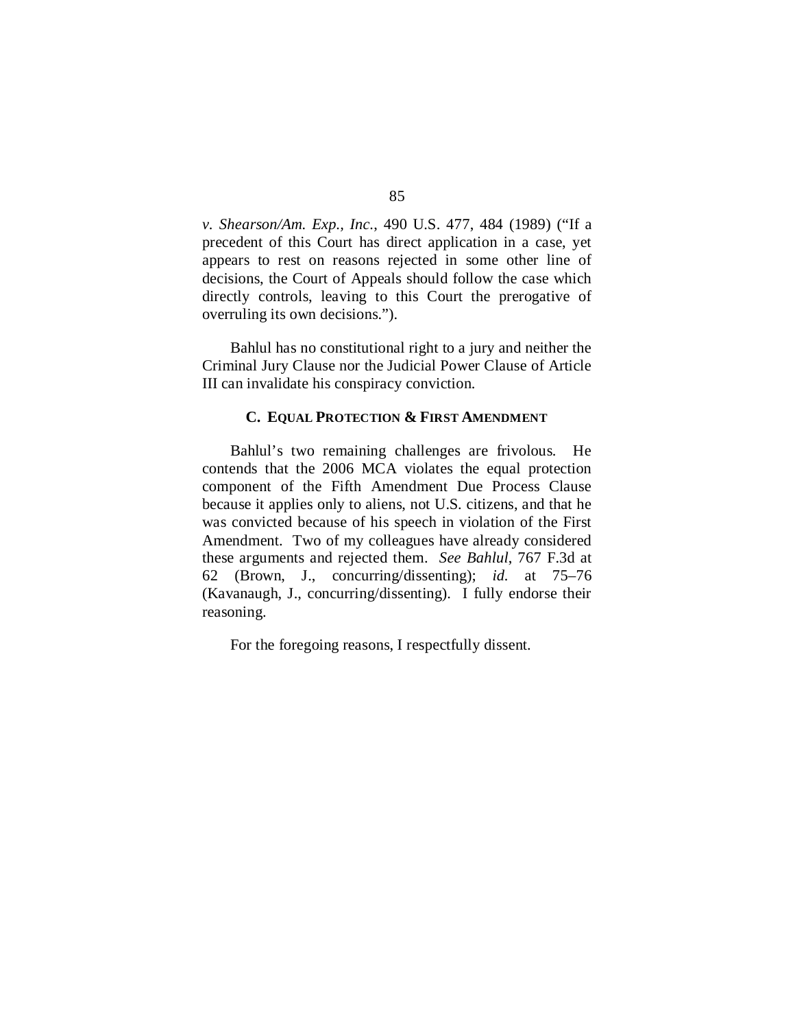*v. Shearson/Am. Exp., Inc.*, 490 U.S. 477, 484 (1989) ("If a precedent of this Court has direct application in a case, yet appears to rest on reasons rejected in some other line of decisions, the Court of Appeals should follow the case which directly controls, leaving to this Court the prerogative of overruling its own decisions.").

Bahlul has no constitutional right to a jury and neither the Criminal Jury Clause nor the Judicial Power Clause of Article III can invalidate his conspiracy conviction.

### C. EQUAL PROTECTION & FIRST AMENDMENT

Bahlul's two remaining challenges are frivolous. He contends that the 2006 MCA violates the equal protection component of the Fifth Amendment Due Process Clause because it applies only to aliens, not U.S. citizens, and that he was convicted because of his speech in violation of the First Amendment. Two of my colleagues have already considered these arguments and rejected them. *See Bahlul*, 767 F.3d at 62 (Brown, J., concurring/dissenting); *id.* at 75–76 (Kavanaugh, J., concurring/dissenting). I fully endorse their reasoning.

For the foregoing reasons, I respectfully dissent.